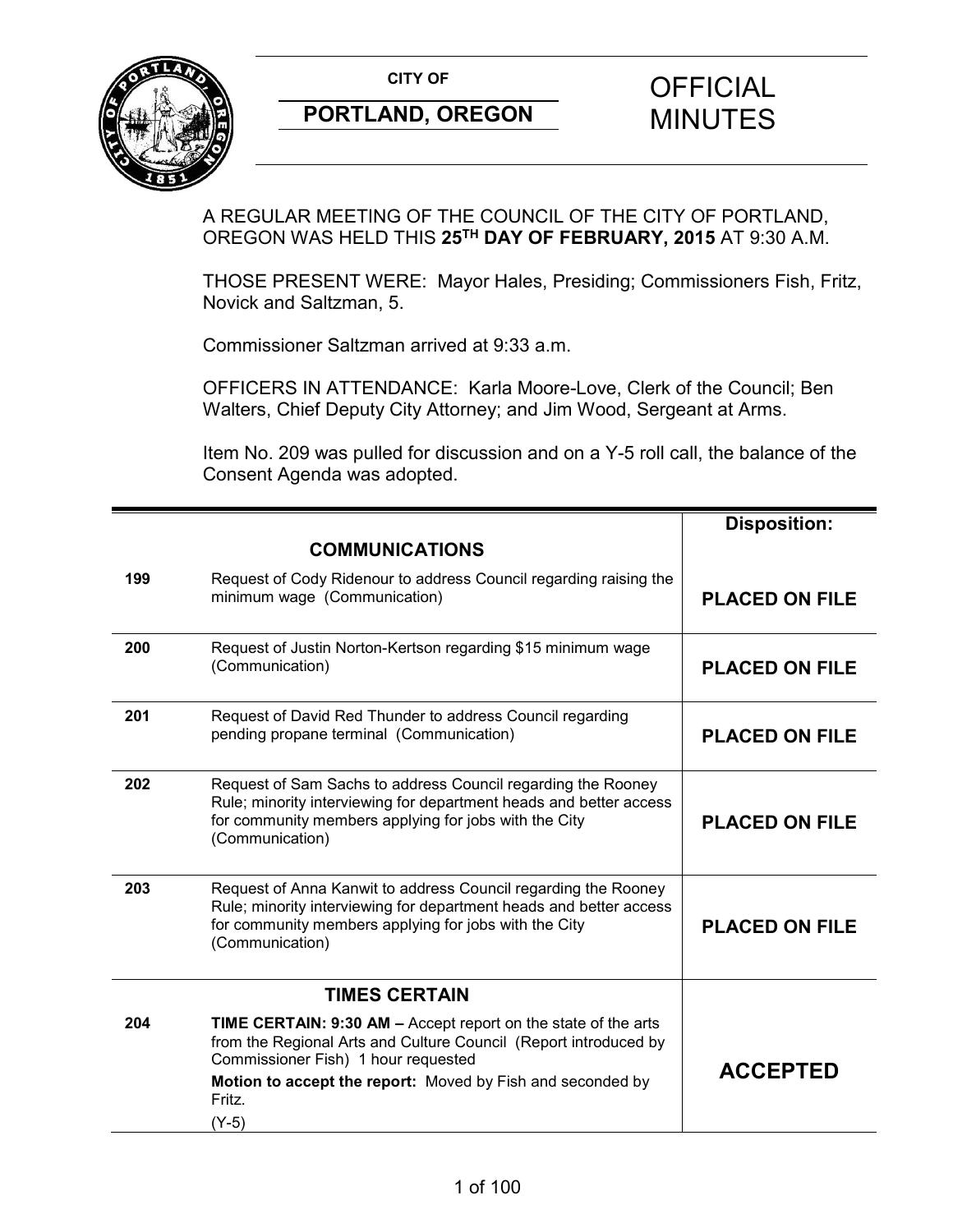**CITY OF**

**PORTLAND, OREGON**

# OFFICIAL MINUTES

A REGULAR MEETING OF THE COUNCIL OF THE CITY OF PORTLAND, OREGON WAS HELD THIS **25TH DAY OF FEBRUARY, 2015** AT 9:30 A.M.

THOSE PRESENT WERE: Mayor Hales, Presiding; Commissioners Fish, Fritz, Novick and Saltzman, 5.

Commissioner Saltzman arrived at 9:33 a.m.

OFFICERS IN ATTENDANCE: Karla Moore-Love, Clerk of the Council; Ben Walters, Chief Deputy City Attorney; and Jim Wood, Sergeant at Arms.

Item No. 209 was pulled for discussion and on a Y-5 roll call, the balance of the Consent Agenda was adopted.

| | | **Disposition:** |
|---|---|---|
| | **COMMUNICATIONS** | |
| **199** | Request of Cody Ridenour to address Council regarding raising the minimum wage (Communication) | **PLACED ON FILE** |
| **200** | Request of Justin Norton-Kertson regarding $15 minimum wage (Communication) | **PLACED ON FILE** |
| **201** | Request of David Red Thunder to address Council regarding pending propane terminal (Communication) | **PLACED ON FILE** |
| **202** | Request of Sam Sachs to address Council regarding the Rooney Rule; minority interviewing for department heads and better access for community members applying for jobs with the City (Communication) | **PLACED ON FILE** |
| **203** | Request of Anna Kanwit to address Council regarding the Rooney Rule; minority interviewing for department heads and better access for community members applying for jobs with the City (Communication) | **PLACED ON FILE** |
| | **TIMES CERTAIN** | |
| **204** | **TIME CERTAIN: 9:30 AM –** Accept report on the state of the arts from the Regional Arts and Culture Council (Report introduced by Commissioner Fish) 1 hour requested<br>**Motion to accept the report:** Moved by Fish and seconded by Fritz.<br>(Y-5) | **ACCEPTED** |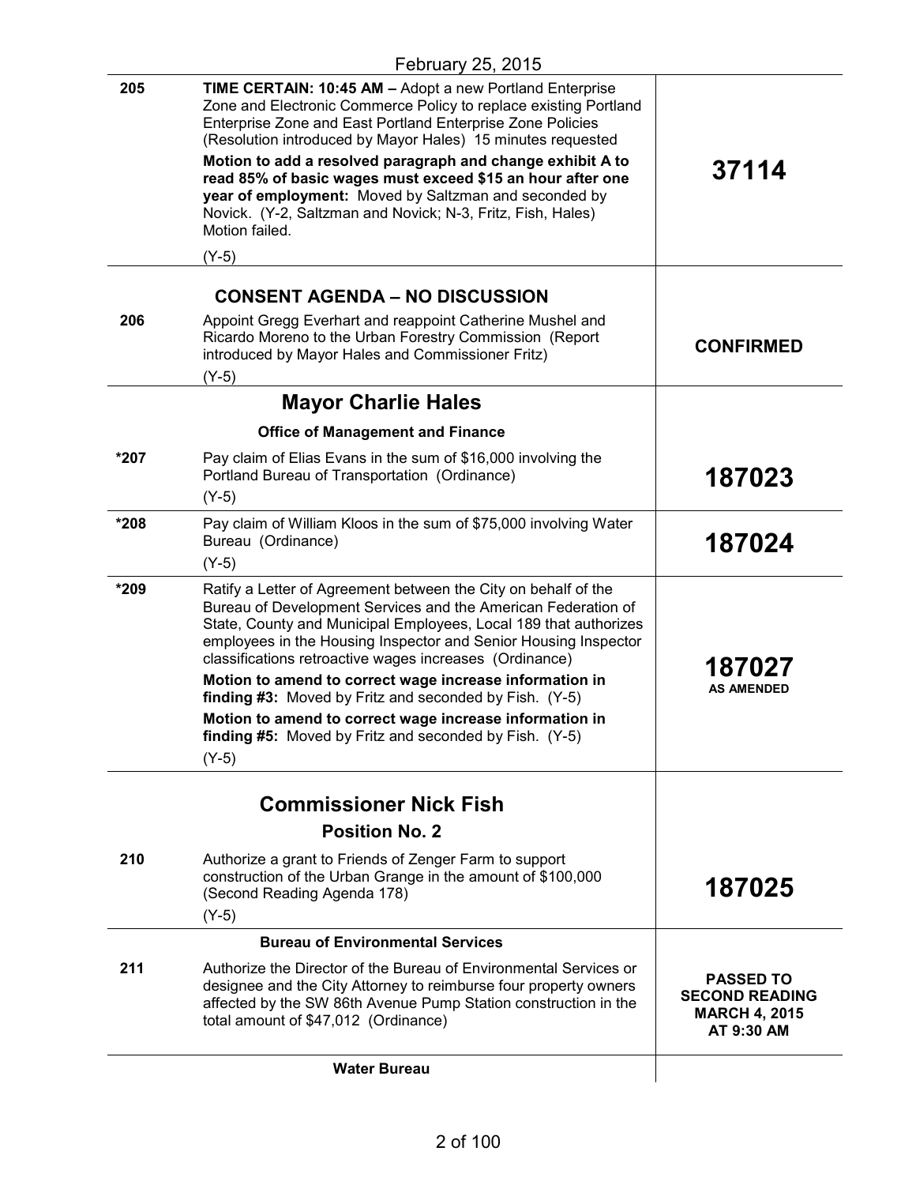February 25, 2015

| | | |
|---|---|---|
| 205 | **TIME CERTAIN: 10:45 AM –** Adopt a new Portland Enterprise Zone and Electronic Commerce Policy to replace existing Portland Enterprise Zone and East Portland Enterprise Zone Policies (Resolution introduced by Mayor Hales) 15 minutes requested<br>**Motion to add a resolved paragraph and change exhibit A to read 85% of basic wages must exceed $15 an hour after one year of employment:** Moved by Saltzman and seconded by Novick. (Y-2, Saltzman and Novick; N-3, Fritz, Fish, Hales) Motion failed.<br>(Y-5) | **37114** |
| | **CONSENT AGENDA – NO DISCUSSION** | |
| 206 | Appoint Gregg Everhart and reappoint Catherine Mushel and Ricardo Moreno to the Urban Forestry Commission (Report introduced by Mayor Hales and Commissioner Fritz)<br>(Y-5) | **CONFIRMED** |
| | **Mayor Charlie Hales** | |
| | **Office of Management and Finance** | |
| *207 | Pay claim of Elias Evans in the sum of $16,000 involving the Portland Bureau of Transportation (Ordinance)<br>(Y-5) | **187023** |
| *208 | Pay claim of William Kloos in the sum of $75,000 involving Water Bureau (Ordinance)<br>(Y-5) | **187024** |
| *209 | Ratify a Letter of Agreement between the City on behalf of the Bureau of Development Services and the American Federation of State, County and Municipal Employees, Local 189 that authorizes employees in the Housing Inspector and Senior Housing Inspector classifications retroactive wages increases (Ordinance)<br>**Motion to amend to correct wage increase information in finding #3:** Moved by Fritz and seconded by Fish. (Y-5)<br>**Motion to amend to correct wage increase information in finding #5:** Moved by Fritz and seconded by Fish. (Y-5)<br>(Y-5) | **187027**<br>**AS AMENDED** |
| | **Commissioner Nick Fish**<br>**Position No. 2** | |
| 210 | Authorize a grant to Friends of Zenger Farm to support construction of the Urban Grange in the amount of $100,000 (Second Reading Agenda 178)<br>(Y-5) | **187025** |
| | **Bureau of Environmental Services** | |
| 211 | Authorize the Director of the Bureau of Environmental Services or designee and the City Attorney to reimburse four property owners affected by the SW 86th Avenue Pump Station construction in the total amount of $47,012 (Ordinance) | **PASSED TO SECOND READING MARCH 4, 2015 AT 9:30 AM** |
| | **Water Bureau** | |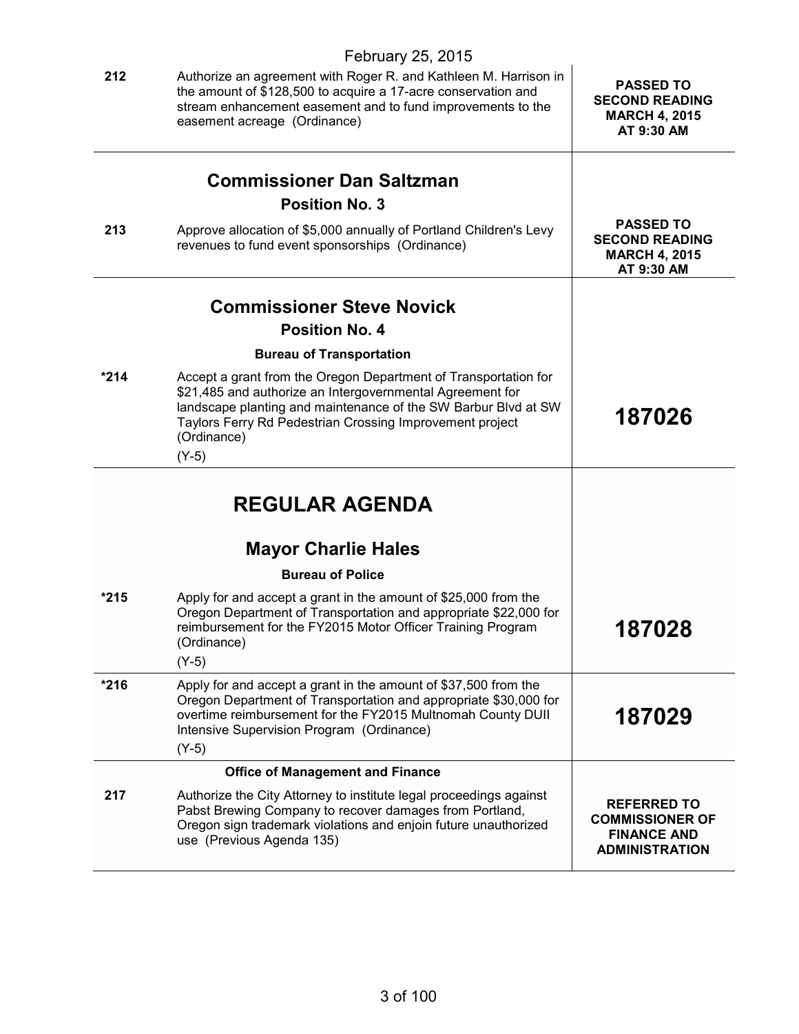February 25, 2015

| | | |
|---|---|---|
| 212 | Authorize an agreement with Roger R. and Kathleen M. Harrison in the amount of $128,500 to acquire a 17-acre conservation and stream enhancement easement and to fund improvements to the easement acreage (Ordinance) | **PASSED TO SECOND READING MARCH 4, 2015 AT 9:30 AM** |
| | **Commissioner Dan Saltzman** **Position No. 3** | |
| 213 | Approve allocation of $5,000 annually of Portland Children's Levy revenues to fund event sponsorships (Ordinance) | **PASSED TO SECOND READING MARCH 4, 2015 AT 9:30 AM** |
| | **Commissioner Steve Novick** **Position No. 4** | |
| | **Bureau of Transportation** | |
| *214 | Accept a grant from the Oregon Department of Transportation for $21,485 and authorize an Intergovernmental Agreement for landscape planting and maintenance of the SW Barbur Blvd at SW Taylors Ferry Rd Pedestrian Crossing Improvement project (Ordinance) (Y-5) | **187026** |
| | **REGULAR AGENDA** | |
| | **Mayor Charlie Hales** | |
| | **Bureau of Police** | |
| *215 | Apply for and accept a grant in the amount of $25,000 from the Oregon Department of Transportation and appropriate $22,000 for reimbursement for the FY2015 Motor Officer Training Program (Ordinance) (Y-5) | **187028** |
| *216 | Apply for and accept a grant in the amount of $37,500 from the Oregon Department of Transportation and appropriate $30,000 for overtime reimbursement for the FY2015 Multnomah County DUII Intensive Supervision Program (Ordinance) (Y-5) | **187029** |
| | **Office of Management and Finance** | |
| 217 | Authorize the City Attorney to institute legal proceedings against Pabst Brewing Company to recover damages from Portland, Oregon sign trademark violations and enjoin future unauthorized use (Previous Agenda 135) | **REFERRED TO COMMISSIONER OF FINANCE AND ADMINISTRATION** |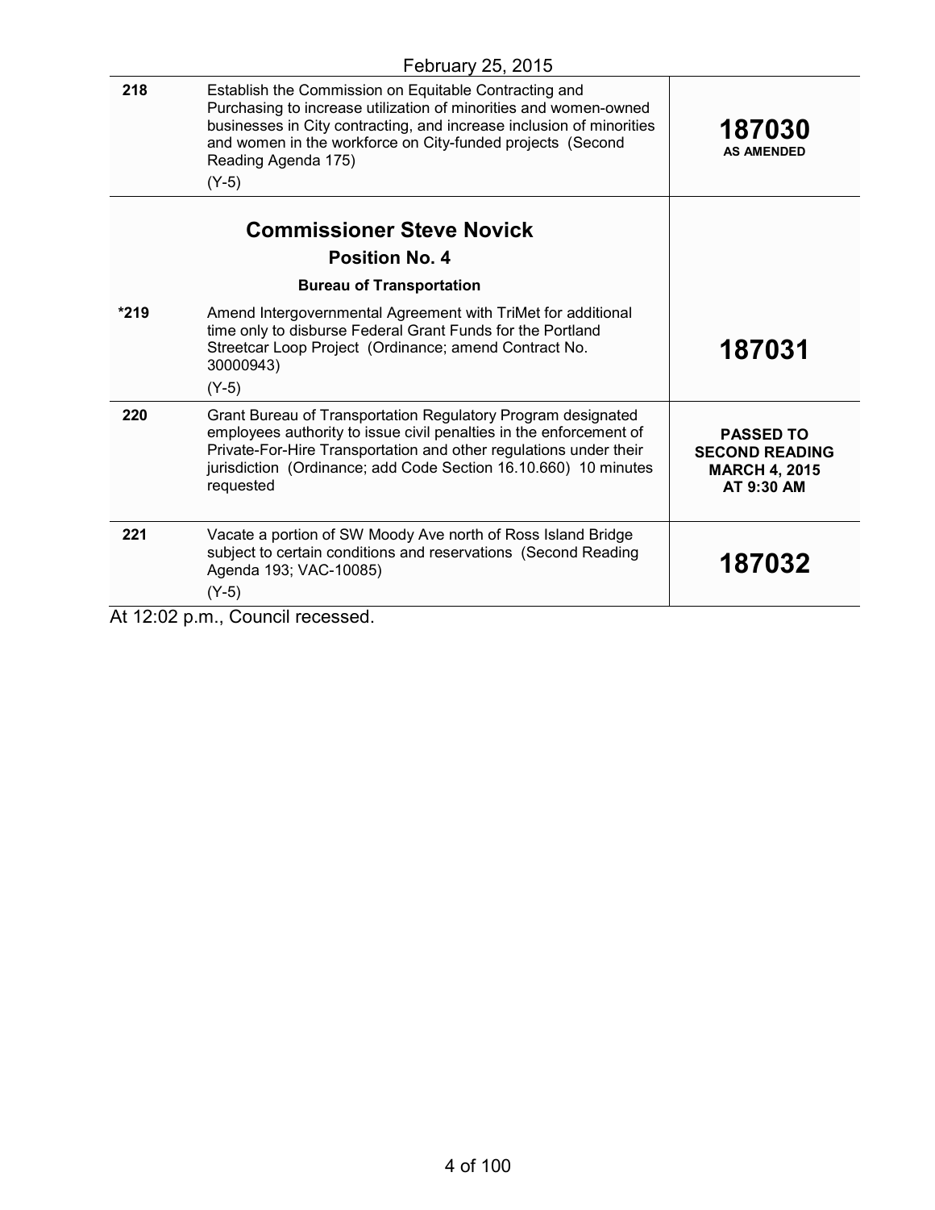February 25, 2015

| | | |
|---|---|---|
| 218 | Establish the Commission on Equitable Contracting and Purchasing to increase utilization of minorities and women-owned businesses in City contracting, and increase inclusion of minorities and women in the workforce on City-funded projects (Second Reading Agenda 175)<br>(Y-5) | **187030**<br>**AS AMENDED** |
| | **Commissioner Steve Novick**<br>**Position No. 4**<br>**Bureau of Transportation** | |
| *219 | Amend Intergovernmental Agreement with TriMet for additional time only to disburse Federal Grant Funds for the Portland Streetcar Loop Project (Ordinance; amend Contract No. 30000943)<br>(Y-5) | **187031** |
| 220 | Grant Bureau of Transportation Regulatory Program designated employees authority to issue civil penalties in the enforcement of Private-For-Hire Transportation and other regulations under their jurisdiction (Ordinance; add Code Section 16.10.660) 10 minutes requested | **PASSED TO SECOND READING MARCH 4, 2015 AT 9:30 AM** |
| 221 | Vacate a portion of SW Moody Ave north of Ross Island Bridge subject to certain conditions and reservations (Second Reading Agenda 193; VAC-10085)<br>(Y-5) | **187032** |

At 12:02 p.m., Council recessed.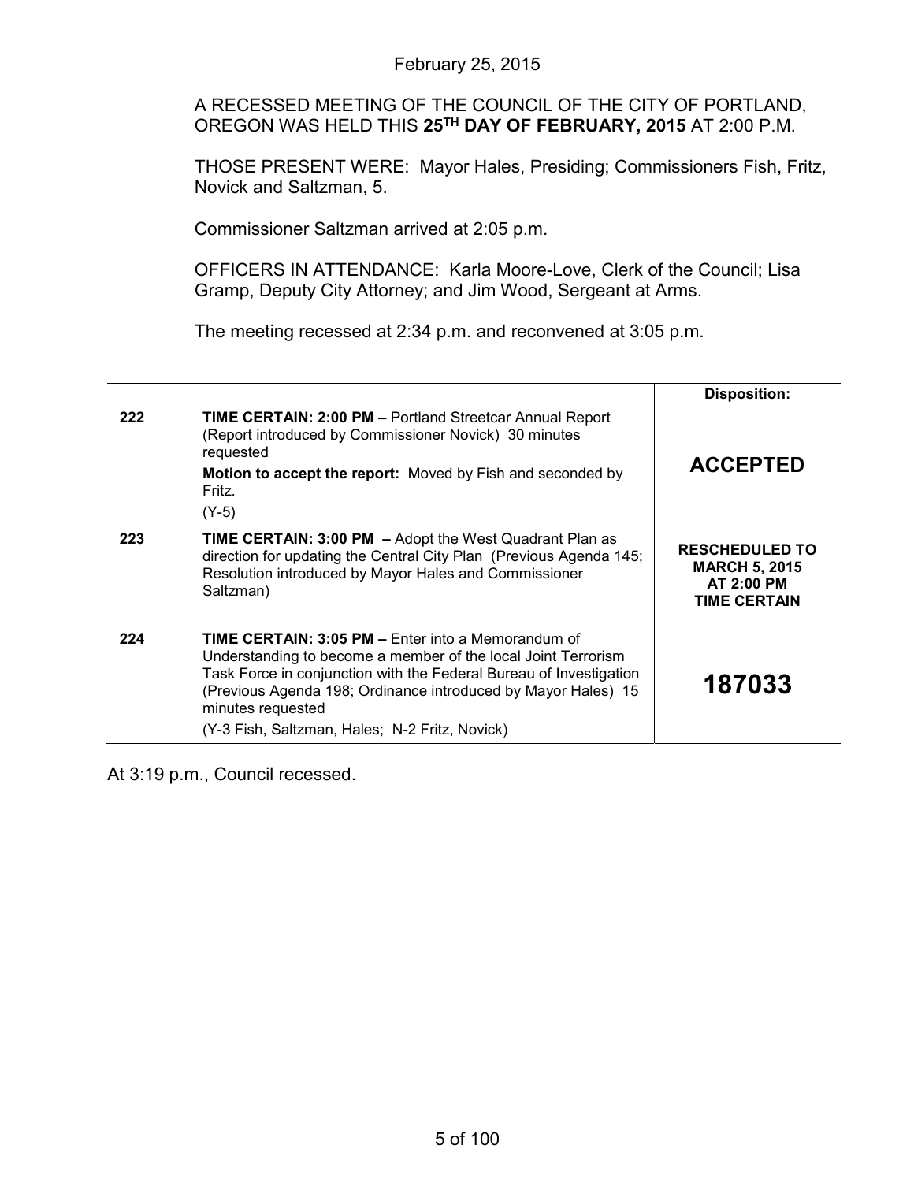February 25, 2015

A RECESSED MEETING OF THE COUNCIL OF THE CITY OF PORTLAND, OREGON WAS HELD THIS **25TH DAY OF FEBRUARY, 2015** AT 2:00 P.M.

THOSE PRESENT WERE: Mayor Hales, Presiding; Commissioners Fish, Fritz, Novick and Saltzman, 5.

Commissioner Saltzman arrived at 2:05 p.m.

OFFICERS IN ATTENDANCE: Karla Moore-Love, Clerk of the Council; Lisa Gramp, Deputy City Attorney; and Jim Wood, Sergeant at Arms.

The meeting recessed at 2:34 p.m. and reconvened at 3:05 p.m.

| | | Disposition: |
|---|---|---|
| 222 | **TIME CERTAIN: 2:00 PM –** Portland Streetcar Annual Report (Report introduced by Commissioner Novick) 30 minutes requested<br>**Motion to accept the report:** Moved by Fish and seconded by Fritz.<br>(Y-5) | **ACCEPTED** |
| 223 | **TIME CERTAIN: 3:00 PM –** Adopt the West Quadrant Plan as direction for updating the Central City Plan (Previous Agenda 145; Resolution introduced by Mayor Hales and Commissioner Saltzman) | **RESCHEDULED TO MARCH 5, 2015 AT 2:00 PM TIME CERTAIN** |
| 224 | **TIME CERTAIN: 3:05 PM –** Enter into a Memorandum of Understanding to become a member of the local Joint Terrorism Task Force in conjunction with the Federal Bureau of Investigation (Previous Agenda 198; Ordinance introduced by Mayor Hales) 15 minutes requested<br>(Y-3 Fish, Saltzman, Hales; N-2 Fritz, Novick) | **187033** |

At 3:19 p.m., Council recessed.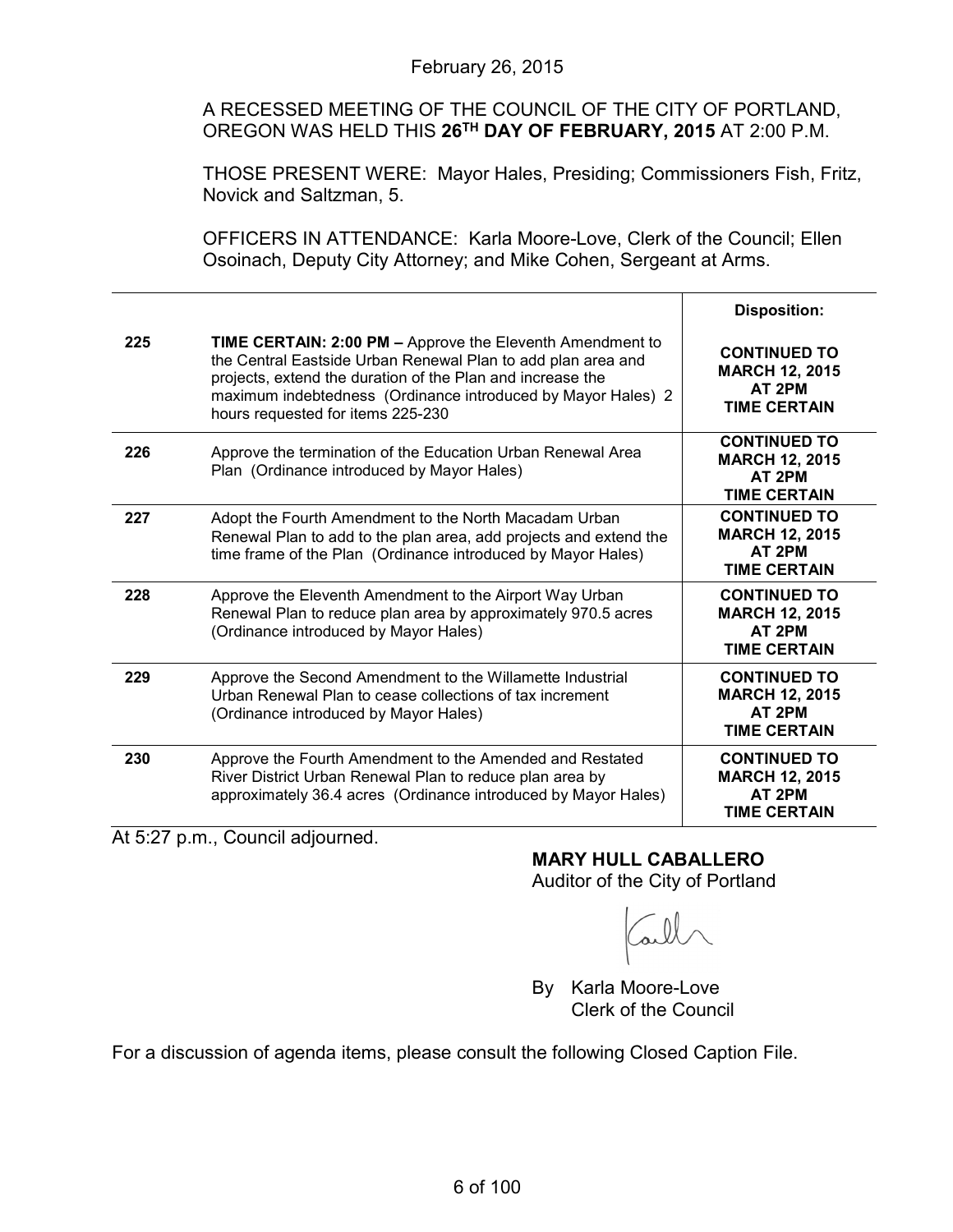February 26, 2015

A RECESSED MEETING OF THE COUNCIL OF THE CITY OF PORTLAND, OREGON WAS HELD THIS **26TH DAY OF FEBRUARY, 2015** AT 2:00 P.M.

THOSE PRESENT WERE: Mayor Hales, Presiding; Commissioners Fish, Fritz, Novick and Saltzman, 5.

OFFICERS IN ATTENDANCE: Karla Moore-Love, Clerk of the Council; Ellen Osoinach, Deputy City Attorney; and Mike Cohen, Sergeant at Arms.

| | | **Disposition:** |
|---|---|---|
| **225** | **TIME CERTAIN: 2:00 PM –** Approve the Eleventh Amendment to the Central Eastside Urban Renewal Plan to add plan area and projects, extend the duration of the Plan and increase the maximum indebtedness (Ordinance introduced by Mayor Hales) 2 hours requested for items 225-230 | **CONTINUED TO MARCH 12, 2015 AT 2PM TIME CERTAIN** |
| **226** | Approve the termination of the Education Urban Renewal Area Plan (Ordinance introduced by Mayor Hales) | **CONTINUED TO MARCH 12, 2015 AT 2PM TIME CERTAIN** |
| **227** | Adopt the Fourth Amendment to the North Macadam Urban Renewal Plan to add to the plan area, add projects and extend the time frame of the Plan (Ordinance introduced by Mayor Hales) | **CONTINUED TO MARCH 12, 2015 AT 2PM TIME CERTAIN** |
| **228** | Approve the Eleventh Amendment to the Airport Way Urban Renewal Plan to reduce plan area by approximately 970.5 acres (Ordinance introduced by Mayor Hales) | **CONTINUED TO MARCH 12, 2015 AT 2PM TIME CERTAIN** |
| **229** | Approve the Second Amendment to the Willamette Industrial Urban Renewal Plan to cease collections of tax increment (Ordinance introduced by Mayor Hales) | **CONTINUED TO MARCH 12, 2015 AT 2PM TIME CERTAIN** |
| **230** | Approve the Fourth Amendment to the Amended and Restated River District Urban Renewal Plan to reduce plan area by approximately 36.4 acres (Ordinance introduced by Mayor Hales) | **CONTINUED TO MARCH 12, 2015 AT 2PM TIME CERTAIN** |

At 5:27 p.m., Council adjourned.

**MARY HULL CABALLERO**
Auditor of the City of Portland

By Karla Moore-Love
Clerk of the Council

For a discussion of agenda items, please consult the following Closed Caption File.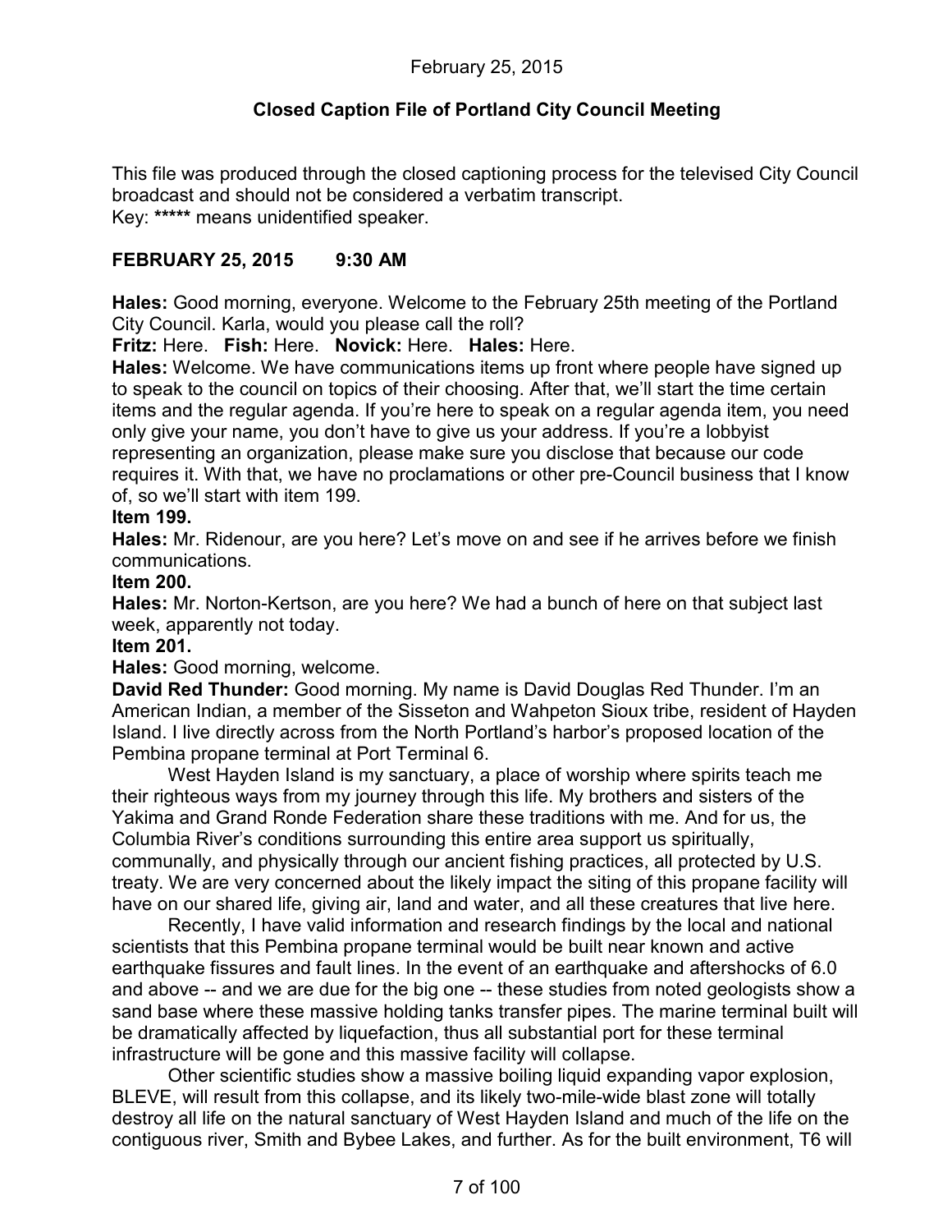February 25, 2015

**Closed Caption File of Portland City Council Meeting**

This file was produced through the closed captioning process for the televised City Council broadcast and should not be considered a verbatim transcript.
Key: ***** means unidentified speaker.

**FEBRUARY 25, 2015 9:30 AM**

**Hales:** Good morning, everyone. Welcome to the February 25th meeting of the Portland City Council. Karla, would you please call the roll?
**Fritz:** Here. **Fish:** Here. **Novick:** Here. **Hales:** Here.
**Hales:** Welcome. We have communications items up front where people have signed up to speak to the council on topics of their choosing. After that, we'll start the time certain items and the regular agenda. If you're here to speak on a regular agenda item, you need only give your name, you don't have to give us your address. If you're a lobbyist representing an organization, please make sure you disclose that because our code requires it. With that, we have no proclamations or other pre-Council business that I know of, so we'll start with item 199.
**Item 199.**
**Hales:** Mr. Ridenour, are you here? Let's move on and see if he arrives before we finish communications.
**Item 200.**
**Hales:** Mr. Norton-Kertson, are you here? We had a bunch of here on that subject last week, apparently not today.
**Item 201.**
**Hales:** Good morning, welcome.
**David Red Thunder:** Good morning. My name is David Douglas Red Thunder. I'm an American Indian, a member of the Sisseton and Wahpeton Sioux tribe, resident of Hayden Island. I live directly across from the North Portland's harbor's proposed location of the Pembina propane terminal at Port Terminal 6.

West Hayden Island is my sanctuary, a place of worship where spirits teach me their righteous ways from my journey through this life. My brothers and sisters of the Yakima and Grand Ronde Federation share these traditions with me. And for us, the Columbia River's conditions surrounding this entire area support us spiritually, communally, and physically through our ancient fishing practices, all protected by U.S. treaty. We are very concerned about the likely impact the siting of this propane facility will have on our shared life, giving air, land and water, and all these creatures that live here.

Recently, I have valid information and research findings by the local and national scientists that this Pembina propane terminal would be built near known and active earthquake fissures and fault lines. In the event of an earthquake and aftershocks of 6.0 and above -- and we are due for the big one -- these studies from noted geologists show a sand base where these massive holding tanks transfer pipes. The marine terminal built will be dramatically affected by liquefaction, thus all substantial port for these terminal infrastructure will be gone and this massive facility will collapse.

Other scientific studies show a massive boiling liquid expanding vapor explosion, BLEVE, will result from this collapse, and its likely two-mile-wide blast zone will totally destroy all life on the natural sanctuary of West Hayden Island and much of the life on the contiguous river, Smith and Bybee Lakes, and further. As for the built environment, T6 will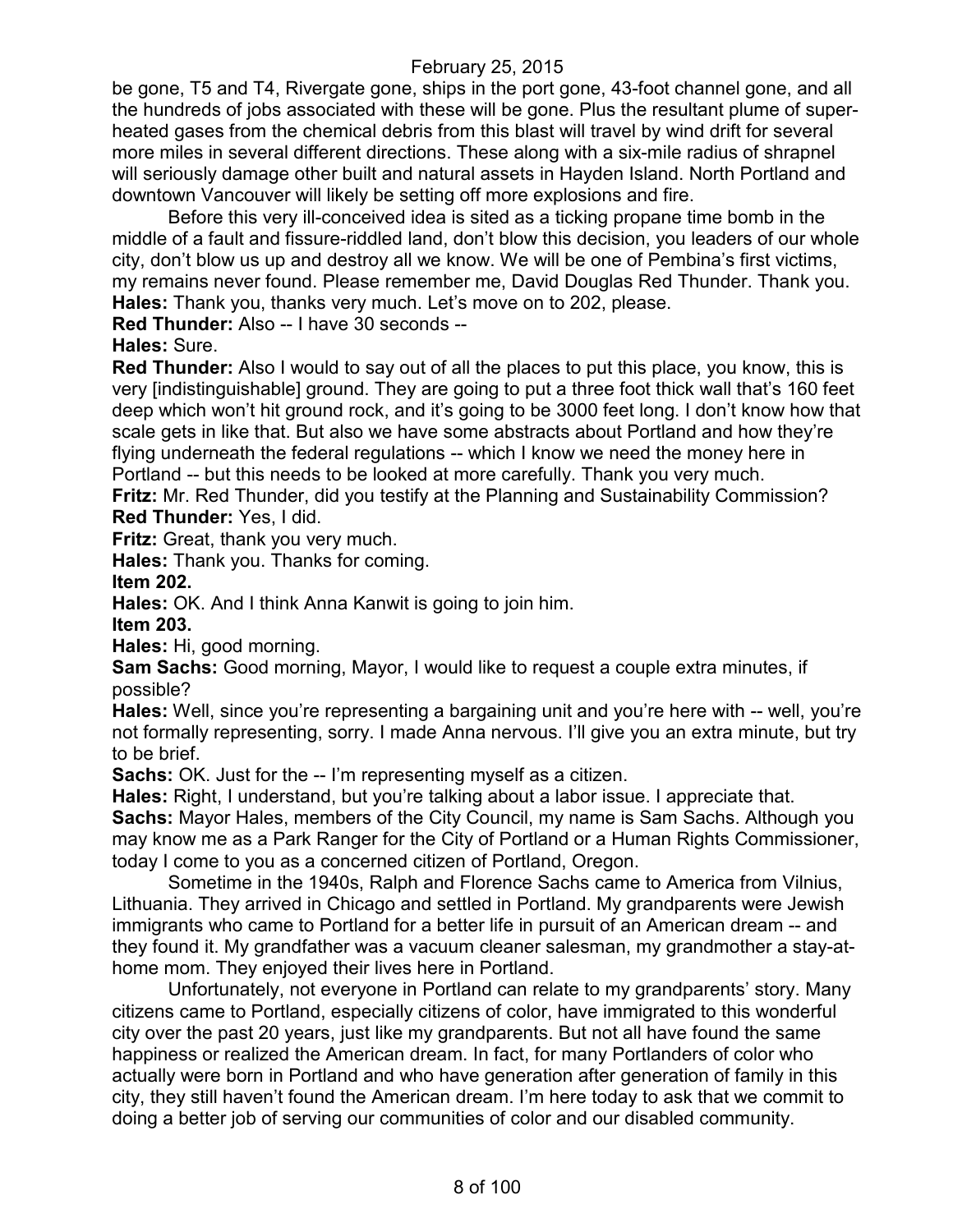be gone, T5 and T4, Rivergate gone, ships in the port gone, 43-foot channel gone, and all the hundreds of jobs associated with these will be gone. Plus the resultant plume of super-heated gases from the chemical debris from this blast will travel by wind drift for several more miles in several different directions. These along with a six-mile radius of shrapnel will seriously damage other built and natural assets in Hayden Island. North Portland and downtown Vancouver will likely be setting off more explosions and fire.

Before this very ill-conceived idea is sited as a ticking propane time bomb in the middle of a fault and fissure-riddled land, don't blow this decision, you leaders of our whole city, don't blow us up and destroy all we know. We will be one of Pembina's first victims, my remains never found. Please remember me, David Douglas Red Thunder. Thank you.

**Hales:** Thank you, thanks very much. Let's move on to 202, please.

**Red Thunder:** Also -- I have 30 seconds --

**Hales:** Sure.

**Red Thunder:** Also I would to say out of all the places to put this place, you know, this is very [indistinguishable] ground. They are going to put a three foot thick wall that's 160 feet deep which won't hit ground rock, and it's going to be 3000 feet long. I don't know how that scale gets in like that. But also we have some abstracts about Portland and how they're flying underneath the federal regulations -- which I know we need the money here in Portland -- but this needs to be looked at more carefully. Thank you very much.

**Fritz:** Mr. Red Thunder, did you testify at the Planning and Sustainability Commission?

**Red Thunder:** Yes, I did.

**Fritz:** Great, thank you very much.

**Hales:** Thank you. Thanks for coming.

**Item 202.**

**Hales:** OK. And I think Anna Kanwit is going to join him.

**Item 203.**

**Hales:** Hi, good morning.

**Sam Sachs:** Good morning, Mayor, I would like to request a couple extra minutes, if possible?

**Hales:** Well, since you're representing a bargaining unit and you're here with -- well, you're not formally representing, sorry. I made Anna nervous. I'll give you an extra minute, but try to be brief.

**Sachs:** OK. Just for the -- I'm representing myself as a citizen.

**Hales:** Right, I understand, but you're talking about a labor issue. I appreciate that.

**Sachs:** Mayor Hales, members of the City Council, my name is Sam Sachs. Although you may know me as a Park Ranger for the City of Portland or a Human Rights Commissioner, today I come to you as a concerned citizen of Portland, Oregon.

Sometime in the 1940s, Ralph and Florence Sachs came to America from Vilnius, Lithuania. They arrived in Chicago and settled in Portland. My grandparents were Jewish immigrants who came to Portland for a better life in pursuit of an American dream -- and they found it. My grandfather was a vacuum cleaner salesman, my grandmother a stay-at-home mom. They enjoyed their lives here in Portland.

Unfortunately, not everyone in Portland can relate to my grandparents' story. Many citizens came to Portland, especially citizens of color, have immigrated to this wonderful city over the past 20 years, just like my grandparents. But not all have found the same happiness or realized the American dream. In fact, for many Portlanders of color who actually were born in Portland and who have generation after generation of family in this city, they still haven't found the American dream. I'm here today to ask that we commit to doing a better job of serving our communities of color and our disabled community.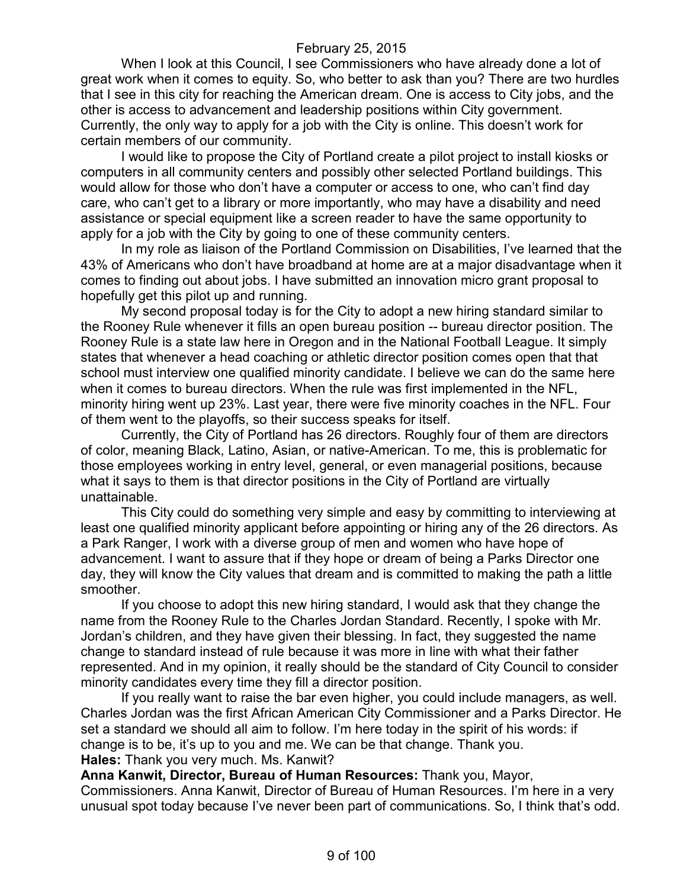When I look at this Council, I see Commissioners who have already done a lot of great work when it comes to equity. So, who better to ask than you? There are two hurdles that I see in this city for reaching the American dream. One is access to City jobs, and the other is access to advancement and leadership positions within City government. Currently, the only way to apply for a job with the City is online. This doesn't work for certain members of our community.

I would like to propose the City of Portland create a pilot project to install kiosks or computers in all community centers and possibly other selected Portland buildings. This would allow for those who don't have a computer or access to one, who can't find day care, who can't get to a library or more importantly, who may have a disability and need assistance or special equipment like a screen reader to have the same opportunity to apply for a job with the City by going to one of these community centers.

In my role as liaison of the Portland Commission on Disabilities, I've learned that the 43% of Americans who don't have broadband at home are at a major disadvantage when it comes to finding out about jobs. I have submitted an innovation micro grant proposal to hopefully get this pilot up and running.

My second proposal today is for the City to adopt a new hiring standard similar to the Rooney Rule whenever it fills an open bureau position -- bureau director position. The Rooney Rule is a state law here in Oregon and in the National Football League. It simply states that whenever a head coaching or athletic director position comes open that that school must interview one qualified minority candidate. I believe we can do the same here when it comes to bureau directors. When the rule was first implemented in the NFL, minority hiring went up 23%. Last year, there were five minority coaches in the NFL. Four of them went to the playoffs, so their success speaks for itself.

Currently, the City of Portland has 26 directors. Roughly four of them are directors of color, meaning Black, Latino, Asian, or native-American. To me, this is problematic for those employees working in entry level, general, or even managerial positions, because what it says to them is that director positions in the City of Portland are virtually unattainable.

This City could do something very simple and easy by committing to interviewing at least one qualified minority applicant before appointing or hiring any of the 26 directors. As a Park Ranger, I work with a diverse group of men and women who have hope of advancement. I want to assure that if they hope or dream of being a Parks Director one day, they will know the City values that dream and is committed to making the path a little smoother.

If you choose to adopt this new hiring standard, I would ask that they change the name from the Rooney Rule to the Charles Jordan Standard. Recently, I spoke with Mr. Jordan's children, and they have given their blessing. In fact, they suggested the name change to standard instead of rule because it was more in line with what their father represented. And in my opinion, it really should be the standard of City Council to consider minority candidates every time they fill a director position.

If you really want to raise the bar even higher, you could include managers, as well. Charles Jordan was the first African American City Commissioner and a Parks Director. He set a standard we should all aim to follow. I'm here today in the spirit of his words: if change is to be, it's up to you and me. We can be that change. Thank you.

**Hales:** Thank you very much. Ms. Kanwit?

**Anna Kanwit, Director, Bureau of Human Resources:** Thank you, Mayor, Commissioners. Anna Kanwit, Director of Bureau of Human Resources. I'm here in a very unusual spot today because I've never been part of communications. So, I think that's odd.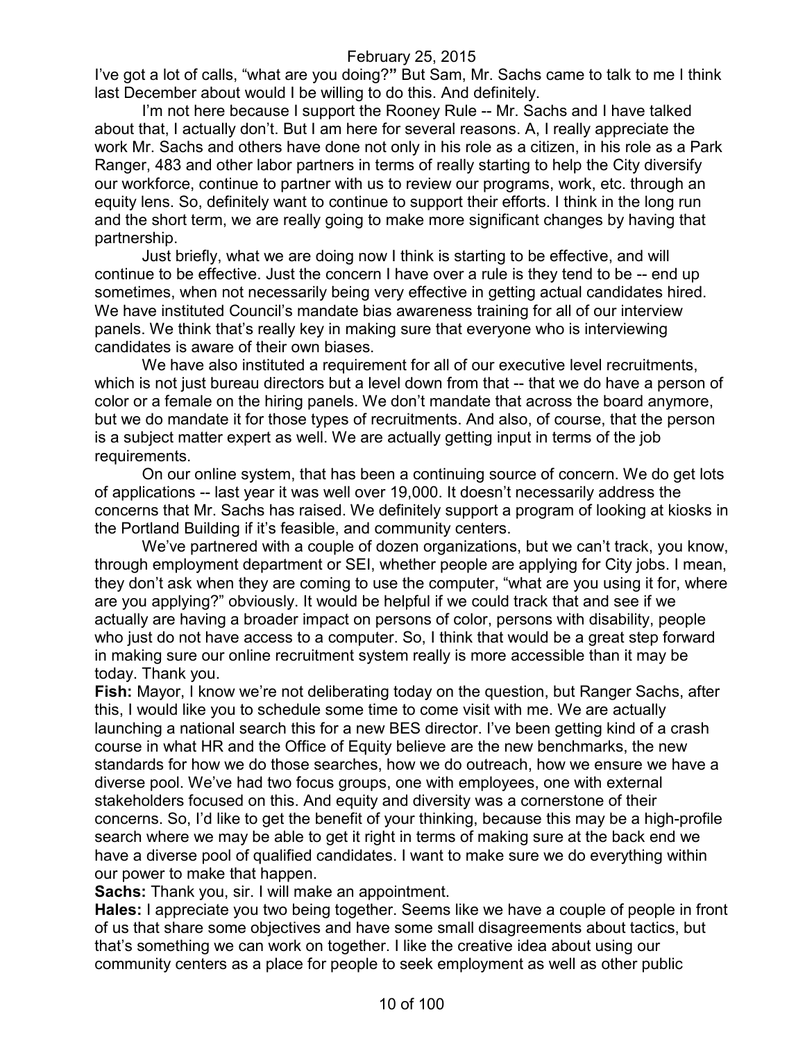I've got a lot of calls, "what are you doing?**"** But Sam, Mr. Sachs came to talk to me I think last December about would I be willing to do this. And definitely.

I'm not here because I support the Rooney Rule -- Mr. Sachs and I have talked about that, I actually don't. But I am here for several reasons. A, I really appreciate the work Mr. Sachs and others have done not only in his role as a citizen, in his role as a Park Ranger, 483 and other labor partners in terms of really starting to help the City diversify our workforce, continue to partner with us to review our programs, work, etc. through an equity lens. So, definitely want to continue to support their efforts. I think in the long run and the short term, we are really going to make more significant changes by having that partnership.

Just briefly, what we are doing now I think is starting to be effective, and will continue to be effective. Just the concern I have over a rule is they tend to be -- end up sometimes, when not necessarily being very effective in getting actual candidates hired. We have instituted Council's mandate bias awareness training for all of our interview panels. We think that's really key in making sure that everyone who is interviewing candidates is aware of their own biases.

We have also instituted a requirement for all of our executive level recruitments, which is not just bureau directors but a level down from that -- that we do have a person of color or a female on the hiring panels. We don't mandate that across the board anymore, but we do mandate it for those types of recruitments. And also, of course, that the person is a subject matter expert as well. We are actually getting input in terms of the job requirements.

On our online system, that has been a continuing source of concern. We do get lots of applications -- last year it was well over 19,000. It doesn't necessarily address the concerns that Mr. Sachs has raised. We definitely support a program of looking at kiosks in the Portland Building if it's feasible, and community centers.

We've partnered with a couple of dozen organizations, but we can't track, you know, through employment department or SEI, whether people are applying for City jobs. I mean, they don't ask when they are coming to use the computer, "what are you using it for, where are you applying?" obviously. It would be helpful if we could track that and see if we actually are having a broader impact on persons of color, persons with disability, people who just do not have access to a computer. So, I think that would be a great step forward in making sure our online recruitment system really is more accessible than it may be today. Thank you.

**Fish:** Mayor, I know we're not deliberating today on the question, but Ranger Sachs, after this, I would like you to schedule some time to come visit with me. We are actually launching a national search this for a new BES director. I've been getting kind of a crash course in what HR and the Office of Equity believe are the new benchmarks, the new standards for how we do those searches, how we do outreach, how we ensure we have a diverse pool. We've had two focus groups, one with employees, one with external stakeholders focused on this. And equity and diversity was a cornerstone of their concerns. So, I'd like to get the benefit of your thinking, because this may be a high-profile search where we may be able to get it right in terms of making sure at the back end we have a diverse pool of qualified candidates. I want to make sure we do everything within our power to make that happen.

**Sachs:** Thank you, sir. I will make an appointment.

**Hales:** I appreciate you two being together. Seems like we have a couple of people in front of us that share some objectives and have some small disagreements about tactics, but that's something we can work on together. I like the creative idea about using our community centers as a place for people to seek employment as well as other public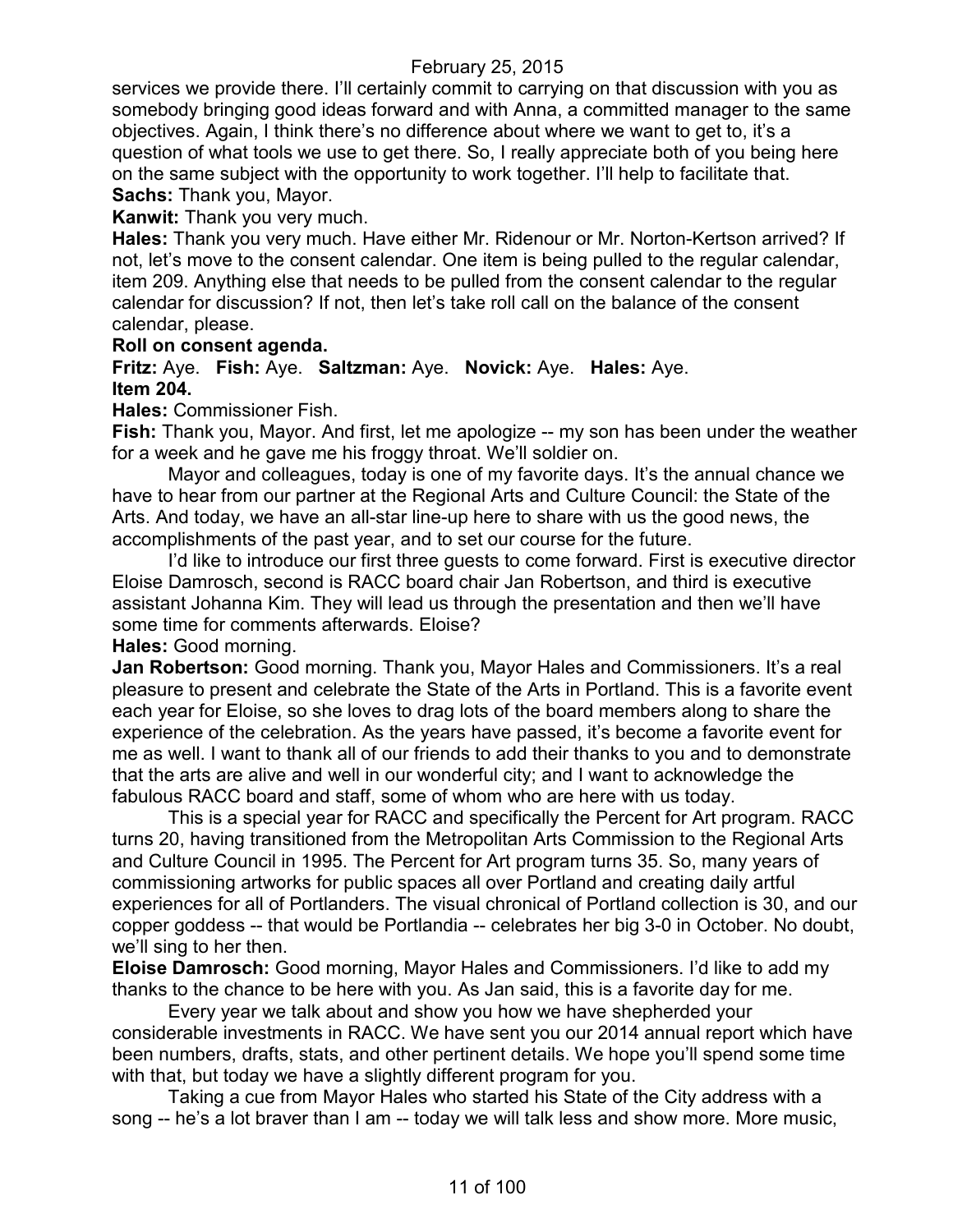services we provide there. I'll certainly commit to carrying on that discussion with you as somebody bringing good ideas forward and with Anna, a committed manager to the same objectives. Again, I think there's no difference about where we want to get to, it's a question of what tools we use to get there. So, I really appreciate both of you being here on the same subject with the opportunity to work together. I'll help to facilitate that.

**Sachs:** Thank you, Mayor.

**Kanwit:** Thank you very much.

**Hales:** Thank you very much. Have either Mr. Ridenour or Mr. Norton-Kertson arrived? If not, let's move to the consent calendar. One item is being pulled to the regular calendar, item 209. Anything else that needs to be pulled from the consent calendar to the regular calendar for discussion? If not, then let's take roll call on the balance of the consent calendar, please.

**Roll on consent agenda.**

**Fritz:** Aye. **Fish:** Aye. **Saltzman:** Aye. **Novick:** Aye. **Hales:** Aye.

**Item 204.**

**Hales:** Commissioner Fish.

**Fish:** Thank you, Mayor. And first, let me apologize -- my son has been under the weather for a week and he gave me his froggy throat. We'll soldier on.

Mayor and colleagues, today is one of my favorite days. It's the annual chance we have to hear from our partner at the Regional Arts and Culture Council: the State of the Arts. And today, we have an all-star line-up here to share with us the good news, the accomplishments of the past year, and to set our course for the future.

I'd like to introduce our first three guests to come forward. First is executive director Eloise Damrosch, second is RACC board chair Jan Robertson, and third is executive assistant Johanna Kim. They will lead us through the presentation and then we'll have some time for comments afterwards. Eloise?

**Hales:** Good morning.

**Jan Robertson:** Good morning. Thank you, Mayor Hales and Commissioners. It's a real pleasure to present and celebrate the State of the Arts in Portland. This is a favorite event each year for Eloise, so she loves to drag lots of the board members along to share the experience of the celebration. As the years have passed, it's become a favorite event for me as well. I want to thank all of our friends to add their thanks to you and to demonstrate that the arts are alive and well in our wonderful city; and I want to acknowledge the fabulous RACC board and staff, some of whom who are here with us today.

This is a special year for RACC and specifically the Percent for Art program. RACC turns 20, having transitioned from the Metropolitan Arts Commission to the Regional Arts and Culture Council in 1995. The Percent for Art program turns 35. So, many years of commissioning artworks for public spaces all over Portland and creating daily artful experiences for all of Portlanders. The visual chronical of Portland collection is 30, and our copper goddess -- that would be Portlandia -- celebrates her big 3-0 in October. No doubt, we'll sing to her then.

**Eloise Damrosch:** Good morning, Mayor Hales and Commissioners. I'd like to add my thanks to the chance to be here with you. As Jan said, this is a favorite day for me.

Every year we talk about and show you how we have shepherded your considerable investments in RACC. We have sent you our 2014 annual report which have been numbers, drafts, stats, and other pertinent details. We hope you'll spend some time with that, but today we have a slightly different program for you.

Taking a cue from Mayor Hales who started his State of the City address with a song -- he's a lot braver than I am -- today we will talk less and show more. More music,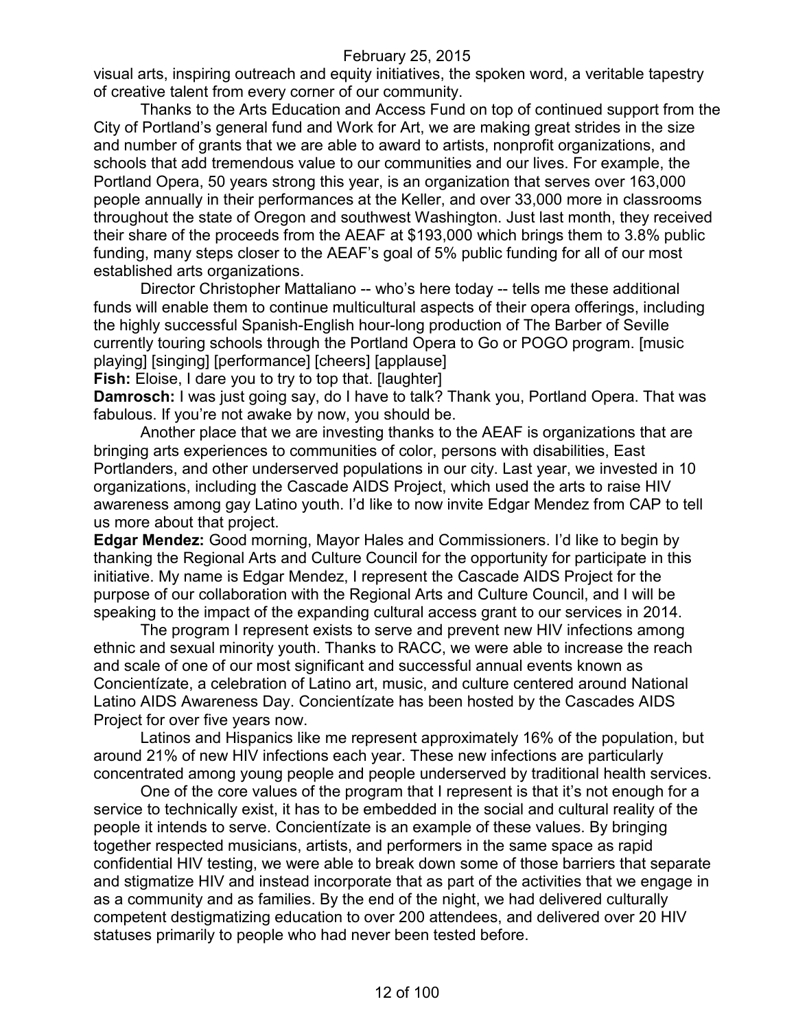visual arts, inspiring outreach and equity initiatives, the spoken word, a veritable tapestry of creative talent from every corner of our community.

Thanks to the Arts Education and Access Fund on top of continued support from the City of Portland's general fund and Work for Art, we are making great strides in the size and number of grants that we are able to award to artists, nonprofit organizations, and schools that add tremendous value to our communities and our lives. For example, the Portland Opera, 50 years strong this year, is an organization that serves over 163,000 people annually in their performances at the Keller, and over 33,000 more in classrooms throughout the state of Oregon and southwest Washington. Just last month, they received their share of the proceeds from the AEAF at $193,000 which brings them to 3.8% public funding, many steps closer to the AEAF's goal of 5% public funding for all of our most established arts organizations.

Director Christopher Mattaliano -- who's here today -- tells me these additional funds will enable them to continue multicultural aspects of their opera offerings, including the highly successful Spanish-English hour-long production of The Barber of Seville currently touring schools through the Portland Opera to Go or POGO program. [music playing] [singing] [performance] [cheers] [applause]

**Fish:** Eloise, I dare you to try to top that. [laughter]

**Damrosch:** I was just going say, do I have to talk? Thank you, Portland Opera. That was fabulous. If you're not awake by now, you should be.

Another place that we are investing thanks to the AEAF is organizations that are bringing arts experiences to communities of color, persons with disabilities, East Portlanders, and other underserved populations in our city. Last year, we invested in 10 organizations, including the Cascade AIDS Project, which used the arts to raise HIV awareness among gay Latino youth. I'd like to now invite Edgar Mendez from CAP to tell us more about that project.

**Edgar Mendez:** Good morning, Mayor Hales and Commissioners. I'd like to begin by thanking the Regional Arts and Culture Council for the opportunity for participate in this initiative. My name is Edgar Mendez, I represent the Cascade AIDS Project for the purpose of our collaboration with the Regional Arts and Culture Council, and I will be speaking to the impact of the expanding cultural access grant to our services in 2014.

The program I represent exists to serve and prevent new HIV infections among ethnic and sexual minority youth. Thanks to RACC, we were able to increase the reach and scale of one of our most significant and successful annual events known as Concientízate, a celebration of Latino art, music, and culture centered around National Latino AIDS Awareness Day. Concientízate has been hosted by the Cascades AIDS Project for over five years now.

Latinos and Hispanics like me represent approximately 16% of the population, but around 21% of new HIV infections each year. These new infections are particularly concentrated among young people and people underserved by traditional health services.

One of the core values of the program that I represent is that it's not enough for a service to technically exist, it has to be embedded in the social and cultural reality of the people it intends to serve. Concientízate is an example of these values. By bringing together respected musicians, artists, and performers in the same space as rapid confidential HIV testing, we were able to break down some of those barriers that separate and stigmatize HIV and instead incorporate that as part of the activities that we engage in as a community and as families. By the end of the night, we had delivered culturally competent destigmatizing education to over 200 attendees, and delivered over 20 HIV statuses primarily to people who had never been tested before.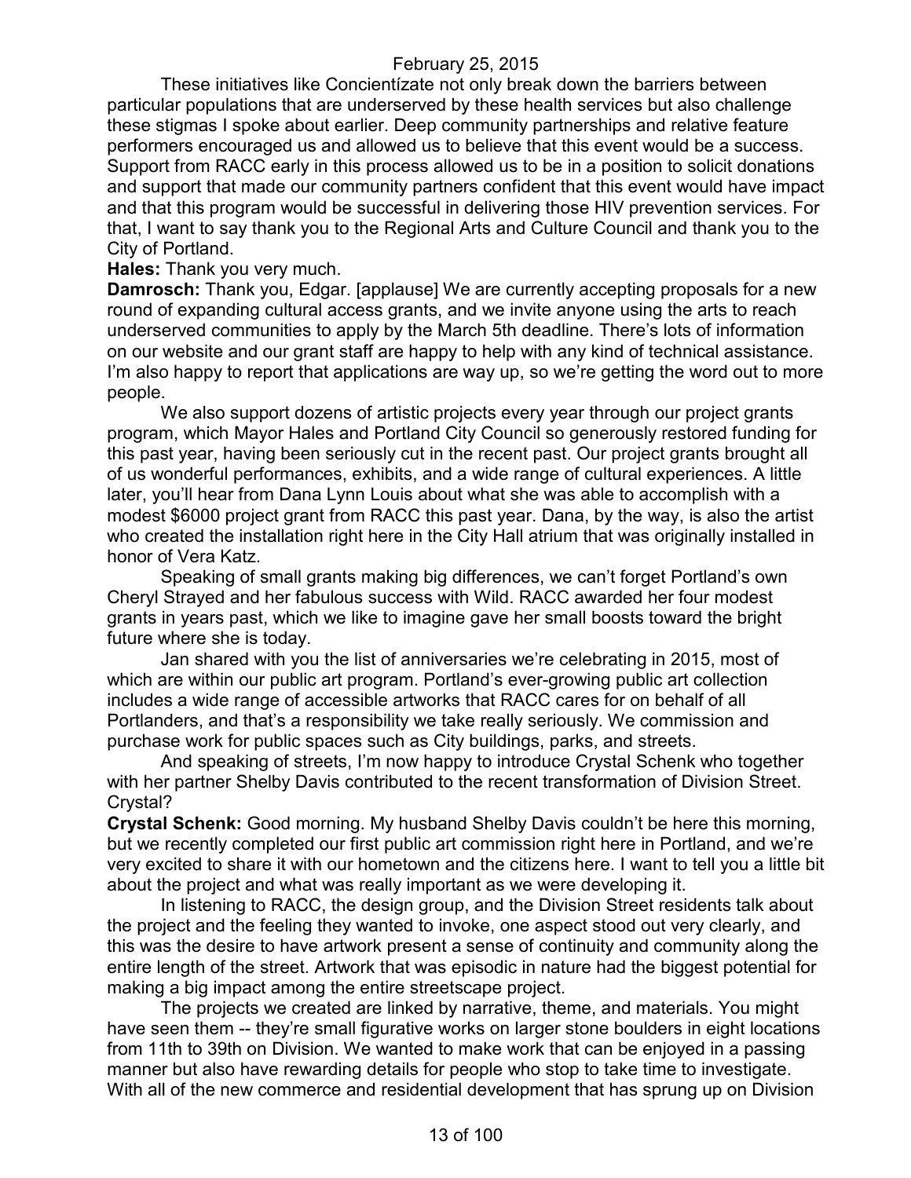These initiatives like Concientízate not only break down the barriers between particular populations that are underserved by these health services but also challenge these stigmas I spoke about earlier. Deep community partnerships and relative feature performers encouraged us and allowed us to believe that this event would be a success. Support from RACC early in this process allowed us to be in a position to solicit donations and support that made our community partners confident that this event would have impact and that this program would be successful in delivering those HIV prevention services. For that, I want to say thank you to the Regional Arts and Culture Council and thank you to the City of Portland.

**Hales:** Thank you very much.

**Damrosch:** Thank you, Edgar. [applause] We are currently accepting proposals for a new round of expanding cultural access grants, and we invite anyone using the arts to reach underserved communities to apply by the March 5th deadline. There's lots of information on our website and our grant staff are happy to help with any kind of technical assistance. I'm also happy to report that applications are way up, so we're getting the word out to more people.

We also support dozens of artistic projects every year through our project grants program, which Mayor Hales and Portland City Council so generously restored funding for this past year, having been seriously cut in the recent past. Our project grants brought all of us wonderful performances, exhibits, and a wide range of cultural experiences. A little later, you'll hear from Dana Lynn Louis about what she was able to accomplish with a modest $6000 project grant from RACC this past year. Dana, by the way, is also the artist who created the installation right here in the City Hall atrium that was originally installed in honor of Vera Katz.

Speaking of small grants making big differences, we can't forget Portland's own Cheryl Strayed and her fabulous success with Wild. RACC awarded her four modest grants in years past, which we like to imagine gave her small boosts toward the bright future where she is today.

Jan shared with you the list of anniversaries we're celebrating in 2015, most of which are within our public art program. Portland's ever-growing public art collection includes a wide range of accessible artworks that RACC cares for on behalf of all Portlanders, and that's a responsibility we take really seriously. We commission and purchase work for public spaces such as City buildings, parks, and streets.

And speaking of streets, I'm now happy to introduce Crystal Schenk who together with her partner Shelby Davis contributed to the recent transformation of Division Street. Crystal?

**Crystal Schenk:** Good morning. My husband Shelby Davis couldn't be here this morning, but we recently completed our first public art commission right here in Portland, and we're very excited to share it with our hometown and the citizens here. I want to tell you a little bit about the project and what was really important as we were developing it.

In listening to RACC, the design group, and the Division Street residents talk about the project and the feeling they wanted to invoke, one aspect stood out very clearly, and this was the desire to have artwork present a sense of continuity and community along the entire length of the street. Artwork that was episodic in nature had the biggest potential for making a big impact among the entire streetscape project.

The projects we created are linked by narrative, theme, and materials. You might have seen them -- they're small figurative works on larger stone boulders in eight locations from 11th to 39th on Division. We wanted to make work that can be enjoyed in a passing manner but also have rewarding details for people who stop to take time to investigate. With all of the new commerce and residential development that has sprung up on Division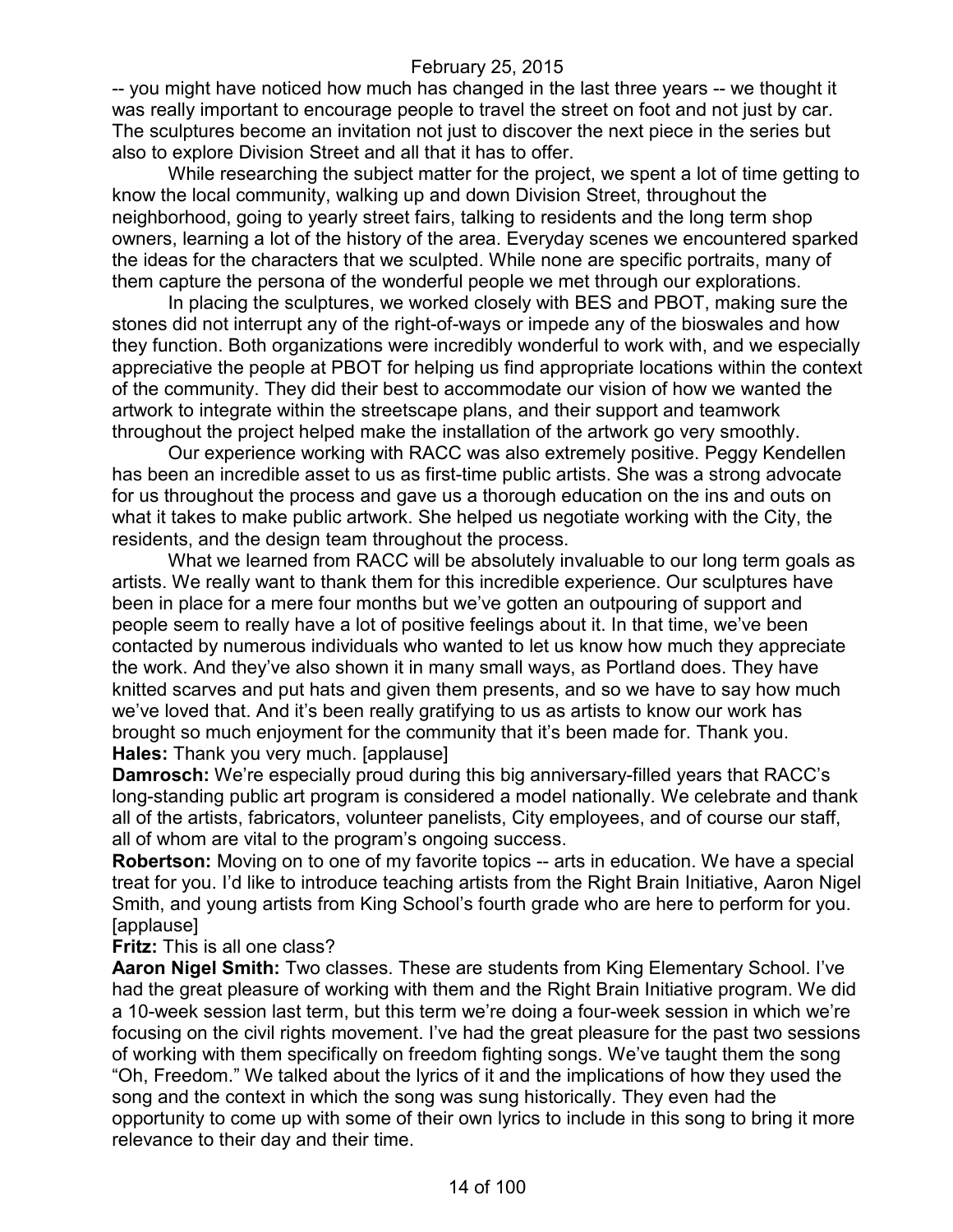-- you might have noticed how much has changed in the last three years -- we thought it was really important to encourage people to travel the street on foot and not just by car. The sculptures become an invitation not just to discover the next piece in the series but also to explore Division Street and all that it has to offer.

While researching the subject matter for the project, we spent a lot of time getting to know the local community, walking up and down Division Street, throughout the neighborhood, going to yearly street fairs, talking to residents and the long term shop owners, learning a lot of the history of the area. Everyday scenes we encountered sparked the ideas for the characters that we sculpted. While none are specific portraits, many of them capture the persona of the wonderful people we met through our explorations.

In placing the sculptures, we worked closely with BES and PBOT, making sure the stones did not interrupt any of the right-of-ways or impede any of the bioswales and how they function. Both organizations were incredibly wonderful to work with, and we especially appreciative the people at PBOT for helping us find appropriate locations within the context of the community. They did their best to accommodate our vision of how we wanted the artwork to integrate within the streetscape plans, and their support and teamwork throughout the project helped make the installation of the artwork go very smoothly.

Our experience working with RACC was also extremely positive. Peggy Kendellen has been an incredible asset to us as first-time public artists. She was a strong advocate for us throughout the process and gave us a thorough education on the ins and outs on what it takes to make public artwork. She helped us negotiate working with the City, the residents, and the design team throughout the process.

What we learned from RACC will be absolutely invaluable to our long term goals as artists. We really want to thank them for this incredible experience. Our sculptures have been in place for a mere four months but we've gotten an outpouring of support and people seem to really have a lot of positive feelings about it. In that time, we've been contacted by numerous individuals who wanted to let us know how much they appreciate the work. And they've also shown it in many small ways, as Portland does. They have knitted scarves and put hats and given them presents, and so we have to say how much we've loved that. And it's been really gratifying to us as artists to know our work has brought so much enjoyment for the community that it's been made for. Thank you.

**Hales:** Thank you very much. [applause]

**Damrosch:** We're especially proud during this big anniversary-filled years that RACC's long-standing public art program is considered a model nationally. We celebrate and thank all of the artists, fabricators, volunteer panelists, City employees, and of course our staff, all of whom are vital to the program's ongoing success.

**Robertson:** Moving on to one of my favorite topics -- arts in education. We have a special treat for you. I'd like to introduce teaching artists from the Right Brain Initiative, Aaron Nigel Smith, and young artists from King School's fourth grade who are here to perform for you. [applause]

**Fritz:** This is all one class?

**Aaron Nigel Smith:** Two classes. These are students from King Elementary School. I've had the great pleasure of working with them and the Right Brain Initiative program. We did a 10-week session last term, but this term we're doing a four-week session in which we're focusing on the civil rights movement. I've had the great pleasure for the past two sessions of working with them specifically on freedom fighting songs. We've taught them the song "Oh, Freedom." We talked about the lyrics of it and the implications of how they used the song and the context in which the song was sung historically. They even had the opportunity to come up with some of their own lyrics to include in this song to bring it more relevance to their day and their time.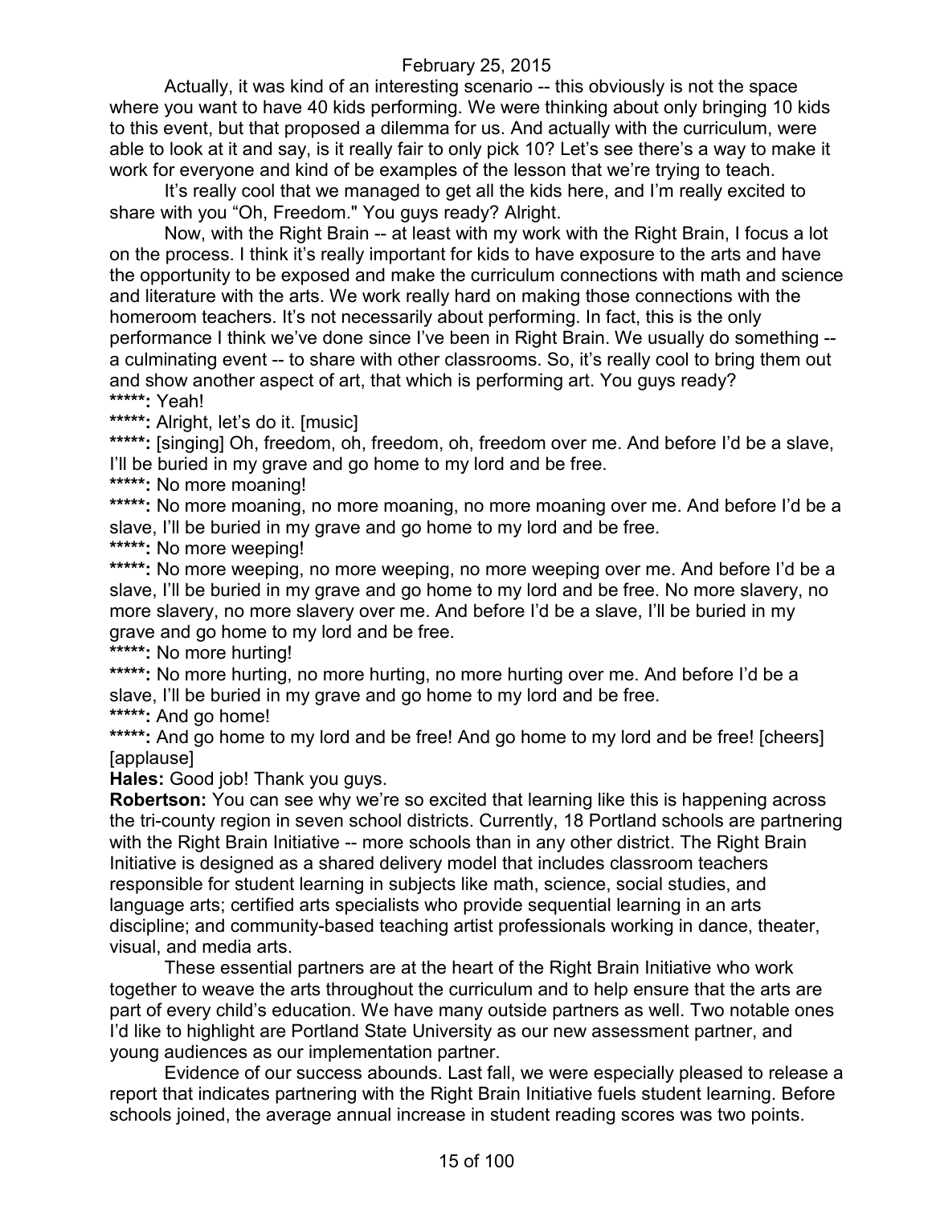Actually, it was kind of an interesting scenario -- this obviously is not the space where you want to have 40 kids performing. We were thinking about only bringing 10 kids to this event, but that proposed a dilemma for us. And actually with the curriculum, were able to look at it and say, is it really fair to only pick 10? Let's see there's a way to make it work for everyone and kind of be examples of the lesson that we're trying to teach.

It's really cool that we managed to get all the kids here, and I'm really excited to share with you "Oh, Freedom." You guys ready? Alright.

Now, with the Right Brain -- at least with my work with the Right Brain, I focus a lot on the process. I think it's really important for kids to have exposure to the arts and have the opportunity to be exposed and make the curriculum connections with math and science and literature with the arts. We work really hard on making those connections with the homeroom teachers. It's not necessarily about performing. In fact, this is the only performance I think we've done since I've been in Right Brain. We usually do something -- a culminating event -- to share with other classrooms. So, it's really cool to bring them out and show another aspect of art, that which is performing art. You guys ready?

**\*\*\*\*\*:** Yeah!

**\*\*\*\*\*:** Alright, let's do it. [music]

**\*\*\*\*\*:** [singing] Oh, freedom, oh, freedom, oh, freedom over me. And before I'd be a slave, I'll be buried in my grave and go home to my lord and be free.

**\*\*\*\*\*:** No more moaning!

**\*\*\*\*\*:** No more moaning, no more moaning, no more moaning over me. And before I'd be a slave, I'll be buried in my grave and go home to my lord and be free.

**\*\*\*\*\*:** No more weeping!

**\*\*\*\*\*:** No more weeping, no more weeping, no more weeping over me. And before I'd be a slave, I'll be buried in my grave and go home to my lord and be free. No more slavery, no more slavery, no more slavery over me. And before I'd be a slave, I'll be buried in my grave and go home to my lord and be free.

**\*\*\*\*\*:** No more hurting!

**\*\*\*\*\*:** No more hurting, no more hurting, no more hurting over me. And before I'd be a slave, I'll be buried in my grave and go home to my lord and be free.

**\*\*\*\*\*:** And go home!

**\*\*\*\*\*:** And go home to my lord and be free! And go home to my lord and be free! [cheers] [applause]

**Hales:** Good job! Thank you guys.

**Robertson:** You can see why we're so excited that learning like this is happening across the tri-county region in seven school districts. Currently, 18 Portland schools are partnering with the Right Brain Initiative -- more schools than in any other district. The Right Brain Initiative is designed as a shared delivery model that includes classroom teachers responsible for student learning in subjects like math, science, social studies, and language arts; certified arts specialists who provide sequential learning in an arts discipline; and community-based teaching artist professionals working in dance, theater, visual, and media arts.

These essential partners are at the heart of the Right Brain Initiative who work together to weave the arts throughout the curriculum and to help ensure that the arts are part of every child's education. We have many outside partners as well. Two notable ones I'd like to highlight are Portland State University as our new assessment partner, and young audiences as our implementation partner.

Evidence of our success abounds. Last fall, we were especially pleased to release a report that indicates partnering with the Right Brain Initiative fuels student learning. Before schools joined, the average annual increase in student reading scores was two points.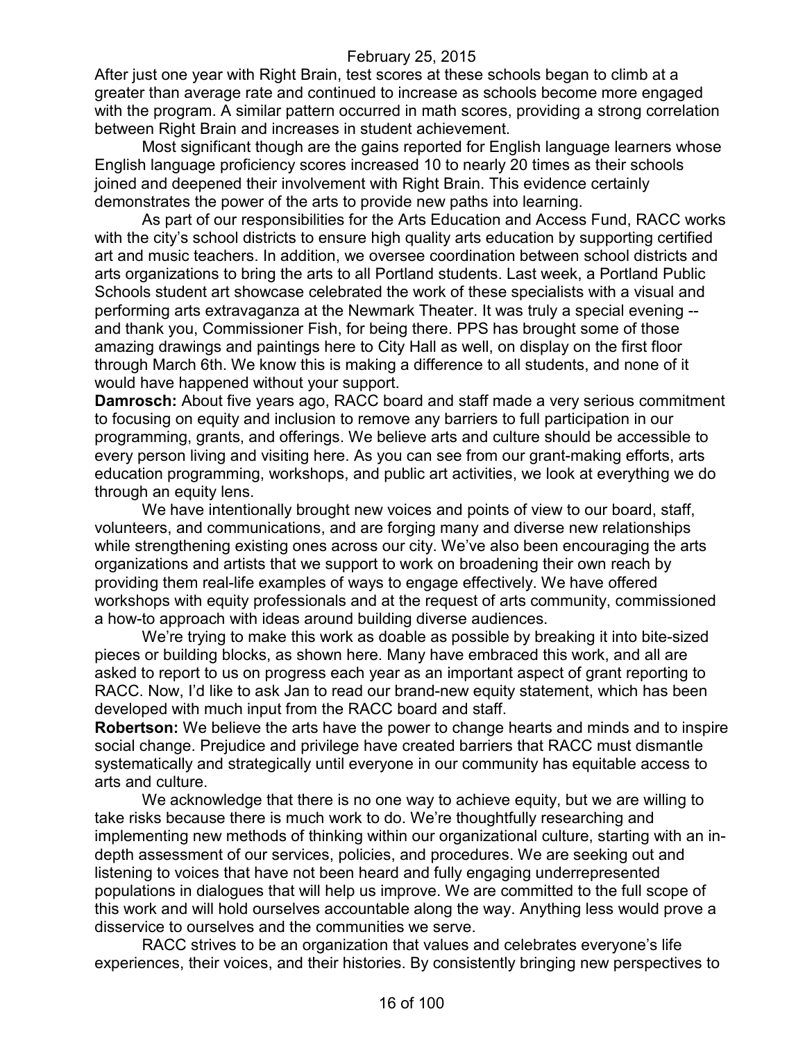After just one year with Right Brain, test scores at these schools began to climb at a greater than average rate and continued to increase as schools become more engaged with the program. A similar pattern occurred in math scores, providing a strong correlation between Right Brain and increases in student achievement.

Most significant though are the gains reported for English language learners whose English language proficiency scores increased 10 to nearly 20 times as their schools joined and deepened their involvement with Right Brain. This evidence certainly demonstrates the power of the arts to provide new paths into learning.

As part of our responsibilities for the Arts Education and Access Fund, RACC works with the city's school districts to ensure high quality arts education by supporting certified art and music teachers. In addition, we oversee coordination between school districts and arts organizations to bring the arts to all Portland students. Last week, a Portland Public Schools student art showcase celebrated the work of these specialists with a visual and performing arts extravaganza at the Newmark Theater. It was truly a special evening -- and thank you, Commissioner Fish, for being there. PPS has brought some of those amazing drawings and paintings here to City Hall as well, on display on the first floor through March 6th. We know this is making a difference to all students, and none of it would have happened without your support.

**Damrosch:** About five years ago, RACC board and staff made a very serious commitment to focusing on equity and inclusion to remove any barriers to full participation in our programming, grants, and offerings. We believe arts and culture should be accessible to every person living and visiting here. As you can see from our grant-making efforts, arts education programming, workshops, and public art activities, we look at everything we do through an equity lens.

We have intentionally brought new voices and points of view to our board, staff, volunteers, and communications, and are forging many and diverse new relationships while strengthening existing ones across our city. We've also been encouraging the arts organizations and artists that we support to work on broadening their own reach by providing them real-life examples of ways to engage effectively. We have offered workshops with equity professionals and at the request of arts community, commissioned a how-to approach with ideas around building diverse audiences.

We're trying to make this work as doable as possible by breaking it into bite-sized pieces or building blocks, as shown here. Many have embraced this work, and all are asked to report to us on progress each year as an important aspect of grant reporting to RACC. Now, I'd like to ask Jan to read our brand-new equity statement, which has been developed with much input from the RACC board and staff.

**Robertson:** We believe the arts have the power to change hearts and minds and to inspire social change. Prejudice and privilege have created barriers that RACC must dismantle systematically and strategically until everyone in our community has equitable access to arts and culture.

We acknowledge that there is no one way to achieve equity, but we are willing to take risks because there is much work to do. We're thoughtfully researching and implementing new methods of thinking within our organizational culture, starting with an in-depth assessment of our services, policies, and procedures. We are seeking out and listening to voices that have not been heard and fully engaging underrepresented populations in dialogues that will help us improve. We are committed to the full scope of this work and will hold ourselves accountable along the way. Anything less would prove a disservice to ourselves and the communities we serve.

RACC strives to be an organization that values and celebrates everyone's life experiences, their voices, and their histories. By consistently bringing new perspectives to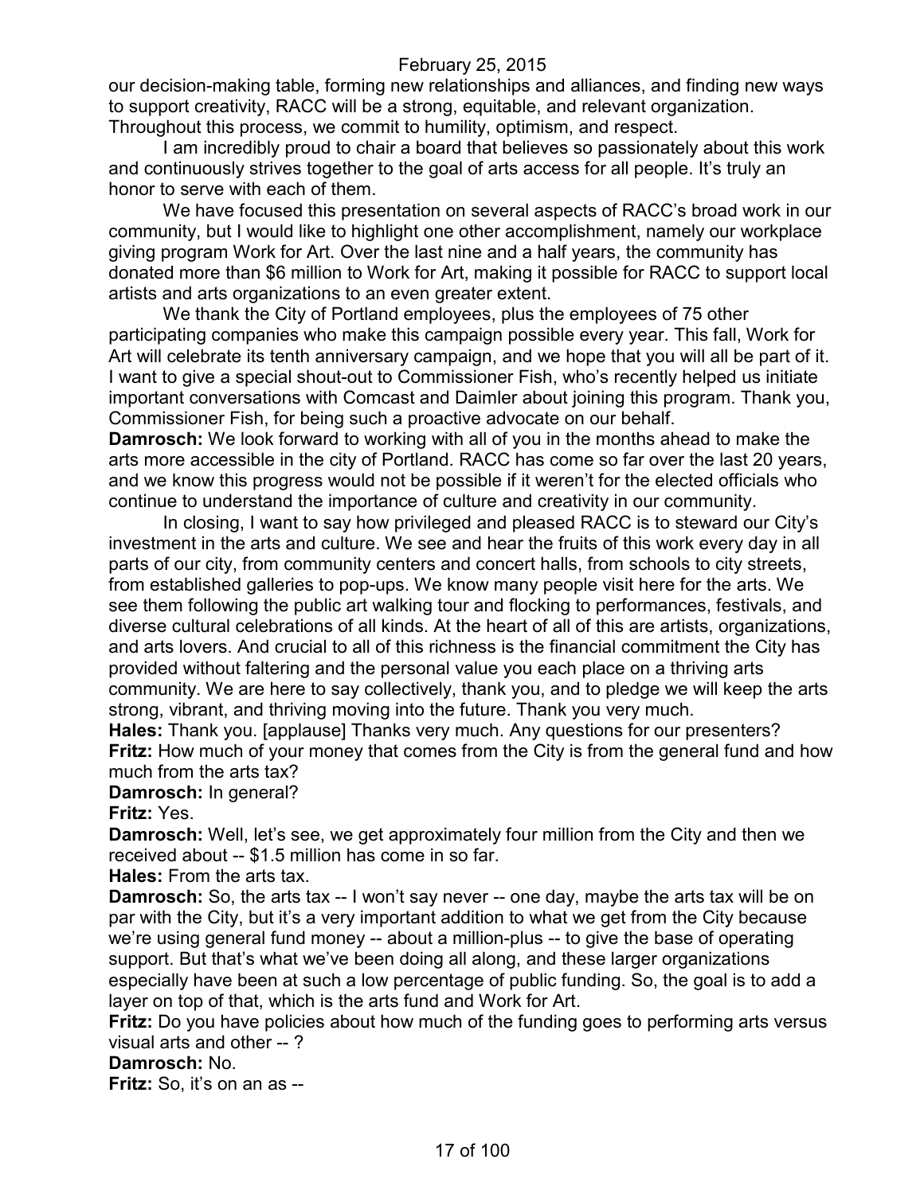our decision-making table, forming new relationships and alliances, and finding new ways to support creativity, RACC will be a strong, equitable, and relevant organization. Throughout this process, we commit to humility, optimism, and respect.

I am incredibly proud to chair a board that believes so passionately about this work and continuously strives together to the goal of arts access for all people. It's truly an honor to serve with each of them.

We have focused this presentation on several aspects of RACC's broad work in our community, but I would like to highlight one other accomplishment, namely our workplace giving program Work for Art. Over the last nine and a half years, the community has donated more than $6 million to Work for Art, making it possible for RACC to support local artists and arts organizations to an even greater extent.

We thank the City of Portland employees, plus the employees of 75 other participating companies who make this campaign possible every year. This fall, Work for Art will celebrate its tenth anniversary campaign, and we hope that you will all be part of it. I want to give a special shout-out to Commissioner Fish, who's recently helped us initiate important conversations with Comcast and Daimler about joining this program. Thank you, Commissioner Fish, for being such a proactive advocate on our behalf.

**Damrosch:** We look forward to working with all of you in the months ahead to make the arts more accessible in the city of Portland. RACC has come so far over the last 20 years, and we know this progress would not be possible if it weren't for the elected officials who continue to understand the importance of culture and creativity in our community.

In closing, I want to say how privileged and pleased RACC is to steward our City's investment in the arts and culture. We see and hear the fruits of this work every day in all parts of our city, from community centers and concert halls, from schools to city streets, from established galleries to pop-ups. We know many people visit here for the arts. We see them following the public art walking tour and flocking to performances, festivals, and diverse cultural celebrations of all kinds. At the heart of all of this are artists, organizations, and arts lovers. And crucial to all of this richness is the financial commitment the City has provided without faltering and the personal value you each place on a thriving arts community. We are here to say collectively, thank you, and to pledge we will keep the arts strong, vibrant, and thriving moving into the future. Thank you very much.

**Hales:** Thank you. [applause] Thanks very much. Any questions for our presenters?

**Fritz:** How much of your money that comes from the City is from the general fund and how much from the arts tax?

**Damrosch:** In general?

**Fritz:** Yes.

**Damrosch:** Well, let's see, we get approximately four million from the City and then we received about -- $1.5 million has come in so far.

**Hales:** From the arts tax.

**Damrosch:** So, the arts tax -- I won't say never -- one day, maybe the arts tax will be on par with the City, but it's a very important addition to what we get from the City because we're using general fund money -- about a million-plus -- to give the base of operating support. But that's what we've been doing all along, and these larger organizations especially have been at such a low percentage of public funding. So, the goal is to add a layer on top of that, which is the arts fund and Work for Art.

**Fritz:** Do you have policies about how much of the funding goes to performing arts versus visual arts and other -- ?

**Damrosch:** No.

**Fritz:** So, it's on an as --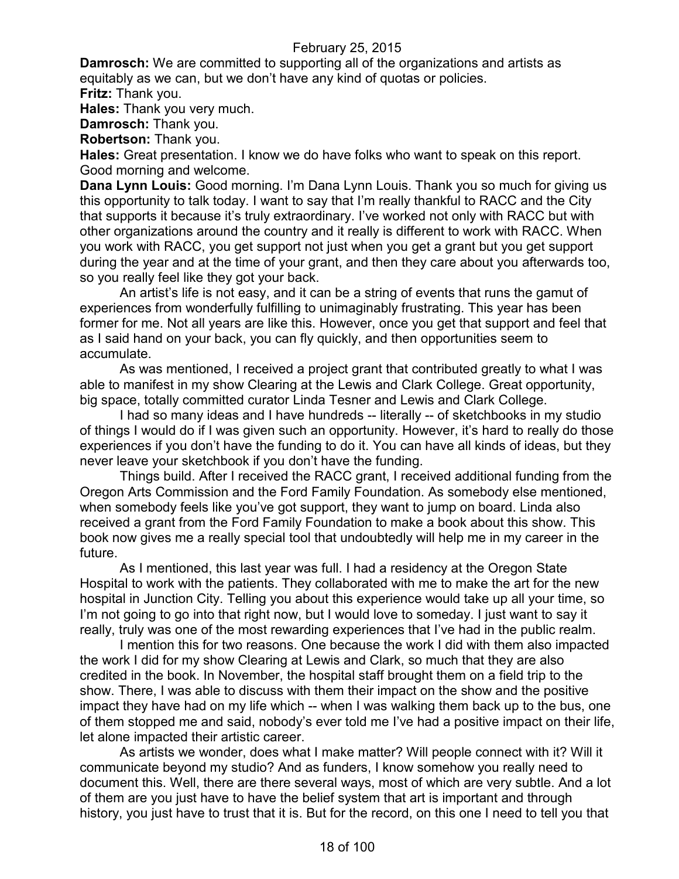**Damrosch:** We are committed to supporting all of the organizations and artists as equitably as we can, but we don't have any kind of quotas or policies.

**Fritz:** Thank you.

**Hales:** Thank you very much.

**Damrosch:** Thank you.

**Robertson:** Thank you.

**Hales:** Great presentation. I know we do have folks who want to speak on this report. Good morning and welcome.

**Dana Lynn Louis:** Good morning. I'm Dana Lynn Louis. Thank you so much for giving us this opportunity to talk today. I want to say that I'm really thankful to RACC and the City that supports it because it's truly extraordinary. I've worked not only with RACC but with other organizations around the country and it really is different to work with RACC. When you work with RACC, you get support not just when you get a grant but you get support during the year and at the time of your grant, and then they care about you afterwards too, so you really feel like they got your back.

An artist's life is not easy, and it can be a string of events that runs the gamut of experiences from wonderfully fulfilling to unimaginably frustrating. This year has been former for me. Not all years are like this. However, once you get that support and feel that as I said hand on your back, you can fly quickly, and then opportunities seem to accumulate.

As was mentioned, I received a project grant that contributed greatly to what I was able to manifest in my show Clearing at the Lewis and Clark College. Great opportunity, big space, totally committed curator Linda Tesner and Lewis and Clark College.

I had so many ideas and I have hundreds -- literally -- of sketchbooks in my studio of things I would do if I was given such an opportunity. However, it's hard to really do those experiences if you don't have the funding to do it. You can have all kinds of ideas, but they never leave your sketchbook if you don't have the funding.

Things build. After I received the RACC grant, I received additional funding from the Oregon Arts Commission and the Ford Family Foundation. As somebody else mentioned, when somebody feels like you've got support, they want to jump on board. Linda also received a grant from the Ford Family Foundation to make a book about this show. This book now gives me a really special tool that undoubtedly will help me in my career in the future.

As I mentioned, this last year was full. I had a residency at the Oregon State Hospital to work with the patients. They collaborated with me to make the art for the new hospital in Junction City. Telling you about this experience would take up all your time, so I'm not going to go into that right now, but I would love to someday. I just want to say it really, truly was one of the most rewarding experiences that I've had in the public realm.

I mention this for two reasons. One because the work I did with them also impacted the work I did for my show Clearing at Lewis and Clark, so much that they are also credited in the book. In November, the hospital staff brought them on a field trip to the show. There, I was able to discuss with them their impact on the show and the positive impact they have had on my life which -- when I was walking them back up to the bus, one of them stopped me and said, nobody's ever told me I've had a positive impact on their life, let alone impacted their artistic career.

As artists we wonder, does what I make matter? Will people connect with it? Will it communicate beyond my studio? And as funders, I know somehow you really need to document this. Well, there are there several ways, most of which are very subtle. And a lot of them are you just have to have the belief system that art is important and through history, you just have to trust that it is. But for the record, on this one I need to tell you that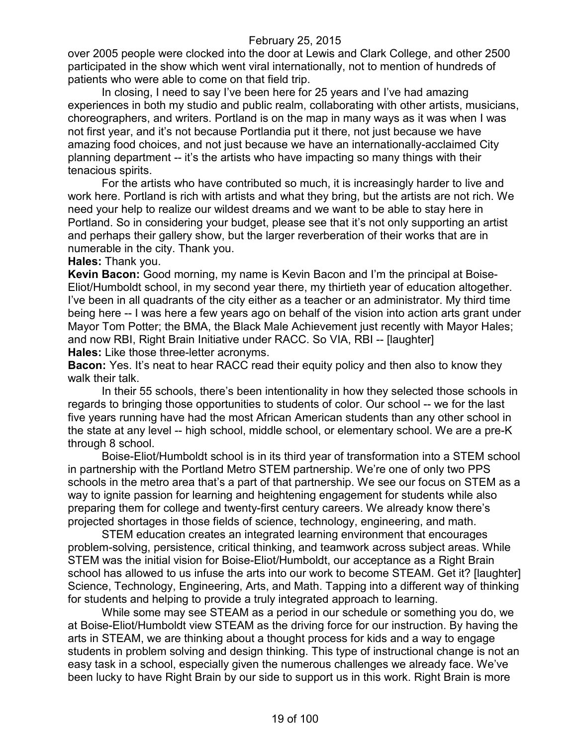over 2005 people were clocked into the door at Lewis and Clark College, and other 2500 participated in the show which went viral internationally, not to mention of hundreds of patients who were able to come on that field trip.

In closing, I need to say I've been here for 25 years and I've had amazing experiences in both my studio and public realm, collaborating with other artists, musicians, choreographers, and writers. Portland is on the map in many ways as it was when I was not first year, and it's not because Portlandia put it there, not just because we have amazing food choices, and not just because we have an internationally-acclaimed City planning department -- it's the artists who have impacting so many things with their tenacious spirits.

For the artists who have contributed so much, it is increasingly harder to live and work here. Portland is rich with artists and what they bring, but the artists are not rich. We need your help to realize our wildest dreams and we want to be able to stay here in Portland. So in considering your budget, please see that it's not only supporting an artist and perhaps their gallery show, but the larger reverberation of their works that are in numerable in the city. Thank you.

**Hales:** Thank you.

**Kevin Bacon:** Good morning, my name is Kevin Bacon and I'm the principal at Boise-Eliot/Humboldt school, in my second year there, my thirtieth year of education altogether. I've been in all quadrants of the city either as a teacher or an administrator. My third time being here -- I was here a few years ago on behalf of the vision into action arts grant under Mayor Tom Potter; the BMA, the Black Male Achievement just recently with Mayor Hales; and now RBI, Right Brain Initiative under RACC. So VIA, RBI -- [laughter]

**Hales:** Like those three-letter acronyms.

**Bacon:** Yes. It's neat to hear RACC read their equity policy and then also to know they walk their talk.

In their 55 schools, there's been intentionality in how they selected those schools in regards to bringing those opportunities to students of color. Our school -- we for the last five years running have had the most African American students than any other school in the state at any level -- high school, middle school, or elementary school. We are a pre-K through 8 school.

Boise-Eliot/Humboldt school is in its third year of transformation into a STEM school in partnership with the Portland Metro STEM partnership. We're one of only two PPS schools in the metro area that's a part of that partnership. We see our focus on STEM as a way to ignite passion for learning and heightening engagement for students while also preparing them for college and twenty-first century careers. We already know there's projected shortages in those fields of science, technology, engineering, and math.

STEM education creates an integrated learning environment that encourages problem-solving, persistence, critical thinking, and teamwork across subject areas. While STEM was the initial vision for Boise-Eliot/Humboldt, our acceptance as a Right Brain school has allowed to us infuse the arts into our work to become STEAM. Get it? [laughter] Science, Technology, Engineering, Arts, and Math. Tapping into a different way of thinking for students and helping to provide a truly integrated approach to learning.

While some may see STEAM as a period in our schedule or something you do, we at Boise-Eliot/Humboldt view STEAM as the driving force for our instruction. By having the arts in STEAM, we are thinking about a thought process for kids and a way to engage students in problem solving and design thinking. This type of instructional change is not an easy task in a school, especially given the numerous challenges we already face. We've been lucky to have Right Brain by our side to support us in this work. Right Brain is more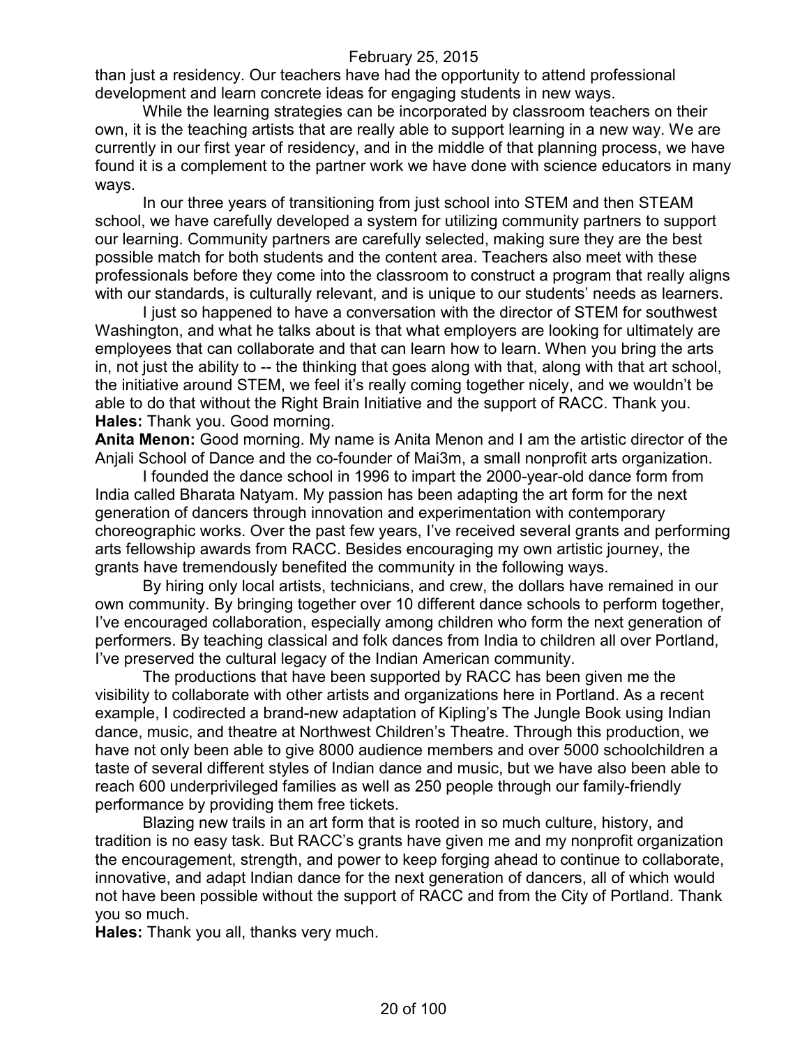than just a residency. Our teachers have had the opportunity to attend professional development and learn concrete ideas for engaging students in new ways.

While the learning strategies can be incorporated by classroom teachers on their own, it is the teaching artists that are really able to support learning in a new way. We are currently in our first year of residency, and in the middle of that planning process, we have found it is a complement to the partner work we have done with science educators in many ways.

In our three years of transitioning from just school into STEM and then STEAM school, we have carefully developed a system for utilizing community partners to support our learning. Community partners are carefully selected, making sure they are the best possible match for both students and the content area. Teachers also meet with these professionals before they come into the classroom to construct a program that really aligns with our standards, is culturally relevant, and is unique to our students' needs as learners.

I just so happened to have a conversation with the director of STEM for southwest Washington, and what he talks about is that what employers are looking for ultimately are employees that can collaborate and that can learn how to learn. When you bring the arts in, not just the ability to -- the thinking that goes along with that, along with that art school, the initiative around STEM, we feel it's really coming together nicely, and we wouldn't be able to do that without the Right Brain Initiative and the support of RACC. Thank you.

**Hales:** Thank you. Good morning.

**Anita Menon:** Good morning. My name is Anita Menon and I am the artistic director of the Anjali School of Dance and the co-founder of Mai3m, a small nonprofit arts organization.

I founded the dance school in 1996 to impart the 2000-year-old dance form from India called Bharata Natyam. My passion has been adapting the art form for the next generation of dancers through innovation and experimentation with contemporary choreographic works. Over the past few years, I've received several grants and performing arts fellowship awards from RACC. Besides encouraging my own artistic journey, the grants have tremendously benefited the community in the following ways.

By hiring only local artists, technicians, and crew, the dollars have remained in our own community. By bringing together over 10 different dance schools to perform together, I've encouraged collaboration, especially among children who form the next generation of performers. By teaching classical and folk dances from India to children all over Portland, I've preserved the cultural legacy of the Indian American community.

The productions that have been supported by RACC has been given me the visibility to collaborate with other artists and organizations here in Portland. As a recent example, I codirected a brand-new adaptation of Kipling's The Jungle Book using Indian dance, music, and theatre at Northwest Children's Theatre. Through this production, we have not only been able to give 8000 audience members and over 5000 schoolchildren a taste of several different styles of Indian dance and music, but we have also been able to reach 600 underprivileged families as well as 250 people through our family-friendly performance by providing them free tickets.

Blazing new trails in an art form that is rooted in so much culture, history, and tradition is no easy task. But RACC's grants have given me and my nonprofit organization the encouragement, strength, and power to keep forging ahead to continue to collaborate, innovative, and adapt Indian dance for the next generation of dancers, all of which would not have been possible without the support of RACC and from the City of Portland. Thank you so much.

**Hales:** Thank you all, thanks very much.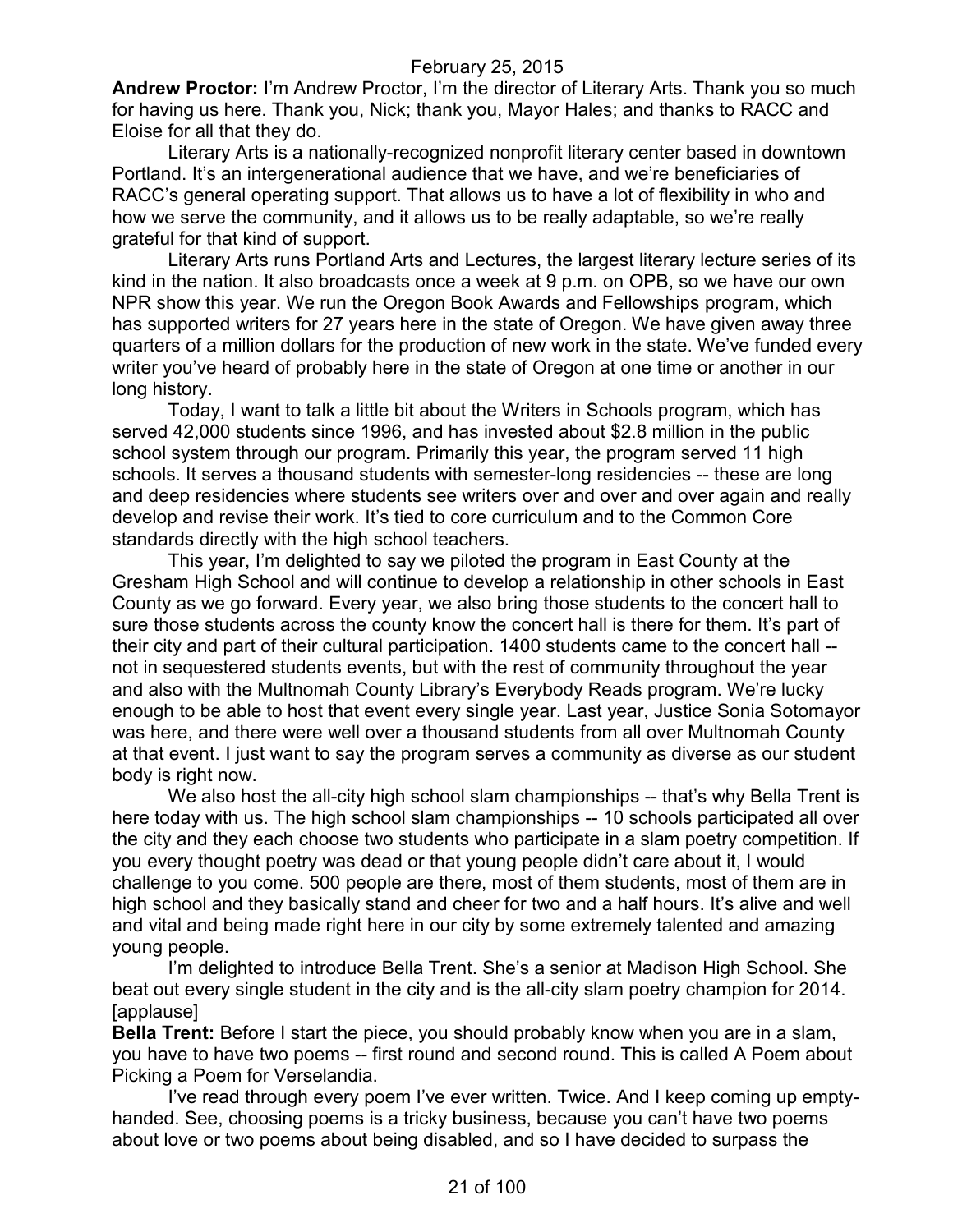**Andrew Proctor:** I'm Andrew Proctor, I'm the director of Literary Arts. Thank you so much for having us here. Thank you, Nick; thank you, Mayor Hales; and thanks to RACC and Eloise for all that they do.

Literary Arts is a nationally-recognized nonprofit literary center based in downtown Portland. It's an intergenerational audience that we have, and we're beneficiaries of RACC's general operating support. That allows us to have a lot of flexibility in who and how we serve the community, and it allows us to be really adaptable, so we're really grateful for that kind of support.

Literary Arts runs Portland Arts and Lectures, the largest literary lecture series of its kind in the nation. It also broadcasts once a week at 9 p.m. on OPB, so we have our own NPR show this year. We run the Oregon Book Awards and Fellowships program, which has supported writers for 27 years here in the state of Oregon. We have given away three quarters of a million dollars for the production of new work in the state. We've funded every writer you've heard of probably here in the state of Oregon at one time or another in our long history.

Today, I want to talk a little bit about the Writers in Schools program, which has served 42,000 students since 1996, and has invested about $2.8 million in the public school system through our program. Primarily this year, the program served 11 high schools. It serves a thousand students with semester-long residencies -- these are long and deep residencies where students see writers over and over and over again and really develop and revise their work. It's tied to core curriculum and to the Common Core standards directly with the high school teachers.

This year, I'm delighted to say we piloted the program in East County at the Gresham High School and will continue to develop a relationship in other schools in East County as we go forward. Every year, we also bring those students to the concert hall to sure those students across the county know the concert hall is there for them. It's part of their city and part of their cultural participation. 1400 students came to the concert hall -- not in sequestered students events, but with the rest of community throughout the year and also with the Multnomah County Library's Everybody Reads program. We're lucky enough to be able to host that event every single year. Last year, Justice Sonia Sotomayor was here, and there were well over a thousand students from all over Multnomah County at that event. I just want to say the program serves a community as diverse as our student body is right now.

We also host the all-city high school slam championships -- that's why Bella Trent is here today with us. The high school slam championships -- 10 schools participated all over the city and they each choose two students who participate in a slam poetry competition. If you every thought poetry was dead or that young people didn't care about it, I would challenge to you come. 500 people are there, most of them students, most of them are in high school and they basically stand and cheer for two and a half hours. It's alive and well and vital and being made right here in our city by some extremely talented and amazing young people.

I'm delighted to introduce Bella Trent. She's a senior at Madison High School. She beat out every single student in the city and is the all-city slam poetry champion for 2014. [applause]

**Bella Trent:** Before I start the piece, you should probably know when you are in a slam, you have to have two poems -- first round and second round. This is called A Poem about Picking a Poem for Verselandia.

I've read through every poem I've ever written. Twice. And I keep coming up empty-handed. See, choosing poems is a tricky business, because you can't have two poems about love or two poems about being disabled, and so I have decided to surpass the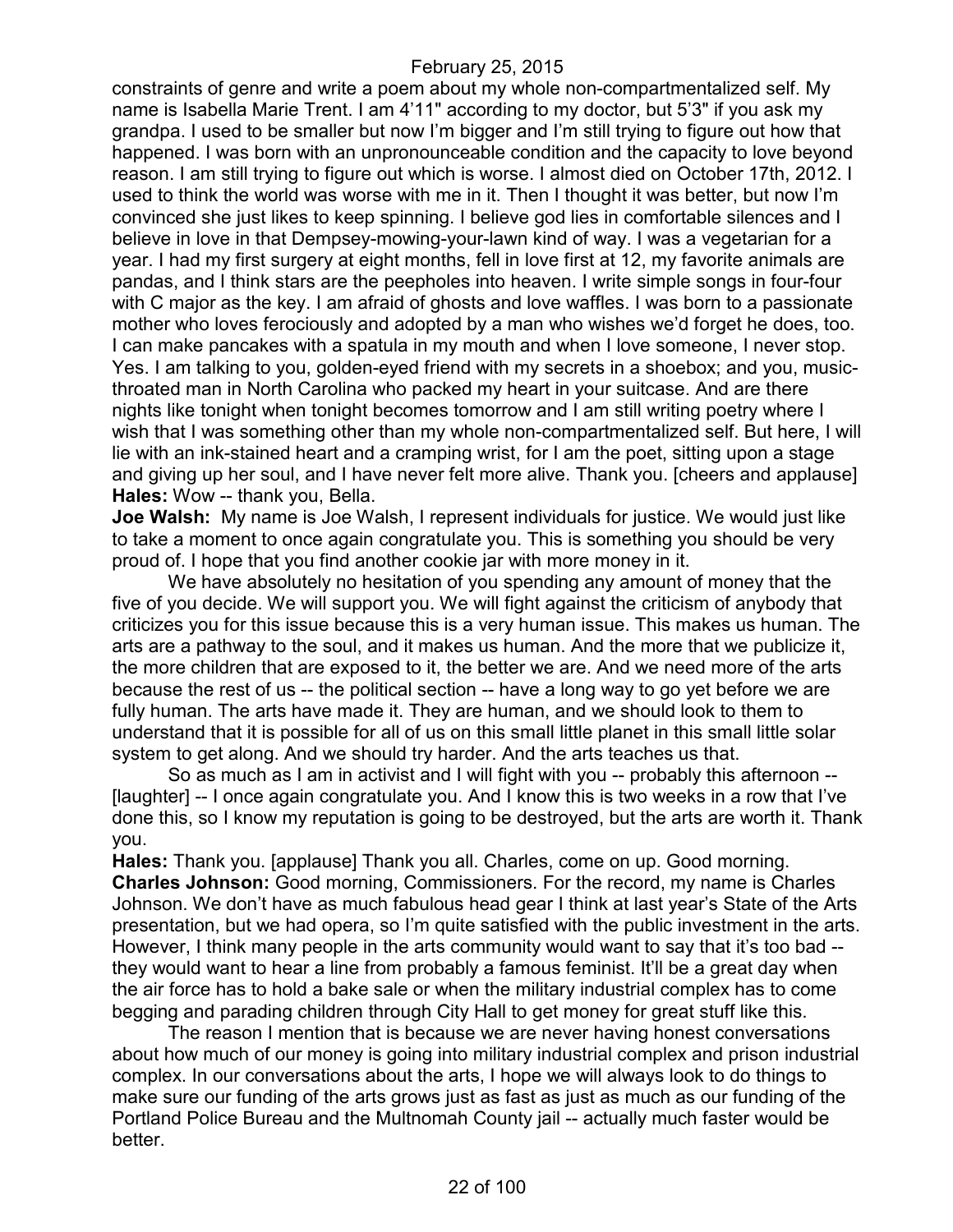constraints of genre and write a poem about my whole non-compartmentalized self. My name is Isabella Marie Trent. I am 4'11" according to my doctor, but 5'3" if you ask my grandpa. I used to be smaller but now I'm bigger and I'm still trying to figure out how that happened. I was born with an unpronounceable condition and the capacity to love beyond reason. I am still trying to figure out which is worse. I almost died on October 17th, 2012. I used to think the world was worse with me in it. Then I thought it was better, but now I'm convinced she just likes to keep spinning. I believe god lies in comfortable silences and I believe in love in that Dempsey-mowing-your-lawn kind of way. I was a vegetarian for a year. I had my first surgery at eight months, fell in love first at 12, my favorite animals are pandas, and I think stars are the peepholes into heaven. I write simple songs in four-four with C major as the key. I am afraid of ghosts and love waffles. I was born to a passionate mother who loves ferociously and adopted by a man who wishes we'd forget he does, too. I can make pancakes with a spatula in my mouth and when I love someone, I never stop. Yes. I am talking to you, golden-eyed friend with my secrets in a shoebox; and you, music-throated man in North Carolina who packed my heart in your suitcase. And are there nights like tonight when tonight becomes tomorrow and I am still writing poetry where I wish that I was something other than my whole non-compartmentalized self. But here, I will lie with an ink-stained heart and a cramping wrist, for I am the poet, sitting upon a stage and giving up her soul, and I have never felt more alive. Thank you. [cheers and applause]

**Hales:** Wow -- thank you, Bella.

**Joe Walsh:** My name is Joe Walsh, I represent individuals for justice. We would just like to take a moment to once again congratulate you. This is something you should be very proud of. I hope that you find another cookie jar with more money in it.

We have absolutely no hesitation of you spending any amount of money that the five of you decide. We will support you. We will fight against the criticism of anybody that criticizes you for this issue because this is a very human issue. This makes us human. The arts are a pathway to the soul, and it makes us human. And the more that we publicize it, the more children that are exposed to it, the better we are. And we need more of the arts because the rest of us -- the political section -- have a long way to go yet before we are fully human. The arts have made it. They are human, and we should look to them to understand that it is possible for all of us on this small little planet in this small little solar system to get along. And we should try harder. And the arts teaches us that.

So as much as I am in activist and I will fight with you -- probably this afternoon -- [laughter] -- I once again congratulate you. And I know this is two weeks in a row that I've done this, so I know my reputation is going to be destroyed, but the arts are worth it. Thank you.

**Hales:** Thank you. [applause] Thank you all. Charles, come on up. Good morning.

**Charles Johnson:** Good morning, Commissioners. For the record, my name is Charles Johnson. We don't have as much fabulous head gear I think at last year's State of the Arts presentation, but we had opera, so I'm quite satisfied with the public investment in the arts. However, I think many people in the arts community would want to say that it's too bad -- they would want to hear a line from probably a famous feminist. It'll be a great day when the air force has to hold a bake sale or when the military industrial complex has to come begging and parading children through City Hall to get money for great stuff like this.

The reason I mention that is because we are never having honest conversations about how much of our money is going into military industrial complex and prison industrial complex. In our conversations about the arts, I hope we will always look to do things to make sure our funding of the arts grows just as fast as just as much as our funding of the Portland Police Bureau and the Multnomah County jail -- actually much faster would be better.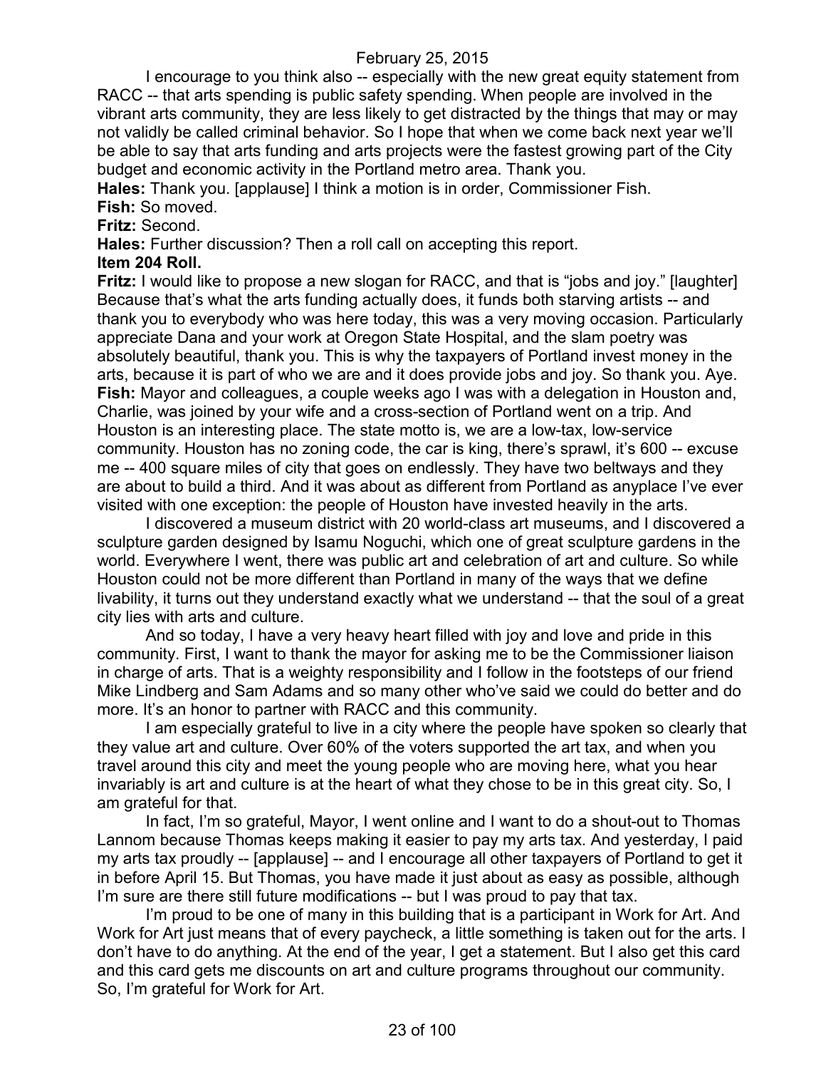I encourage to you think also -- especially with the new great equity statement from RACC -- that arts spending is public safety spending. When people are involved in the vibrant arts community, they are less likely to get distracted by the things that may or may not validly be called criminal behavior. So I hope that when we come back next year we'll be able to say that arts funding and arts projects were the fastest growing part of the City budget and economic activity in the Portland metro area. Thank you.

**Hales:** Thank you. [applause] I think a motion is in order, Commissioner Fish.

**Fish:** So moved.

**Fritz:** Second.

**Hales:** Further discussion? Then a roll call on accepting this report.

**Item 204 Roll.**

**Fritz:** I would like to propose a new slogan for RACC, and that is "jobs and joy." [laughter] Because that's what the arts funding actually does, it funds both starving artists -- and thank you to everybody who was here today, this was a very moving occasion. Particularly appreciate Dana and your work at Oregon State Hospital, and the slam poetry was absolutely beautiful, thank you. This is why the taxpayers of Portland invest money in the arts, because it is part of who we are and it does provide jobs and joy. So thank you. Aye.

**Fish:** Mayor and colleagues, a couple weeks ago I was with a delegation in Houston and, Charlie, was joined by your wife and a cross-section of Portland went on a trip. And Houston is an interesting place. The state motto is, we are a low-tax, low-service community. Houston has no zoning code, the car is king, there's sprawl, it's 600 -- excuse me -- 400 square miles of city that goes on endlessly. They have two beltways and they are about to build a third. And it was about as different from Portland as anyplace I've ever visited with one exception: the people of Houston have invested heavily in the arts.

I discovered a museum district with 20 world-class art museums, and I discovered a sculpture garden designed by Isamu Noguchi, which one of great sculpture gardens in the world. Everywhere I went, there was public art and celebration of art and culture. So while Houston could not be more different than Portland in many of the ways that we define livability, it turns out they understand exactly what we understand -- that the soul of a great city lies with arts and culture.

And so today, I have a very heavy heart filled with joy and love and pride in this community. First, I want to thank the mayor for asking me to be the Commissioner liaison in charge of arts. That is a weighty responsibility and I follow in the footsteps of our friend Mike Lindberg and Sam Adams and so many other who've said we could do better and do more. It's an honor to partner with RACC and this community.

I am especially grateful to live in a city where the people have spoken so clearly that they value art and culture. Over 60% of the voters supported the art tax, and when you travel around this city and meet the young people who are moving here, what you hear invariably is art and culture is at the heart of what they chose to be in this great city. So, I am grateful for that.

In fact, I'm so grateful, Mayor, I went online and I want to do a shout-out to Thomas Lannom because Thomas keeps making it easier to pay my arts tax. And yesterday, I paid my arts tax proudly -- [applause] -- and I encourage all other taxpayers of Portland to get it in before April 15. But Thomas, you have made it just about as easy as possible, although I'm sure are there still future modifications -- but I was proud to pay that tax.

I'm proud to be one of many in this building that is a participant in Work for Art. And Work for Art just means that of every paycheck, a little something is taken out for the arts. I don't have to do anything. At the end of the year, I get a statement. But I also get this card and this card gets me discounts on art and culture programs throughout our community. So, I'm grateful for Work for Art.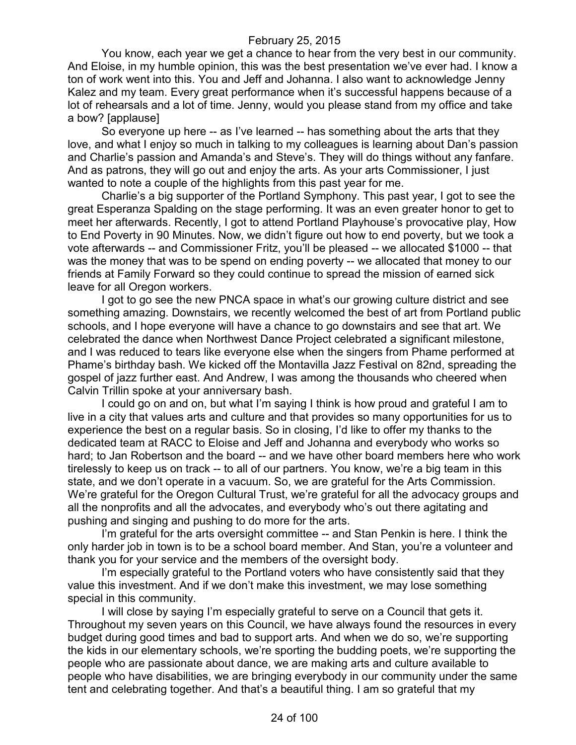You know, each year we get a chance to hear from the very best in our community. And Eloise, in my humble opinion, this was the best presentation we've ever had. I know a ton of work went into this. You and Jeff and Johanna. I also want to acknowledge Jenny Kalez and my team. Every great performance when it's successful happens because of a lot of rehearsals and a lot of time. Jenny, would you please stand from my office and take a bow? [applause]

So everyone up here -- as I've learned -- has something about the arts that they love, and what I enjoy so much in talking to my colleagues is learning about Dan's passion and Charlie's passion and Amanda's and Steve's. They will do things without any fanfare. And as patrons, they will go out and enjoy the arts. As your arts Commissioner, I just wanted to note a couple of the highlights from this past year for me.

Charlie's a big supporter of the Portland Symphony. This past year, I got to see the great Esperanza Spalding on the stage performing. It was an even greater honor to get to meet her afterwards. Recently, I got to attend Portland Playhouse's provocative play, How to End Poverty in 90 Minutes. Now, we didn't figure out how to end poverty, but we took a vote afterwards -- and Commissioner Fritz, you'll be pleased -- we allocated $1000 -- that was the money that was to be spend on ending poverty -- we allocated that money to our friends at Family Forward so they could continue to spread the mission of earned sick leave for all Oregon workers.

I got to go see the new PNCA space in what's our growing culture district and see something amazing. Downstairs, we recently welcomed the best of art from Portland public schools, and I hope everyone will have a chance to go downstairs and see that art. We celebrated the dance when Northwest Dance Project celebrated a significant milestone, and I was reduced to tears like everyone else when the singers from Phame performed at Phame's birthday bash. We kicked off the Montavilla Jazz Festival on 82nd, spreading the gospel of jazz further east. And Andrew, I was among the thousands who cheered when Calvin Trillin spoke at your anniversary bash.

I could go on and on, but what I'm saying I think is how proud and grateful I am to live in a city that values arts and culture and that provides so many opportunities for us to experience the best on a regular basis. So in closing, I'd like to offer my thanks to the dedicated team at RACC to Eloise and Jeff and Johanna and everybody who works so hard; to Jan Robertson and the board -- and we have other board members here who work tirelessly to keep us on track -- to all of our partners. You know, we're a big team in this state, and we don't operate in a vacuum. So, we are grateful for the Arts Commission. We're grateful for the Oregon Cultural Trust, we're grateful for all the advocacy groups and all the nonprofits and all the advocates, and everybody who's out there agitating and pushing and singing and pushing to do more for the arts.

I'm grateful for the arts oversight committee -- and Stan Penkin is here. I think the only harder job in town is to be a school board member. And Stan, you're a volunteer and thank you for your service and the members of the oversight body.

I'm especially grateful to the Portland voters who have consistently said that they value this investment. And if we don't make this investment, we may lose something special in this community.

I will close by saying I'm especially grateful to serve on a Council that gets it. Throughout my seven years on this Council, we have always found the resources in every budget during good times and bad to support arts. And when we do so, we're supporting the kids in our elementary schools, we're sporting the budding poets, we're supporting the people who are passionate about dance, we are making arts and culture available to people who have disabilities, we are bringing everybody in our community under the same tent and celebrating together. And that's a beautiful thing. I am so grateful that my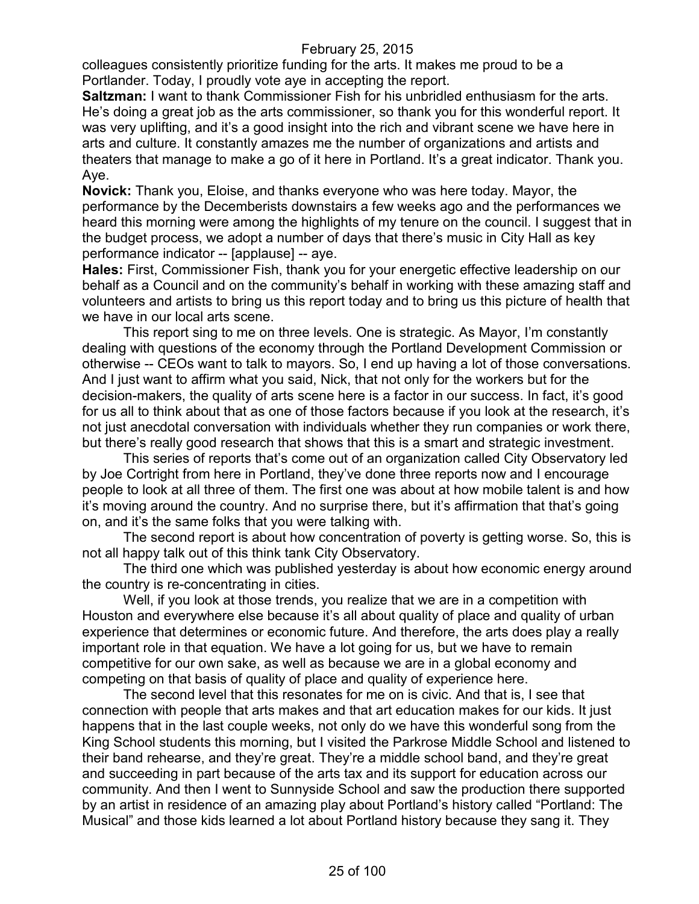colleagues consistently prioritize funding for the arts. It makes me proud to be a Portlander. Today, I proudly vote aye in accepting the report.

**Saltzman:** I want to thank Commissioner Fish for his unbridled enthusiasm for the arts. He's doing a great job as the arts commissioner, so thank you for this wonderful report. It was very uplifting, and it's a good insight into the rich and vibrant scene we have here in arts and culture. It constantly amazes me the number of organizations and artists and theaters that manage to make a go of it here in Portland. It's a great indicator. Thank you. Aye.

**Novick:** Thank you, Eloise, and thanks everyone who was here today. Mayor, the performance by the Decemberists downstairs a few weeks ago and the performances we heard this morning were among the highlights of my tenure on the council. I suggest that in the budget process, we adopt a number of days that there's music in City Hall as key performance indicator -- [applause] -- aye.

**Hales:** First, Commissioner Fish, thank you for your energetic effective leadership on our behalf as a Council and on the community's behalf in working with these amazing staff and volunteers and artists to bring us this report today and to bring us this picture of health that we have in our local arts scene.

This report sing to me on three levels. One is strategic. As Mayor, I'm constantly dealing with questions of the economy through the Portland Development Commission or otherwise -- CEOs want to talk to mayors. So, I end up having a lot of those conversations. And I just want to affirm what you said, Nick, that not only for the workers but for the decision-makers, the quality of arts scene here is a factor in our success. In fact, it's good for us all to think about that as one of those factors because if you look at the research, it's not just anecdotal conversation with individuals whether they run companies or work there, but there's really good research that shows that this is a smart and strategic investment.

This series of reports that's come out of an organization called City Observatory led by Joe Cortright from here in Portland, they've done three reports now and I encourage people to look at all three of them. The first one was about at how mobile talent is and how it's moving around the country. And no surprise there, but it's affirmation that that's going on, and it's the same folks that you were talking with.

The second report is about how concentration of poverty is getting worse. So, this is not all happy talk out of this think tank City Observatory.

The third one which was published yesterday is about how economic energy around the country is re-concentrating in cities.

Well, if you look at those trends, you realize that we are in a competition with Houston and everywhere else because it's all about quality of place and quality of urban experience that determines or economic future. And therefore, the arts does play a really important role in that equation. We have a lot going for us, but we have to remain competitive for our own sake, as well as because we are in a global economy and competing on that basis of quality of place and quality of experience here.

The second level that this resonates for me on is civic. And that is, I see that connection with people that arts makes and that art education makes for our kids. It just happens that in the last couple weeks, not only do we have this wonderful song from the King School students this morning, but I visited the Parkrose Middle School and listened to their band rehearse, and they're great. They're a middle school band, and they're great and succeeding in part because of the arts tax and its support for education across our community. And then I went to Sunnyside School and saw the production there supported by an artist in residence of an amazing play about Portland's history called "Portland: The Musical" and those kids learned a lot about Portland history because they sang it. They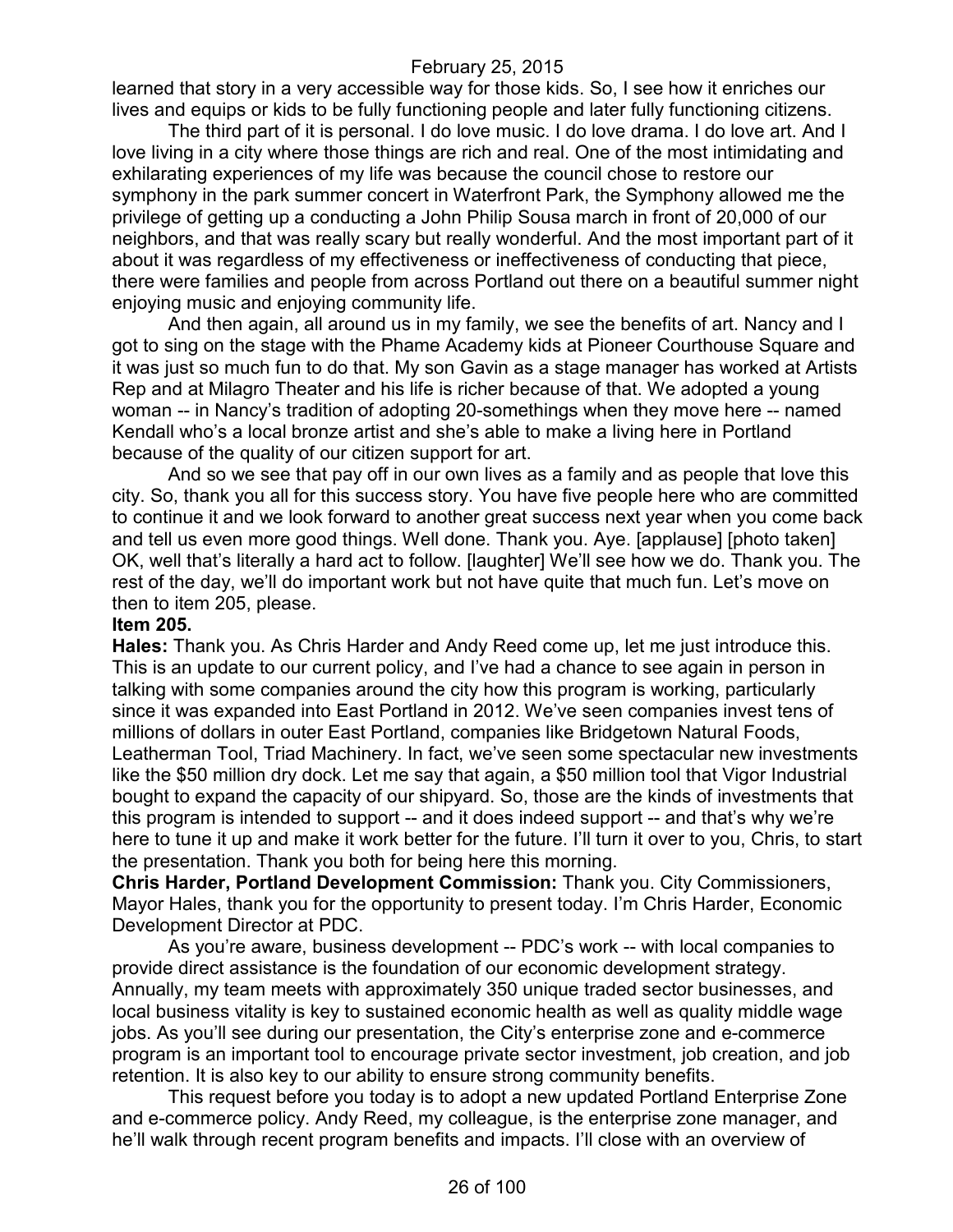learned that story in a very accessible way for those kids. So, I see how it enriches our lives and equips or kids to be fully functioning people and later fully functioning citizens.

The third part of it is personal. I do love music. I do love drama. I do love art. And I love living in a city where those things are rich and real. One of the most intimidating and exhilarating experiences of my life was because the council chose to restore our symphony in the park summer concert in Waterfront Park, the Symphony allowed me the privilege of getting up a conducting a John Philip Sousa march in front of 20,000 of our neighbors, and that was really scary but really wonderful. And the most important part of it about it was regardless of my effectiveness or ineffectiveness of conducting that piece, there were families and people from across Portland out there on a beautiful summer night enjoying music and enjoying community life.

And then again, all around us in my family, we see the benefits of art. Nancy and I got to sing on the stage with the Phame Academy kids at Pioneer Courthouse Square and it was just so much fun to do that. My son Gavin as a stage manager has worked at Artists Rep and at Milagro Theater and his life is richer because of that. We adopted a young woman -- in Nancy's tradition of adopting 20-somethings when they move here -- named Kendall who's a local bronze artist and she's able to make a living here in Portland because of the quality of our citizen support for art.

And so we see that pay off in our own lives as a family and as people that love this city. So, thank you all for this success story. You have five people here who are committed to continue it and we look forward to another great success next year when you come back and tell us even more good things. Well done. Thank you. Aye. [applause] [photo taken] OK, well that's literally a hard act to follow. [laughter] We'll see how we do. Thank you. The rest of the day, we'll do important work but not have quite that much fun. Let's move on then to item 205, please.

**Item 205.**

**Hales:** Thank you. As Chris Harder and Andy Reed come up, let me just introduce this. This is an update to our current policy, and I've had a chance to see again in person in talking with some companies around the city how this program is working, particularly since it was expanded into East Portland in 2012. We've seen companies invest tens of millions of dollars in outer East Portland, companies like Bridgetown Natural Foods, Leatherman Tool, Triad Machinery. In fact, we've seen some spectacular new investments like the $50 million dry dock. Let me say that again, a $50 million tool that Vigor Industrial bought to expand the capacity of our shipyard. So, those are the kinds of investments that this program is intended to support -- and it does indeed support -- and that's why we're here to tune it up and make it work better for the future. I'll turn it over to you, Chris, to start the presentation. Thank you both for being here this morning.

**Chris Harder, Portland Development Commission:** Thank you. City Commissioners, Mayor Hales, thank you for the opportunity to present today. I'm Chris Harder, Economic Development Director at PDC.

As you're aware, business development -- PDC's work -- with local companies to provide direct assistance is the foundation of our economic development strategy. Annually, my team meets with approximately 350 unique traded sector businesses, and local business vitality is key to sustained economic health as well as quality middle wage jobs. As you'll see during our presentation, the City's enterprise zone and e-commerce program is an important tool to encourage private sector investment, job creation, and job retention. It is also key to our ability to ensure strong community benefits.

This request before you today is to adopt a new updated Portland Enterprise Zone and e-commerce policy. Andy Reed, my colleague, is the enterprise zone manager, and he'll walk through recent program benefits and impacts. I'll close with an overview of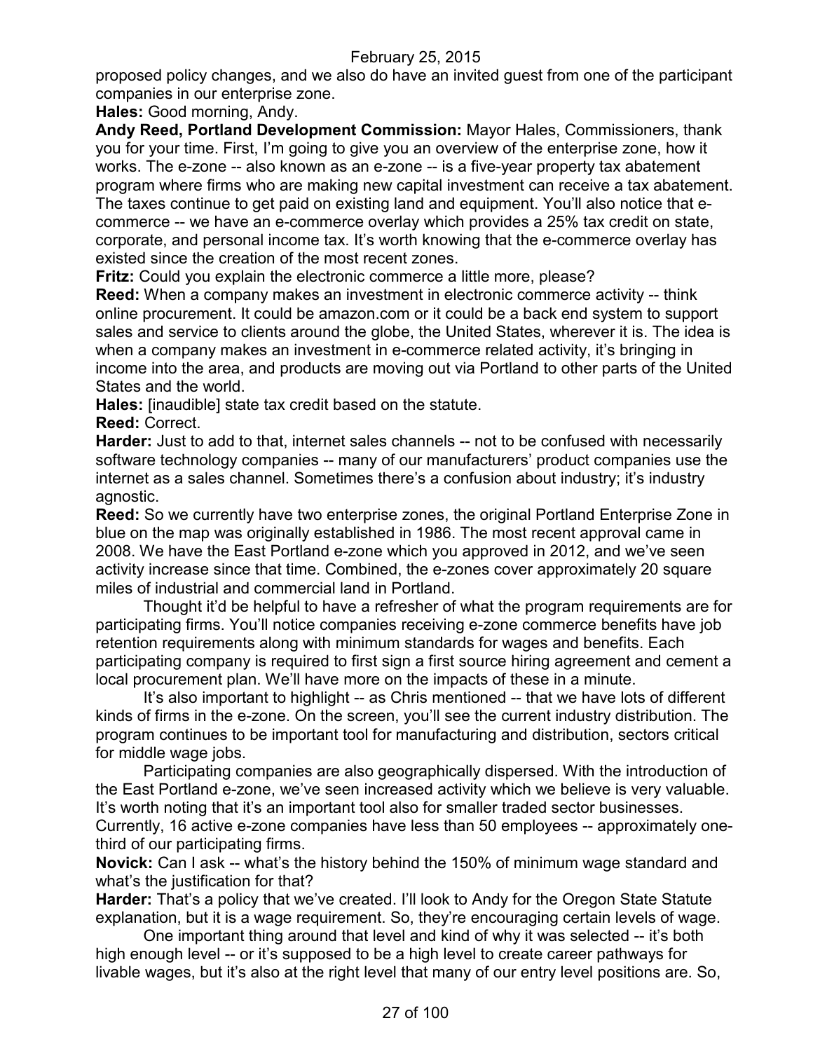proposed policy changes, and we also do have an invited guest from one of the participant companies in our enterprise zone.

**Hales:** Good morning, Andy.

**Andy Reed, Portland Development Commission:** Mayor Hales, Commissioners, thank you for your time. First, I'm going to give you an overview of the enterprise zone, how it works. The e-zone -- also known as an e-zone -- is a five-year property tax abatement program where firms who are making new capital investment can receive a tax abatement. The taxes continue to get paid on existing land and equipment. You'll also notice that e-commerce -- we have an e-commerce overlay which provides a 25% tax credit on state, corporate, and personal income tax. It's worth knowing that the e-commerce overlay has existed since the creation of the most recent zones.

**Fritz:** Could you explain the electronic commerce a little more, please?

**Reed:** When a company makes an investment in electronic commerce activity -- think online procurement. It could be amazon.com or it could be a back end system to support sales and service to clients around the globe, the United States, wherever it is. The idea is when a company makes an investment in e-commerce related activity, it's bringing in income into the area, and products are moving out via Portland to other parts of the United States and the world.

**Hales:** [inaudible] state tax credit based on the statute.

**Reed:** Correct.

**Harder:** Just to add to that, internet sales channels -- not to be confused with necessarily software technology companies -- many of our manufacturers' product companies use the internet as a sales channel. Sometimes there's a confusion about industry; it's industry agnostic.

**Reed:** So we currently have two enterprise zones, the original Portland Enterprise Zone in blue on the map was originally established in 1986. The most recent approval came in 2008. We have the East Portland e-zone which you approved in 2012, and we've seen activity increase since that time. Combined, the e-zones cover approximately 20 square miles of industrial and commercial land in Portland.

Thought it'd be helpful to have a refresher of what the program requirements are for participating firms. You'll notice companies receiving e-zone commerce benefits have job retention requirements along with minimum standards for wages and benefits. Each participating company is required to first sign a first source hiring agreement and cement a local procurement plan. We'll have more on the impacts of these in a minute.

It's also important to highlight -- as Chris mentioned -- that we have lots of different kinds of firms in the e-zone. On the screen, you'll see the current industry distribution. The program continues to be important tool for manufacturing and distribution, sectors critical for middle wage jobs.

Participating companies are also geographically dispersed. With the introduction of the East Portland e-zone, we've seen increased activity which we believe is very valuable. It's worth noting that it's an important tool also for smaller traded sector businesses. Currently, 16 active e-zone companies have less than 50 employees -- approximately one-third of our participating firms.

**Novick:** Can I ask -- what's the history behind the 150% of minimum wage standard and what's the justification for that?

**Harder:** That's a policy that we've created. I'll look to Andy for the Oregon State Statute explanation, but it is a wage requirement. So, they're encouraging certain levels of wage.

One important thing around that level and kind of why it was selected -- it's both high enough level -- or it's supposed to be a high level to create career pathways for livable wages, but it's also at the right level that many of our entry level positions are. So,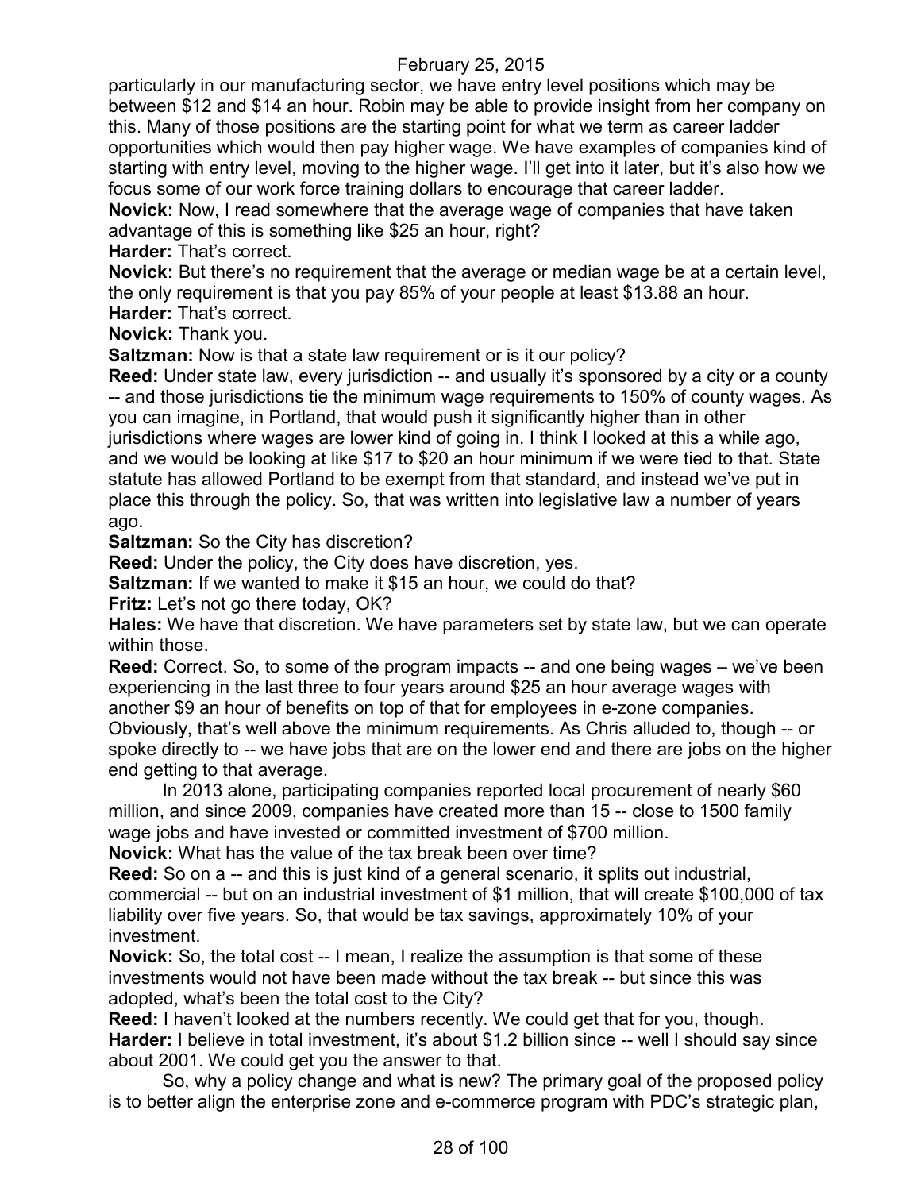particularly in our manufacturing sector, we have entry level positions which may be between $12 and $14 an hour. Robin may be able to provide insight from her company on this. Many of those positions are the starting point for what we term as career ladder opportunities which would then pay higher wage. We have examples of companies kind of starting with entry level, moving to the higher wage. I'll get into it later, but it's also how we focus some of our work force training dollars to encourage that career ladder.

**Novick:** Now, I read somewhere that the average wage of companies that have taken advantage of this is something like $25 an hour, right?

**Harder:** That's correct.

**Novick:** But there's no requirement that the average or median wage be at a certain level, the only requirement is that you pay 85% of your people at least $13.88 an hour.

**Harder:** That's correct.

**Novick:** Thank you.

**Saltzman:** Now is that a state law requirement or is it our policy?

**Reed:** Under state law, every jurisdiction -- and usually it's sponsored by a city or a county -- and those jurisdictions tie the minimum wage requirements to 150% of county wages. As you can imagine, in Portland, that would push it significantly higher than in other jurisdictions where wages are lower kind of going in. I think I looked at this a while ago, and we would be looking at like $17 to $20 an hour minimum if we were tied to that. State statute has allowed Portland to be exempt from that standard, and instead we've put in place this through the policy. So, that was written into legislative law a number of years ago.

**Saltzman:** So the City has discretion?

**Reed:** Under the policy, the City does have discretion, yes.

**Saltzman:** If we wanted to make it $15 an hour, we could do that?

**Fritz:** Let's not go there today, OK?

**Hales:** We have that discretion. We have parameters set by state law, but we can operate within those.

**Reed:** Correct. So, to some of the program impacts -- and one being wages – we've been experiencing in the last three to four years around $25 an hour average wages with another $9 an hour of benefits on top of that for employees in e-zone companies. Obviously, that's well above the minimum requirements. As Chris alluded to, though -- or spoke directly to -- we have jobs that are on the lower end and there are jobs on the higher end getting to that average.

In 2013 alone, participating companies reported local procurement of nearly $60 million, and since 2009, companies have created more than 15 -- close to 1500 family wage jobs and have invested or committed investment of $700 million.

**Novick:** What has the value of the tax break been over time?

**Reed:** So on a -- and this is just kind of a general scenario, it splits out industrial, commercial -- but on an industrial investment of $1 million, that will create $100,000 of tax liability over five years. So, that would be tax savings, approximately 10% of your investment.

**Novick:** So, the total cost -- I mean, I realize the assumption is that some of these investments would not have been made without the tax break -- but since this was adopted, what's been the total cost to the City?

**Reed:** I haven't looked at the numbers recently. We could get that for you, though.

**Harder:** I believe in total investment, it's about $1.2 billion since -- well I should say since about 2001. We could get you the answer to that.

So, why a policy change and what is new? The primary goal of the proposed policy is to better align the enterprise zone and e-commerce program with PDC's strategic plan,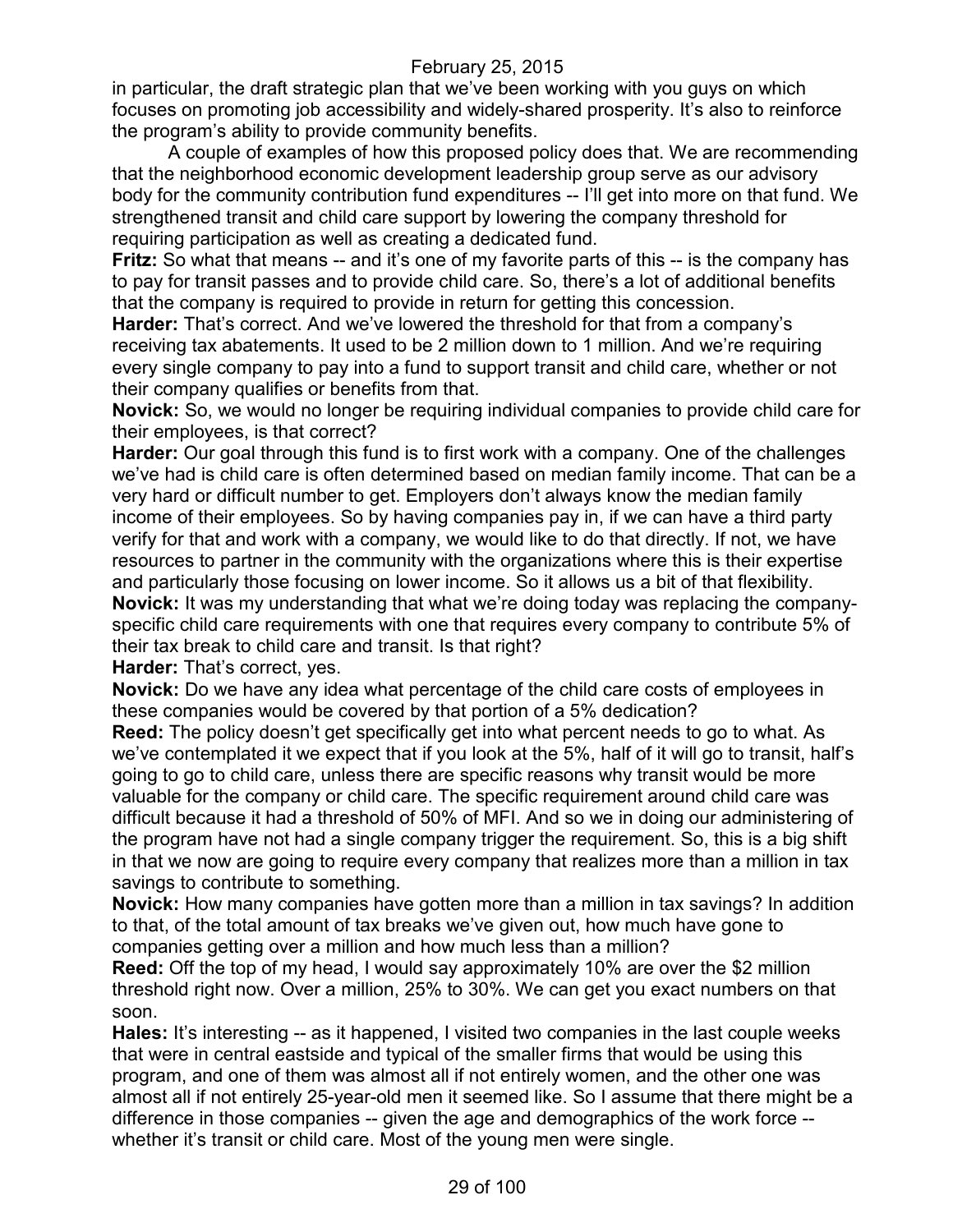in particular, the draft strategic plan that we've been working with you guys on which focuses on promoting job accessibility and widely-shared prosperity. It's also to reinforce the program's ability to provide community benefits.

A couple of examples of how this proposed policy does that. We are recommending that the neighborhood economic development leadership group serve as our advisory body for the community contribution fund expenditures -- I'll get into more on that fund. We strengthened transit and child care support by lowering the company threshold for requiring participation as well as creating a dedicated fund.

**Fritz:** So what that means -- and it's one of my favorite parts of this -- is the company has to pay for transit passes and to provide child care. So, there's a lot of additional benefits that the company is required to provide in return for getting this concession.

**Harder:** That's correct. And we've lowered the threshold for that from a company's receiving tax abatements. It used to be 2 million down to 1 million. And we're requiring every single company to pay into a fund to support transit and child care, whether or not their company qualifies or benefits from that.

**Novick:** So, we would no longer be requiring individual companies to provide child care for their employees, is that correct?

**Harder:** Our goal through this fund is to first work with a company. One of the challenges we've had is child care is often determined based on median family income. That can be a very hard or difficult number to get. Employers don't always know the median family income of their employees. So by having companies pay in, if we can have a third party verify for that and work with a company, we would like to do that directly. If not, we have resources to partner in the community with the organizations where this is their expertise and particularly those focusing on lower income. So it allows us a bit of that flexibility.

**Novick:** It was my understanding that what we're doing today was replacing the company-specific child care requirements with one that requires every company to contribute 5% of their tax break to child care and transit. Is that right?

**Harder:** That's correct, yes.

**Novick:** Do we have any idea what percentage of the child care costs of employees in these companies would be covered by that portion of a 5% dedication?

**Reed:** The policy doesn't get specifically get into what percent needs to go to what. As we've contemplated it we expect that if you look at the 5%, half of it will go to transit, half's going to go to child care, unless there are specific reasons why transit would be more valuable for the company or child care. The specific requirement around child care was difficult because it had a threshold of 50% of MFI. And so we in doing our administering of the program have not had a single company trigger the requirement. So, this is a big shift in that we now are going to require every company that realizes more than a million in tax savings to contribute to something.

**Novick:** How many companies have gotten more than a million in tax savings? In addition to that, of the total amount of tax breaks we've given out, how much have gone to companies getting over a million and how much less than a million?

**Reed:** Off the top of my head, I would say approximately 10% are over the $2 million threshold right now. Over a million, 25% to 30%. We can get you exact numbers on that soon.

**Hales:** It's interesting -- as it happened, I visited two companies in the last couple weeks that were in central eastside and typical of the smaller firms that would be using this program, and one of them was almost all if not entirely women, and the other one was almost all if not entirely 25-year-old men it seemed like. So I assume that there might be a difference in those companies -- given the age and demographics of the work force -- whether it's transit or child care. Most of the young men were single.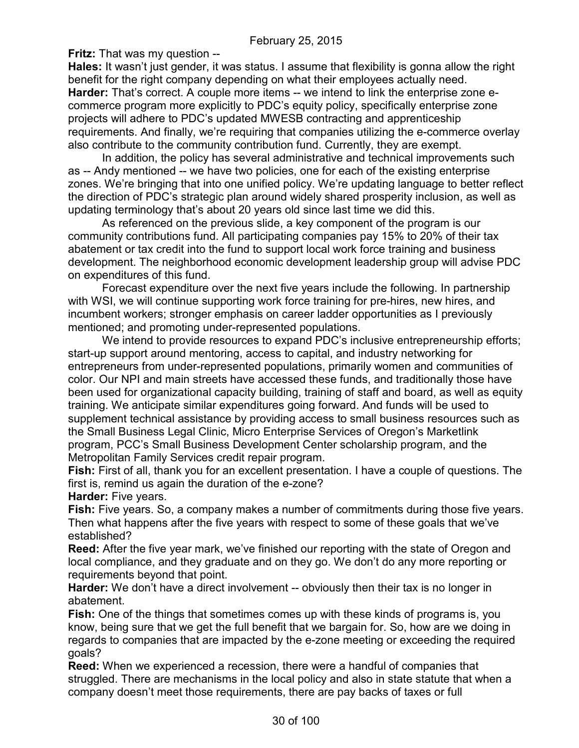**Fritz:** That was my question --

**Hales:** It wasn't just gender, it was status. I assume that flexibility is gonna allow the right benefit for the right company depending on what their employees actually need.

**Harder:** That's correct. A couple more items -- we intend to link the enterprise zone e-commerce program more explicitly to PDC's equity policy, specifically enterprise zone projects will adhere to PDC's updated MWESB contracting and apprenticeship requirements. And finally, we're requiring that companies utilizing the e-commerce overlay also contribute to the community contribution fund. Currently, they are exempt.

In addition, the policy has several administrative and technical improvements such as -- Andy mentioned -- we have two policies, one for each of the existing enterprise zones. We're bringing that into one unified policy. We're updating language to better reflect the direction of PDC's strategic plan around widely shared prosperity inclusion, as well as updating terminology that's about 20 years old since last time we did this.

As referenced on the previous slide, a key component of the program is our community contributions fund. All participating companies pay 15% to 20% of their tax abatement or tax credit into the fund to support local work force training and business development. The neighborhood economic development leadership group will advise PDC on expenditures of this fund.

Forecast expenditure over the next five years include the following. In partnership with WSI, we will continue supporting work force training for pre-hires, new hires, and incumbent workers; stronger emphasis on career ladder opportunities as I previously mentioned; and promoting under-represented populations.

We intend to provide resources to expand PDC's inclusive entrepreneurship efforts; start-up support around mentoring, access to capital, and industry networking for entrepreneurs from under-represented populations, primarily women and communities of color. Our NPI and main streets have accessed these funds, and traditionally those have been used for organizational capacity building, training of staff and board, as well as equity training. We anticipate similar expenditures going forward. And funds will be used to supplement technical assistance by providing access to small business resources such as the Small Business Legal Clinic, Micro Enterprise Services of Oregon's Marketlink program, PCC's Small Business Development Center scholarship program, and the Metropolitan Family Services credit repair program.

**Fish:** First of all, thank you for an excellent presentation. I have a couple of questions. The first is, remind us again the duration of the e-zone?

**Harder:** Five years.

**Fish:** Five years. So, a company makes a number of commitments during those five years. Then what happens after the five years with respect to some of these goals that we've established?

**Reed:** After the five year mark, we've finished our reporting with the state of Oregon and local compliance, and they graduate and on they go. We don't do any more reporting or requirements beyond that point.

**Harder:** We don't have a direct involvement -- obviously then their tax is no longer in abatement.

**Fish:** One of the things that sometimes comes up with these kinds of programs is, you know, being sure that we get the full benefit that we bargain for. So, how are we doing in regards to companies that are impacted by the e-zone meeting or exceeding the required goals?

**Reed:** When we experienced a recession, there were a handful of companies that struggled. There are mechanisms in the local policy and also in state statute that when a company doesn't meet those requirements, there are pay backs of taxes or full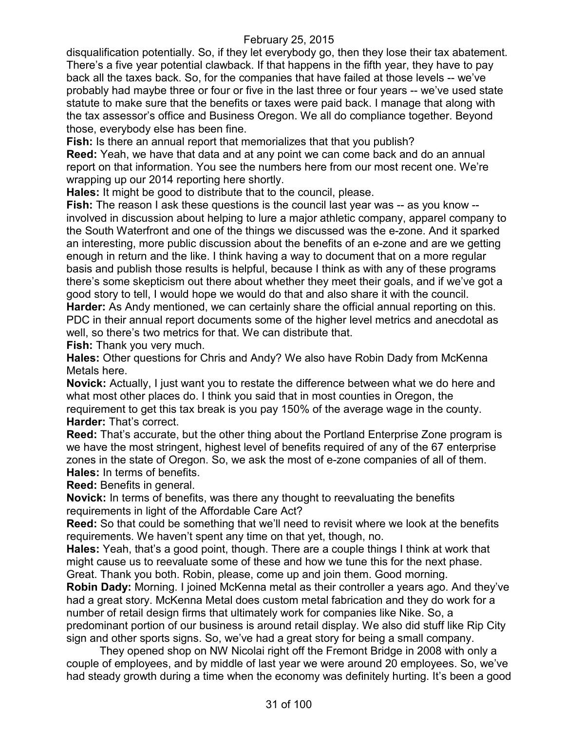disqualification potentially. So, if they let everybody go, then they lose their tax abatement. There's a five year potential clawback. If that happens in the fifth year, they have to pay back all the taxes back. So, for the companies that have failed at those levels -- we've probably had maybe three or four or five in the last three or four years -- we've used state statute to make sure that the benefits or taxes were paid back. I manage that along with the tax assessor's office and Business Oregon. We all do compliance together. Beyond those, everybody else has been fine.

**Fish:** Is there an annual report that memorializes that that you publish?

**Reed:** Yeah, we have that data and at any point we can come back and do an annual report on that information. You see the numbers here from our most recent one. We're wrapping up our 2014 reporting here shortly.

**Hales:** It might be good to distribute that to the council, please.

**Fish:** The reason I ask these questions is the council last year was -- as you know -- involved in discussion about helping to lure a major athletic company, apparel company to the South Waterfront and one of the things we discussed was the e-zone. And it sparked an interesting, more public discussion about the benefits of an e-zone and are we getting enough in return and the like. I think having a way to document that on a more regular basis and publish those results is helpful, because I think as with any of these programs there's some skepticism out there about whether they meet their goals, and if we've got a good story to tell, I would hope we would do that and also share it with the council.

**Harder:** As Andy mentioned, we can certainly share the official annual reporting on this. PDC in their annual report documents some of the higher level metrics and anecdotal as well, so there's two metrics for that. We can distribute that.

**Fish:** Thank you very much.

**Hales:** Other questions for Chris and Andy? We also have Robin Dady from McKenna Metals here.

**Novick:** Actually, I just want you to restate the difference between what we do here and what most other places do. I think you said that in most counties in Oregon, the requirement to get this tax break is you pay 150% of the average wage in the county.

**Harder:** That's correct.

**Reed:** That's accurate, but the other thing about the Portland Enterprise Zone program is we have the most stringent, highest level of benefits required of any of the 67 enterprise zones in the state of Oregon. So, we ask the most of e-zone companies of all of them.

**Hales:** In terms of benefits.

**Reed:** Benefits in general.

**Novick:** In terms of benefits, was there any thought to reevaluating the benefits requirements in light of the Affordable Care Act?

**Reed:** So that could be something that we'll need to revisit where we look at the benefits requirements. We haven't spent any time on that yet, though, no.

**Hales:** Yeah, that's a good point, though. There are a couple things I think at work that might cause us to reevaluate some of these and how we tune this for the next phase. Great. Thank you both. Robin, please, come up and join them. Good morning.

**Robin Dady:** Morning. I joined McKenna metal as their controller a years ago. And they've had a great story. McKenna Metal does custom metal fabrication and they do work for a number of retail design firms that ultimately work for companies like Nike. So, a predominant portion of our business is around retail display. We also did stuff like Rip City sign and other sports signs. So, we've had a great story for being a small company.

They opened shop on NW Nicolai right off the Fremont Bridge in 2008 with only a couple of employees, and by middle of last year we were around 20 employees. So, we've had steady growth during a time when the economy was definitely hurting. It's been a good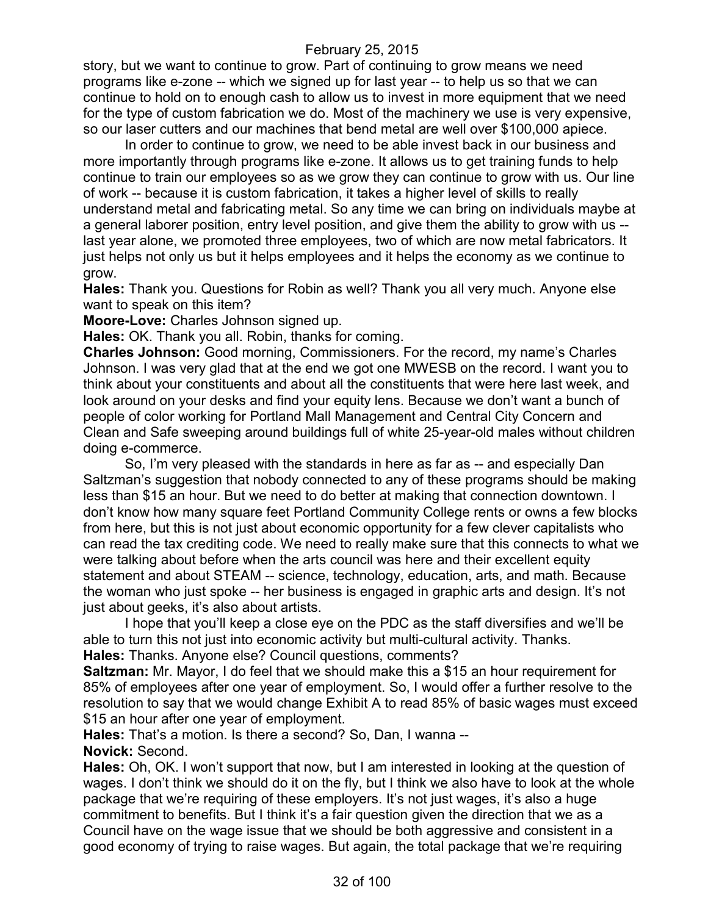story, but we want to continue to grow. Part of continuing to grow means we need programs like e-zone -- which we signed up for last year -- to help us so that we can continue to hold on to enough cash to allow us to invest in more equipment that we need for the type of custom fabrication we do. Most of the machinery we use is very expensive, so our laser cutters and our machines that bend metal are well over $100,000 apiece.

In order to continue to grow, we need to be able invest back in our business and more importantly through programs like e-zone. It allows us to get training funds to help continue to train our employees so as we grow they can continue to grow with us. Our line of work -- because it is custom fabrication, it takes a higher level of skills to really understand metal and fabricating metal. So any time we can bring on individuals maybe at a general laborer position, entry level position, and give them the ability to grow with us -- last year alone, we promoted three employees, two of which are now metal fabricators. It just helps not only us but it helps employees and it helps the economy as we continue to grow.

**Hales:** Thank you. Questions for Robin as well? Thank you all very much. Anyone else want to speak on this item?

**Moore-Love:** Charles Johnson signed up.

**Hales:** OK. Thank you all. Robin, thanks for coming.

**Charles Johnson:** Good morning, Commissioners. For the record, my name's Charles Johnson. I was very glad that at the end we got one MWESB on the record. I want you to think about your constituents and about all the constituents that were here last week, and look around on your desks and find your equity lens. Because we don't want a bunch of people of color working for Portland Mall Management and Central City Concern and Clean and Safe sweeping around buildings full of white 25-year-old males without children doing e-commerce.

So, I'm very pleased with the standards in here as far as -- and especially Dan Saltzman's suggestion that nobody connected to any of these programs should be making less than $15 an hour. But we need to do better at making that connection downtown. I don't know how many square feet Portland Community College rents or owns a few blocks from here, but this is not just about economic opportunity for a few clever capitalists who can read the tax crediting code. We need to really make sure that this connects to what we were talking about before when the arts council was here and their excellent equity statement and about STEAM -- science, technology, education, arts, and math. Because the woman who just spoke -- her business is engaged in graphic arts and design. It's not just about geeks, it's also about artists.

I hope that you'll keep a close eye on the PDC as the staff diversifies and we'll be able to turn this not just into economic activity but multi-cultural activity. Thanks.

**Hales:** Thanks. Anyone else? Council questions, comments?

**Saltzman:** Mr. Mayor, I do feel that we should make this a $15 an hour requirement for 85% of employees after one year of employment. So, I would offer a further resolve to the resolution to say that we would change Exhibit A to read 85% of basic wages must exceed $15 an hour after one year of employment.

**Hales:** That's a motion. Is there a second? So, Dan, I wanna --

**Novick:** Second.

**Hales:** Oh, OK. I won't support that now, but I am interested in looking at the question of wages. I don't think we should do it on the fly, but I think we also have to look at the whole package that we're requiring of these employers. It's not just wages, it's also a huge commitment to benefits. But I think it's a fair question given the direction that we as a Council have on the wage issue that we should be both aggressive and consistent in a good economy of trying to raise wages. But again, the total package that we're requiring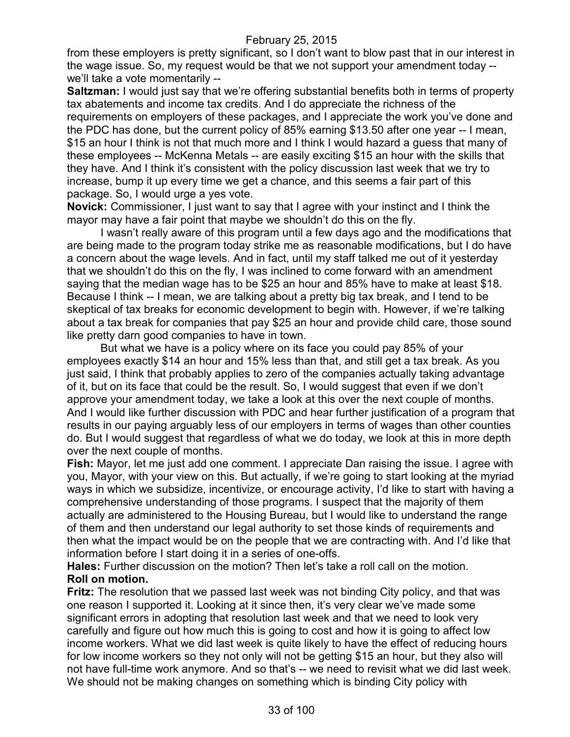from these employers is pretty significant, so I don't want to blow past that in our interest in the wage issue. So, my request would be that we not support your amendment today -- we'll take a vote momentarily --

**Saltzman:** I would just say that we're offering substantial benefits both in terms of property tax abatements and income tax credits. And I do appreciate the richness of the requirements on employers of these packages, and I appreciate the work you've done and the PDC has done, but the current policy of 85% earning $13.50 after one year -- I mean, $15 an hour I think is not that much more and I think I would hazard a guess that many of these employees -- McKenna Metals -- are easily exciting $15 an hour with the skills that they have. And I think it's consistent with the policy discussion last week that we try to increase, bump it up every time we get a chance, and this seems a fair part of this package. So, I would urge a yes vote.

**Novick:** Commissioner, I just want to say that I agree with your instinct and I think the mayor may have a fair point that maybe we shouldn't do this on the fly.

I wasn't really aware of this program until a few days ago and the modifications that are being made to the program today strike me as reasonable modifications, but I do have a concern about the wage levels. And in fact, until my staff talked me out of it yesterday that we shouldn't do this on the fly, I was inclined to come forward with an amendment saying that the median wage has to be $25 an hour and 85% have to make at least $18. Because I think -- I mean, we are talking about a pretty big tax break, and I tend to be skeptical of tax breaks for economic development to begin with. However, if we're talking about a tax break for companies that pay $25 an hour and provide child care, those sound like pretty darn good companies to have in town.

But what we have is a policy where on its face you could pay 85% of your employees exactly $14 an hour and 15% less than that, and still get a tax break. As you just said, I think that probably applies to zero of the companies actually taking advantage of it, but on its face that could be the result. So, I would suggest that even if we don't approve your amendment today, we take a look at this over the next couple of months. And I would like further discussion with PDC and hear further justification of a program that results in our paying arguably less of our employers in terms of wages than other counties do. But I would suggest that regardless of what we do today, we look at this in more depth over the next couple of months.

**Fish:** Mayor, let me just add one comment. I appreciate Dan raising the issue. I agree with you, Mayor, with your view on this. But actually, if we're going to start looking at the myriad ways in which we subsidize, incentivize, or encourage activity, I'd like to start with having a comprehensive understanding of those programs. I suspect that the majority of them actually are administered to the Housing Bureau, but I would like to understand the range of them and then understand our legal authority to set those kinds of requirements and then what the impact would be on the people that we are contracting with. And I'd like that information before I start doing it in a series of one-offs.

**Hales:** Further discussion on the motion? Then let's take a roll call on the motion.

**Roll on motion.**

**Fritz:** The resolution that we passed last week was not binding City policy, and that was one reason I supported it. Looking at it since then, it's very clear we've made some significant errors in adopting that resolution last week and that we need to look very carefully and figure out how much this is going to cost and how it is going to affect low income workers. What we did last week is quite likely to have the effect of reducing hours for low income workers so they not only will not be getting $15 an hour, but they also will not have full-time work anymore. And so that's -- we need to revisit what we did last week. We should not be making changes on something which is binding City policy with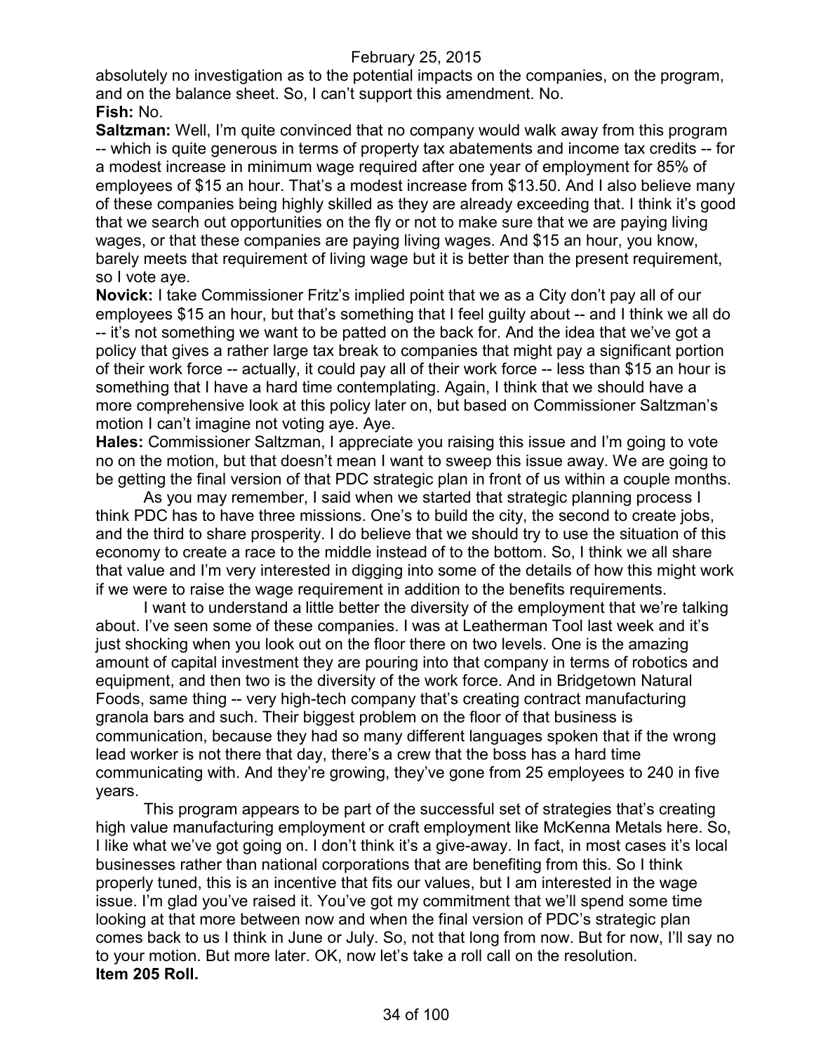absolutely no investigation as to the potential impacts on the companies, on the program, and on the balance sheet. So, I can't support this amendment. No.

**Fish:** No.

**Saltzman:** Well, I'm quite convinced that no company would walk away from this program -- which is quite generous in terms of property tax abatements and income tax credits -- for a modest increase in minimum wage required after one year of employment for 85% of employees of $15 an hour. That's a modest increase from $13.50. And I also believe many of these companies being highly skilled as they are already exceeding that. I think it's good that we search out opportunities on the fly or not to make sure that we are paying living wages, or that these companies are paying living wages. And $15 an hour, you know, barely meets that requirement of living wage but it is better than the present requirement, so I vote aye.

**Novick:** I take Commissioner Fritz's implied point that we as a City don't pay all of our employees $15 an hour, but that's something that I feel guilty about -- and I think we all do -- it's not something we want to be patted on the back for. And the idea that we've got a policy that gives a rather large tax break to companies that might pay a significant portion of their work force -- actually, it could pay all of their work force -- less than $15 an hour is something that I have a hard time contemplating. Again, I think that we should have a more comprehensive look at this policy later on, but based on Commissioner Saltzman's motion I can't imagine not voting aye. Aye.

**Hales:** Commissioner Saltzman, I appreciate you raising this issue and I'm going to vote no on the motion, but that doesn't mean I want to sweep this issue away. We are going to be getting the final version of that PDC strategic plan in front of us within a couple months.

As you may remember, I said when we started that strategic planning process I think PDC has to have three missions. One's to build the city, the second to create jobs, and the third to share prosperity. I do believe that we should try to use the situation of this economy to create a race to the middle instead of to the bottom. So, I think we all share that value and I'm very interested in digging into some of the details of how this might work if we were to raise the wage requirement in addition to the benefits requirements.

I want to understand a little better the diversity of the employment that we're talking about. I've seen some of these companies. I was at Leatherman Tool last week and it's just shocking when you look out on the floor there on two levels. One is the amazing amount of capital investment they are pouring into that company in terms of robotics and equipment, and then two is the diversity of the work force. And in Bridgetown Natural Foods, same thing -- very high-tech company that's creating contract manufacturing granola bars and such. Their biggest problem on the floor of that business is communication, because they had so many different languages spoken that if the wrong lead worker is not there that day, there's a crew that the boss has a hard time communicating with. And they're growing, they've gone from 25 employees to 240 in five years.

This program appears to be part of the successful set of strategies that's creating high value manufacturing employment or craft employment like McKenna Metals here. So, I like what we've got going on. I don't think it's a give-away. In fact, in most cases it's local businesses rather than national corporations that are benefiting from this. So I think properly tuned, this is an incentive that fits our values, but I am interested in the wage issue. I'm glad you've raised it. You've got my commitment that we'll spend some time looking at that more between now and when the final version of PDC's strategic plan comes back to us I think in June or July. So, not that long from now. But for now, I'll say no to your motion. But more later. OK, now let's take a roll call on the resolution.

**Item 205 Roll.**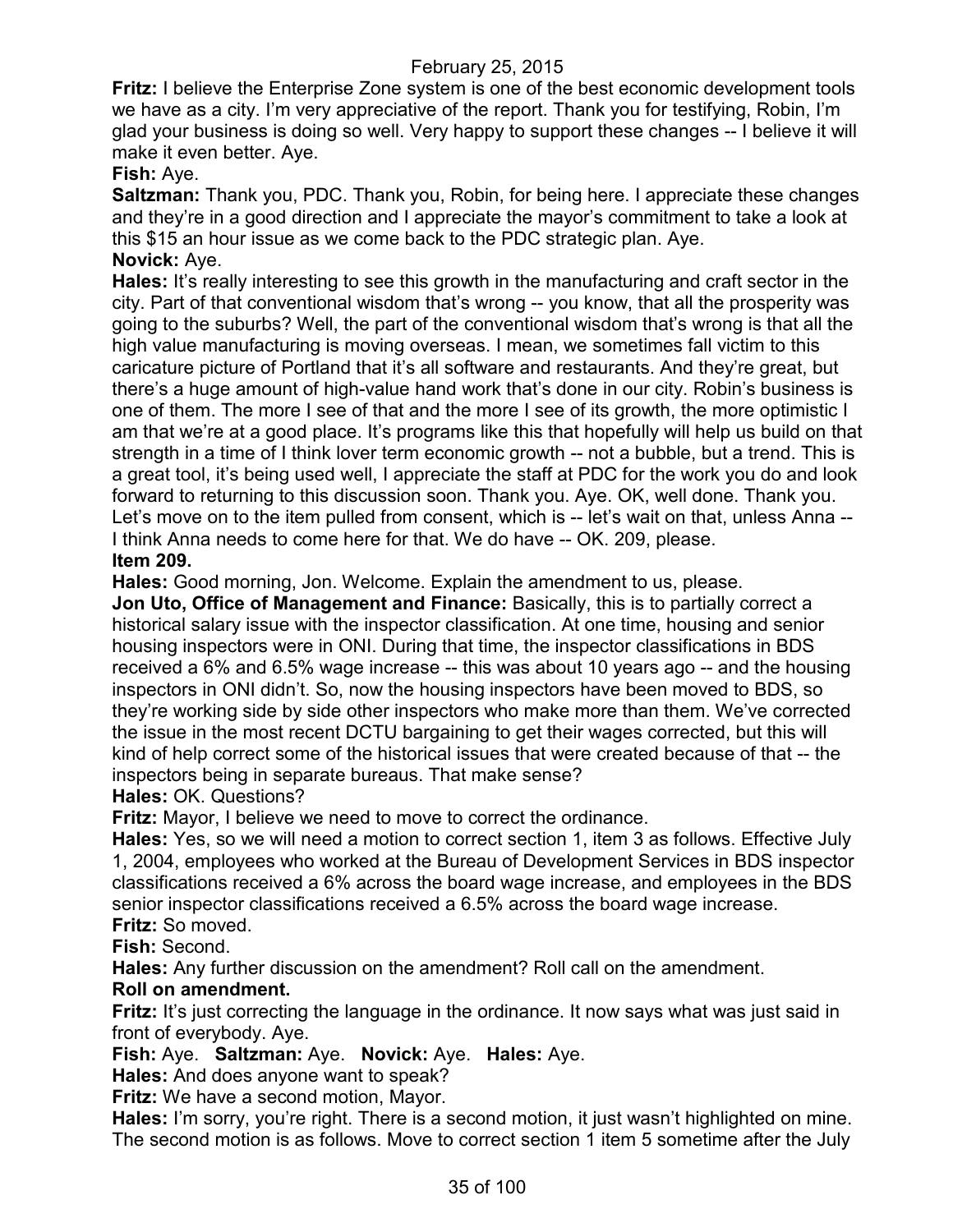**Fritz:** I believe the Enterprise Zone system is one of the best economic development tools we have as a city. I'm very appreciative of the report. Thank you for testifying, Robin, I'm glad your business is doing so well. Very happy to support these changes -- I believe it will make it even better. Aye.

**Fish:** Aye.

**Saltzman:** Thank you, PDC. Thank you, Robin, for being here. I appreciate these changes and they're in a good direction and I appreciate the mayor's commitment to take a look at this $15 an hour issue as we come back to the PDC strategic plan. Aye.

**Novick:** Aye.

**Hales:** It's really interesting to see this growth in the manufacturing and craft sector in the city. Part of that conventional wisdom that's wrong -- you know, that all the prosperity was going to the suburbs? Well, the part of the conventional wisdom that's wrong is that all the high value manufacturing is moving overseas. I mean, we sometimes fall victim to this caricature picture of Portland that it's all software and restaurants. And they're great, but there's a huge amount of high-value hand work that's done in our city. Robin's business is one of them. The more I see of that and the more I see of its growth, the more optimistic I am that we're at a good place. It's programs like this that hopefully will help us build on that strength in a time of I think lover term economic growth -- not a bubble, but a trend. This is a great tool, it's being used well, I appreciate the staff at PDC for the work you do and look forward to returning to this discussion soon. Thank you. Aye. OK, well done. Thank you. Let's move on to the item pulled from consent, which is -- let's wait on that, unless Anna -- I think Anna needs to come here for that. We do have -- OK. 209, please.

**Item 209.**

**Hales:** Good morning, Jon. Welcome. Explain the amendment to us, please.

**Jon Uto, Office of Management and Finance:** Basically, this is to partially correct a historical salary issue with the inspector classification. At one time, housing and senior housing inspectors were in ONI. During that time, the inspector classifications in BDS received a 6% and 6.5% wage increase -- this was about 10 years ago -- and the housing inspectors in ONI didn't. So, now the housing inspectors have been moved to BDS, so they're working side by side other inspectors who make more than them. We've corrected the issue in the most recent DCTU bargaining to get their wages corrected, but this will kind of help correct some of the historical issues that were created because of that -- the inspectors being in separate bureaus. That make sense?

**Hales:** OK. Questions?

**Fritz:** Mayor, I believe we need to move to correct the ordinance.

**Hales:** Yes, so we will need a motion to correct section 1, item 3 as follows. Effective July 1, 2004, employees who worked at the Bureau of Development Services in BDS inspector classifications received a 6% across the board wage increase, and employees in the BDS senior inspector classifications received a 6.5% across the board wage increase.

**Fritz:** So moved.

**Fish:** Second.

**Hales:** Any further discussion on the amendment? Roll call on the amendment.

**Roll on amendment.**

**Fritz:** It's just correcting the language in the ordinance. It now says what was just said in front of everybody. Aye.

**Fish:** Aye. **Saltzman:** Aye. **Novick:** Aye. **Hales:** Aye.

**Hales:** And does anyone want to speak?

**Fritz:** We have a second motion, Mayor.

**Hales:** I'm sorry, you're right. There is a second motion, it just wasn't highlighted on mine. The second motion is as follows. Move to correct section 1 item 5 sometime after the July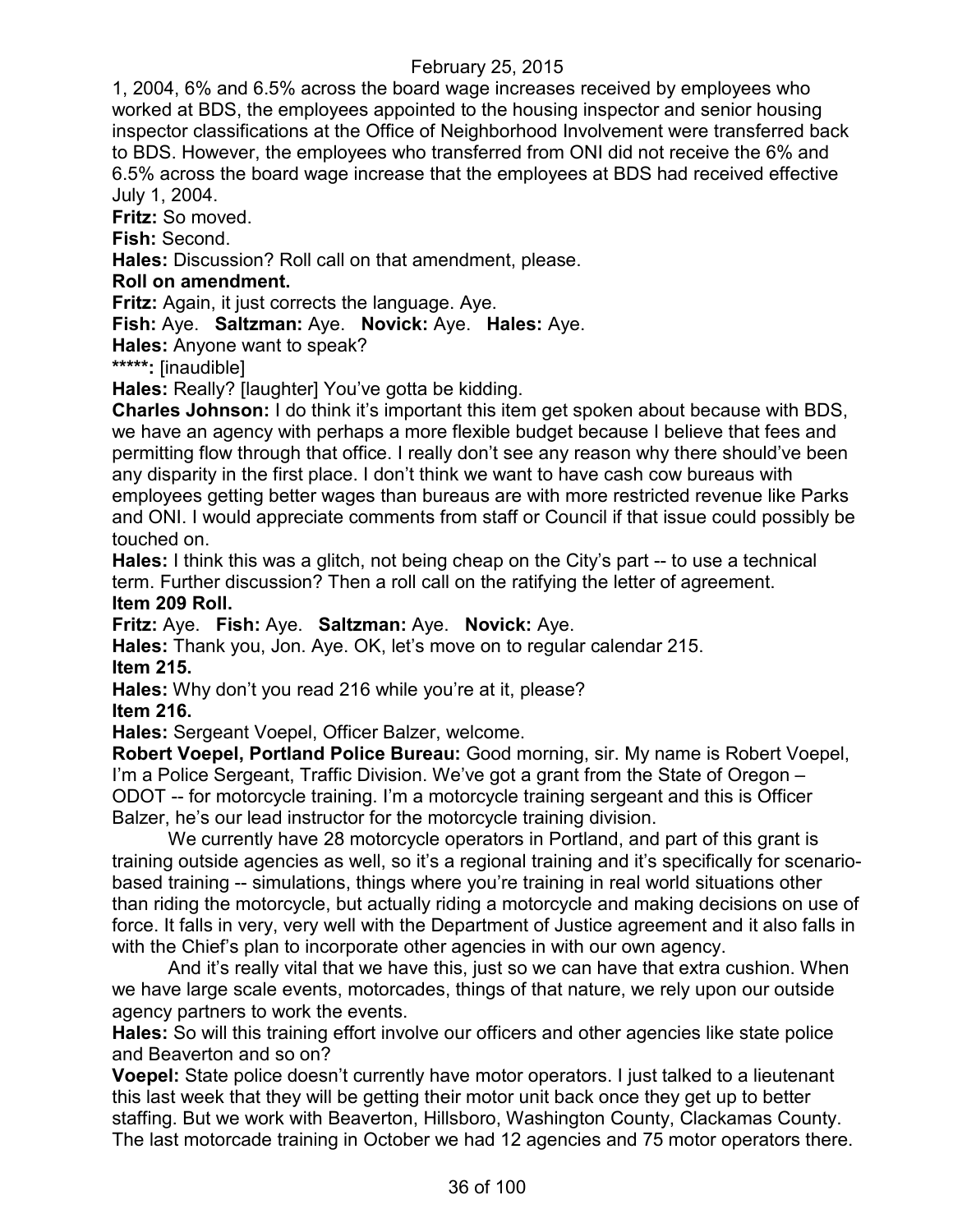1, 2004, 6% and 6.5% across the board wage increases received by employees who worked at BDS, the employees appointed to the housing inspector and senior housing inspector classifications at the Office of Neighborhood Involvement were transferred back to BDS. However, the employees who transferred from ONI did not receive the 6% and 6.5% across the board wage increase that the employees at BDS had received effective July 1, 2004.

**Fritz:** So moved.

**Fish:** Second.

**Hales:** Discussion? Roll call on that amendment, please.

**Roll on amendment.**

**Fritz:** Again, it just corrects the language. Aye.

**Fish:** Aye. **Saltzman:** Aye. **Novick:** Aye. **Hales:** Aye.

**Hales:** Anyone want to speak?

**\*\*\*\*\*:** [inaudible]

**Hales:** Really? [laughter] You've gotta be kidding.

**Charles Johnson:** I do think it's important this item get spoken about because with BDS, we have an agency with perhaps a more flexible budget because I believe that fees and permitting flow through that office. I really don't see any reason why there should've been any disparity in the first place. I don't think we want to have cash cow bureaus with employees getting better wages than bureaus are with more restricted revenue like Parks and ONI. I would appreciate comments from staff or Council if that issue could possibly be touched on.

**Hales:** I think this was a glitch, not being cheap on the City's part -- to use a technical term. Further discussion? Then a roll call on the ratifying the letter of agreement.

**Item 209 Roll.**

**Fritz:** Aye. **Fish:** Aye. **Saltzman:** Aye. **Novick:** Aye.

**Hales:** Thank you, Jon. Aye. OK, let's move on to regular calendar 215.

**Item 215.**

**Hales:** Why don't you read 216 while you're at it, please?

**Item 216.**

**Hales:** Sergeant Voepel, Officer Balzer, welcome.

**Robert Voepel, Portland Police Bureau:** Good morning, sir. My name is Robert Voepel, I'm a Police Sergeant, Traffic Division. We've got a grant from the State of Oregon – ODOT -- for motorcycle training. I'm a motorcycle training sergeant and this is Officer Balzer, he's our lead instructor for the motorcycle training division.

We currently have 28 motorcycle operators in Portland, and part of this grant is training outside agencies as well, so it's a regional training and it's specifically for scenario-based training -- simulations, things where you're training in real world situations other than riding the motorcycle, but actually riding a motorcycle and making decisions on use of force. It falls in very, very well with the Department of Justice agreement and it also falls in with the Chief's plan to incorporate other agencies in with our own agency.

And it's really vital that we have this, just so we can have that extra cushion. When we have large scale events, motorcades, things of that nature, we rely upon our outside agency partners to work the events.

**Hales:** So will this training effort involve our officers and other agencies like state police and Beaverton and so on?

**Voepel:** State police doesn't currently have motor operators. I just talked to a lieutenant this last week that they will be getting their motor unit back once they get up to better staffing. But we work with Beaverton, Hillsboro, Washington County, Clackamas County. The last motorcade training in October we had 12 agencies and 75 motor operators there.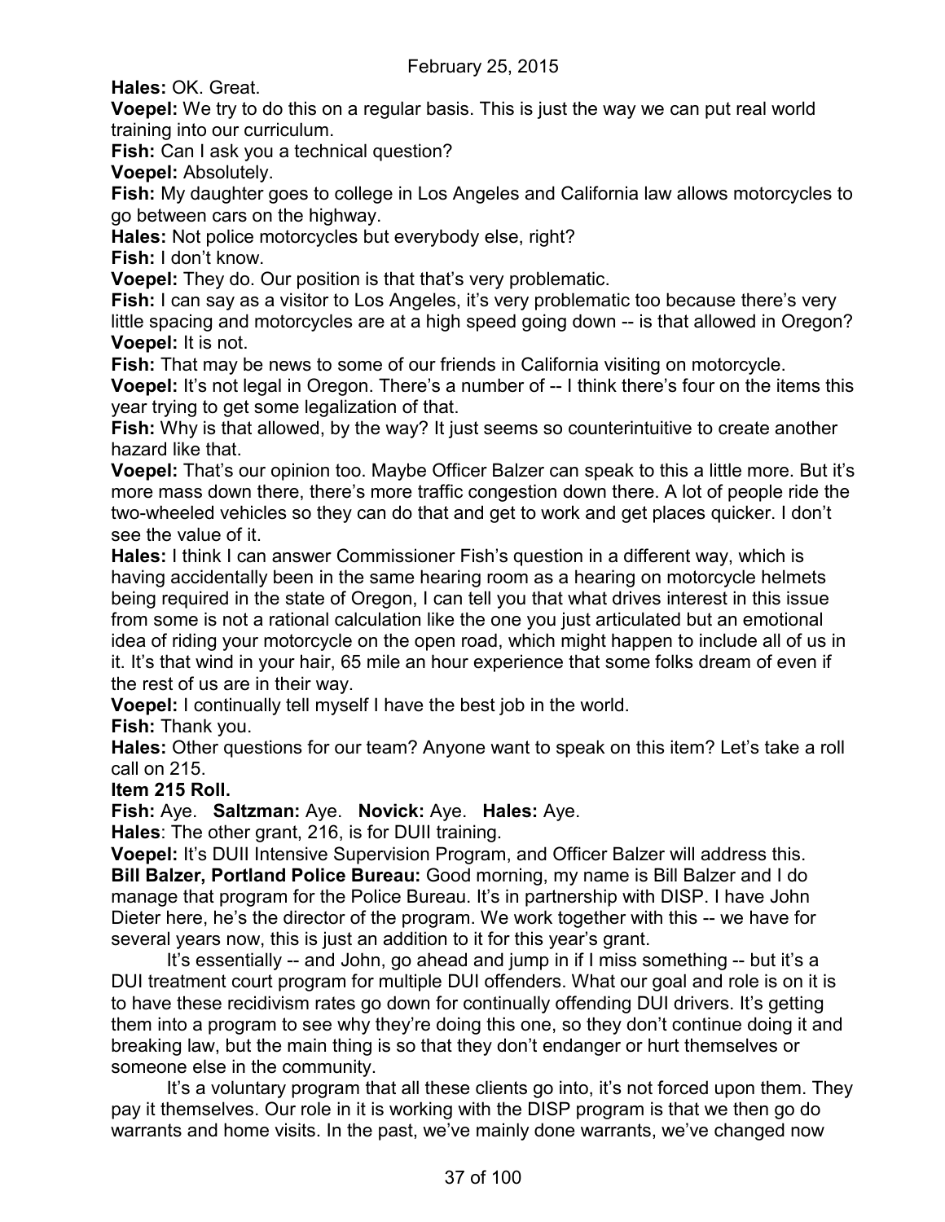**Hales:** OK. Great.

**Voepel:** We try to do this on a regular basis. This is just the way we can put real world training into our curriculum.

**Fish:** Can I ask you a technical question?

**Voepel:** Absolutely.

**Fish:** My daughter goes to college in Los Angeles and California law allows motorcycles to go between cars on the highway.

**Hales:** Not police motorcycles but everybody else, right?

**Fish:** I don't know.

**Voepel:** They do. Our position is that that's very problematic.

**Fish:** I can say as a visitor to Los Angeles, it's very problematic too because there's very little spacing and motorcycles are at a high speed going down -- is that allowed in Oregon?

**Voepel:** It is not.

**Fish:** That may be news to some of our friends in California visiting on motorcycle.

**Voepel:** It's not legal in Oregon. There's a number of -- I think there's four on the items this year trying to get some legalization of that.

**Fish:** Why is that allowed, by the way? It just seems so counterintuitive to create another hazard like that.

**Voepel:** That's our opinion too. Maybe Officer Balzer can speak to this a little more. But it's more mass down there, there's more traffic congestion down there. A lot of people ride the two-wheeled vehicles so they can do that and get to work and get places quicker. I don't see the value of it.

**Hales:** I think I can answer Commissioner Fish's question in a different way, which is having accidentally been in the same hearing room as a hearing on motorcycle helmets being required in the state of Oregon, I can tell you that what drives interest in this issue from some is not a rational calculation like the one you just articulated but an emotional idea of riding your motorcycle on the open road, which might happen to include all of us in it. It's that wind in your hair, 65 mile an hour experience that some folks dream of even if the rest of us are in their way.

**Voepel:** I continually tell myself I have the best job in the world.

**Fish:** Thank you.

**Hales:** Other questions for our team? Anyone want to speak on this item? Let's take a roll call on 215.

**Item 215 Roll.**

**Fish:** Aye. **Saltzman:** Aye. **Novick:** Aye. **Hales:** Aye.

**Hales**: The other grant, 216, is for DUII training.

**Voepel:** It's DUII Intensive Supervision Program, and Officer Balzer will address this.

**Bill Balzer, Portland Police Bureau:** Good morning, my name is Bill Balzer and I do manage that program for the Police Bureau. It's in partnership with DISP. I have John Dieter here, he's the director of the program. We work together with this -- we have for several years now, this is just an addition to it for this year's grant.

It's essentially -- and John, go ahead and jump in if I miss something -- but it's a DUI treatment court program for multiple DUI offenders. What our goal and role is on it is to have these recidivism rates go down for continually offending DUI drivers. It's getting them into a program to see why they're doing this one, so they don't continue doing it and breaking law, but the main thing is so that they don't endanger or hurt themselves or someone else in the community.

It's a voluntary program that all these clients go into, it's not forced upon them. They pay it themselves. Our role in it is working with the DISP program is that we then go do warrants and home visits. In the past, we've mainly done warrants, we've changed now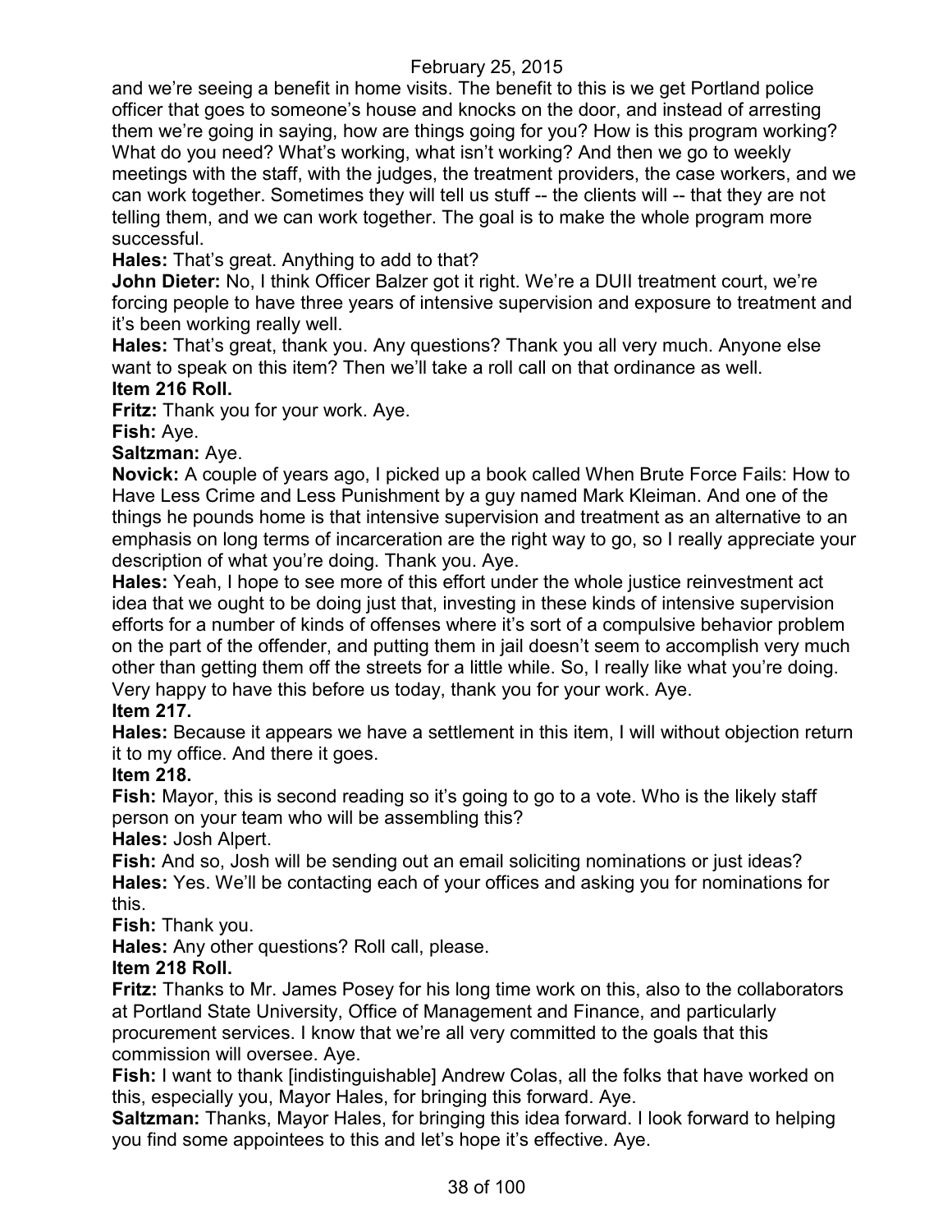and we're seeing a benefit in home visits. The benefit to this is we get Portland police officer that goes to someone's house and knocks on the door, and instead of arresting them we're going in saying, how are things going for you? How is this program working? What do you need? What's working, what isn't working? And then we go to weekly meetings with the staff, with the judges, the treatment providers, the case workers, and we can work together. Sometimes they will tell us stuff -- the clients will -- that they are not telling them, and we can work together. The goal is to make the whole program more successful.

**Hales:** That's great. Anything to add to that?

**John Dieter:** No, I think Officer Balzer got it right. We're a DUII treatment court, we're forcing people to have three years of intensive supervision and exposure to treatment and it's been working really well.

**Hales:** That's great, thank you. Any questions? Thank you all very much. Anyone else want to speak on this item? Then we'll take a roll call on that ordinance as well.

**Item 216 Roll.**

**Fritz:** Thank you for your work. Aye.

**Fish:** Aye.

**Saltzman:** Aye.

**Novick:** A couple of years ago, I picked up a book called When Brute Force Fails: How to Have Less Crime and Less Punishment by a guy named Mark Kleiman. And one of the things he pounds home is that intensive supervision and treatment as an alternative to an emphasis on long terms of incarceration are the right way to go, so I really appreciate your description of what you're doing. Thank you. Aye.

**Hales:** Yeah, I hope to see more of this effort under the whole justice reinvestment act idea that we ought to be doing just that, investing in these kinds of intensive supervision efforts for a number of kinds of offenses where it's sort of a compulsive behavior problem on the part of the offender, and putting them in jail doesn't seem to accomplish very much other than getting them off the streets for a little while. So, I really like what you're doing. Very happy to have this before us today, thank you for your work. Aye.

**Item 217.**

**Hales:** Because it appears we have a settlement in this item, I will without objection return it to my office. And there it goes.

**Item 218.**

**Fish:** Mayor, this is second reading so it's going to go to a vote. Who is the likely staff person on your team who will be assembling this?

**Hales:** Josh Alpert.

**Fish:** And so, Josh will be sending out an email soliciting nominations or just ideas?

**Hales:** Yes. We'll be contacting each of your offices and asking you for nominations for this.

**Fish:** Thank you.

**Hales:** Any other questions? Roll call, please.

**Item 218 Roll.**

**Fritz:** Thanks to Mr. James Posey for his long time work on this, also to the collaborators at Portland State University, Office of Management and Finance, and particularly procurement services. I know that we're all very committed to the goals that this commission will oversee. Aye.

**Fish:** I want to thank [indistinguishable] Andrew Colas, all the folks that have worked on this, especially you, Mayor Hales, for bringing this forward. Aye.

**Saltzman:** Thanks, Mayor Hales, for bringing this idea forward. I look forward to helping you find some appointees to this and let's hope it's effective. Aye.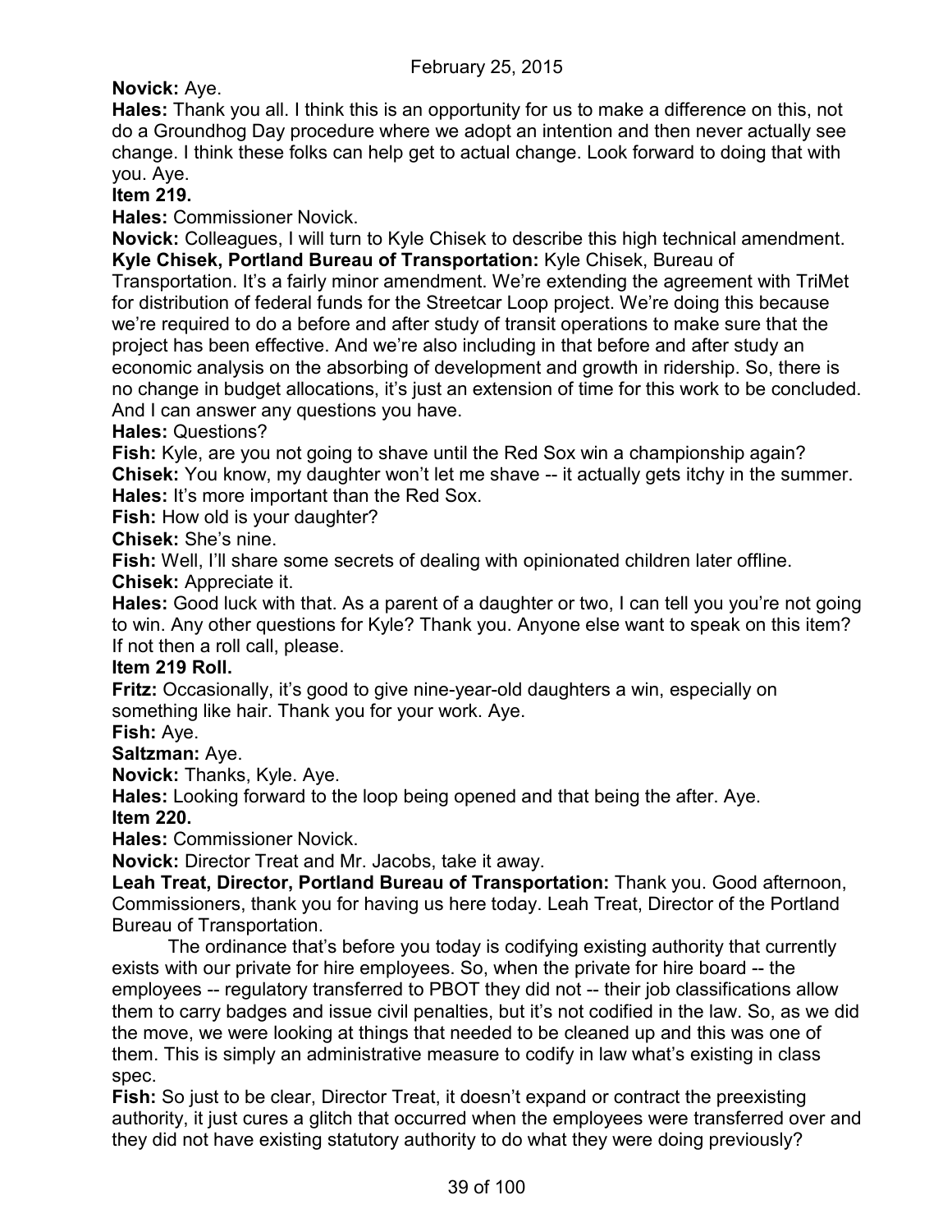**Novick:** Aye.

**Hales:** Thank you all. I think this is an opportunity for us to make a difference on this, not do a Groundhog Day procedure where we adopt an intention and then never actually see change. I think these folks can help get to actual change. Look forward to doing that with you. Aye.

**Item 219.**

**Hales:** Commissioner Novick.

**Novick:** Colleagues, I will turn to Kyle Chisek to describe this high technical amendment.

**Kyle Chisek, Portland Bureau of Transportation:** Kyle Chisek, Bureau of Transportation. It's a fairly minor amendment. We're extending the agreement with TriMet for distribution of federal funds for the Streetcar Loop project. We're doing this because we're required to do a before and after study of transit operations to make sure that the project has been effective. And we're also including in that before and after study an economic analysis on the absorbing of development and growth in ridership. So, there is no change in budget allocations, it's just an extension of time for this work to be concluded. And I can answer any questions you have.

**Hales:** Questions?

**Fish:** Kyle, are you not going to shave until the Red Sox win a championship again?

**Chisek:** You know, my daughter won't let me shave -- it actually gets itchy in the summer.

**Hales:** It's more important than the Red Sox.

**Fish:** How old is your daughter?

**Chisek:** She's nine.

**Fish:** Well, I'll share some secrets of dealing with opinionated children later offline.

**Chisek:** Appreciate it.

**Hales:** Good luck with that. As a parent of a daughter or two, I can tell you you're not going to win. Any other questions for Kyle? Thank you. Anyone else want to speak on this item? If not then a roll call, please.

**Item 219 Roll.**

**Fritz:** Occasionally, it's good to give nine-year-old daughters a win, especially on something like hair. Thank you for your work. Aye.

**Fish:** Aye.

**Saltzman:** Aye.

**Novick:** Thanks, Kyle. Aye.

**Hales:** Looking forward to the loop being opened and that being the after. Aye.

**Item 220.**

**Hales:** Commissioner Novick.

**Novick:** Director Treat and Mr. Jacobs, take it away.

**Leah Treat, Director, Portland Bureau of Transportation:** Thank you. Good afternoon, Commissioners, thank you for having us here today. Leah Treat, Director of the Portland Bureau of Transportation.

The ordinance that's before you today is codifying existing authority that currently exists with our private for hire employees. So, when the private for hire board -- the employees -- regulatory transferred to PBOT they did not -- their job classifications allow them to carry badges and issue civil penalties, but it's not codified in the law. So, as we did the move, we were looking at things that needed to be cleaned up and this was one of them. This is simply an administrative measure to codify in law what's existing in class spec.

**Fish:** So just to be clear, Director Treat, it doesn't expand or contract the preexisting authority, it just cures a glitch that occurred when the employees were transferred over and they did not have existing statutory authority to do what they were doing previously?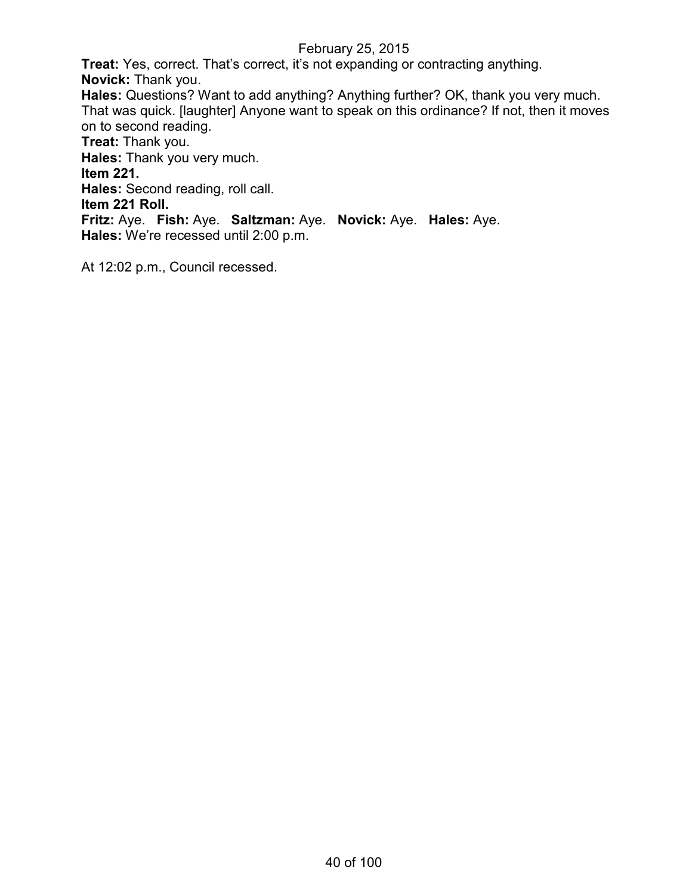**Treat:** Yes, correct. That's correct, it's not expanding or contracting anything.
**Novick:** Thank you.
**Hales:** Questions? Want to add anything? Anything further? OK, thank you very much. That was quick. [laughter] Anyone want to speak on this ordinance? If not, then it moves on to second reading.
**Treat:** Thank you.
**Hales:** Thank you very much.
**Item 221.**
**Hales:** Second reading, roll call.
**Item 221 Roll.**
**Fritz:** Aye. **Fish:** Aye. **Saltzman:** Aye. **Novick:** Aye. **Hales:** Aye.
**Hales:** We're recessed until 2:00 p.m.

At 12:02 p.m., Council recessed.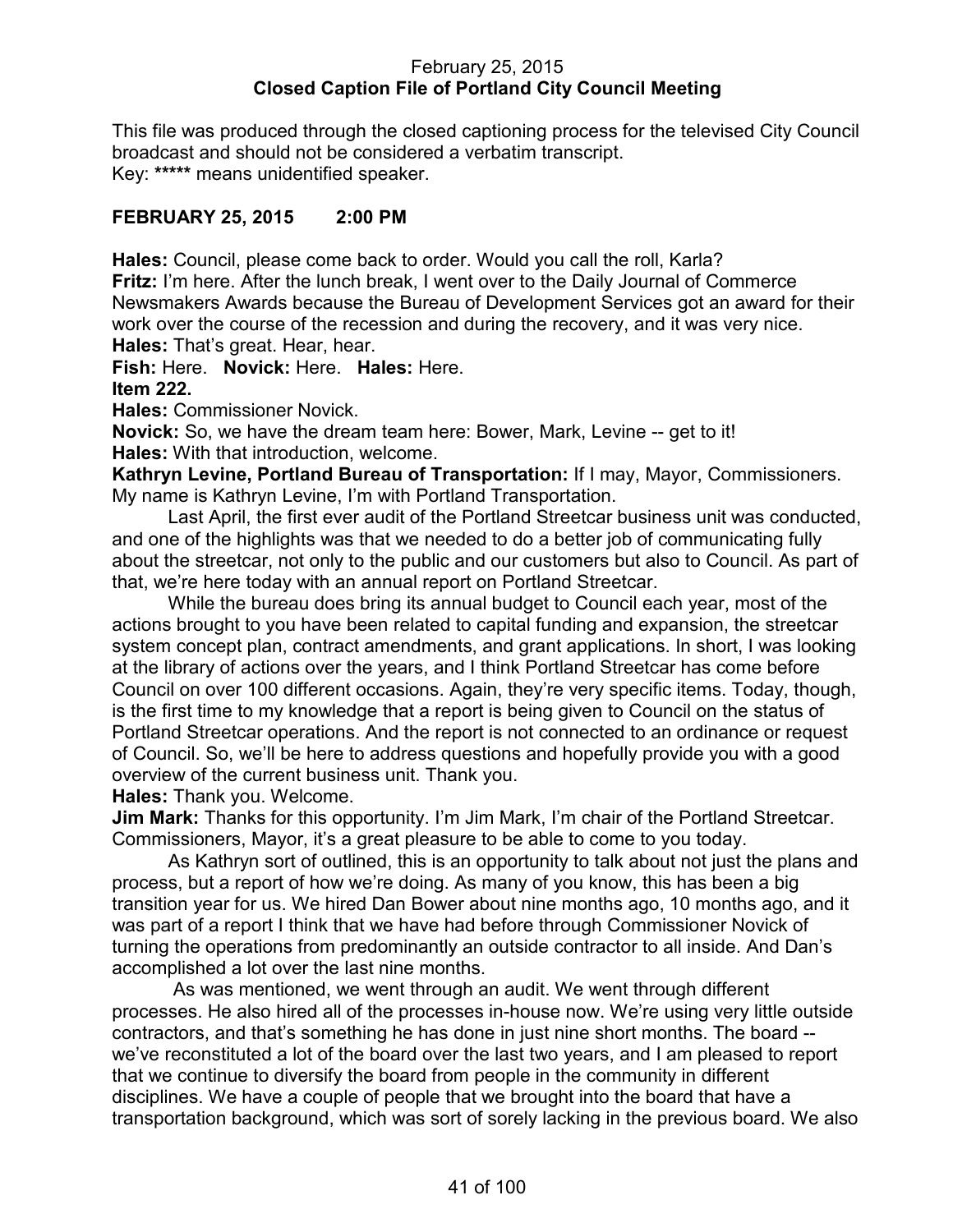February 25, 2015
**Closed Caption File of Portland City Council Meeting**

This file was produced through the closed captioning process for the televised City Council broadcast and should not be considered a verbatim transcript.
Key: ***** means unidentified speaker.

**FEBRUARY 25, 2015 2:00 PM**

**Hales:** Council, please come back to order. Would you call the roll, Karla?
**Fritz:** I'm here. After the lunch break, I went over to the Daily Journal of Commerce Newsmakers Awards because the Bureau of Development Services got an award for their work over the course of the recession and during the recovery, and it was very nice.
**Hales:** That's great. Hear, hear.
**Fish:** Here. **Novick:** Here. **Hales:** Here.
**Item 222.**
**Hales:** Commissioner Novick.
**Novick:** So, we have the dream team here: Bower, Mark, Levine -- get to it!
**Hales:** With that introduction, welcome.
**Kathryn Levine, Portland Bureau of Transportation:** If I may, Mayor, Commissioners. My name is Kathryn Levine, I'm with Portland Transportation.

Last April, the first ever audit of the Portland Streetcar business unit was conducted, and one of the highlights was that we needed to do a better job of communicating fully about the streetcar, not only to the public and our customers but also to Council. As part of that, we're here today with an annual report on Portland Streetcar.

While the bureau does bring its annual budget to Council each year, most of the actions brought to you have been related to capital funding and expansion, the streetcar system concept plan, contract amendments, and grant applications. In short, I was looking at the library of actions over the years, and I think Portland Streetcar has come before Council on over 100 different occasions. Again, they're very specific items. Today, though, is the first time to my knowledge that a report is being given to Council on the status of Portland Streetcar operations. And the report is not connected to an ordinance or request of Council. So, we'll be here to address questions and hopefully provide you with a good overview of the current business unit. Thank you.
**Hales:** Thank you. Welcome.
**Jim Mark:** Thanks for this opportunity. I'm Jim Mark, I'm chair of the Portland Streetcar. Commissioners, Mayor, it's a great pleasure to be able to come to you today.

As Kathryn sort of outlined, this is an opportunity to talk about not just the plans and process, but a report of how we're doing. As many of you know, this has been a big transition year for us. We hired Dan Bower about nine months ago, 10 months ago, and it was part of a report I think that we have had before through Commissioner Novick of turning the operations from predominantly an outside contractor to all inside. And Dan's accomplished a lot over the last nine months.

As was mentioned, we went through an audit. We went through different processes. He also hired all of the processes in-house now. We're using very little outside contractors, and that's something he has done in just nine short months. The board -- we've reconstituted a lot of the board over the last two years, and I am pleased to report that we continue to diversify the board from people in the community in different disciplines. We have a couple of people that we brought into the board that have a transportation background, which was sort of sorely lacking in the previous board. We also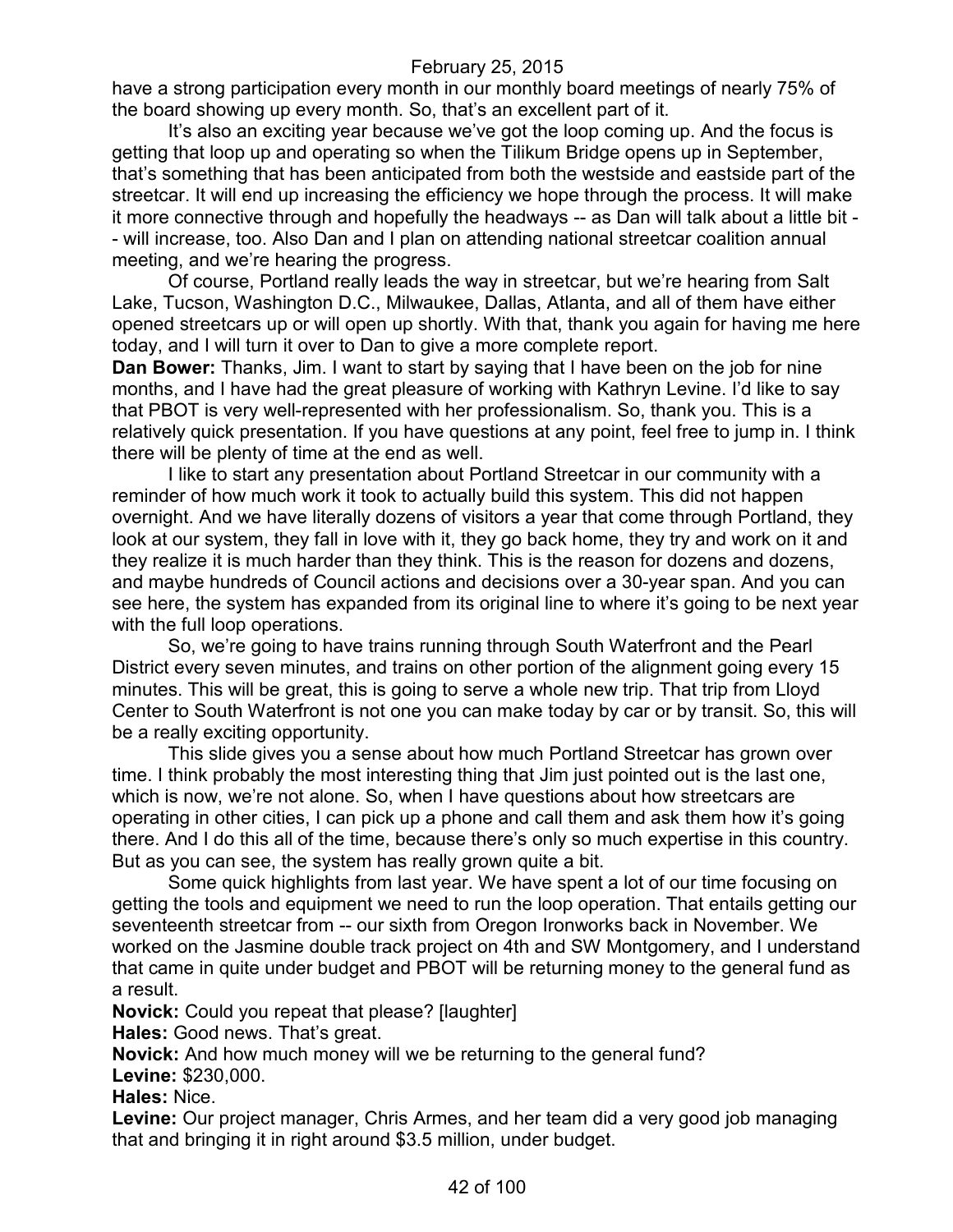have a strong participation every month in our monthly board meetings of nearly 75% of the board showing up every month. So, that's an excellent part of it.

It's also an exciting year because we've got the loop coming up. And the focus is getting that loop up and operating so when the Tilikum Bridge opens up in September, that's something that has been anticipated from both the westside and eastside part of the streetcar. It will end up increasing the efficiency we hope through the process. It will make it more connective through and hopefully the headways -- as Dan will talk about a little bit -- will increase, too. Also Dan and I plan on attending national streetcar coalition annual meeting, and we're hearing the progress.

Of course, Portland really leads the way in streetcar, but we're hearing from Salt Lake, Tucson, Washington D.C., Milwaukee, Dallas, Atlanta, and all of them have either opened streetcars up or will open up shortly. With that, thank you again for having me here today, and I will turn it over to Dan to give a more complete report.

**Dan Bower:** Thanks, Jim. I want to start by saying that I have been on the job for nine months, and I have had the great pleasure of working with Kathryn Levine. I'd like to say that PBOT is very well-represented with her professionalism. So, thank you. This is a relatively quick presentation. If you have questions at any point, feel free to jump in. I think there will be plenty of time at the end as well.

I like to start any presentation about Portland Streetcar in our community with a reminder of how much work it took to actually build this system. This did not happen overnight. And we have literally dozens of visitors a year that come through Portland, they look at our system, they fall in love with it, they go back home, they try and work on it and they realize it is much harder than they think. This is the reason for dozens and dozens, and maybe hundreds of Council actions and decisions over a 30-year span. And you can see here, the system has expanded from its original line to where it's going to be next year with the full loop operations.

So, we're going to have trains running through South Waterfront and the Pearl District every seven minutes, and trains on other portion of the alignment going every 15 minutes. This will be great, this is going to serve a whole new trip. That trip from Lloyd Center to South Waterfront is not one you can make today by car or by transit. So, this will be a really exciting opportunity.

This slide gives you a sense about how much Portland Streetcar has grown over time. I think probably the most interesting thing that Jim just pointed out is the last one, which is now, we're not alone. So, when I have questions about how streetcars are operating in other cities, I can pick up a phone and call them and ask them how it's going there. And I do this all of the time, because there's only so much expertise in this country. But as you can see, the system has really grown quite a bit.

Some quick highlights from last year. We have spent a lot of our time focusing on getting the tools and equipment we need to run the loop operation. That entails getting our seventeenth streetcar from -- our sixth from Oregon Ironworks back in November. We worked on the Jasmine double track project on 4th and SW Montgomery, and I understand that came in quite under budget and PBOT will be returning money to the general fund as a result.

**Novick:** Could you repeat that please? [laughter]

**Hales:** Good news. That's great.

**Novick:** And how much money will we be returning to the general fund?

**Levine:** $230,000.

**Hales:** Nice.

**Levine:** Our project manager, Chris Armes, and her team did a very good job managing that and bringing it in right around $3.5 million, under budget.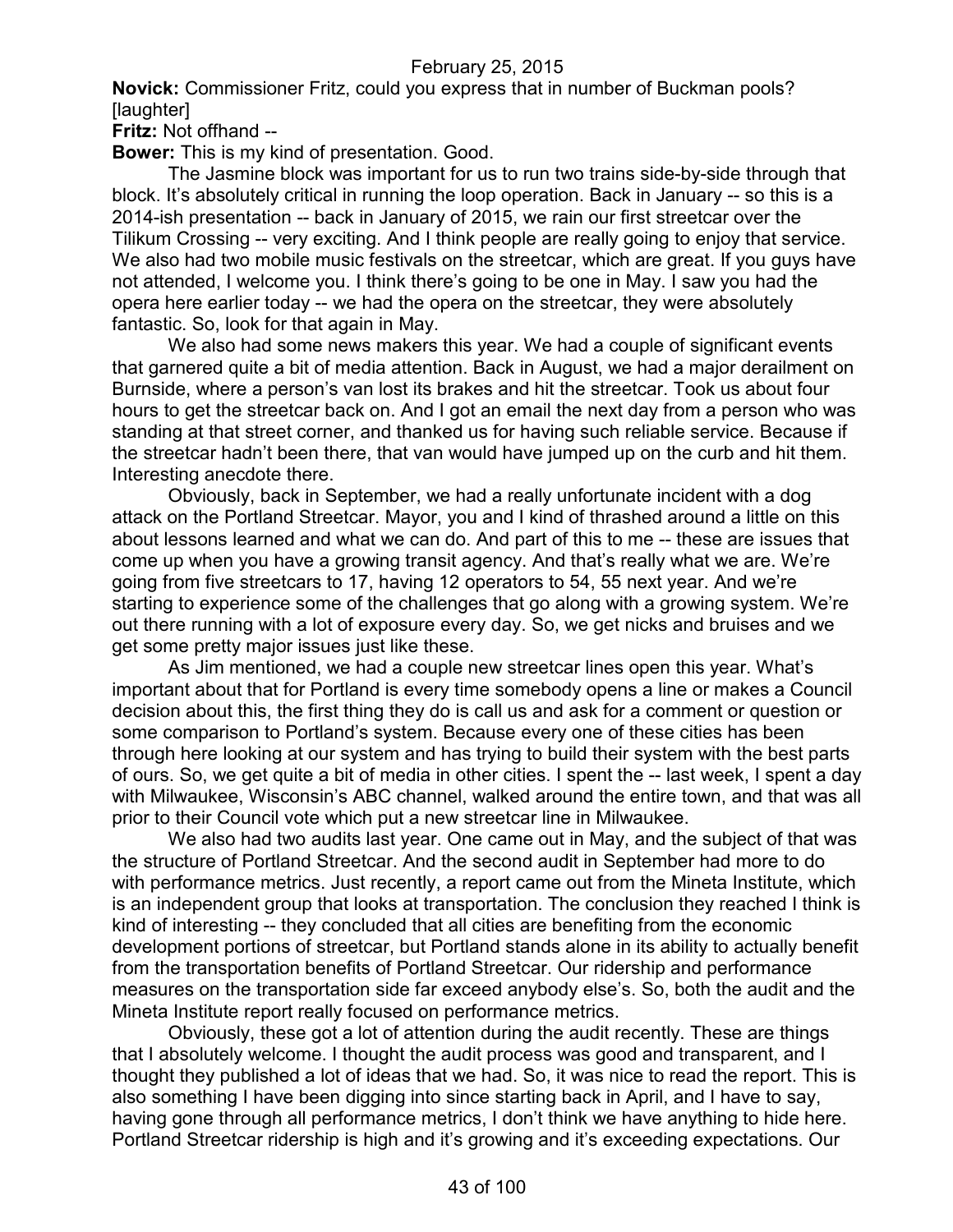**Novick:** Commissioner Fritz, could you express that in number of Buckman pools? [laughter]

**Fritz:** Not offhand --

**Bower:** This is my kind of presentation. Good.

The Jasmine block was important for us to run two trains side-by-side through that block. It's absolutely critical in running the loop operation. Back in January -- so this is a 2014-ish presentation -- back in January of 2015, we rain our first streetcar over the Tilikum Crossing -- very exciting. And I think people are really going to enjoy that service. We also had two mobile music festivals on the streetcar, which are great. If you guys have not attended, I welcome you. I think there's going to be one in May. I saw you had the opera here earlier today -- we had the opera on the streetcar, they were absolutely fantastic. So, look for that again in May.

We also had some news makers this year. We had a couple of significant events that garnered quite a bit of media attention. Back in August, we had a major derailment on Burnside, where a person's van lost its brakes and hit the streetcar. Took us about four hours to get the streetcar back on. And I got an email the next day from a person who was standing at that street corner, and thanked us for having such reliable service. Because if the streetcar hadn't been there, that van would have jumped up on the curb and hit them. Interesting anecdote there.

Obviously, back in September, we had a really unfortunate incident with a dog attack on the Portland Streetcar. Mayor, you and I kind of thrashed around a little on this about lessons learned and what we can do. And part of this to me -- these are issues that come up when you have a growing transit agency. And that's really what we are. We're going from five streetcars to 17, having 12 operators to 54, 55 next year. And we're starting to experience some of the challenges that go along with a growing system. We're out there running with a lot of exposure every day. So, we get nicks and bruises and we get some pretty major issues just like these.

As Jim mentioned, we had a couple new streetcar lines open this year. What's important about that for Portland is every time somebody opens a line or makes a Council decision about this, the first thing they do is call us and ask for a comment or question or some comparison to Portland's system. Because every one of these cities has been through here looking at our system and has trying to build their system with the best parts of ours. So, we get quite a bit of media in other cities. I spent the -- last week, I spent a day with Milwaukee, Wisconsin's ABC channel, walked around the entire town, and that was all prior to their Council vote which put a new streetcar line in Milwaukee.

We also had two audits last year. One came out in May, and the subject of that was the structure of Portland Streetcar. And the second audit in September had more to do with performance metrics. Just recently, a report came out from the Mineta Institute, which is an independent group that looks at transportation. The conclusion they reached I think is kind of interesting -- they concluded that all cities are benefiting from the economic development portions of streetcar, but Portland stands alone in its ability to actually benefit from the transportation benefits of Portland Streetcar. Our ridership and performance measures on the transportation side far exceed anybody else's. So, both the audit and the Mineta Institute report really focused on performance metrics.

Obviously, these got a lot of attention during the audit recently. These are things that I absolutely welcome. I thought the audit process was good and transparent, and I thought they published a lot of ideas that we had. So, it was nice to read the report. This is also something I have been digging into since starting back in April, and I have to say, having gone through all performance metrics, I don't think we have anything to hide here. Portland Streetcar ridership is high and it's growing and it's exceeding expectations. Our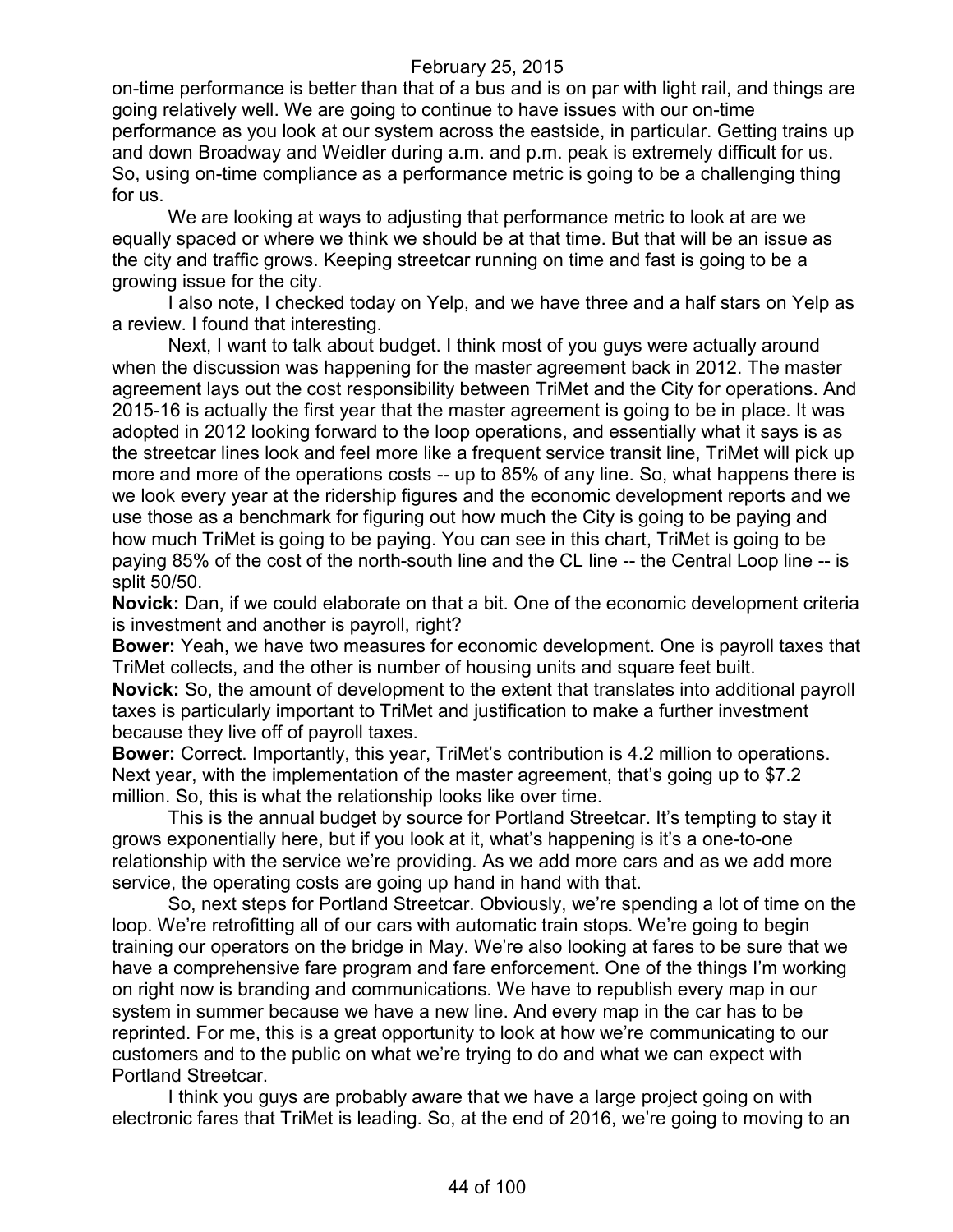on-time performance is better than that of a bus and is on par with light rail, and things are going relatively well. We are going to continue to have issues with our on-time performance as you look at our system across the eastside, in particular. Getting trains up and down Broadway and Weidler during a.m. and p.m. peak is extremely difficult for us. So, using on-time compliance as a performance metric is going to be a challenging thing for us.

We are looking at ways to adjusting that performance metric to look at are we equally spaced or where we think we should be at that time. But that will be an issue as the city and traffic grows. Keeping streetcar running on time and fast is going to be a growing issue for the city.

I also note, I checked today on Yelp, and we have three and a half stars on Yelp as a review. I found that interesting.

Next, I want to talk about budget. I think most of you guys were actually around when the discussion was happening for the master agreement back in 2012. The master agreement lays out the cost responsibility between TriMet and the City for operations. And 2015-16 is actually the first year that the master agreement is going to be in place. It was adopted in 2012 looking forward to the loop operations, and essentially what it says is as the streetcar lines look and feel more like a frequent service transit line, TriMet will pick up more and more of the operations costs -- up to 85% of any line. So, what happens there is we look every year at the ridership figures and the economic development reports and we use those as a benchmark for figuring out how much the City is going to be paying and how much TriMet is going to be paying. You can see in this chart, TriMet is going to be paying 85% of the cost of the north-south line and the CL line -- the Central Loop line -- is split 50/50.

**Novick:** Dan, if we could elaborate on that a bit. One of the economic development criteria is investment and another is payroll, right?

**Bower:** Yeah, we have two measures for economic development. One is payroll taxes that TriMet collects, and the other is number of housing units and square feet built.

**Novick:** So, the amount of development to the extent that translates into additional payroll taxes is particularly important to TriMet and justification to make a further investment because they live off of payroll taxes.

**Bower:** Correct. Importantly, this year, TriMet's contribution is 4.2 million to operations. Next year, with the implementation of the master agreement, that's going up to $7.2 million. So, this is what the relationship looks like over time.

This is the annual budget by source for Portland Streetcar. It's tempting to stay it grows exponentially here, but if you look at it, what's happening is it's a one-to-one relationship with the service we're providing. As we add more cars and as we add more service, the operating costs are going up hand in hand with that.

So, next steps for Portland Streetcar. Obviously, we're spending a lot of time on the loop. We're retrofitting all of our cars with automatic train stops. We're going to begin training our operators on the bridge in May. We're also looking at fares to be sure that we have a comprehensive fare program and fare enforcement. One of the things I'm working on right now is branding and communications. We have to republish every map in our system in summer because we have a new line. And every map in the car has to be reprinted. For me, this is a great opportunity to look at how we're communicating to our customers and to the public on what we're trying to do and what we can expect with Portland Streetcar.

I think you guys are probably aware that we have a large project going on with electronic fares that TriMet is leading. So, at the end of 2016, we're going to moving to an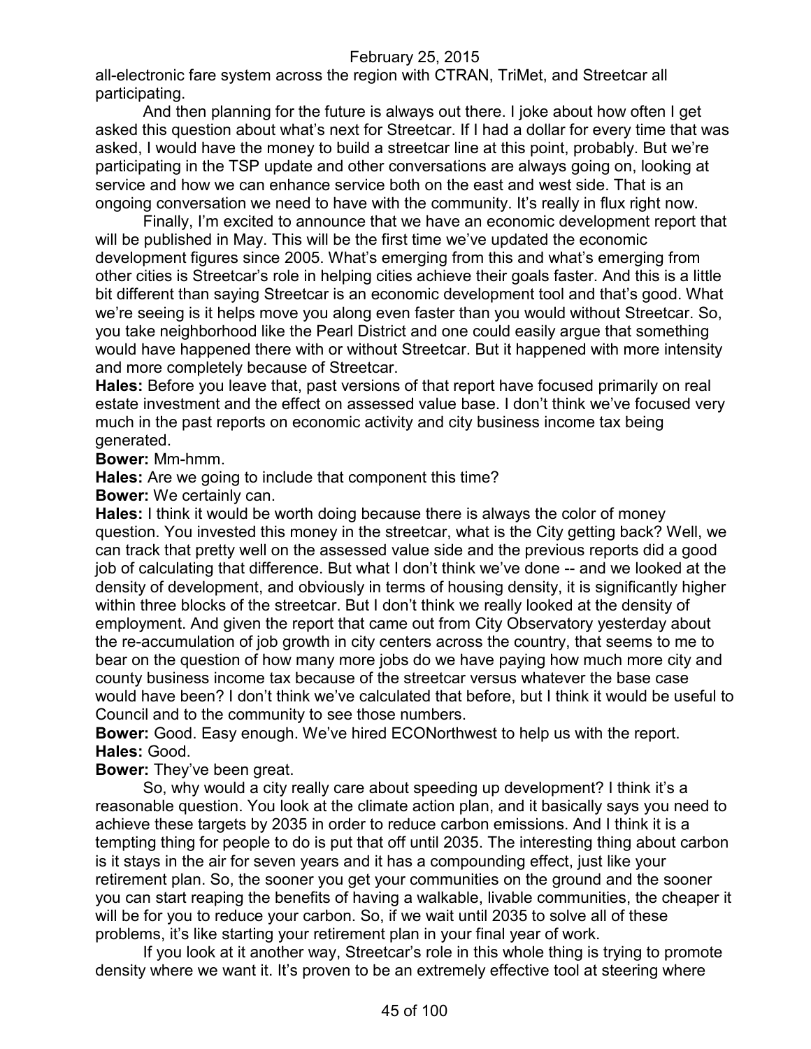all-electronic fare system across the region with CTRAN, TriMet, and Streetcar all participating.

And then planning for the future is always out there. I joke about how often I get asked this question about what's next for Streetcar. If I had a dollar for every time that was asked, I would have the money to build a streetcar line at this point, probably. But we're participating in the TSP update and other conversations are always going on, looking at service and how we can enhance service both on the east and west side. That is an ongoing conversation we need to have with the community. It's really in flux right now.

Finally, I'm excited to announce that we have an economic development report that will be published in May. This will be the first time we've updated the economic development figures since 2005. What's emerging from this and what's emerging from other cities is Streetcar's role in helping cities achieve their goals faster. And this is a little bit different than saying Streetcar is an economic development tool and that's good. What we're seeing is it helps move you along even faster than you would without Streetcar. So, you take neighborhood like the Pearl District and one could easily argue that something would have happened there with or without Streetcar. But it happened with more intensity and more completely because of Streetcar.

**Hales:** Before you leave that, past versions of that report have focused primarily on real estate investment and the effect on assessed value base. I don't think we've focused very much in the past reports on economic activity and city business income tax being generated.

**Bower:** Mm-hmm.

**Hales:** Are we going to include that component this time?

**Bower:** We certainly can.

**Hales:** I think it would be worth doing because there is always the color of money question. You invested this money in the streetcar, what is the City getting back? Well, we can track that pretty well on the assessed value side and the previous reports did a good job of calculating that difference. But what I don't think we've done -- and we looked at the density of development, and obviously in terms of housing density, it is significantly higher within three blocks of the streetcar. But I don't think we really looked at the density of employment. And given the report that came out from City Observatory yesterday about the re-accumulation of job growth in city centers across the country, that seems to me to bear on the question of how many more jobs do we have paying how much more city and county business income tax because of the streetcar versus whatever the base case would have been? I don't think we've calculated that before, but I think it would be useful to Council and to the community to see those numbers.

**Bower:** Good. Easy enough. We've hired ECONorthwest to help us with the report.

**Hales:** Good.

**Bower:** They've been great.

So, why would a city really care about speeding up development? I think it's a reasonable question. You look at the climate action plan, and it basically says you need to achieve these targets by 2035 in order to reduce carbon emissions. And I think it is a tempting thing for people to do is put that off until 2035. The interesting thing about carbon is it stays in the air for seven years and it has a compounding effect, just like your retirement plan. So, the sooner you get your communities on the ground and the sooner you can start reaping the benefits of having a walkable, livable communities, the cheaper it will be for you to reduce your carbon. So, if we wait until 2035 to solve all of these problems, it's like starting your retirement plan in your final year of work.

If you look at it another way, Streetcar's role in this whole thing is trying to promote density where we want it. It's proven to be an extremely effective tool at steering where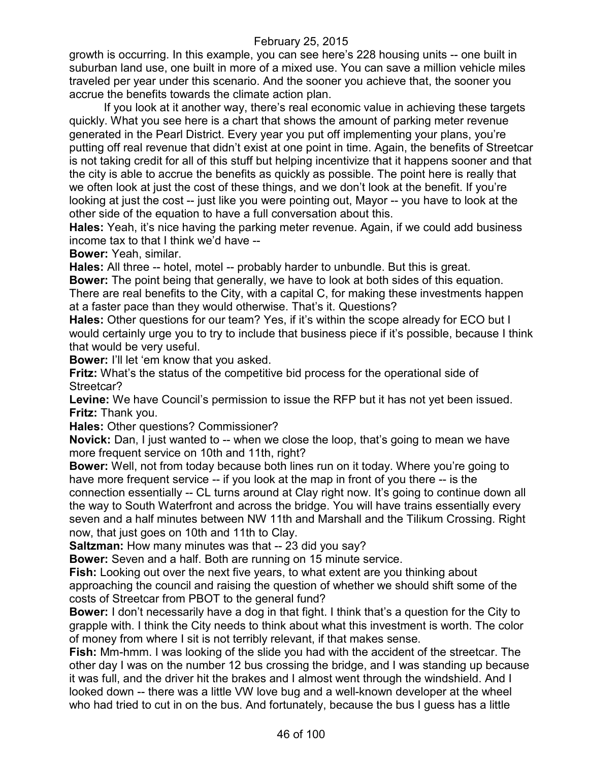growth is occurring. In this example, you can see here's 228 housing units -- one built in suburban land use, one built in more of a mixed use. You can save a million vehicle miles traveled per year under this scenario. And the sooner you achieve that, the sooner you accrue the benefits towards the climate action plan.

If you look at it another way, there's real economic value in achieving these targets quickly. What you see here is a chart that shows the amount of parking meter revenue generated in the Pearl District. Every year you put off implementing your plans, you're putting off real revenue that didn't exist at one point in time. Again, the benefits of Streetcar is not taking credit for all of this stuff but helping incentivize that it happens sooner and that the city is able to accrue the benefits as quickly as possible. The point here is really that we often look at just the cost of these things, and we don't look at the benefit. If you're looking at just the cost -- just like you were pointing out, Mayor -- you have to look at the other side of the equation to have a full conversation about this.

**Hales:** Yeah, it's nice having the parking meter revenue. Again, if we could add business income tax to that I think we'd have --

**Bower:** Yeah, similar.

**Hales:** All three -- hotel, motel -- probably harder to unbundle. But this is great.

**Bower:** The point being that generally, we have to look at both sides of this equation. There are real benefits to the City, with a capital C, for making these investments happen at a faster pace than they would otherwise. That's it. Questions?

**Hales:** Other questions for our team? Yes, if it's within the scope already for ECO but I would certainly urge you to try to include that business piece if it's possible, because I think that would be very useful.

**Bower:** I'll let 'em know that you asked.

**Fritz:** What's the status of the competitive bid process for the operational side of Streetcar?

**Levine:** We have Council's permission to issue the RFP but it has not yet been issued.

**Fritz:** Thank you.

**Hales:** Other questions? Commissioner?

**Novick:** Dan, I just wanted to -- when we close the loop, that's going to mean we have more frequent service on 10th and 11th, right?

**Bower:** Well, not from today because both lines run on it today. Where you're going to have more frequent service -- if you look at the map in front of you there -- is the connection essentially -- CL turns around at Clay right now. It's going to continue down all the way to South Waterfront and across the bridge. You will have trains essentially every seven and a half minutes between NW 11th and Marshall and the Tilikum Crossing. Right now, that just goes on 10th and 11th to Clay.

**Saltzman:** How many minutes was that -- 23 did you say?

**Bower:** Seven and a half. Both are running on 15 minute service.

**Fish:** Looking out over the next five years, to what extent are you thinking about approaching the council and raising the question of whether we should shift some of the costs of Streetcar from PBOT to the general fund?

**Bower:** I don't necessarily have a dog in that fight. I think that's a question for the City to grapple with. I think the City needs to think about what this investment is worth. The color of money from where I sit is not terribly relevant, if that makes sense.

**Fish:** Mm-hmm. I was looking of the slide you had with the accident of the streetcar. The other day I was on the number 12 bus crossing the bridge, and I was standing up because it was full, and the driver hit the brakes and I almost went through the windshield. And I looked down -- there was a little VW love bug and a well-known developer at the wheel who had tried to cut in on the bus. And fortunately, because the bus I guess has a little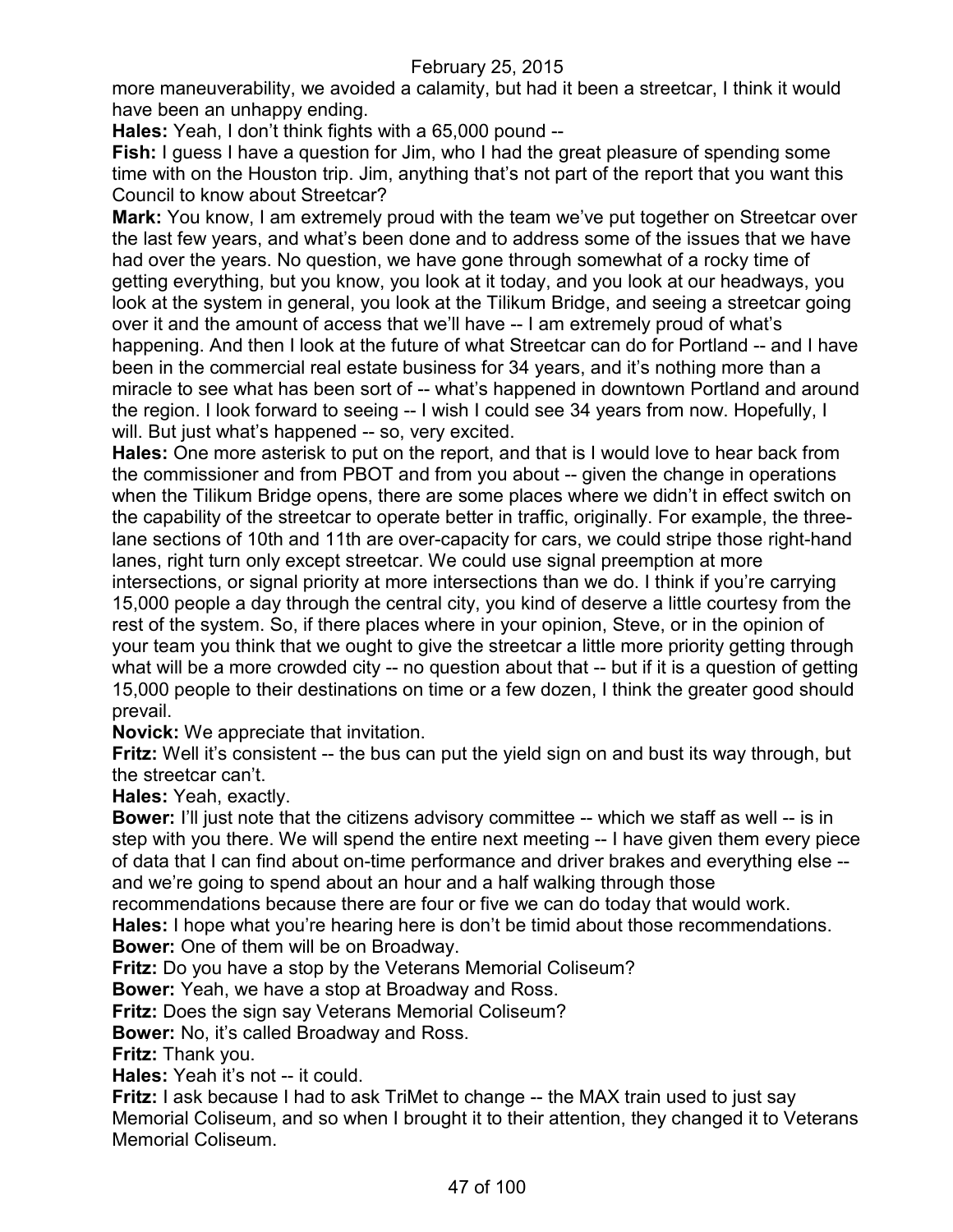more maneuverability, we avoided a calamity, but had it been a streetcar, I think it would have been an unhappy ending.

**Hales:** Yeah, I don't think fights with a 65,000 pound --

**Fish:** I guess I have a question for Jim, who I had the great pleasure of spending some time with on the Houston trip. Jim, anything that's not part of the report that you want this Council to know about Streetcar?

**Mark:** You know, I am extremely proud with the team we've put together on Streetcar over the last few years, and what's been done and to address some of the issues that we have had over the years. No question, we have gone through somewhat of a rocky time of getting everything, but you know, you look at it today, and you look at our headways, you look at the system in general, you look at the Tilikum Bridge, and seeing a streetcar going over it and the amount of access that we'll have -- I am extremely proud of what's happening. And then I look at the future of what Streetcar can do for Portland -- and I have been in the commercial real estate business for 34 years, and it's nothing more than a miracle to see what has been sort of -- what's happened in downtown Portland and around the region. I look forward to seeing -- I wish I could see 34 years from now. Hopefully, I will. But just what's happened -- so, very excited.

**Hales:** One more asterisk to put on the report, and that is I would love to hear back from the commissioner and from PBOT and from you about -- given the change in operations when the Tilikum Bridge opens, there are some places where we didn't in effect switch on the capability of the streetcar to operate better in traffic, originally. For example, the three-lane sections of 10th and 11th are over-capacity for cars, we could stripe those right-hand lanes, right turn only except streetcar. We could use signal preemption at more intersections, or signal priority at more intersections than we do. I think if you're carrying 15,000 people a day through the central city, you kind of deserve a little courtesy from the rest of the system. So, if there places where in your opinion, Steve, or in the opinion of your team you think that we ought to give the streetcar a little more priority getting through what will be a more crowded city -- no question about that -- but if it is a question of getting 15,000 people to their destinations on time or a few dozen, I think the greater good should prevail.

**Novick:** We appreciate that invitation.

**Fritz:** Well it's consistent -- the bus can put the yield sign on and bust its way through, but the streetcar can't.

**Hales:** Yeah, exactly.

**Bower:** I'll just note that the citizens advisory committee -- which we staff as well -- is in step with you there. We will spend the entire next meeting -- I have given them every piece of data that I can find about on-time performance and driver brakes and everything else -- and we're going to spend about an hour and a half walking through those recommendations because there are four or five we can do today that would work.

**Hales:** I hope what you're hearing here is don't be timid about those recommendations.

**Bower:** One of them will be on Broadway.

**Fritz:** Do you have a stop by the Veterans Memorial Coliseum?

**Bower:** Yeah, we have a stop at Broadway and Ross.

**Fritz:** Does the sign say Veterans Memorial Coliseum?

**Bower:** No, it's called Broadway and Ross.

**Fritz:** Thank you.

**Hales:** Yeah it's not -- it could.

**Fritz:** I ask because I had to ask TriMet to change -- the MAX train used to just say Memorial Coliseum, and so when I brought it to their attention, they changed it to Veterans Memorial Coliseum.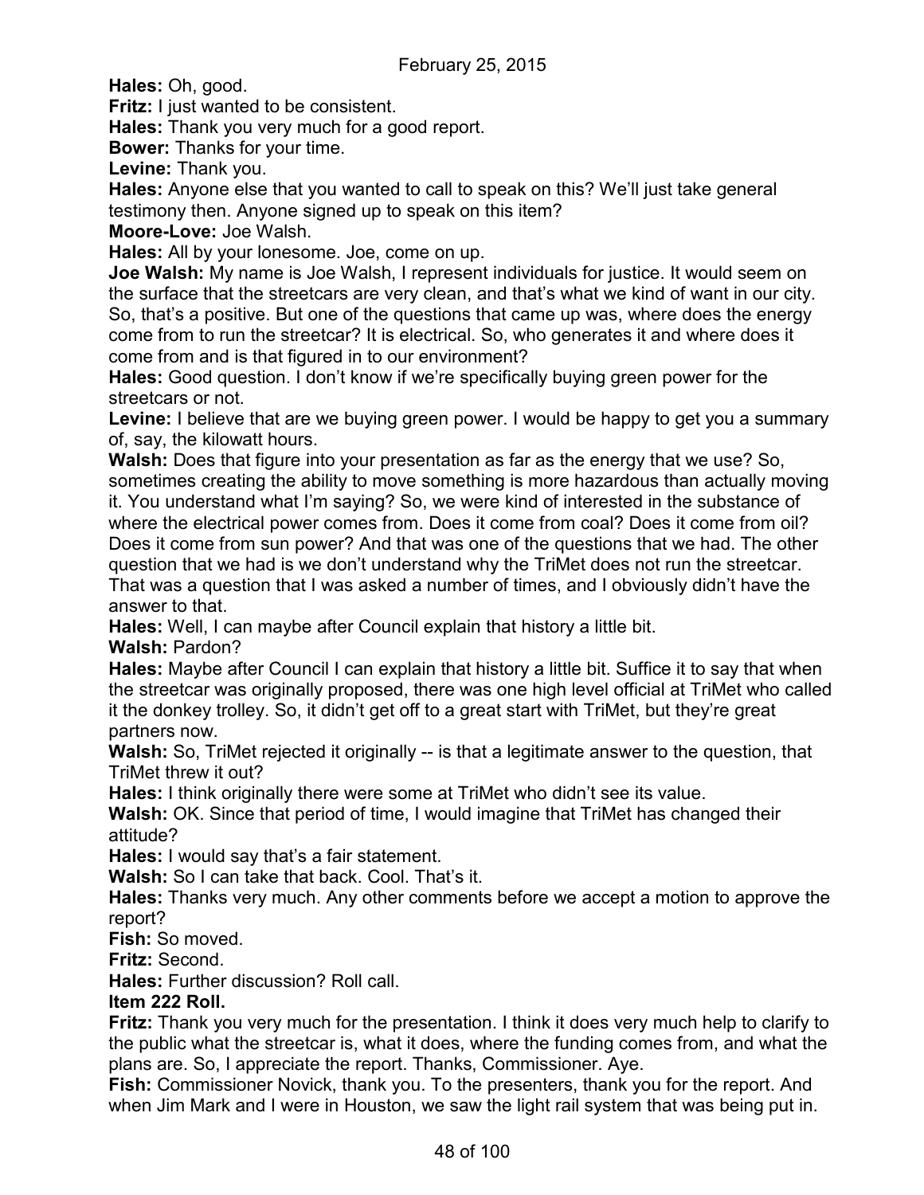**Hales:** Oh, good.

**Fritz:** I just wanted to be consistent.

**Hales:** Thank you very much for a good report.

**Bower:** Thanks for your time.

**Levine:** Thank you.

**Hales:** Anyone else that you wanted to call to speak on this? We'll just take general testimony then. Anyone signed up to speak on this item?

**Moore-Love:** Joe Walsh.

**Hales:** All by your lonesome. Joe, come on up.

**Joe Walsh:** My name is Joe Walsh, I represent individuals for justice. It would seem on the surface that the streetcars are very clean, and that's what we kind of want in our city. So, that's a positive. But one of the questions that came up was, where does the energy come from to run the streetcar? It is electrical. So, who generates it and where does it come from and is that figured in to our environment?

**Hales:** Good question. I don't know if we're specifically buying green power for the streetcars or not.

**Levine:** I believe that are we buying green power. I would be happy to get you a summary of, say, the kilowatt hours.

**Walsh:** Does that figure into your presentation as far as the energy that we use? So, sometimes creating the ability to move something is more hazardous than actually moving it. You understand what I'm saying? So, we were kind of interested in the substance of where the electrical power comes from. Does it come from coal? Does it come from oil? Does it come from sun power? And that was one of the questions that we had. The other question that we had is we don't understand why the TriMet does not run the streetcar. That was a question that I was asked a number of times, and I obviously didn't have the answer to that.

**Hales:** Well, I can maybe after Council explain that history a little bit.

**Walsh:** Pardon?

**Hales:** Maybe after Council I can explain that history a little bit. Suffice it to say that when the streetcar was originally proposed, there was one high level official at TriMet who called it the donkey trolley. So, it didn't get off to a great start with TriMet, but they're great partners now.

**Walsh:** So, TriMet rejected it originally -- is that a legitimate answer to the question, that TriMet threw it out?

**Hales:** I think originally there were some at TriMet who didn't see its value.

**Walsh:** OK. Since that period of time, I would imagine that TriMet has changed their attitude?

**Hales:** I would say that's a fair statement.

**Walsh:** So I can take that back. Cool. That's it.

**Hales:** Thanks very much. Any other comments before we accept a motion to approve the report?

**Fish:** So moved.

**Fritz:** Second.

**Hales:** Further discussion? Roll call.

**Item 222 Roll.**

**Fritz:** Thank you very much for the presentation. I think it does very much help to clarify to the public what the streetcar is, what it does, where the funding comes from, and what the plans are. So, I appreciate the report. Thanks, Commissioner. Aye.

**Fish:** Commissioner Novick, thank you. To the presenters, thank you for the report. And when Jim Mark and I were in Houston, we saw the light rail system that was being put in.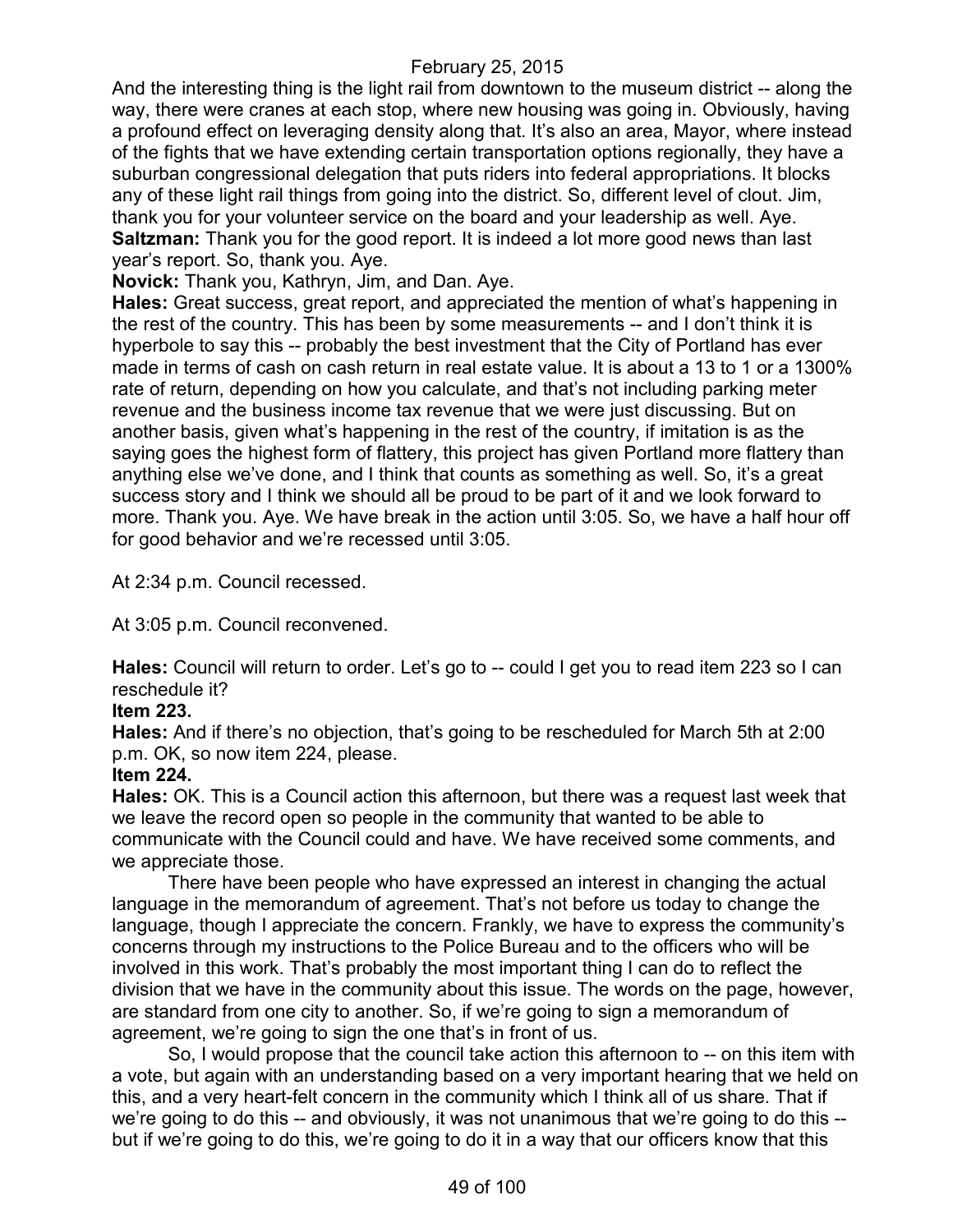And the interesting thing is the light rail from downtown to the museum district -- along the way, there were cranes at each stop, where new housing was going in. Obviously, having a profound effect on leveraging density along that. It's also an area, Mayor, where instead of the fights that we have extending certain transportation options regionally, they have a suburban congressional delegation that puts riders into federal appropriations. It blocks any of these light rail things from going into the district. So, different level of clout. Jim, thank you for your volunteer service on the board and your leadership as well. Aye.

**Saltzman:** Thank you for the good report. It is indeed a lot more good news than last year's report. So, thank you. Aye.

**Novick:** Thank you, Kathryn, Jim, and Dan. Aye.

**Hales:** Great success, great report, and appreciated the mention of what's happening in the rest of the country. This has been by some measurements -- and I don't think it is hyperbole to say this -- probably the best investment that the City of Portland has ever made in terms of cash on cash return in real estate value. It is about a 13 to 1 or a 1300% rate of return, depending on how you calculate, and that's not including parking meter revenue and the business income tax revenue that we were just discussing. But on another basis, given what's happening in the rest of the country, if imitation is as the saying goes the highest form of flattery, this project has given Portland more flattery than anything else we've done, and I think that counts as something as well. So, it's a great success story and I think we should all be proud to be part of it and we look forward to more. Thank you. Aye. We have break in the action until 3:05. So, we have a half hour off for good behavior and we're recessed until 3:05.

At 2:34 p.m. Council recessed.

At 3:05 p.m. Council reconvened.

**Hales:** Council will return to order. Let's go to -- could I get you to read item 223 so I can reschedule it?

**Item 223.**

**Hales:** And if there's no objection, that's going to be rescheduled for March 5th at 2:00 p.m. OK, so now item 224, please.

**Item 224.**

**Hales:** OK. This is a Council action this afternoon, but there was a request last week that we leave the record open so people in the community that wanted to be able to communicate with the Council could and have. We have received some comments, and we appreciate those.

There have been people who have expressed an interest in changing the actual language in the memorandum of agreement. That's not before us today to change the language, though I appreciate the concern. Frankly, we have to express the community's concerns through my instructions to the Police Bureau and to the officers who will be involved in this work. That's probably the most important thing I can do to reflect the division that we have in the community about this issue. The words on the page, however, are standard from one city to another. So, if we're going to sign a memorandum of agreement, we're going to sign the one that's in front of us.

So, I would propose that the council take action this afternoon to -- on this item with a vote, but again with an understanding based on a very important hearing that we held on this, and a very heart-felt concern in the community which I think all of us share. That if we're going to do this -- and obviously, it was not unanimous that we're going to do this -- but if we're going to do this, we're going to do it in a way that our officers know that this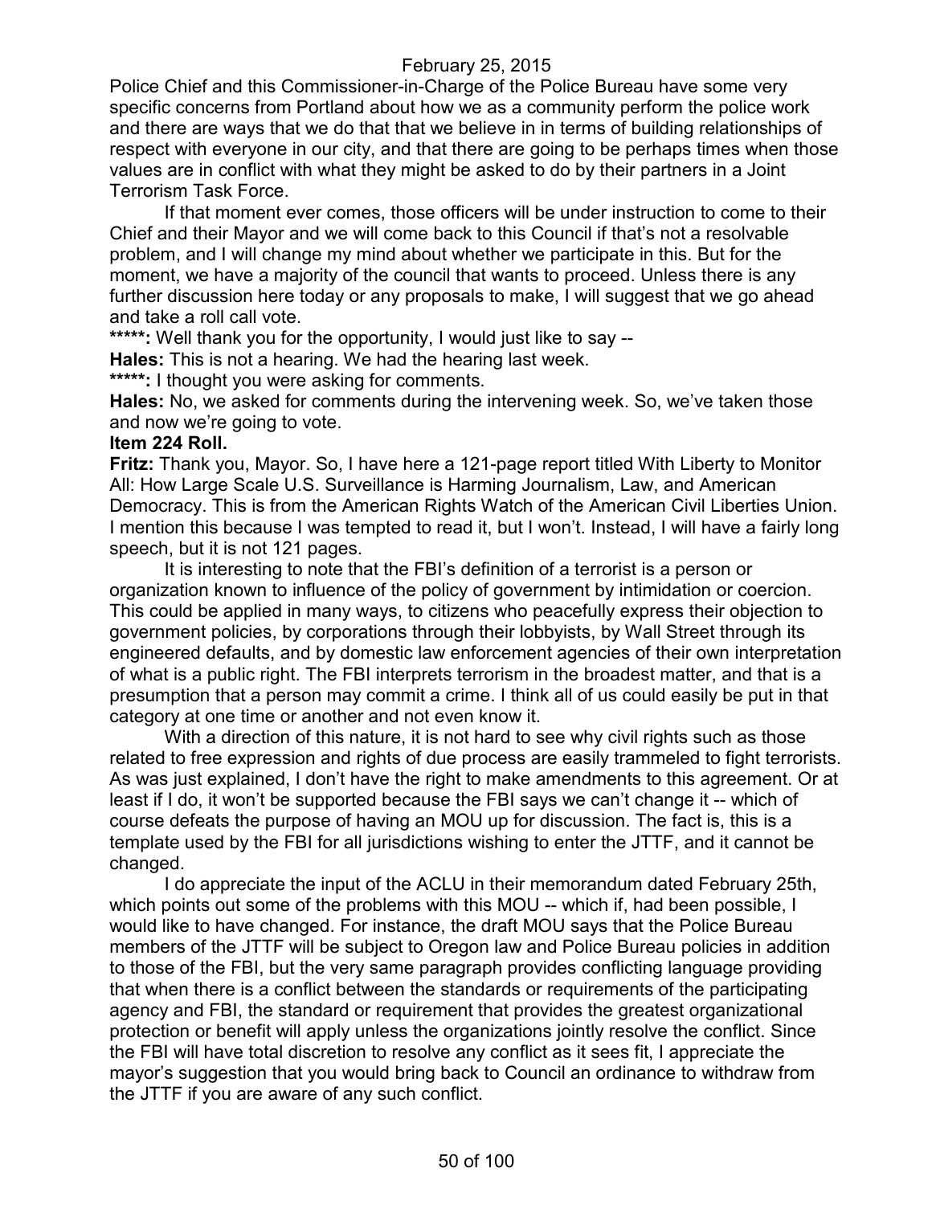Police Chief and this Commissioner-in-Charge of the Police Bureau have some very specific concerns from Portland about how we as a community perform the police work and there are ways that we do that that we believe in in terms of building relationships of respect with everyone in our city, and that there are going to be perhaps times when those values are in conflict with what they might be asked to do by their partners in a Joint Terrorism Task Force.

If that moment ever comes, those officers will be under instruction to come to their Chief and their Mayor and we will come back to this Council if that's not a resolvable problem, and I will change my mind about whether we participate in this. But for the moment, we have a majority of the council that wants to proceed. Unless there is any further discussion here today or any proposals to make, I will suggest that we go ahead and take a roll call vote.

*****: Well thank you for the opportunity, I would just like to say --

**Hales:** This is not a hearing. We had the hearing last week.

*****: I thought you were asking for comments.

**Hales:** No, we asked for comments during the intervening week. So, we've taken those and now we're going to vote.

**Item 224 Roll.**

**Fritz:** Thank you, Mayor. So, I have here a 121-page report titled With Liberty to Monitor All: How Large Scale U.S. Surveillance is Harming Journalism, Law, and American Democracy. This is from the American Rights Watch of the American Civil Liberties Union. I mention this because I was tempted to read it, but I won't. Instead, I will have a fairly long speech, but it is not 121 pages.

It is interesting to note that the FBI's definition of a terrorist is a person or organization known to influence of the policy of government by intimidation or coercion. This could be applied in many ways, to citizens who peacefully express their objection to government policies, by corporations through their lobbyists, by Wall Street through its engineered defaults, and by domestic law enforcement agencies of their own interpretation of what is a public right. The FBI interprets terrorism in the broadest matter, and that is a presumption that a person may commit a crime. I think all of us could easily be put in that category at one time or another and not even know it.

With a direction of this nature, it is not hard to see why civil rights such as those related to free expression and rights of due process are easily trammeled to fight terrorists. As was just explained, I don't have the right to make amendments to this agreement. Or at least if I do, it won't be supported because the FBI says we can't change it -- which of course defeats the purpose of having an MOU up for discussion. The fact is, this is a template used by the FBI for all jurisdictions wishing to enter the JTTF, and it cannot be changed.

I do appreciate the input of the ACLU in their memorandum dated February 25th, which points out some of the problems with this MOU -- which if, had been possible, I would like to have changed. For instance, the draft MOU says that the Police Bureau members of the JTTF will be subject to Oregon law and Police Bureau policies in addition to those of the FBI, but the very same paragraph provides conflicting language providing that when there is a conflict between the standards or requirements of the participating agency and FBI, the standard or requirement that provides the greatest organizational protection or benefit will apply unless the organizations jointly resolve the conflict. Since the FBI will have total discretion to resolve any conflict as it sees fit, I appreciate the mayor's suggestion that you would bring back to Council an ordinance to withdraw from the JTTF if you are aware of any such conflict.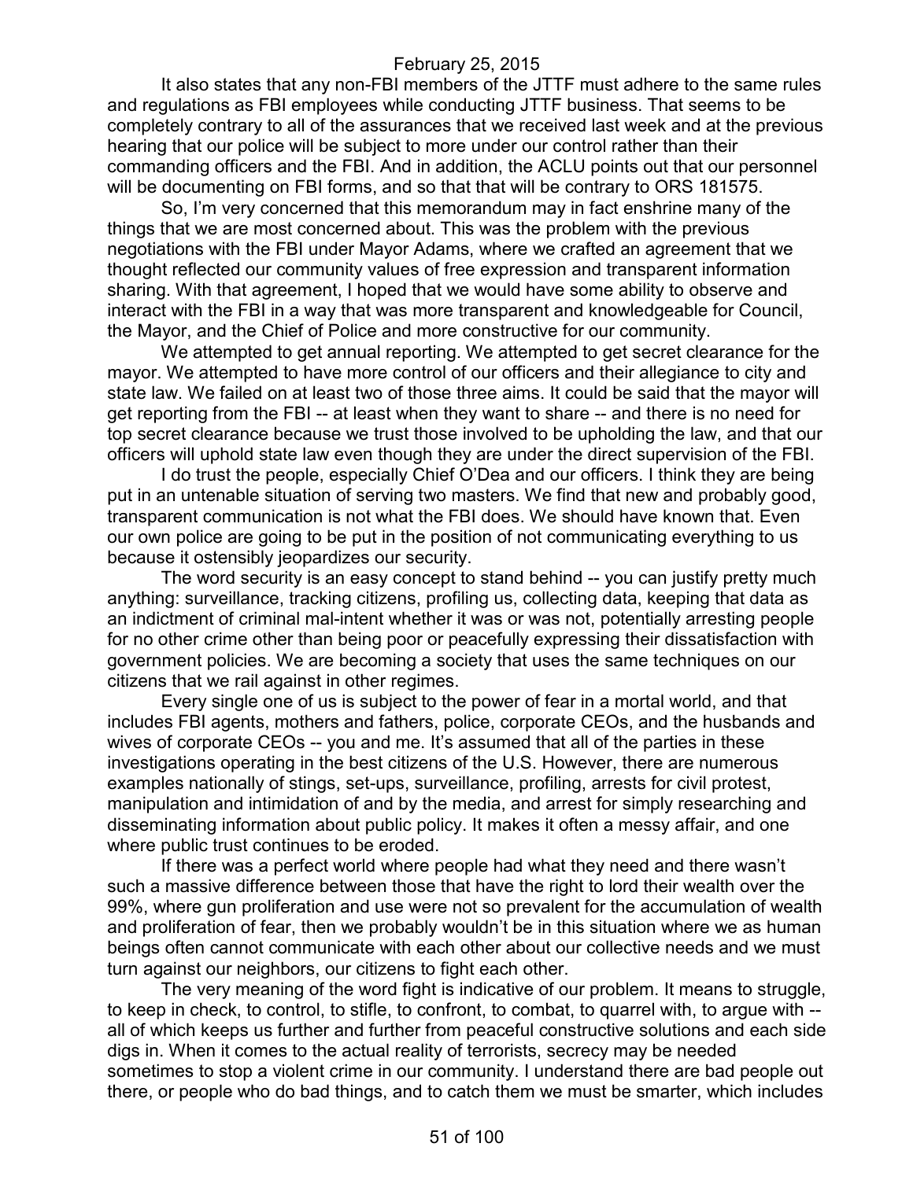It also states that any non-FBI members of the JTTF must adhere to the same rules and regulations as FBI employees while conducting JTTF business. That seems to be completely contrary to all of the assurances that we received last week and at the previous hearing that our police will be subject to more under our control rather than their commanding officers and the FBI. And in addition, the ACLU points out that our personnel will be documenting on FBI forms, and so that that will be contrary to ORS 181575.

So, I'm very concerned that this memorandum may in fact enshrine many of the things that we are most concerned about. This was the problem with the previous negotiations with the FBI under Mayor Adams, where we crafted an agreement that we thought reflected our community values of free expression and transparent information sharing. With that agreement, I hoped that we would have some ability to observe and interact with the FBI in a way that was more transparent and knowledgeable for Council, the Mayor, and the Chief of Police and more constructive for our community.

We attempted to get annual reporting. We attempted to get secret clearance for the mayor. We attempted to have more control of our officers and their allegiance to city and state law. We failed on at least two of those three aims. It could be said that the mayor will get reporting from the FBI -- at least when they want to share -- and there is no need for top secret clearance because we trust those involved to be upholding the law, and that our officers will uphold state law even though they are under the direct supervision of the FBI.

I do trust the people, especially Chief O'Dea and our officers. I think they are being put in an untenable situation of serving two masters. We find that new and probably good, transparent communication is not what the FBI does. We should have known that. Even our own police are going to be put in the position of not communicating everything to us because it ostensibly jeopardizes our security.

The word security is an easy concept to stand behind -- you can justify pretty much anything: surveillance, tracking citizens, profiling us, collecting data, keeping that data as an indictment of criminal mal-intent whether it was or was not, potentially arresting people for no other crime other than being poor or peacefully expressing their dissatisfaction with government policies. We are becoming a society that uses the same techniques on our citizens that we rail against in other regimes.

Every single one of us is subject to the power of fear in a mortal world, and that includes FBI agents, mothers and fathers, police, corporate CEOs, and the husbands and wives of corporate CEOs -- you and me. It's assumed that all of the parties in these investigations operating in the best citizens of the U.S. However, there are numerous examples nationally of stings, set-ups, surveillance, profiling, arrests for civil protest, manipulation and intimidation of and by the media, and arrest for simply researching and disseminating information about public policy. It makes it often a messy affair, and one where public trust continues to be eroded.

If there was a perfect world where people had what they need and there wasn't such a massive difference between those that have the right to lord their wealth over the 99%, where gun proliferation and use were not so prevalent for the accumulation of wealth and proliferation of fear, then we probably wouldn't be in this situation where we as human beings often cannot communicate with each other about our collective needs and we must turn against our neighbors, our citizens to fight each other.

The very meaning of the word fight is indicative of our problem. It means to struggle, to keep in check, to control, to stifle, to confront, to combat, to quarrel with, to argue with -- all of which keeps us further and further from peaceful constructive solutions and each side digs in. When it comes to the actual reality of terrorists, secrecy may be needed sometimes to stop a violent crime in our community. I understand there are bad people out there, or people who do bad things, and to catch them we must be smarter, which includes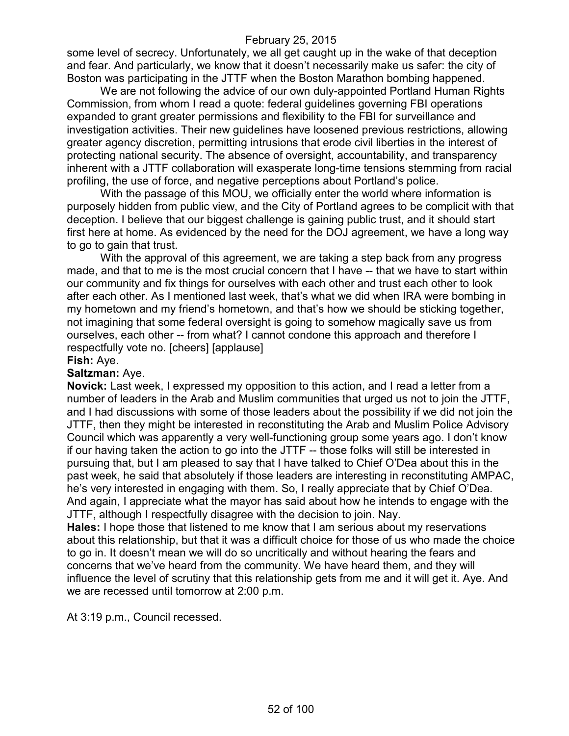some level of secrecy. Unfortunately, we all get caught up in the wake of that deception and fear. And particularly, we know that it doesn't necessarily make us safer: the city of Boston was participating in the JTTF when the Boston Marathon bombing happened.

We are not following the advice of our own duly-appointed Portland Human Rights Commission, from whom I read a quote: federal guidelines governing FBI operations expanded to grant greater permissions and flexibility to the FBI for surveillance and investigation activities. Their new guidelines have loosened previous restrictions, allowing greater agency discretion, permitting intrusions that erode civil liberties in the interest of protecting national security. The absence of oversight, accountability, and transparency inherent with a JTTF collaboration will exasperate long-time tensions stemming from racial profiling, the use of force, and negative perceptions about Portland's police.

With the passage of this MOU, we officially enter the world where information is purposely hidden from public view, and the City of Portland agrees to be complicit with that deception. I believe that our biggest challenge is gaining public trust, and it should start first here at home. As evidenced by the need for the DOJ agreement, we have a long way to go to gain that trust.

With the approval of this agreement, we are taking a step back from any progress made, and that to me is the most crucial concern that I have -- that we have to start within our community and fix things for ourselves with each other and trust each other to look after each other. As I mentioned last week, that's what we did when IRA were bombing in my hometown and my friend's hometown, and that's how we should be sticking together, not imagining that some federal oversight is going to somehow magically save us from ourselves, each other -- from what? I cannot condone this approach and therefore I respectfully vote no. [cheers] [applause]

**Fish:** Aye.

**Saltzman:** Aye.

**Novick:** Last week, I expressed my opposition to this action, and I read a letter from a number of leaders in the Arab and Muslim communities that urged us not to join the JTTF, and I had discussions with some of those leaders about the possibility if we did not join the JTTF, then they might be interested in reconstituting the Arab and Muslim Police Advisory Council which was apparently a very well-functioning group some years ago. I don't know if our having taken the action to go into the JTTF -- those folks will still be interested in pursuing that, but I am pleased to say that I have talked to Chief O'Dea about this in the past week, he said that absolutely if those leaders are interesting in reconstituting AMPAC, he's very interested in engaging with them. So, I really appreciate that by Chief O'Dea. And again, I appreciate what the mayor has said about how he intends to engage with the JTTF, although I respectfully disagree with the decision to join. Nay.

**Hales:** I hope those that listened to me know that I am serious about my reservations about this relationship, but that it was a difficult choice for those of us who made the choice to go in. It doesn't mean we will do so uncritically and without hearing the fears and concerns that we've heard from the community. We have heard them, and they will influence the level of scrutiny that this relationship gets from me and it will get it. Aye. And we are recessed until tomorrow at 2:00 p.m.

At 3:19 p.m., Council recessed.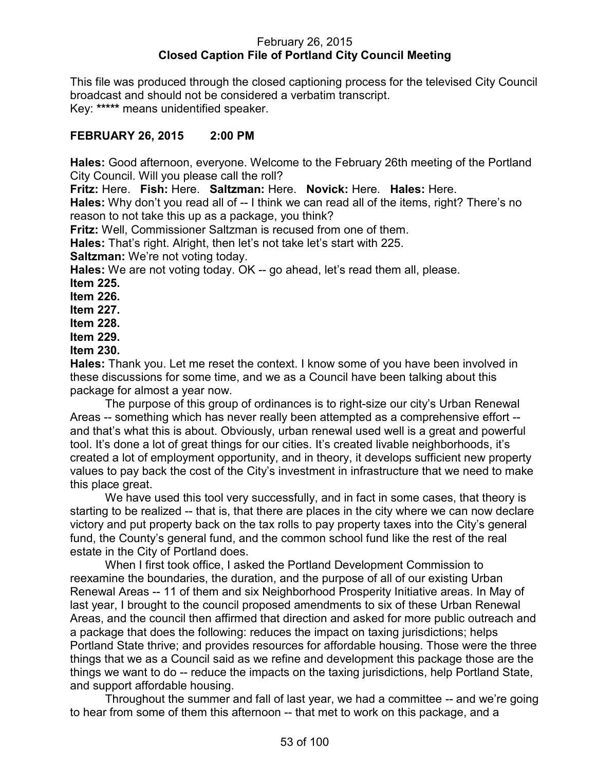February 26, 2015
**Closed Caption File of Portland City Council Meeting**

This file was produced through the closed captioning process for the televised City Council broadcast and should not be considered a verbatim transcript.
Key: ***** means unidentified speaker.

**FEBRUARY 26, 2015 2:00 PM**

**Hales:** Good afternoon, everyone. Welcome to the February 26th meeting of the Portland City Council. Will you please call the roll?
**Fritz:** Here. **Fish:** Here. **Saltzman:** Here. **Novick:** Here. **Hales:** Here.
**Hales:** Why don't you read all of -- I think we can read all of the items, right? There's no reason to not take this up as a package, you think?
**Fritz:** Well, Commissioner Saltzman is recused from one of them.
**Hales:** That's right. Alright, then let's not take let's start with 225.
**Saltzman:** We're not voting today.
**Hales:** We are not voting today. OK -- go ahead, let's read them all, please.
**Item 225.**
**Item 226.**
**Item 227.**
**Item 228.**
**Item 229.**
**Item 230.**
**Hales:** Thank you. Let me reset the context. I know some of you have been involved in these discussions for some time, and we as a Council have been talking about this package for almost a year now.

The purpose of this group of ordinances is to right-size our city's Urban Renewal Areas -- something which has never really been attempted as a comprehensive effort -- and that's what this is about. Obviously, urban renewal used well is a great and powerful tool. It's done a lot of great things for our cities. It's created livable neighborhoods, it's created a lot of employment opportunity, and in theory, it develops sufficient new property values to pay back the cost of the City's investment in infrastructure that we need to make this place great.

We have used this tool very successfully, and in fact in some cases, that theory is starting to be realized -- that is, that there are places in the city where we can now declare victory and put property back on the tax rolls to pay property taxes into the City's general fund, the County's general fund, and the common school fund like the rest of the real estate in the City of Portland does.

When I first took office, I asked the Portland Development Commission to reexamine the boundaries, the duration, and the purpose of all of our existing Urban Renewal Areas -- 11 of them and six Neighborhood Prosperity Initiative areas. In May of last year, I brought to the council proposed amendments to six of these Urban Renewal Areas, and the council then affirmed that direction and asked for more public outreach and a package that does the following: reduces the impact on taxing jurisdictions; helps Portland State thrive; and provides resources for affordable housing. Those were the three things that we as a Council said as we refine and development this package those are the things we want to do -- reduce the impacts on the taxing jurisdictions, help Portland State, and support affordable housing.

Throughout the summer and fall of last year, we had a committee -- and we're going to hear from some of them this afternoon -- that met to work on this package, and a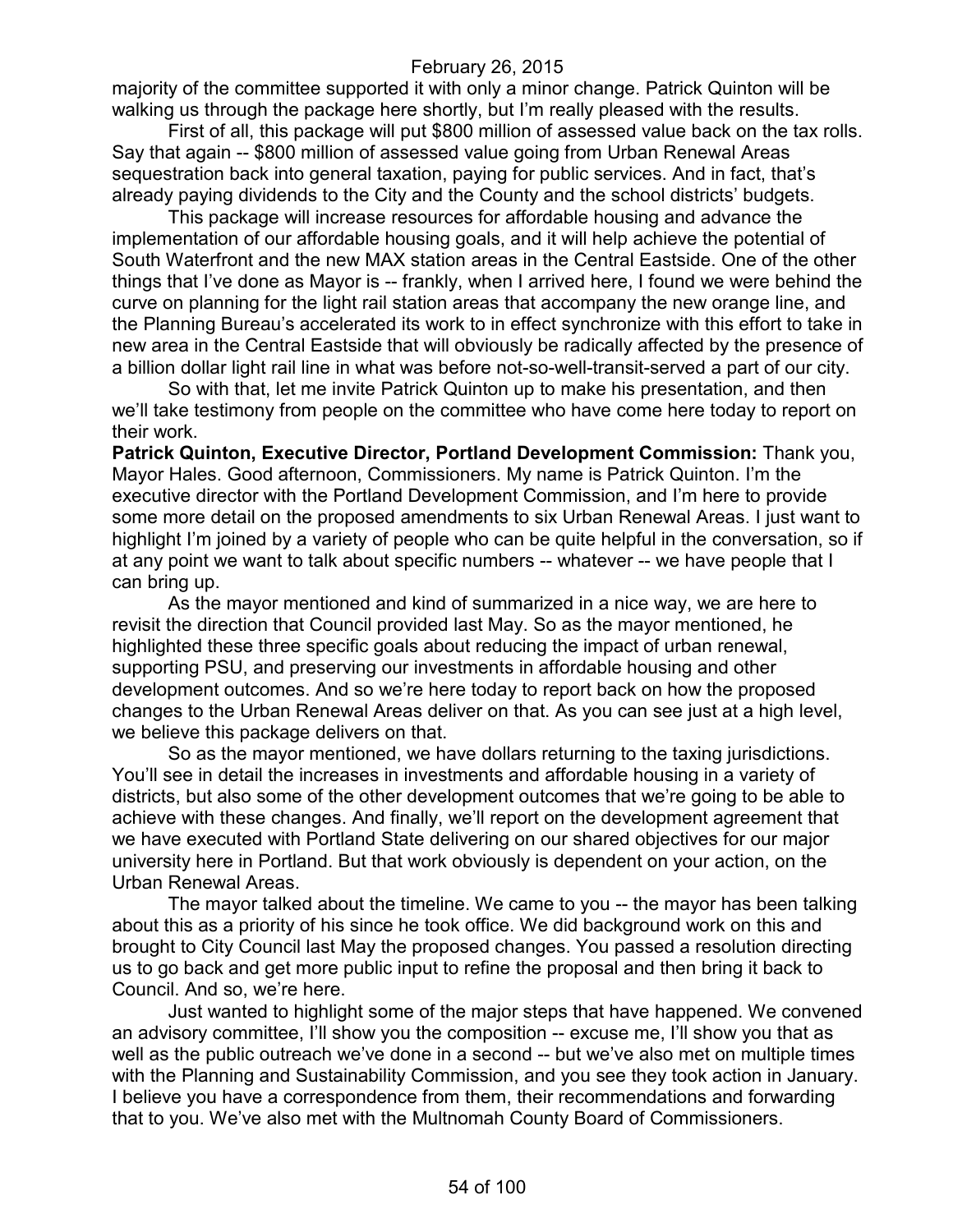majority of the committee supported it with only a minor change. Patrick Quinton will be walking us through the package here shortly, but I'm really pleased with the results.

First of all, this package will put $800 million of assessed value back on the tax rolls. Say that again -- $800 million of assessed value going from Urban Renewal Areas sequestration back into general taxation, paying for public services. And in fact, that's already paying dividends to the City and the County and the school districts' budgets.

This package will increase resources for affordable housing and advance the implementation of our affordable housing goals, and it will help achieve the potential of South Waterfront and the new MAX station areas in the Central Eastside. One of the other things that I've done as Mayor is -- frankly, when I arrived here, I found we were behind the curve on planning for the light rail station areas that accompany the new orange line, and the Planning Bureau's accelerated its work to in effect synchronize with this effort to take in new area in the Central Eastside that will obviously be radically affected by the presence of a billion dollar light rail line in what was before not-so-well-transit-served a part of our city.

So with that, let me invite Patrick Quinton up to make his presentation, and then we'll take testimony from people on the committee who have come here today to report on their work.

**Patrick Quinton, Executive Director, Portland Development Commission:** Thank you, Mayor Hales. Good afternoon, Commissioners. My name is Patrick Quinton. I'm the executive director with the Portland Development Commission, and I'm here to provide some more detail on the proposed amendments to six Urban Renewal Areas. I just want to highlight I'm joined by a variety of people who can be quite helpful in the conversation, so if at any point we want to talk about specific numbers -- whatever -- we have people that I can bring up.

As the mayor mentioned and kind of summarized in a nice way, we are here to revisit the direction that Council provided last May. So as the mayor mentioned, he highlighted these three specific goals about reducing the impact of urban renewal, supporting PSU, and preserving our investments in affordable housing and other development outcomes. And so we're here today to report back on how the proposed changes to the Urban Renewal Areas deliver on that. As you can see just at a high level, we believe this package delivers on that.

So as the mayor mentioned, we have dollars returning to the taxing jurisdictions. You'll see in detail the increases in investments and affordable housing in a variety of districts, but also some of the other development outcomes that we're going to be able to achieve with these changes. And finally, we'll report on the development agreement that we have executed with Portland State delivering on our shared objectives for our major university here in Portland. But that work obviously is dependent on your action, on the Urban Renewal Areas.

The mayor talked about the timeline. We came to you -- the mayor has been talking about this as a priority of his since he took office. We did background work on this and brought to City Council last May the proposed changes. You passed a resolution directing us to go back and get more public input to refine the proposal and then bring it back to Council. And so, we're here.

Just wanted to highlight some of the major steps that have happened. We convened an advisory committee, I'll show you the composition -- excuse me, I'll show you that as well as the public outreach we've done in a second -- but we've also met on multiple times with the Planning and Sustainability Commission, and you see they took action in January. I believe you have a correspondence from them, their recommendations and forwarding that to you. We've also met with the Multnomah County Board of Commissioners.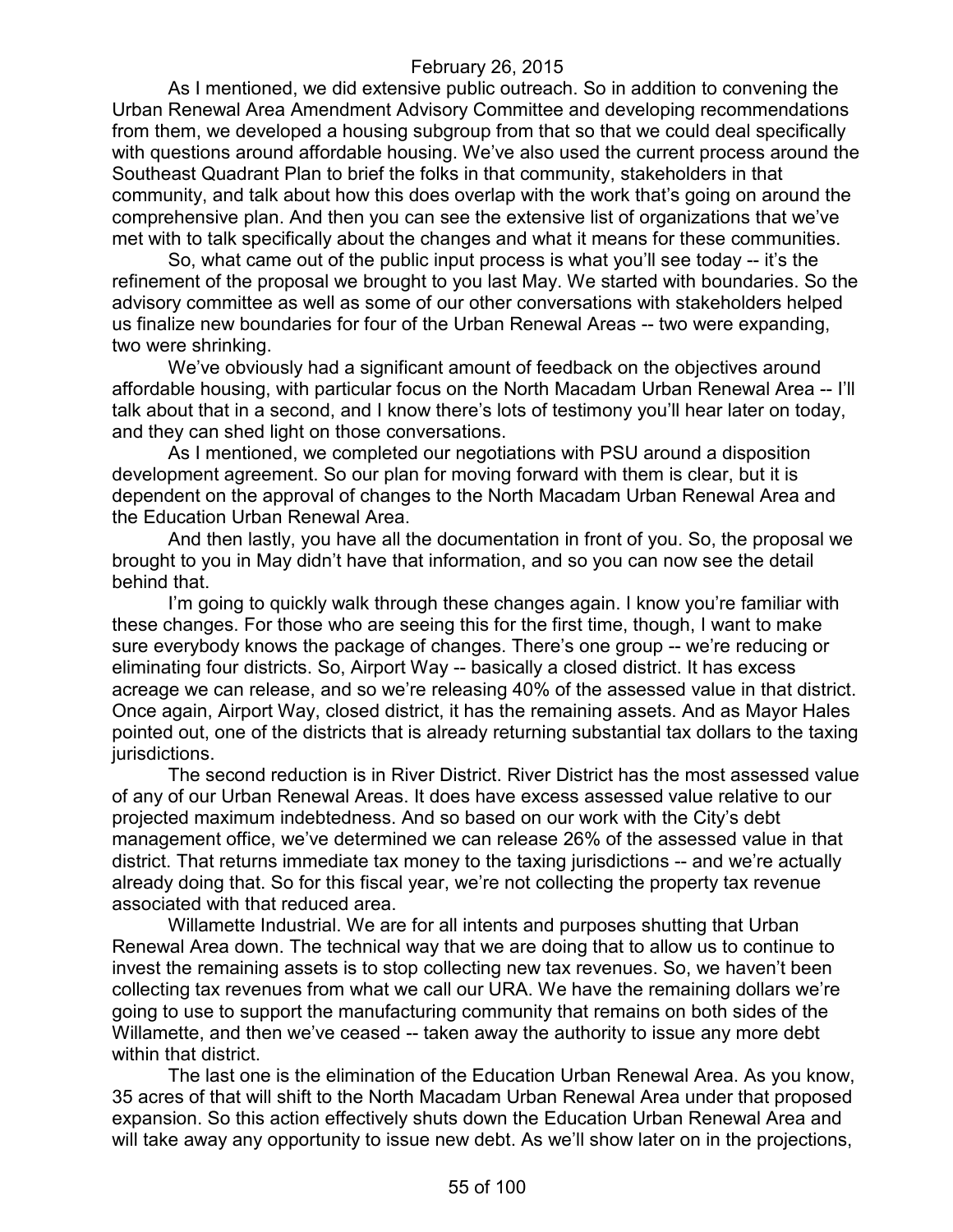As I mentioned, we did extensive public outreach. So in addition to convening the Urban Renewal Area Amendment Advisory Committee and developing recommendations from them, we developed a housing subgroup from that so that we could deal specifically with questions around affordable housing. We've also used the current process around the Southeast Quadrant Plan to brief the folks in that community, stakeholders in that community, and talk about how this does overlap with the work that's going on around the comprehensive plan. And then you can see the extensive list of organizations that we've met with to talk specifically about the changes and what it means for these communities.

So, what came out of the public input process is what you'll see today -- it's the refinement of the proposal we brought to you last May. We started with boundaries. So the advisory committee as well as some of our other conversations with stakeholders helped us finalize new boundaries for four of the Urban Renewal Areas -- two were expanding, two were shrinking.

We've obviously had a significant amount of feedback on the objectives around affordable housing, with particular focus on the North Macadam Urban Renewal Area -- I'll talk about that in a second, and I know there's lots of testimony you'll hear later on today, and they can shed light on those conversations.

As I mentioned, we completed our negotiations with PSU around a disposition development agreement. So our plan for moving forward with them is clear, but it is dependent on the approval of changes to the North Macadam Urban Renewal Area and the Education Urban Renewal Area.

And then lastly, you have all the documentation in front of you. So, the proposal we brought to you in May didn't have that information, and so you can now see the detail behind that.

I'm going to quickly walk through these changes again. I know you're familiar with these changes. For those who are seeing this for the first time, though, I want to make sure everybody knows the package of changes. There's one group -- we're reducing or eliminating four districts. So, Airport Way -- basically a closed district. It has excess acreage we can release, and so we're releasing 40% of the assessed value in that district. Once again, Airport Way, closed district, it has the remaining assets. And as Mayor Hales pointed out, one of the districts that is already returning substantial tax dollars to the taxing jurisdictions.

The second reduction is in River District. River District has the most assessed value of any of our Urban Renewal Areas. It does have excess assessed value relative to our projected maximum indebtedness. And so based on our work with the City's debt management office, we've determined we can release 26% of the assessed value in that district. That returns immediate tax money to the taxing jurisdictions -- and we're actually already doing that. So for this fiscal year, we're not collecting the property tax revenue associated with that reduced area.

Willamette Industrial. We are for all intents and purposes shutting that Urban Renewal Area down. The technical way that we are doing that to allow us to continue to invest the remaining assets is to stop collecting new tax revenues. So, we haven't been collecting tax revenues from what we call our URA. We have the remaining dollars we're going to use to support the manufacturing community that remains on both sides of the Willamette, and then we've ceased -- taken away the authority to issue any more debt within that district.

The last one is the elimination of the Education Urban Renewal Area. As you know, 35 acres of that will shift to the North Macadam Urban Renewal Area under that proposed expansion. So this action effectively shuts down the Education Urban Renewal Area and will take away any opportunity to issue new debt. As we'll show later on in the projections,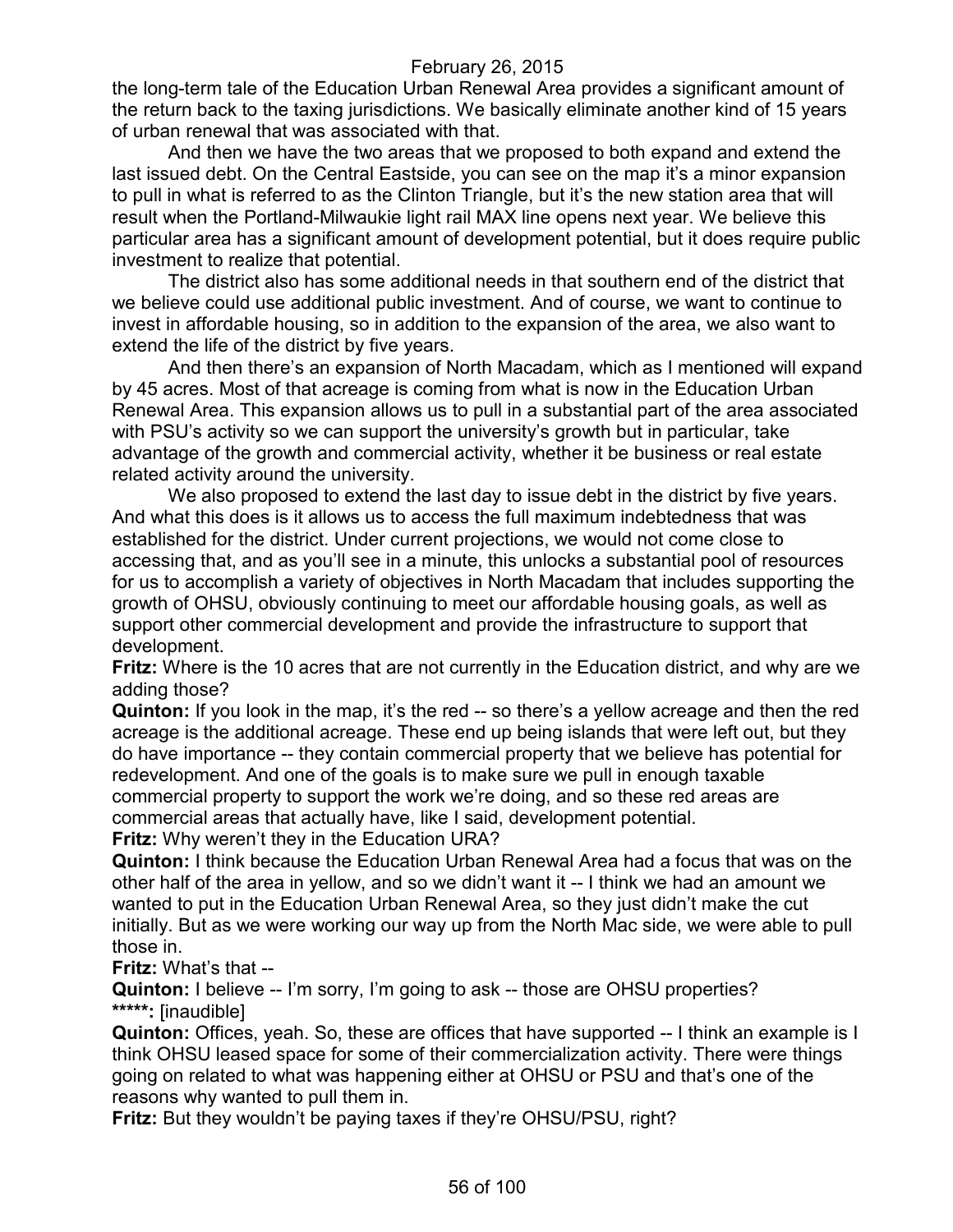the long-term tale of the Education Urban Renewal Area provides a significant amount of the return back to the taxing jurisdictions. We basically eliminate another kind of 15 years of urban renewal that was associated with that.

And then we have the two areas that we proposed to both expand and extend the last issued debt. On the Central Eastside, you can see on the map it's a minor expansion to pull in what is referred to as the Clinton Triangle, but it's the new station area that will result when the Portland-Milwaukie light rail MAX line opens next year. We believe this particular area has a significant amount of development potential, but it does require public investment to realize that potential.

The district also has some additional needs in that southern end of the district that we believe could use additional public investment. And of course, we want to continue to invest in affordable housing, so in addition to the expansion of the area, we also want to extend the life of the district by five years.

And then there's an expansion of North Macadam, which as I mentioned will expand by 45 acres. Most of that acreage is coming from what is now in the Education Urban Renewal Area. This expansion allows us to pull in a substantial part of the area associated with PSU's activity so we can support the university's growth but in particular, take advantage of the growth and commercial activity, whether it be business or real estate related activity around the university.

We also proposed to extend the last day to issue debt in the district by five years. And what this does is it allows us to access the full maximum indebtedness that was established for the district. Under current projections, we would not come close to accessing that, and as you'll see in a minute, this unlocks a substantial pool of resources for us to accomplish a variety of objectives in North Macadam that includes supporting the growth of OHSU, obviously continuing to meet our affordable housing goals, as well as support other commercial development and provide the infrastructure to support that development.

**Fritz:** Where is the 10 acres that are not currently in the Education district, and why are we adding those?

**Quinton:** If you look in the map, it's the red -- so there's a yellow acreage and then the red acreage is the additional acreage. These end up being islands that were left out, but they do have importance -- they contain commercial property that we believe has potential for redevelopment. And one of the goals is to make sure we pull in enough taxable commercial property to support the work we're doing, and so these red areas are commercial areas that actually have, like I said, development potential.

**Fritz:** Why weren't they in the Education URA?

**Quinton:** I think because the Education Urban Renewal Area had a focus that was on the other half of the area in yellow, and so we didn't want it -- I think we had an amount we wanted to put in the Education Urban Renewal Area, so they just didn't make the cut initially. But as we were working our way up from the North Mac side, we were able to pull those in.

**Fritz:** What's that --

**Quinton:** I believe -- I'm sorry, I'm going to ask -- those are OHSU properties?

**\*\*\*\*\*:** [inaudible]

**Quinton:** Offices, yeah. So, these are offices that have supported -- I think an example is I think OHSU leased space for some of their commercialization activity. There were things going on related to what was happening either at OHSU or PSU and that's one of the reasons why wanted to pull them in.

**Fritz:** But they wouldn't be paying taxes if they're OHSU/PSU, right?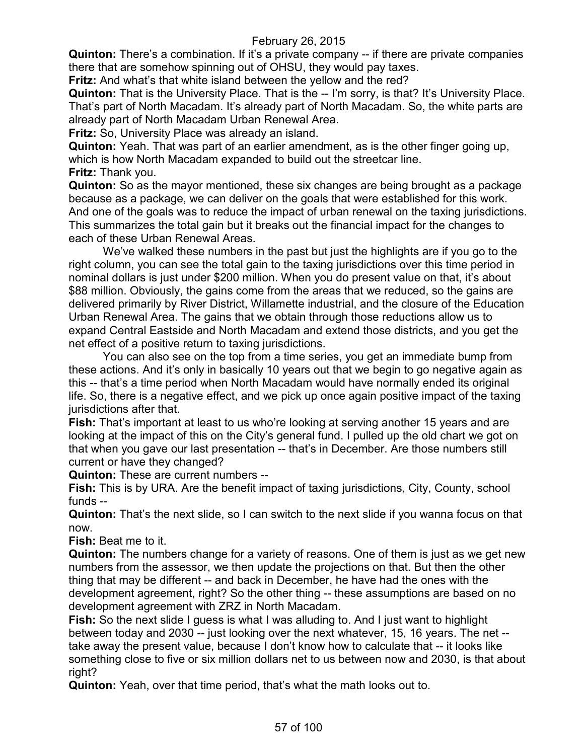**Quinton:** There's a combination. If it's a private company -- if there are private companies there that are somehow spinning out of OHSU, they would pay taxes.

**Fritz:** And what's that white island between the yellow and the red?

**Quinton:** That is the University Place. That is the -- I'm sorry, is that? It's University Place. That's part of North Macadam. It's already part of North Macadam. So, the white parts are already part of North Macadam Urban Renewal Area.

**Fritz:** So, University Place was already an island.

**Quinton:** Yeah. That was part of an earlier amendment, as is the other finger going up, which is how North Macadam expanded to build out the streetcar line.

**Fritz:** Thank you.

**Quinton:** So as the mayor mentioned, these six changes are being brought as a package because as a package, we can deliver on the goals that were established for this work. And one of the goals was to reduce the impact of urban renewal on the taxing jurisdictions. This summarizes the total gain but it breaks out the financial impact for the changes to each of these Urban Renewal Areas.

We've walked these numbers in the past but just the highlights are if you go to the right column, you can see the total gain to the taxing jurisdictions over this time period in nominal dollars is just under $200 million. When you do present value on that, it's about $88 million. Obviously, the gains come from the areas that we reduced, so the gains are delivered primarily by River District, Willamette industrial, and the closure of the Education Urban Renewal Area. The gains that we obtain through those reductions allow us to expand Central Eastside and North Macadam and extend those districts, and you get the net effect of a positive return to taxing jurisdictions.

You can also see on the top from a time series, you get an immediate bump from these actions. And it's only in basically 10 years out that we begin to go negative again as this -- that's a time period when North Macadam would have normally ended its original life. So, there is a negative effect, and we pick up once again positive impact of the taxing jurisdictions after that.

**Fish:** That's important at least to us who're looking at serving another 15 years and are looking at the impact of this on the City's general fund. I pulled up the old chart we got on that when you gave our last presentation -- that's in December. Are those numbers still current or have they changed?

**Quinton:** These are current numbers --

**Fish:** This is by URA. Are the benefit impact of taxing jurisdictions, City, County, school funds --

**Quinton:** That's the next slide, so I can switch to the next slide if you wanna focus on that now.

**Fish:** Beat me to it.

**Quinton:** The numbers change for a variety of reasons. One of them is just as we get new numbers from the assessor, we then update the projections on that. But then the other thing that may be different -- and back in December, he have had the ones with the development agreement, right? So the other thing -- these assumptions are based on no development agreement with ZRZ in North Macadam.

**Fish:** So the next slide I guess is what I was alluding to. And I just want to highlight between today and 2030 -- just looking over the next whatever, 15, 16 years. The net -- take away the present value, because I don't know how to calculate that -- it looks like something close to five or six million dollars net to us between now and 2030, is that about right?

**Quinton:** Yeah, over that time period, that's what the math looks out to.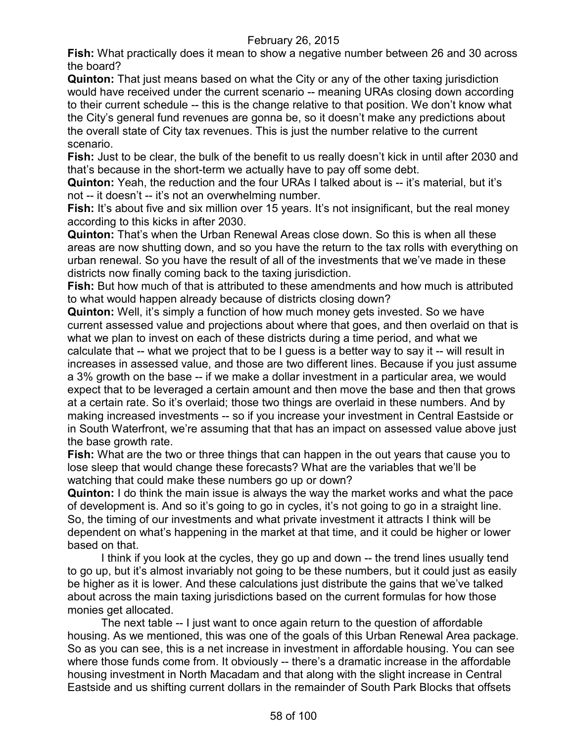**Fish:** What practically does it mean to show a negative number between 26 and 30 across the board?

**Quinton:** That just means based on what the City or any of the other taxing jurisdiction would have received under the current scenario -- meaning URAs closing down according to their current schedule -- this is the change relative to that position. We don't know what the City's general fund revenues are gonna be, so it doesn't make any predictions about the overall state of City tax revenues. This is just the number relative to the current scenario.

**Fish:** Just to be clear, the bulk of the benefit to us really doesn't kick in until after 2030 and that's because in the short-term we actually have to pay off some debt.

**Quinton:** Yeah, the reduction and the four URAs I talked about is -- it's material, but it's not -- it doesn't -- it's not an overwhelming number.

**Fish:** It's about five and six million over 15 years. It's not insignificant, but the real money according to this kicks in after 2030.

**Quinton:** That's when the Urban Renewal Areas close down. So this is when all these areas are now shutting down, and so you have the return to the tax rolls with everything on urban renewal. So you have the result of all of the investments that we've made in these districts now finally coming back to the taxing jurisdiction.

**Fish:** But how much of that is attributed to these amendments and how much is attributed to what would happen already because of districts closing down?

**Quinton:** Well, it's simply a function of how much money gets invested. So we have current assessed value and projections about where that goes, and then overlaid on that is what we plan to invest on each of these districts during a time period, and what we calculate that -- what we project that to be I guess is a better way to say it -- will result in increases in assessed value, and those are two different lines. Because if you just assume a 3% growth on the base -- if we make a dollar investment in a particular area, we would expect that to be leveraged a certain amount and then move the base and then that grows at a certain rate. So it's overlaid; those two things are overlaid in these numbers. And by making increased investments -- so if you increase your investment in Central Eastside or in South Waterfront, we're assuming that that has an impact on assessed value above just the base growth rate.

**Fish:** What are the two or three things that can happen in the out years that cause you to lose sleep that would change these forecasts? What are the variables that we'll be watching that could make these numbers go up or down?

**Quinton:** I do think the main issue is always the way the market works and what the pace of development is. And so it's going to go in cycles, it's not going to go in a straight line. So, the timing of our investments and what private investment it attracts I think will be dependent on what's happening in the market at that time, and it could be higher or lower based on that.

I think if you look at the cycles, they go up and down -- the trend lines usually tend to go up, but it's almost invariably not going to be these numbers, but it could just as easily be higher as it is lower. And these calculations just distribute the gains that we've talked about across the main taxing jurisdictions based on the current formulas for how those monies get allocated.

The next table -- I just want to once again return to the question of affordable housing. As we mentioned, this was one of the goals of this Urban Renewal Area package. So as you can see, this is a net increase in investment in affordable housing. You can see where those funds come from. It obviously -- there's a dramatic increase in the affordable housing investment in North Macadam and that along with the slight increase in Central Eastside and us shifting current dollars in the remainder of South Park Blocks that offsets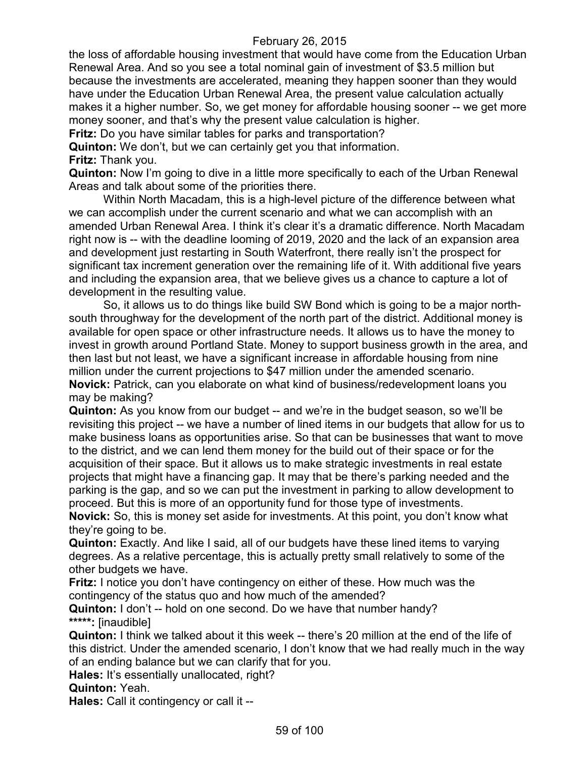the loss of affordable housing investment that would have come from the Education Urban Renewal Area. And so you see a total nominal gain of investment of $3.5 million but because the investments are accelerated, meaning they happen sooner than they would have under the Education Urban Renewal Area, the present value calculation actually makes it a higher number. So, we get money for affordable housing sooner -- we get more money sooner, and that's why the present value calculation is higher.

**Fritz:** Do you have similar tables for parks and transportation?

**Quinton:** We don't, but we can certainly get you that information.

**Fritz:** Thank you.

**Quinton:** Now I'm going to dive in a little more specifically to each of the Urban Renewal Areas and talk about some of the priorities there.

Within North Macadam, this is a high-level picture of the difference between what we can accomplish under the current scenario and what we can accomplish with an amended Urban Renewal Area. I think it's clear it's a dramatic difference. North Macadam right now is -- with the deadline looming of 2019, 2020 and the lack of an expansion area and development just restarting in South Waterfront, there really isn't the prospect for significant tax increment generation over the remaining life of it. With additional five years and including the expansion area, that we believe gives us a chance to capture a lot of development in the resulting value.

So, it allows us to do things like build SW Bond which is going to be a major north-south throughway for the development of the north part of the district. Additional money is available for open space or other infrastructure needs. It allows us to have the money to invest in growth around Portland State. Money to support business growth in the area, and then last but not least, we have a significant increase in affordable housing from nine million under the current projections to $47 million under the amended scenario.

**Novick:** Patrick, can you elaborate on what kind of business/redevelopment loans you may be making?

**Quinton:** As you know from our budget -- and we're in the budget season, so we'll be revisiting this project -- we have a number of lined items in our budgets that allow for us to make business loans as opportunities arise. So that can be businesses that want to move to the district, and we can lend them money for the build out of their space or for the acquisition of their space. But it allows us to make strategic investments in real estate projects that might have a financing gap. It may that be there's parking needed and the parking is the gap, and so we can put the investment in parking to allow development to proceed. But this is more of an opportunity fund for those type of investments.

**Novick:** So, this is money set aside for investments. At this point, you don't know what they're going to be.

**Quinton:** Exactly. And like I said, all of our budgets have these lined items to varying degrees. As a relative percentage, this is actually pretty small relatively to some of the other budgets we have.

**Fritz:** I notice you don't have contingency on either of these. How much was the contingency of the status quo and how much of the amended?

**Quinton:** I don't -- hold on one second. Do we have that number handy?

*****: [inaudible]

**Quinton:** I think we talked about it this week -- there's 20 million at the end of the life of this district. Under the amended scenario, I don't know that we had really much in the way of an ending balance but we can clarify that for you.

**Hales:** It's essentially unallocated, right?

**Quinton:** Yeah.

**Hales:** Call it contingency or call it --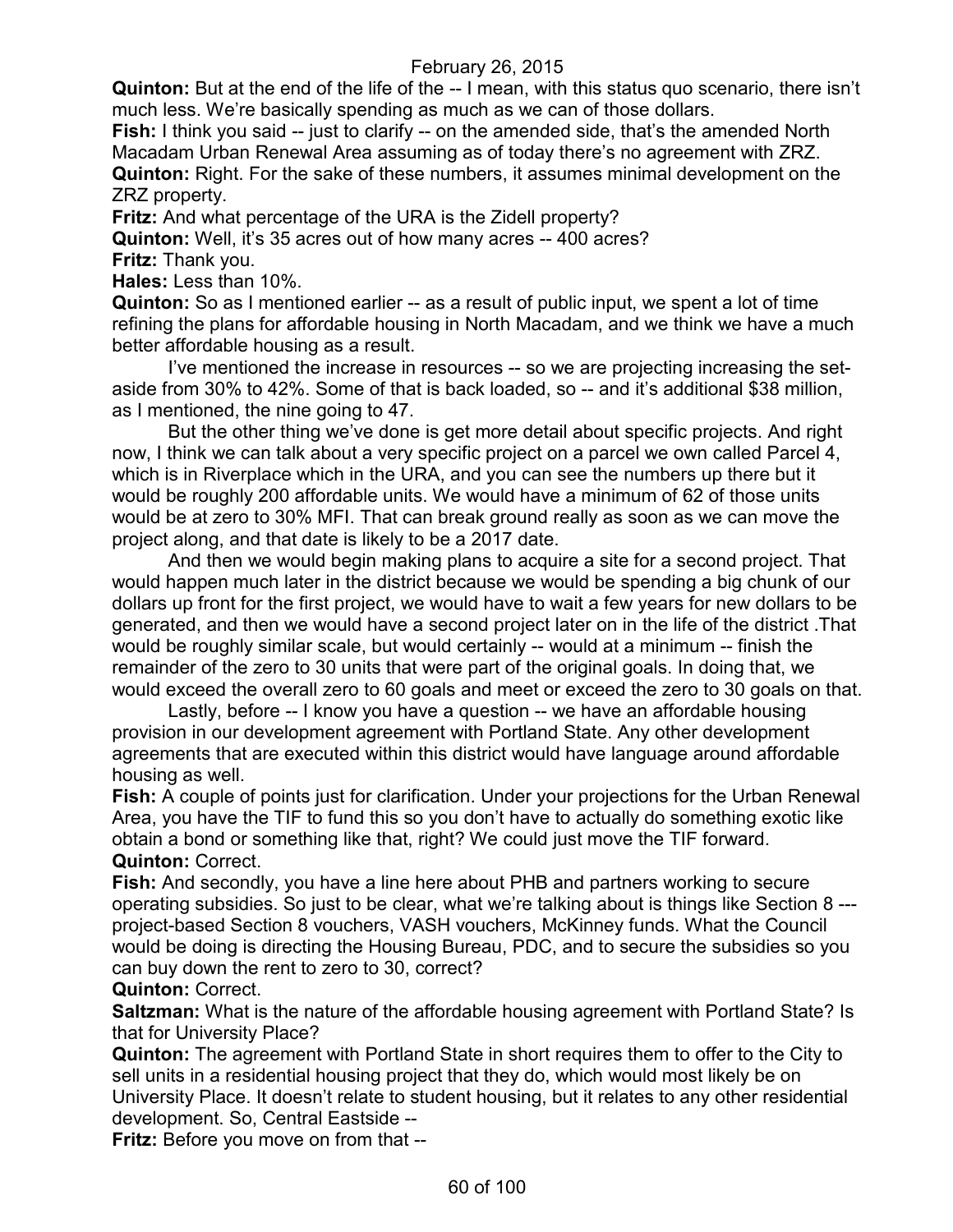**Quinton:** But at the end of the life of the -- I mean, with this status quo scenario, there isn't much less. We're basically spending as much as we can of those dollars.

**Fish:** I think you said -- just to clarify -- on the amended side, that's the amended North Macadam Urban Renewal Area assuming as of today there's no agreement with ZRZ.

**Quinton:** Right. For the sake of these numbers, it assumes minimal development on the ZRZ property.

**Fritz:** And what percentage of the URA is the Zidell property?

**Quinton:** Well, it's 35 acres out of how many acres -- 400 acres?

**Fritz:** Thank you.

**Hales:** Less than 10%.

**Quinton:** So as I mentioned earlier -- as a result of public input, we spent a lot of time refining the plans for affordable housing in North Macadam, and we think we have a much better affordable housing as a result.

I've mentioned the increase in resources -- so we are projecting increasing the set-aside from 30% to 42%. Some of that is back loaded, so -- and it's additional $38 million, as I mentioned, the nine going to 47.

But the other thing we've done is get more detail about specific projects. And right now, I think we can talk about a very specific project on a parcel we own called Parcel 4, which is in Riverplace which in the URA, and you can see the numbers up there but it would be roughly 200 affordable units. We would have a minimum of 62 of those units would be at zero to 30% MFI. That can break ground really as soon as we can move the project along, and that date is likely to be a 2017 date.

And then we would begin making plans to acquire a site for a second project. That would happen much later in the district because we would be spending a big chunk of our dollars up front for the first project, we would have to wait a few years for new dollars to be generated, and then we would have a second project later on in the life of the district .That would be roughly similar scale, but would certainly -- would at a minimum -- finish the remainder of the zero to 30 units that were part of the original goals. In doing that, we would exceed the overall zero to 60 goals and meet or exceed the zero to 30 goals on that.

Lastly, before -- I know you have a question -- we have an affordable housing provision in our development agreement with Portland State. Any other development agreements that are executed within this district would have language around affordable housing as well.

**Fish:** A couple of points just for clarification. Under your projections for the Urban Renewal Area, you have the TIF to fund this so you don't have to actually do something exotic like obtain a bond or something like that, right? We could just move the TIF forward.

**Quinton:** Correct.

**Fish:** And secondly, you have a line here about PHB and partners working to secure operating subsidies. So just to be clear, what we're talking about is things like Section 8 --- project-based Section 8 vouchers, VASH vouchers, McKinney funds. What the Council would be doing is directing the Housing Bureau, PDC, and to secure the subsidies so you can buy down the rent to zero to 30, correct?

**Quinton:** Correct.

**Saltzman:** What is the nature of the affordable housing agreement with Portland State? Is that for University Place?

**Quinton:** The agreement with Portland State in short requires them to offer to the City to sell units in a residential housing project that they do, which would most likely be on University Place. It doesn't relate to student housing, but it relates to any other residential development. So, Central Eastside --

**Fritz:** Before you move on from that --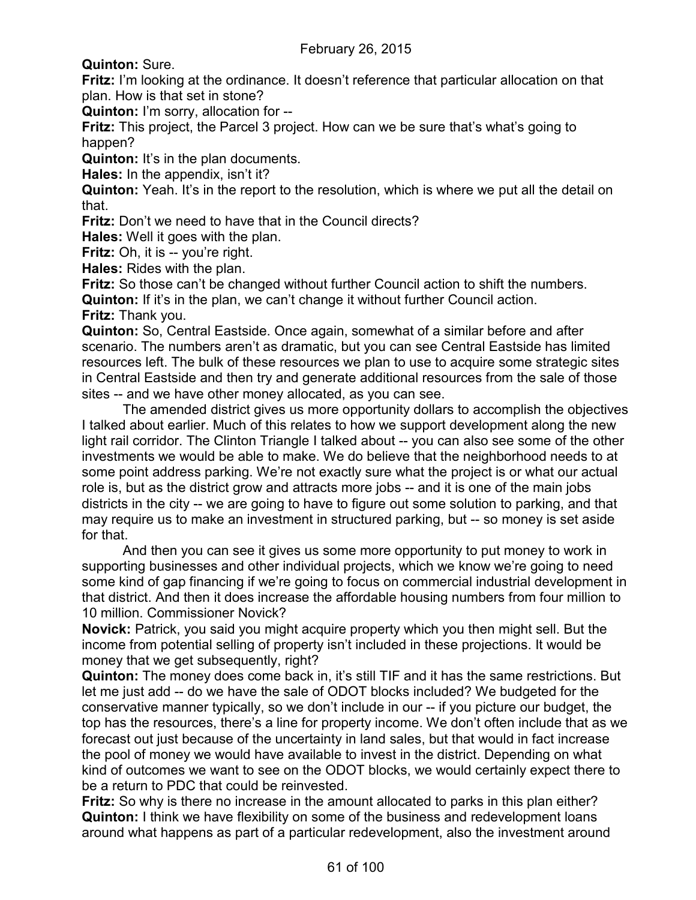**Quinton:** Sure.

**Fritz:** I'm looking at the ordinance. It doesn't reference that particular allocation on that plan. How is that set in stone?

**Quinton:** I'm sorry, allocation for --

**Fritz:** This project, the Parcel 3 project. How can we be sure that's what's going to happen?

**Quinton:** It's in the plan documents.

**Hales:** In the appendix, isn't it?

**Quinton:** Yeah. It's in the report to the resolution, which is where we put all the detail on that.

**Fritz:** Don't we need to have that in the Council directs?

**Hales:** Well it goes with the plan.

**Fritz:** Oh, it is -- you're right.

**Hales:** Rides with the plan.

**Fritz:** So those can't be changed without further Council action to shift the numbers.

**Quinton:** If it's in the plan, we can't change it without further Council action.

**Fritz:** Thank you.

**Quinton:** So, Central Eastside. Once again, somewhat of a similar before and after scenario. The numbers aren't as dramatic, but you can see Central Eastside has limited resources left. The bulk of these resources we plan to use to acquire some strategic sites in Central Eastside and then try and generate additional resources from the sale of those sites -- and we have other money allocated, as you can see.

The amended district gives us more opportunity dollars to accomplish the objectives I talked about earlier. Much of this relates to how we support development along the new light rail corridor. The Clinton Triangle I talked about -- you can also see some of the other investments we would be able to make. We do believe that the neighborhood needs to at some point address parking. We're not exactly sure what the project is or what our actual role is, but as the district grow and attracts more jobs -- and it is one of the main jobs districts in the city -- we are going to have to figure out some solution to parking, and that may require us to make an investment in structured parking, but -- so money is set aside for that.

And then you can see it gives us some more opportunity to put money to work in supporting businesses and other individual projects, which we know we're going to need some kind of gap financing if we're going to focus on commercial industrial development in that district. And then it does increase the affordable housing numbers from four million to 10 million. Commissioner Novick?

**Novick:** Patrick, you said you might acquire property which you then might sell. But the income from potential selling of property isn't included in these projections. It would be money that we get subsequently, right?

**Quinton:** The money does come back in, it's still TIF and it has the same restrictions. But let me just add -- do we have the sale of ODOT blocks included? We budgeted for the conservative manner typically, so we don't include in our -- if you picture our budget, the top has the resources, there's a line for property income. We don't often include that as we forecast out just because of the uncertainty in land sales, but that would in fact increase the pool of money we would have available to invest in the district. Depending on what kind of outcomes we want to see on the ODOT blocks, we would certainly expect there to be a return to PDC that could be reinvested.

**Fritz:** So why is there no increase in the amount allocated to parks in this plan either?

**Quinton:** I think we have flexibility on some of the business and redevelopment loans around what happens as part of a particular redevelopment, also the investment around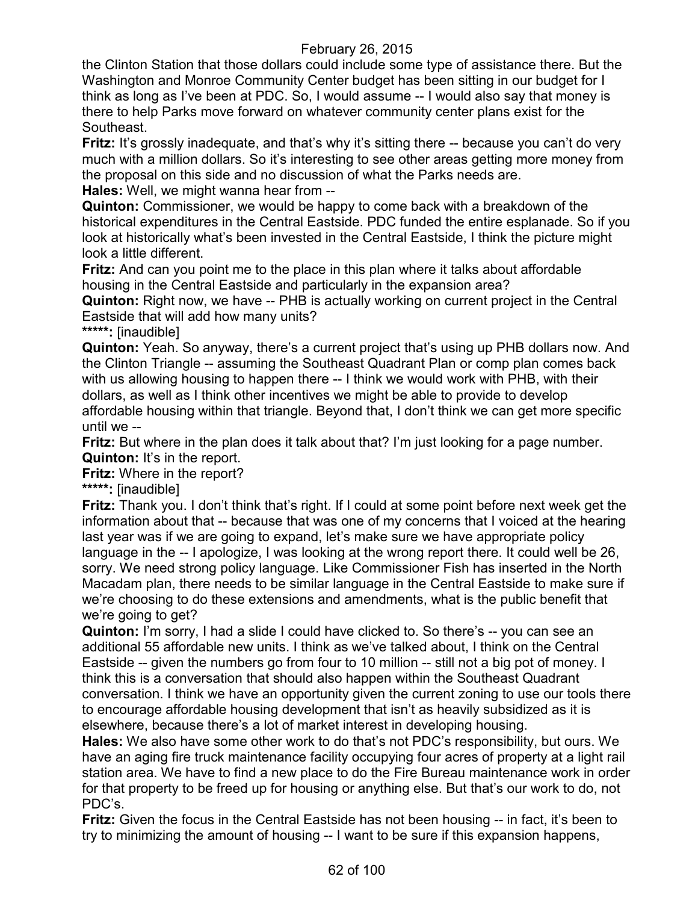the Clinton Station that those dollars could include some type of assistance there. But the Washington and Monroe Community Center budget has been sitting in our budget for I think as long as I've been at PDC. So, I would assume -- I would also say that money is there to help Parks move forward on whatever community center plans exist for the Southeast.

**Fritz:** It's grossly inadequate, and that's why it's sitting there -- because you can't do very much with a million dollars. So it's interesting to see other areas getting more money from the proposal on this side and no discussion of what the Parks needs are.

**Hales:** Well, we might wanna hear from --

**Quinton:** Commissioner, we would be happy to come back with a breakdown of the historical expenditures in the Central Eastside. PDC funded the entire esplanade. So if you look at historically what's been invested in the Central Eastside, I think the picture might look a little different.

**Fritz:** And can you point me to the place in this plan where it talks about affordable housing in the Central Eastside and particularly in the expansion area?

**Quinton:** Right now, we have -- PHB is actually working on current project in the Central Eastside that will add how many units?

*****: [inaudible]

**Quinton:** Yeah. So anyway, there's a current project that's using up PHB dollars now. And the Clinton Triangle -- assuming the Southeast Quadrant Plan or comp plan comes back with us allowing housing to happen there -- I think we would work with PHB, with their dollars, as well as I think other incentives we might be able to provide to develop affordable housing within that triangle. Beyond that, I don't think we can get more specific until we --

**Fritz:** But where in the plan does it talk about that? I'm just looking for a page number.

**Quinton:** It's in the report.

**Fritz:** Where in the report?

*****: [inaudible]

**Fritz:** Thank you. I don't think that's right. If I could at some point before next week get the information about that -- because that was one of my concerns that I voiced at the hearing last year was if we are going to expand, let's make sure we have appropriate policy language in the -- I apologize, I was looking at the wrong report there. It could well be 26, sorry. We need strong policy language. Like Commissioner Fish has inserted in the North Macadam plan, there needs to be similar language in the Central Eastside to make sure if we're choosing to do these extensions and amendments, what is the public benefit that we're going to get?

**Quinton:** I'm sorry, I had a slide I could have clicked to. So there's -- you can see an additional 55 affordable new units. I think as we've talked about, I think on the Central Eastside -- given the numbers go from four to 10 million -- still not a big pot of money. I think this is a conversation that should also happen within the Southeast Quadrant conversation. I think we have an opportunity given the current zoning to use our tools there to encourage affordable housing development that isn't as heavily subsidized as it is elsewhere, because there's a lot of market interest in developing housing.

**Hales:** We also have some other work to do that's not PDC's responsibility, but ours. We have an aging fire truck maintenance facility occupying four acres of property at a light rail station area. We have to find a new place to do the Fire Bureau maintenance work in order for that property to be freed up for housing or anything else. But that's our work to do, not PDC's.

**Fritz:** Given the focus in the Central Eastside has not been housing -- in fact, it's been to try to minimizing the amount of housing -- I want to be sure if this expansion happens,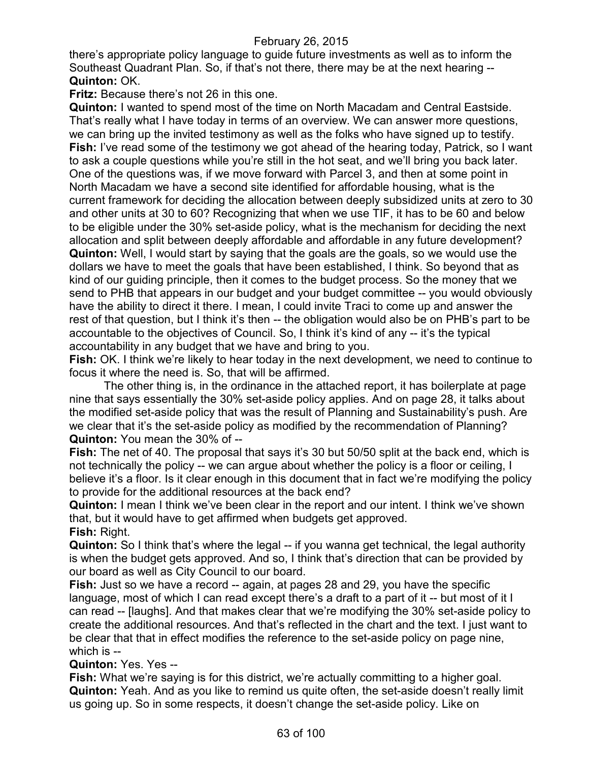there's appropriate policy language to guide future investments as well as to inform the Southeast Quadrant Plan. So, if that's not there, there may be at the next hearing --

**Quinton:** OK.

**Fritz:** Because there's not 26 in this one.

**Quinton:** I wanted to spend most of the time on North Macadam and Central Eastside. That's really what I have today in terms of an overview. We can answer more questions, we can bring up the invited testimony as well as the folks who have signed up to testify.

**Fish:** I've read some of the testimony we got ahead of the hearing today, Patrick, so I want to ask a couple questions while you're still in the hot seat, and we'll bring you back later. One of the questions was, if we move forward with Parcel 3, and then at some point in North Macadam we have a second site identified for affordable housing, what is the current framework for deciding the allocation between deeply subsidized units at zero to 30 and other units at 30 to 60? Recognizing that when we use TIF, it has to be 60 and below to be eligible under the 30% set-aside policy, what is the mechanism for deciding the next allocation and split between deeply affordable and affordable in any future development?

**Quinton:** Well, I would start by saying that the goals are the goals, so we would use the dollars we have to meet the goals that have been established, I think. So beyond that as kind of our guiding principle, then it comes to the budget process. So the money that we send to PHB that appears in our budget and your budget committee -- you would obviously have the ability to direct it there. I mean, I could invite Traci to come up and answer the rest of that question, but I think it's then -- the obligation would also be on PHB's part to be accountable to the objectives of Council. So, I think it's kind of any -- it's the typical accountability in any budget that we have and bring to you.

**Fish:** OK. I think we're likely to hear today in the next development, we need to continue to focus it where the need is. So, that will be affirmed.

The other thing is, in the ordinance in the attached report, it has boilerplate at page nine that says essentially the 30% set-aside policy applies. And on page 28, it talks about the modified set-aside policy that was the result of Planning and Sustainability's push. Are we clear that it's the set-aside policy as modified by the recommendation of Planning?

**Quinton:** You mean the 30% of --

**Fish:** The net of 40. The proposal that says it's 30 but 50/50 split at the back end, which is not technically the policy -- we can argue about whether the policy is a floor or ceiling, I believe it's a floor. Is it clear enough in this document that in fact we're modifying the policy to provide for the additional resources at the back end?

**Quinton:** I mean I think we've been clear in the report and our intent. I think we've shown that, but it would have to get affirmed when budgets get approved.

**Fish:** Right.

**Quinton:** So I think that's where the legal -- if you wanna get technical, the legal authority is when the budget gets approved. And so, I think that's direction that can be provided by our board as well as City Council to our board.

**Fish:** Just so we have a record -- again, at pages 28 and 29, you have the specific language, most of which I can read except there's a draft to a part of it -- but most of it I can read -- [laughs]. And that makes clear that we're modifying the 30% set-aside policy to create the additional resources. And that's reflected in the chart and the text. I just want to be clear that that in effect modifies the reference to the set-aside policy on page nine, which is --

**Quinton:** Yes. Yes --

**Fish:** What we're saying is for this district, we're actually committing to a higher goal.

**Quinton:** Yeah. And as you like to remind us quite often, the set-aside doesn't really limit us going up. So in some respects, it doesn't change the set-aside policy. Like on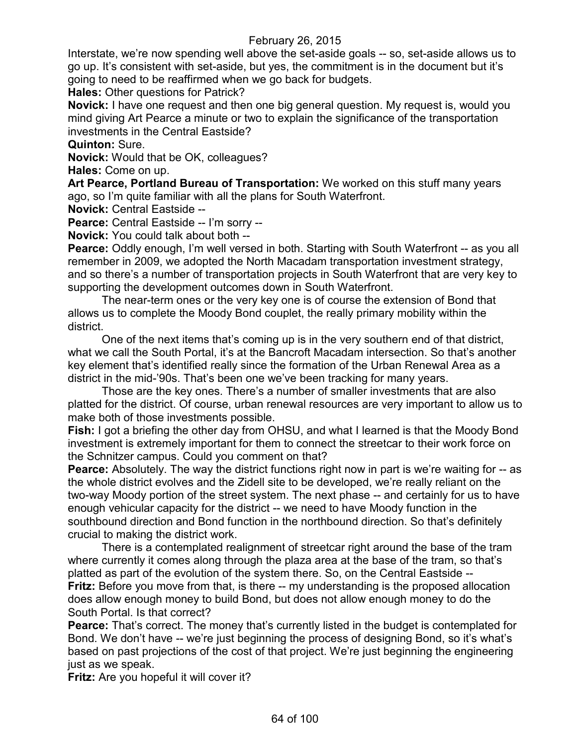Interstate, we're now spending well above the set-aside goals -- so, set-aside allows us to go up. It's consistent with set-aside, but yes, the commitment is in the document but it's going to need to be reaffirmed when we go back for budgets.

**Hales:** Other questions for Patrick?

**Novick:** I have one request and then one big general question. My request is, would you mind giving Art Pearce a minute or two to explain the significance of the transportation investments in the Central Eastside?

**Quinton:** Sure.

**Novick:** Would that be OK, colleagues?

**Hales:** Come on up.

**Art Pearce, Portland Bureau of Transportation:** We worked on this stuff many years ago, so I'm quite familiar with all the plans for South Waterfront.

**Novick:** Central Eastside --

**Pearce:** Central Eastside -- I'm sorry --

**Novick:** You could talk about both --

**Pearce:** Oddly enough, I'm well versed in both. Starting with South Waterfront -- as you all remember in 2009, we adopted the North Macadam transportation investment strategy, and so there's a number of transportation projects in South Waterfront that are very key to supporting the development outcomes down in South Waterfront.

The near-term ones or the very key one is of course the extension of Bond that allows us to complete the Moody Bond couplet, the really primary mobility within the district.

One of the next items that's coming up is in the very southern end of that district, what we call the South Portal, it's at the Bancroft Macadam intersection. So that's another key element that's identified really since the formation of the Urban Renewal Area as a district in the mid-'90s. That's been one we've been tracking for many years.

Those are the key ones. There's a number of smaller investments that are also platted for the district. Of course, urban renewal resources are very important to allow us to make both of those investments possible.

**Fish:** I got a briefing the other day from OHSU, and what I learned is that the Moody Bond investment is extremely important for them to connect the streetcar to their work force on the Schnitzer campus. Could you comment on that?

**Pearce:** Absolutely. The way the district functions right now in part is we're waiting for -- as the whole district evolves and the Zidell site to be developed, we're really reliant on the two-way Moody portion of the street system. The next phase -- and certainly for us to have enough vehicular capacity for the district -- we need to have Moody function in the southbound direction and Bond function in the northbound direction. So that's definitely crucial to making the district work.

There is a contemplated realignment of streetcar right around the base of the tram where currently it comes along through the plaza area at the base of the tram, so that's platted as part of the evolution of the system there. So, on the Central Eastside --

**Fritz:** Before you move from that, is there -- my understanding is the proposed allocation does allow enough money to build Bond, but does not allow enough money to do the South Portal. Is that correct?

**Pearce:** That's correct. The money that's currently listed in the budget is contemplated for Bond. We don't have -- we're just beginning the process of designing Bond, so it's what's based on past projections of the cost of that project. We're just beginning the engineering just as we speak.

**Fritz:** Are you hopeful it will cover it?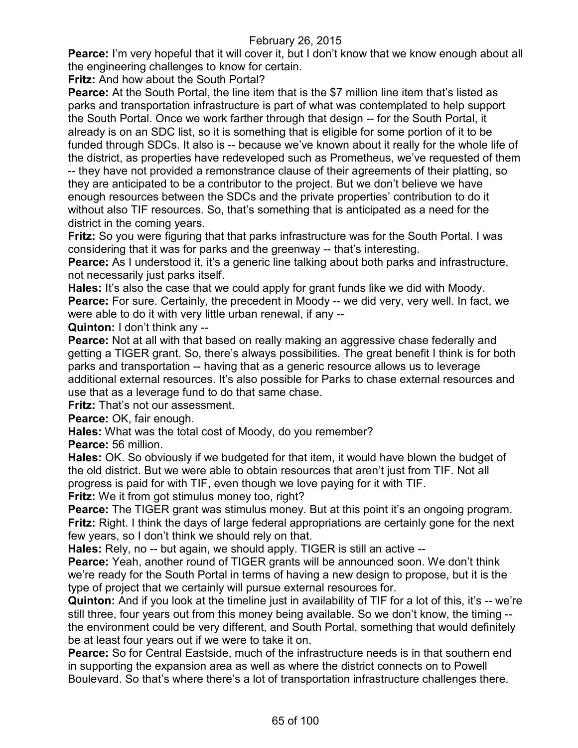**Pearce:** I'm very hopeful that it will cover it, but I don't know that we know enough about all the engineering challenges to know for certain.

**Fritz:** And how about the South Portal?

**Pearce:** At the South Portal, the line item that is the $7 million line item that's listed as parks and transportation infrastructure is part of what was contemplated to help support the South Portal. Once we work farther through that design -- for the South Portal, it already is on an SDC list, so it is something that is eligible for some portion of it to be funded through SDCs. It also is -- because we've known about it really for the whole life of the district, as properties have redeveloped such as Prometheus, we've requested of them -- they have not provided a remonstrance clause of their agreements of their platting, so they are anticipated to be a contributor to the project. But we don't believe we have enough resources between the SDCs and the private properties' contribution to do it without also TIF resources. So, that's something that is anticipated as a need for the district in the coming years.

**Fritz:** So you were figuring that that parks infrastructure was for the South Portal. I was considering that it was for parks and the greenway -- that's interesting.

**Pearce:** As I understood it, it's a generic line talking about both parks and infrastructure, not necessarily just parks itself.

**Hales:** It's also the case that we could apply for grant funds like we did with Moody.

**Pearce:** For sure. Certainly, the precedent in Moody -- we did very, very well. In fact, we were able to do it with very little urban renewal, if any --

**Quinton:** I don't think any --

**Pearce:** Not at all with that based on really making an aggressive chase federally and getting a TIGER grant. So, there's always possibilities. The great benefit I think is for both parks and transportation -- having that as a generic resource allows us to leverage additional external resources. It's also possible for Parks to chase external resources and use that as a leverage fund to do that same chase.

**Fritz:** That's not our assessment.

**Pearce:** OK, fair enough.

**Hales:** What was the total cost of Moody, do you remember?

**Pearce:** 56 million.

**Hales:** OK. So obviously if we budgeted for that item, it would have blown the budget of the old district. But we were able to obtain resources that aren't just from TIF. Not all progress is paid for with TIF, even though we love paying for it with TIF.

**Fritz:** We it from got stimulus money too, right?

**Pearce:** The TIGER grant was stimulus money. But at this point it's an ongoing program.

**Fritz:** Right. I think the days of large federal appropriations are certainly gone for the next few years, so I don't think we should rely on that.

**Hales:** Rely, no -- but again, we should apply. TIGER is still an active --

**Pearce:** Yeah, another round of TIGER grants will be announced soon. We don't think we're ready for the South Portal in terms of having a new design to propose, but it is the type of project that we certainly will pursue external resources for.

**Quinton:** And if you look at the timeline just in availability of TIF for a lot of this, it's -- we're still three, four years out from this money being available. So we don't know, the timing -- the environment could be very different, and South Portal, something that would definitely be at least four years out if we were to take it on.

**Pearce:** So for Central Eastside, much of the infrastructure needs is in that southern end in supporting the expansion area as well as where the district connects on to Powell Boulevard. So that's where there's a lot of transportation infrastructure challenges there.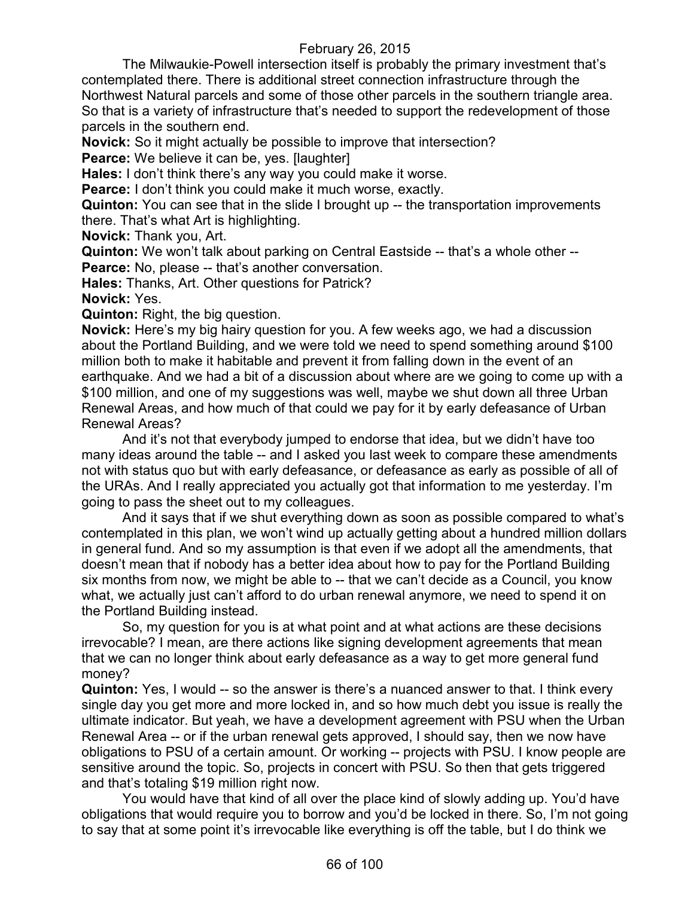The Milwaukie-Powell intersection itself is probably the primary investment that's contemplated there. There is additional street connection infrastructure through the Northwest Natural parcels and some of those other parcels in the southern triangle area. So that is a variety of infrastructure that's needed to support the redevelopment of those parcels in the southern end.

**Novick:** So it might actually be possible to improve that intersection?

**Pearce:** We believe it can be, yes. [laughter]

**Hales:** I don't think there's any way you could make it worse.

**Pearce:** I don't think you could make it much worse, exactly.

**Quinton:** You can see that in the slide I brought up -- the transportation improvements there. That's what Art is highlighting.

**Novick:** Thank you, Art.

**Quinton:** We won't talk about parking on Central Eastside -- that's a whole other --

**Pearce:** No, please -- that's another conversation.

**Hales:** Thanks, Art. Other questions for Patrick?

**Novick:** Yes.

**Quinton:** Right, the big question.

**Novick:** Here's my big hairy question for you. A few weeks ago, we had a discussion about the Portland Building, and we were told we need to spend something around $100 million both to make it habitable and prevent it from falling down in the event of an earthquake. And we had a bit of a discussion about where are we going to come up with a $100 million, and one of my suggestions was well, maybe we shut down all three Urban Renewal Areas, and how much of that could we pay for it by early defeasance of Urban Renewal Areas?

And it's not that everybody jumped to endorse that idea, but we didn't have too many ideas around the table -- and I asked you last week to compare these amendments not with status quo but with early defeasance, or defeasance as early as possible of all of the URAs. And I really appreciated you actually got that information to me yesterday. I'm going to pass the sheet out to my colleagues.

And it says that if we shut everything down as soon as possible compared to what's contemplated in this plan, we won't wind up actually getting about a hundred million dollars in general fund. And so my assumption is that even if we adopt all the amendments, that doesn't mean that if nobody has a better idea about how to pay for the Portland Building six months from now, we might be able to -- that we can't decide as a Council, you know what, we actually just can't afford to do urban renewal anymore, we need to spend it on the Portland Building instead.

So, my question for you is at what point and at what actions are these decisions irrevocable? I mean, are there actions like signing development agreements that mean that we can no longer think about early defeasance as a way to get more general fund money?

**Quinton:** Yes, I would -- so the answer is there's a nuanced answer to that. I think every single day you get more and more locked in, and so how much debt you issue is really the ultimate indicator. But yeah, we have a development agreement with PSU when the Urban Renewal Area -- or if the urban renewal gets approved, I should say, then we now have obligations to PSU of a certain amount. Or working -- projects with PSU. I know people are sensitive around the topic. So, projects in concert with PSU. So then that gets triggered and that's totaling $19 million right now.

You would have that kind of all over the place kind of slowly adding up. You'd have obligations that would require you to borrow and you'd be locked in there. So, I'm not going to say that at some point it's irrevocable like everything is off the table, but I do think we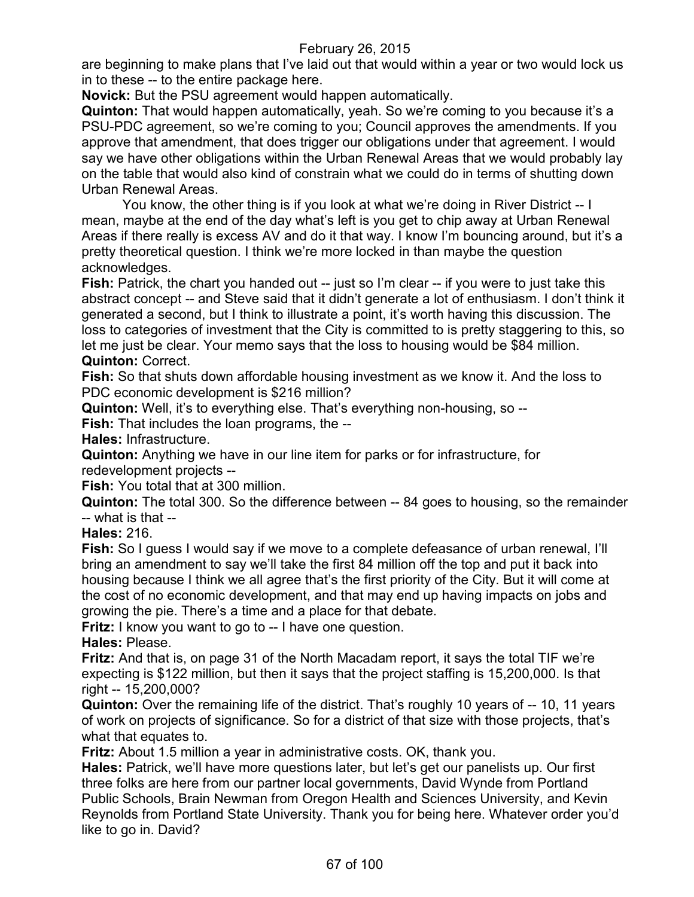are beginning to make plans that I've laid out that would within a year or two would lock us in to these -- to the entire package here.

**Novick:** But the PSU agreement would happen automatically.

**Quinton:** That would happen automatically, yeah. So we're coming to you because it's a PSU-PDC agreement, so we're coming to you; Council approves the amendments. If you approve that amendment, that does trigger our obligations under that agreement. I would say we have other obligations within the Urban Renewal Areas that we would probably lay on the table that would also kind of constrain what we could do in terms of shutting down Urban Renewal Areas.

You know, the other thing is if you look at what we're doing in River District -- I mean, maybe at the end of the day what's left is you get to chip away at Urban Renewal Areas if there really is excess AV and do it that way. I know I'm bouncing around, but it's a pretty theoretical question. I think we're more locked in than maybe the question acknowledges.

**Fish:** Patrick, the chart you handed out -- just so I'm clear -- if you were to just take this abstract concept -- and Steve said that it didn't generate a lot of enthusiasm. I don't think it generated a second, but I think to illustrate a point, it's worth having this discussion. The loss to categories of investment that the City is committed to is pretty staggering to this, so let me just be clear. Your memo says that the loss to housing would be $84 million.

**Quinton:** Correct.

**Fish:** So that shuts down affordable housing investment as we know it. And the loss to PDC economic development is $216 million?

**Quinton:** Well, it's to everything else. That's everything non-housing, so --

**Fish:** That includes the loan programs, the --

**Hales:** Infrastructure.

**Quinton:** Anything we have in our line item for parks or for infrastructure, for redevelopment projects --

**Fish:** You total that at 300 million.

**Quinton:** The total 300. So the difference between -- 84 goes to housing, so the remainder -- what is that --

**Hales:** 216.

**Fish:** So I guess I would say if we move to a complete defeasance of urban renewal, I'll bring an amendment to say we'll take the first 84 million off the top and put it back into housing because I think we all agree that's the first priority of the City. But it will come at the cost of no economic development, and that may end up having impacts on jobs and growing the pie. There's a time and a place for that debate.

**Fritz:** I know you want to go to -- I have one question.

**Hales:** Please.

**Fritz:** And that is, on page 31 of the North Macadam report, it says the total TIF we're expecting is $122 million, but then it says that the project staffing is 15,200,000. Is that right -- 15,200,000?

**Quinton:** Over the remaining life of the district. That's roughly 10 years of -- 10, 11 years of work on projects of significance. So for a district of that size with those projects, that's what that equates to.

**Fritz:** About 1.5 million a year in administrative costs. OK, thank you.

**Hales:** Patrick, we'll have more questions later, but let's get our panelists up. Our first three folks are here from our partner local governments, David Wynde from Portland Public Schools, Brain Newman from Oregon Health and Sciences University, and Kevin Reynolds from Portland State University. Thank you for being here. Whatever order you'd like to go in. David?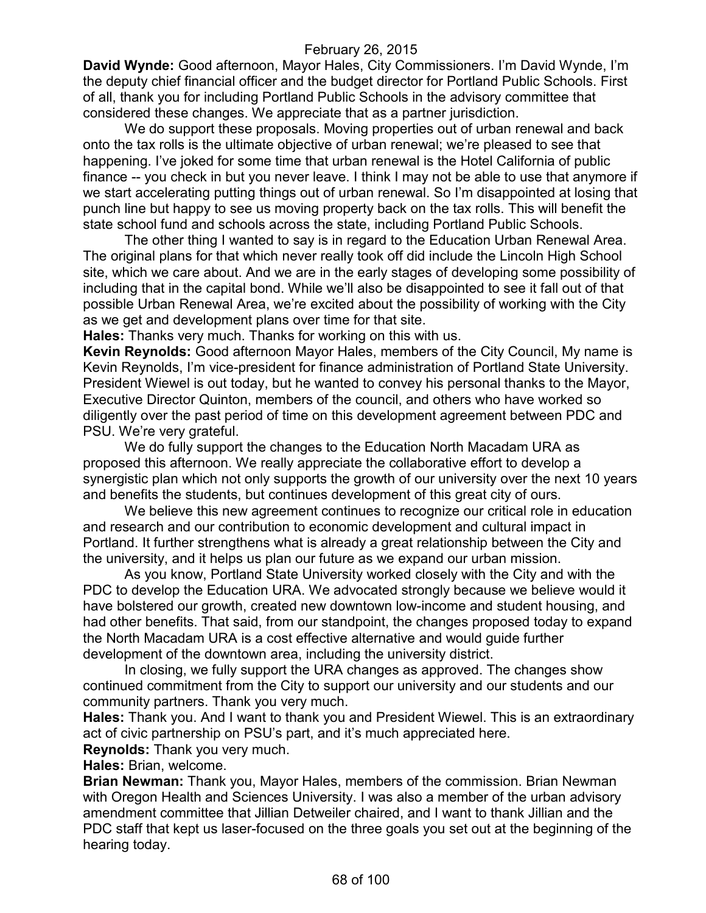**David Wynde:** Good afternoon, Mayor Hales, City Commissioners. I'm David Wynde, I'm the deputy chief financial officer and the budget director for Portland Public Schools. First of all, thank you for including Portland Public Schools in the advisory committee that considered these changes. We appreciate that as a partner jurisdiction.

We do support these proposals. Moving properties out of urban renewal and back onto the tax rolls is the ultimate objective of urban renewal; we're pleased to see that happening. I've joked for some time that urban renewal is the Hotel California of public finance -- you check in but you never leave. I think I may not be able to use that anymore if we start accelerating putting things out of urban renewal. So I'm disappointed at losing that punch line but happy to see us moving property back on the tax rolls. This will benefit the state school fund and schools across the state, including Portland Public Schools.

The other thing I wanted to say is in regard to the Education Urban Renewal Area. The original plans for that which never really took off did include the Lincoln High School site, which we care about. And we are in the early stages of developing some possibility of including that in the capital bond. While we'll also be disappointed to see it fall out of that possible Urban Renewal Area, we're excited about the possibility of working with the City as we get and development plans over time for that site.

**Hales:** Thanks very much. Thanks for working on this with us.

**Kevin Reynolds:** Good afternoon Mayor Hales, members of the City Council, My name is Kevin Reynolds, I'm vice-president for finance administration of Portland State University. President Wiewel is out today, but he wanted to convey his personal thanks to the Mayor, Executive Director Quinton, members of the council, and others who have worked so diligently over the past period of time on this development agreement between PDC and PSU. We're very grateful.

We do fully support the changes to the Education North Macadam URA as proposed this afternoon. We really appreciate the collaborative effort to develop a synergistic plan which not only supports the growth of our university over the next 10 years and benefits the students, but continues development of this great city of ours.

We believe this new agreement continues to recognize our critical role in education and research and our contribution to economic development and cultural impact in Portland. It further strengthens what is already a great relationship between the City and the university, and it helps us plan our future as we expand our urban mission.

As you know, Portland State University worked closely with the City and with the PDC to develop the Education URA. We advocated strongly because we believe would it have bolstered our growth, created new downtown low-income and student housing, and had other benefits. That said, from our standpoint, the changes proposed today to expand the North Macadam URA is a cost effective alternative and would guide further development of the downtown area, including the university district.

In closing, we fully support the URA changes as approved. The changes show continued commitment from the City to support our university and our students and our community partners. Thank you very much.

**Hales:** Thank you. And I want to thank you and President Wiewel. This is an extraordinary act of civic partnership on PSU's part, and it's much appreciated here.

**Reynolds:** Thank you very much.

**Hales:** Brian, welcome.

**Brian Newman:** Thank you, Mayor Hales, members of the commission. Brian Newman with Oregon Health and Sciences University. I was also a member of the urban advisory amendment committee that Jillian Detweiler chaired, and I want to thank Jillian and the PDC staff that kept us laser-focused on the three goals you set out at the beginning of the hearing today.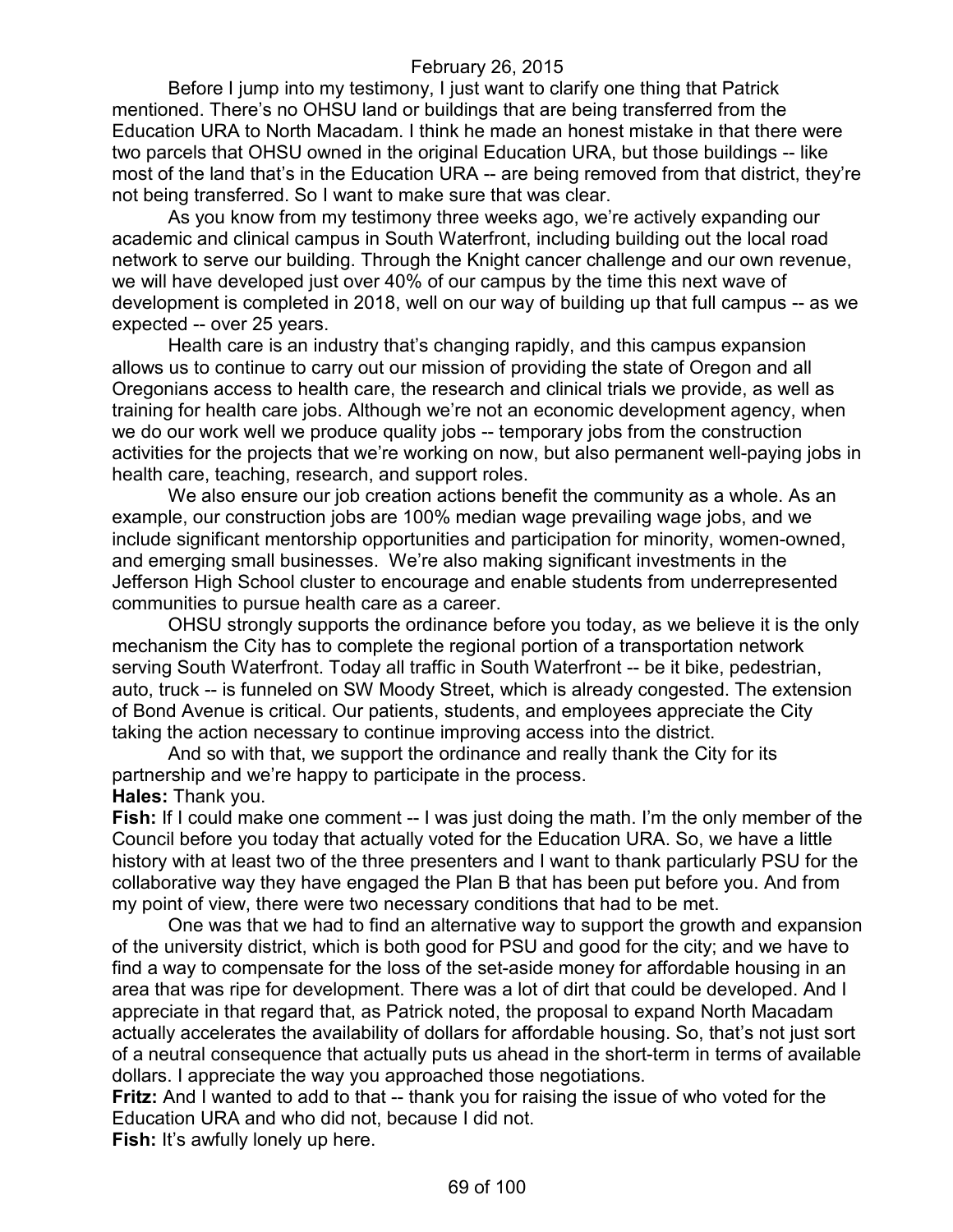Before I jump into my testimony, I just want to clarify one thing that Patrick mentioned. There's no OHSU land or buildings that are being transferred from the Education URA to North Macadam. I think he made an honest mistake in that there were two parcels that OHSU owned in the original Education URA, but those buildings -- like most of the land that's in the Education URA -- are being removed from that district, they're not being transferred. So I want to make sure that was clear.

As you know from my testimony three weeks ago, we're actively expanding our academic and clinical campus in South Waterfront, including building out the local road network to serve our building. Through the Knight cancer challenge and our own revenue, we will have developed just over 40% of our campus by the time this next wave of development is completed in 2018, well on our way of building up that full campus -- as we expected -- over 25 years.

Health care is an industry that's changing rapidly, and this campus expansion allows us to continue to carry out our mission of providing the state of Oregon and all Oregonians access to health care, the research and clinical trials we provide, as well as training for health care jobs. Although we're not an economic development agency, when we do our work well we produce quality jobs -- temporary jobs from the construction activities for the projects that we're working on now, but also permanent well-paying jobs in health care, teaching, research, and support roles.

We also ensure our job creation actions benefit the community as a whole. As an example, our construction jobs are 100% median wage prevailing wage jobs, and we include significant mentorship opportunities and participation for minority, women-owned, and emerging small businesses. We're also making significant investments in the Jefferson High School cluster to encourage and enable students from underrepresented communities to pursue health care as a career.

OHSU strongly supports the ordinance before you today, as we believe it is the only mechanism the City has to complete the regional portion of a transportation network serving South Waterfront. Today all traffic in South Waterfront -- be it bike, pedestrian, auto, truck -- is funneled on SW Moody Street, which is already congested. The extension of Bond Avenue is critical. Our patients, students, and employees appreciate the City taking the action necessary to continue improving access into the district.

And so with that, we support the ordinance and really thank the City for its partnership and we're happy to participate in the process.

**Hales:** Thank you.

**Fish:** If I could make one comment -- I was just doing the math. I'm the only member of the Council before you today that actually voted for the Education URA. So, we have a little history with at least two of the three presenters and I want to thank particularly PSU for the collaborative way they have engaged the Plan B that has been put before you. And from my point of view, there were two necessary conditions that had to be met.

One was that we had to find an alternative way to support the growth and expansion of the university district, which is both good for PSU and good for the city; and we have to find a way to compensate for the loss of the set-aside money for affordable housing in an area that was ripe for development. There was a lot of dirt that could be developed. And I appreciate in that regard that, as Patrick noted, the proposal to expand North Macadam actually accelerates the availability of dollars for affordable housing. So, that's not just sort of a neutral consequence that actually puts us ahead in the short-term in terms of available dollars. I appreciate the way you approached those negotiations.

**Fritz:** And I wanted to add to that -- thank you for raising the issue of who voted for the Education URA and who did not, because I did not.

**Fish:** It's awfully lonely up here.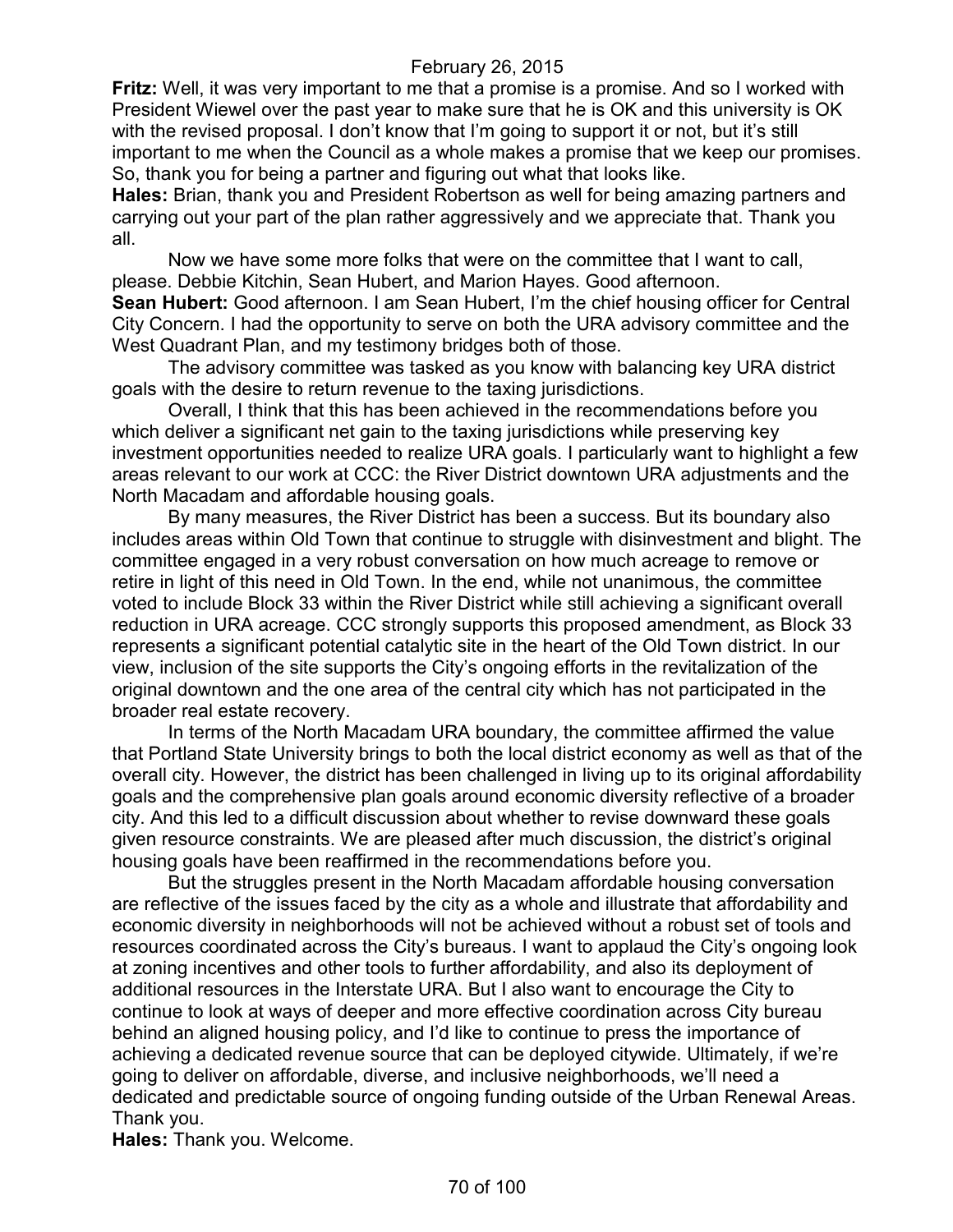**Fritz:** Well, it was very important to me that a promise is a promise. And so I worked with President Wiewel over the past year to make sure that he is OK and this university is OK with the revised proposal. I don't know that I'm going to support it or not, but it's still important to me when the Council as a whole makes a promise that we keep our promises. So, thank you for being a partner and figuring out what that looks like.

**Hales:** Brian, thank you and President Robertson as well for being amazing partners and carrying out your part of the plan rather aggressively and we appreciate that. Thank you all.

Now we have some more folks that were on the committee that I want to call, please. Debbie Kitchin, Sean Hubert, and Marion Hayes. Good afternoon.

**Sean Hubert:** Good afternoon. I am Sean Hubert, I'm the chief housing officer for Central City Concern. I had the opportunity to serve on both the URA advisory committee and the West Quadrant Plan, and my testimony bridges both of those.

The advisory committee was tasked as you know with balancing key URA district goals with the desire to return revenue to the taxing jurisdictions.

Overall, I think that this has been achieved in the recommendations before you which deliver a significant net gain to the taxing jurisdictions while preserving key investment opportunities needed to realize URA goals. I particularly want to highlight a few areas relevant to our work at CCC: the River District downtown URA adjustments and the North Macadam and affordable housing goals.

By many measures, the River District has been a success. But its boundary also includes areas within Old Town that continue to struggle with disinvestment and blight. The committee engaged in a very robust conversation on how much acreage to remove or retire in light of this need in Old Town. In the end, while not unanimous, the committee voted to include Block 33 within the River District while still achieving a significant overall reduction in URA acreage. CCC strongly supports this proposed amendment, as Block 33 represents a significant potential catalytic site in the heart of the Old Town district. In our view, inclusion of the site supports the City's ongoing efforts in the revitalization of the original downtown and the one area of the central city which has not participated in the broader real estate recovery.

In terms of the North Macadam URA boundary, the committee affirmed the value that Portland State University brings to both the local district economy as well as that of the overall city. However, the district has been challenged in living up to its original affordability goals and the comprehensive plan goals around economic diversity reflective of a broader city. And this led to a difficult discussion about whether to revise downward these goals given resource constraints. We are pleased after much discussion, the district's original housing goals have been reaffirmed in the recommendations before you.

But the struggles present in the North Macadam affordable housing conversation are reflective of the issues faced by the city as a whole and illustrate that affordability and economic diversity in neighborhoods will not be achieved without a robust set of tools and resources coordinated across the City's bureaus. I want to applaud the City's ongoing look at zoning incentives and other tools to further affordability, and also its deployment of additional resources in the Interstate URA. But I also want to encourage the City to continue to look at ways of deeper and more effective coordination across City bureau behind an aligned housing policy, and I'd like to continue to press the importance of achieving a dedicated revenue source that can be deployed citywide. Ultimately, if we're going to deliver on affordable, diverse, and inclusive neighborhoods, we'll need a dedicated and predictable source of ongoing funding outside of the Urban Renewal Areas. Thank you.

**Hales:** Thank you. Welcome.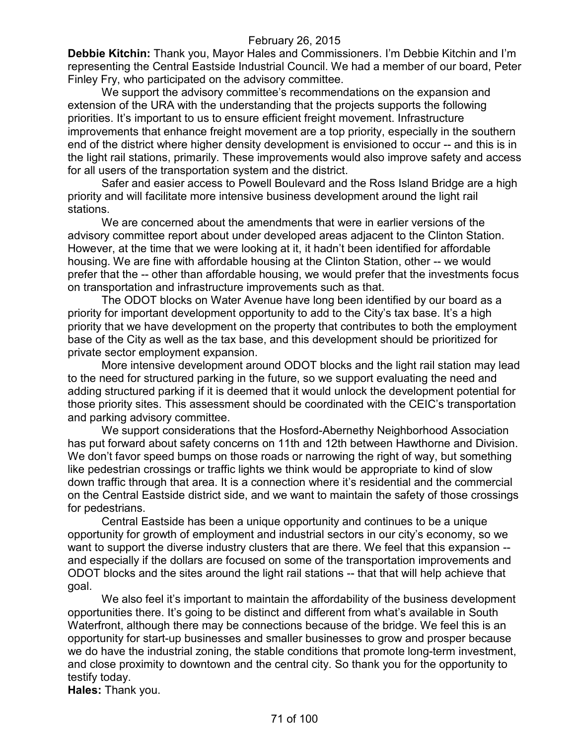**Debbie Kitchin:** Thank you, Mayor Hales and Commissioners. I'm Debbie Kitchin and I'm representing the Central Eastside Industrial Council. We had a member of our board, Peter Finley Fry, who participated on the advisory committee.

We support the advisory committee's recommendations on the expansion and extension of the URA with the understanding that the projects supports the following priorities. It's important to us to ensure efficient freight movement. Infrastructure improvements that enhance freight movement are a top priority, especially in the southern end of the district where higher density development is envisioned to occur -- and this is in the light rail stations, primarily. These improvements would also improve safety and access for all users of the transportation system and the district.

Safer and easier access to Powell Boulevard and the Ross Island Bridge are a high priority and will facilitate more intensive business development around the light rail stations.

We are concerned about the amendments that were in earlier versions of the advisory committee report about under developed areas adjacent to the Clinton Station. However, at the time that we were looking at it, it hadn't been identified for affordable housing. We are fine with affordable housing at the Clinton Station, other -- we would prefer that the -- other than affordable housing, we would prefer that the investments focus on transportation and infrastructure improvements such as that.

The ODOT blocks on Water Avenue have long been identified by our board as a priority for important development opportunity to add to the City's tax base. It's a high priority that we have development on the property that contributes to both the employment base of the City as well as the tax base, and this development should be prioritized for private sector employment expansion.

More intensive development around ODOT blocks and the light rail station may lead to the need for structured parking in the future, so we support evaluating the need and adding structured parking if it is deemed that it would unlock the development potential for those priority sites. This assessment should be coordinated with the CEIC's transportation and parking advisory committee.

We support considerations that the Hosford-Abernethy Neighborhood Association has put forward about safety concerns on 11th and 12th between Hawthorne and Division. We don't favor speed bumps on those roads or narrowing the right of way, but something like pedestrian crossings or traffic lights we think would be appropriate to kind of slow down traffic through that area. It is a connection where it's residential and the commercial on the Central Eastside district side, and we want to maintain the safety of those crossings for pedestrians.

Central Eastside has been a unique opportunity and continues to be a unique opportunity for growth of employment and industrial sectors in our city's economy, so we want to support the diverse industry clusters that are there. We feel that this expansion -- and especially if the dollars are focused on some of the transportation improvements and ODOT blocks and the sites around the light rail stations -- that that will help achieve that goal.

We also feel it's important to maintain the affordability of the business development opportunities there. It's going to be distinct and different from what's available in South Waterfront, although there may be connections because of the bridge. We feel this is an opportunity for start-up businesses and smaller businesses to grow and prosper because we do have the industrial zoning, the stable conditions that promote long-term investment, and close proximity to downtown and the central city. So thank you for the opportunity to testify today.

**Hales:** Thank you.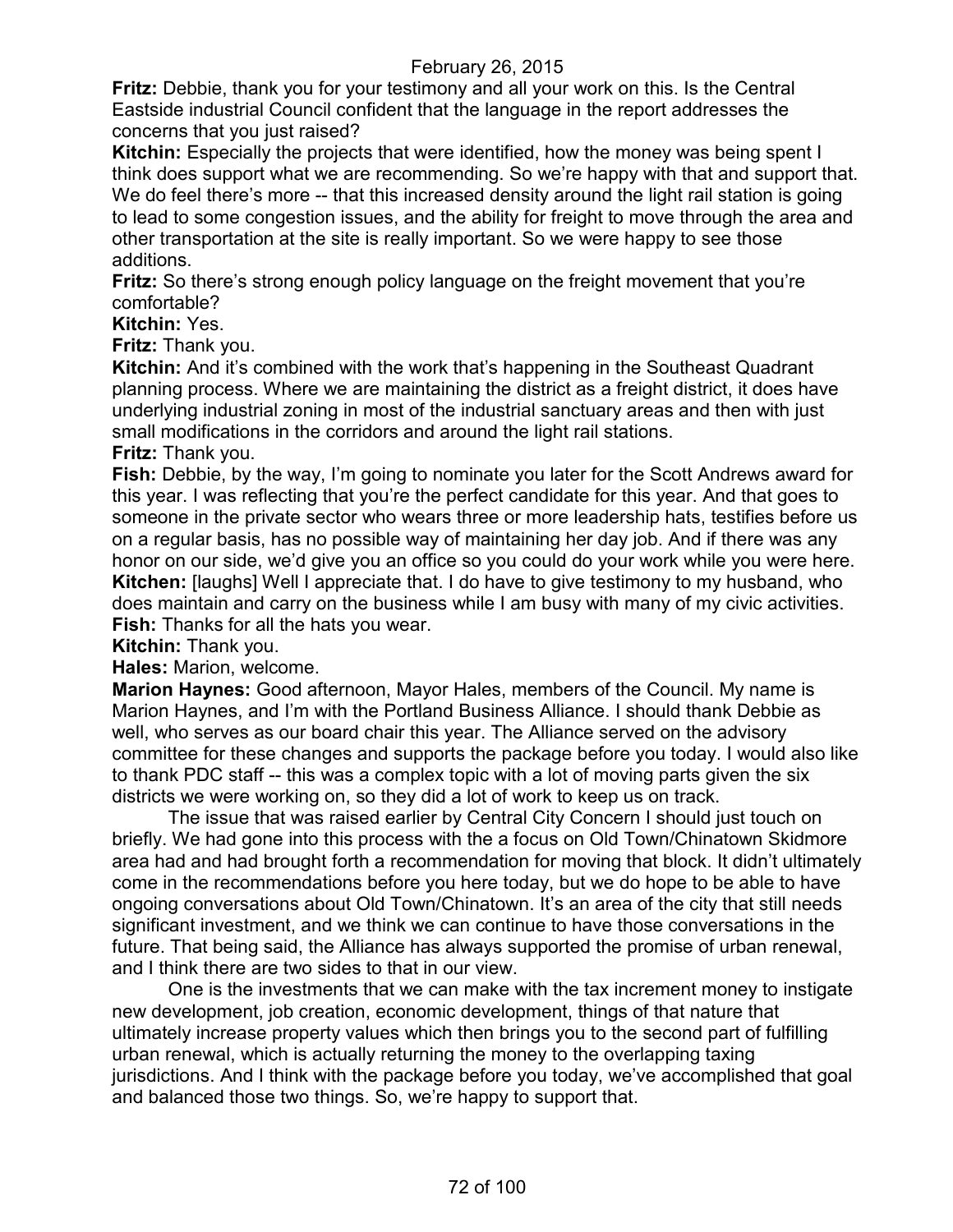**Fritz:** Debbie, thank you for your testimony and all your work on this. Is the Central Eastside industrial Council confident that the language in the report addresses the concerns that you just raised?

**Kitchin:** Especially the projects that were identified, how the money was being spent I think does support what we are recommending. So we're happy with that and support that. We do feel there's more -- that this increased density around the light rail station is going to lead to some congestion issues, and the ability for freight to move through the area and other transportation at the site is really important. So we were happy to see those additions.

**Fritz:** So there's strong enough policy language on the freight movement that you're comfortable?

**Kitchin:** Yes.

**Fritz:** Thank you.

**Kitchin:** And it's combined with the work that's happening in the Southeast Quadrant planning process. Where we are maintaining the district as a freight district, it does have underlying industrial zoning in most of the industrial sanctuary areas and then with just small modifications in the corridors and around the light rail stations.

**Fritz:** Thank you.

**Fish:** Debbie, by the way, I'm going to nominate you later for the Scott Andrews award for this year. I was reflecting that you're the perfect candidate for this year. And that goes to someone in the private sector who wears three or more leadership hats, testifies before us on a regular basis, has no possible way of maintaining her day job. And if there was any honor on our side, we'd give you an office so you could do your work while you were here.

**Kitchen:** [laughs] Well I appreciate that. I do have to give testimony to my husband, who does maintain and carry on the business while I am busy with many of my civic activities.

**Fish:** Thanks for all the hats you wear.

**Kitchin:** Thank you.

**Hales:** Marion, welcome.

**Marion Haynes:** Good afternoon, Mayor Hales, members of the Council. My name is Marion Haynes, and I'm with the Portland Business Alliance. I should thank Debbie as well, who serves as our board chair this year. The Alliance served on the advisory committee for these changes and supports the package before you today. I would also like to thank PDC staff -- this was a complex topic with a lot of moving parts given the six districts we were working on, so they did a lot of work to keep us on track.

The issue that was raised earlier by Central City Concern I should just touch on briefly. We had gone into this process with the a focus on Old Town/Chinatown Skidmore area had and had brought forth a recommendation for moving that block. It didn't ultimately come in the recommendations before you here today, but we do hope to be able to have ongoing conversations about Old Town/Chinatown. It's an area of the city that still needs significant investment, and we think we can continue to have those conversations in the future. That being said, the Alliance has always supported the promise of urban renewal, and I think there are two sides to that in our view.

One is the investments that we can make with the tax increment money to instigate new development, job creation, economic development, things of that nature that ultimately increase property values which then brings you to the second part of fulfilling urban renewal, which is actually returning the money to the overlapping taxing jurisdictions. And I think with the package before you today, we've accomplished that goal and balanced those two things. So, we're happy to support that.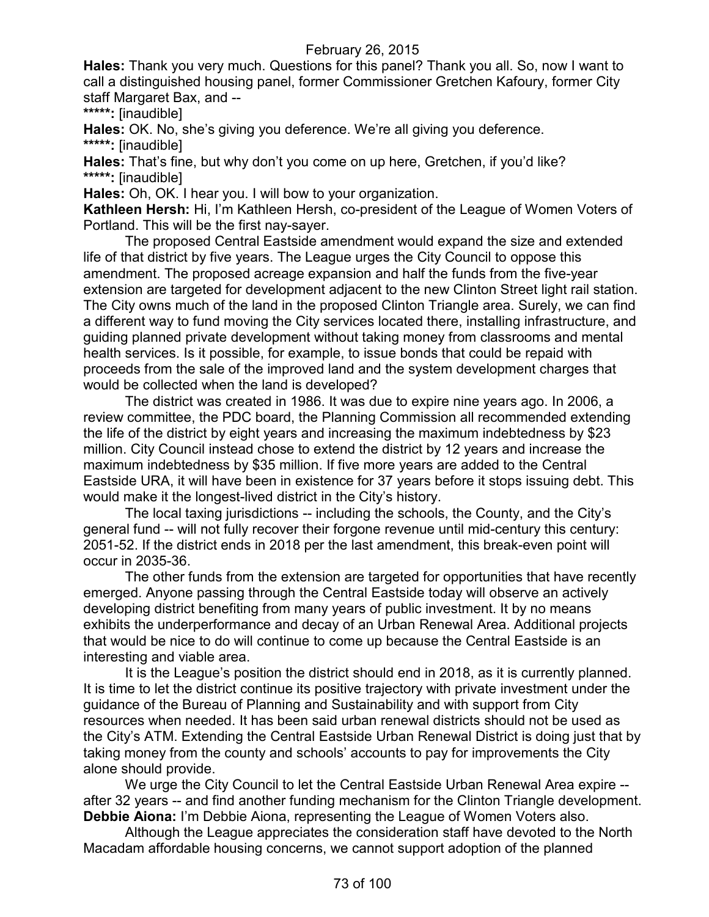**Hales:** Thank you very much. Questions for this panel? Thank you all. So, now I want to call a distinguished housing panel, former Commissioner Gretchen Kafoury, former City staff Margaret Bax, and --

*****: [inaudible]

**Hales:** OK. No, she's giving you deference. We're all giving you deference.

*****: [inaudible]

**Hales:** That's fine, but why don't you come on up here, Gretchen, if you'd like?

*****: [inaudible]

**Hales:** Oh, OK. I hear you. I will bow to your organization.

**Kathleen Hersh:** Hi, I'm Kathleen Hersh, co-president of the League of Women Voters of Portland. This will be the first nay-sayer.

The proposed Central Eastside amendment would expand the size and extended life of that district by five years. The League urges the City Council to oppose this amendment. The proposed acreage expansion and half the funds from the five-year extension are targeted for development adjacent to the new Clinton Street light rail station. The City owns much of the land in the proposed Clinton Triangle area. Surely, we can find a different way to fund moving the City services located there, installing infrastructure, and guiding planned private development without taking money from classrooms and mental health services. Is it possible, for example, to issue bonds that could be repaid with proceeds from the sale of the improved land and the system development charges that would be collected when the land is developed?

The district was created in 1986. It was due to expire nine years ago. In 2006, a review committee, the PDC board, the Planning Commission all recommended extending the life of the district by eight years and increasing the maximum indebtedness by $23 million. City Council instead chose to extend the district by 12 years and increase the maximum indebtedness by $35 million. If five more years are added to the Central Eastside URA, it will have been in existence for 37 years before it stops issuing debt. This would make it the longest-lived district in the City's history.

The local taxing jurisdictions -- including the schools, the County, and the City's general fund -- will not fully recover their forgone revenue until mid-century this century: 2051-52. If the district ends in 2018 per the last amendment, this break-even point will occur in 2035-36.

The other funds from the extension are targeted for opportunities that have recently emerged. Anyone passing through the Central Eastside today will observe an actively developing district benefiting from many years of public investment. It by no means exhibits the underperformance and decay of an Urban Renewal Area. Additional projects that would be nice to do will continue to come up because the Central Eastside is an interesting and viable area.

It is the League's position the district should end in 2018, as it is currently planned. It is time to let the district continue its positive trajectory with private investment under the guidance of the Bureau of Planning and Sustainability and with support from City resources when needed. It has been said urban renewal districts should not be used as the City's ATM. Extending the Central Eastside Urban Renewal District is doing just that by taking money from the county and schools' accounts to pay for improvements the City alone should provide.

We urge the City Council to let the Central Eastside Urban Renewal Area expire -- after 32 years -- and find another funding mechanism for the Clinton Triangle development.

**Debbie Aiona:** I'm Debbie Aiona, representing the League of Women Voters also.

Although the League appreciates the consideration staff have devoted to the North Macadam affordable housing concerns, we cannot support adoption of the planned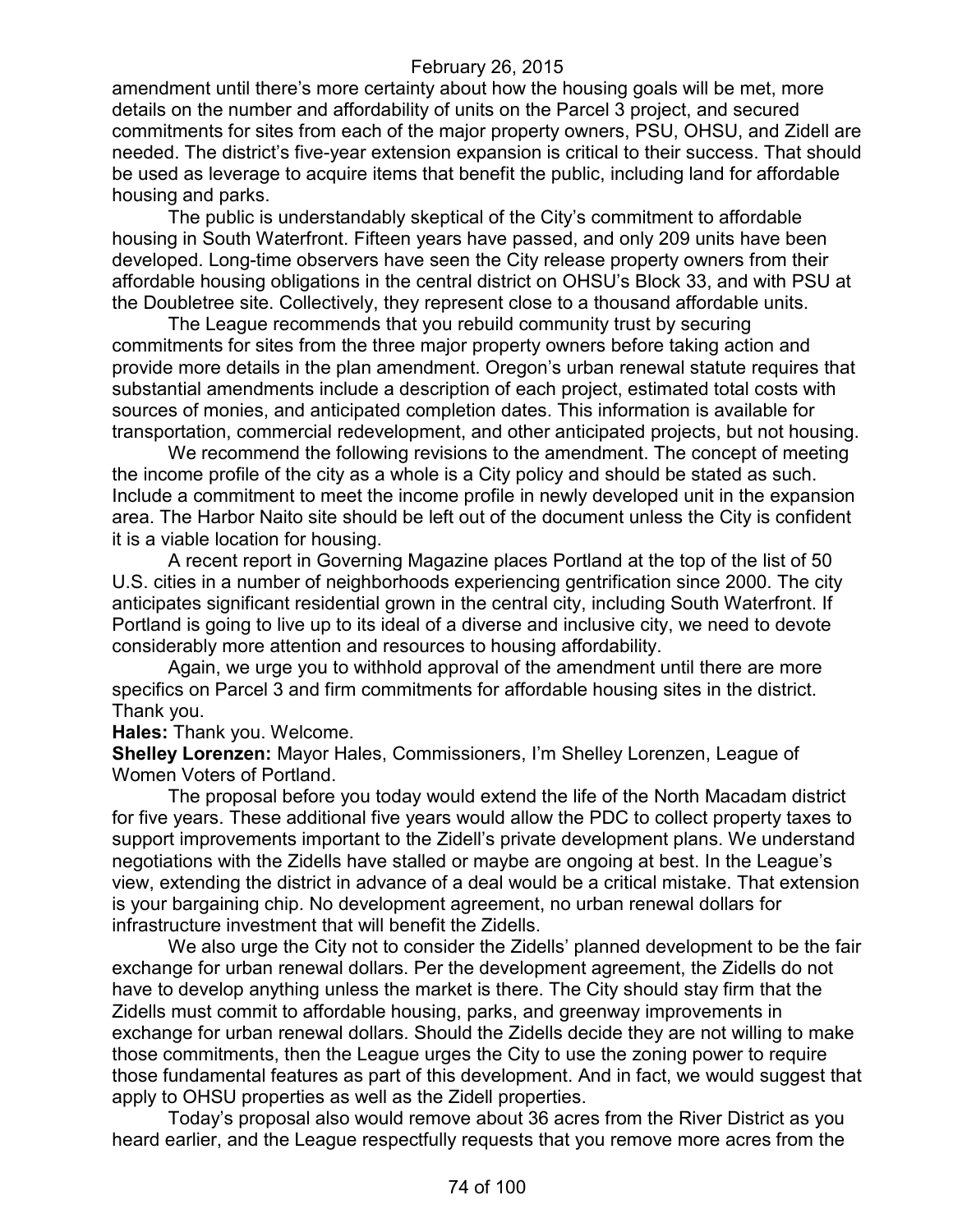amendment until there's more certainty about how the housing goals will be met, more details on the number and affordability of units on the Parcel 3 project, and secured commitments for sites from each of the major property owners, PSU, OHSU, and Zidell are needed. The district's five-year extension expansion is critical to their success. That should be used as leverage to acquire items that benefit the public, including land for affordable housing and parks.

The public is understandably skeptical of the City's commitment to affordable housing in South Waterfront. Fifteen years have passed, and only 209 units have been developed. Long-time observers have seen the City release property owners from their affordable housing obligations in the central district on OHSU's Block 33, and with PSU at the Doubletree site. Collectively, they represent close to a thousand affordable units.

The League recommends that you rebuild community trust by securing commitments for sites from the three major property owners before taking action and provide more details in the plan amendment. Oregon's urban renewal statute requires that substantial amendments include a description of each project, estimated total costs with sources of monies, and anticipated completion dates. This information is available for transportation, commercial redevelopment, and other anticipated projects, but not housing.

We recommend the following revisions to the amendment. The concept of meeting the income profile of the city as a whole is a City policy and should be stated as such. Include a commitment to meet the income profile in newly developed unit in the expansion area. The Harbor Naito site should be left out of the document unless the City is confident it is a viable location for housing.

A recent report in Governing Magazine places Portland at the top of the list of 50 U.S. cities in a number of neighborhoods experiencing gentrification since 2000. The city anticipates significant residential grown in the central city, including South Waterfront. If Portland is going to live up to its ideal of a diverse and inclusive city, we need to devote considerably more attention and resources to housing affordability.

Again, we urge you to withhold approval of the amendment until there are more specifics on Parcel 3 and firm commitments for affordable housing sites in the district. Thank you.

**Hales:** Thank you. Welcome.

**Shelley Lorenzen:** Mayor Hales, Commissioners, I'm Shelley Lorenzen, League of Women Voters of Portland.

The proposal before you today would extend the life of the North Macadam district for five years. These additional five years would allow the PDC to collect property taxes to support improvements important to the Zidell's private development plans. We understand negotiations with the Zidells have stalled or maybe are ongoing at best. In the League's view, extending the district in advance of a deal would be a critical mistake. That extension is your bargaining chip. No development agreement, no urban renewal dollars for infrastructure investment that will benefit the Zidells.

We also urge the City not to consider the Zidells' planned development to be the fair exchange for urban renewal dollars. Per the development agreement, the Zidells do not have to develop anything unless the market is there. The City should stay firm that the Zidells must commit to affordable housing, parks, and greenway improvements in exchange for urban renewal dollars. Should the Zidells decide they are not willing to make those commitments, then the League urges the City to use the zoning power to require those fundamental features as part of this development. And in fact, we would suggest that apply to OHSU properties as well as the Zidell properties.

Today's proposal also would remove about 36 acres from the River District as you heard earlier, and the League respectfully requests that you remove more acres from the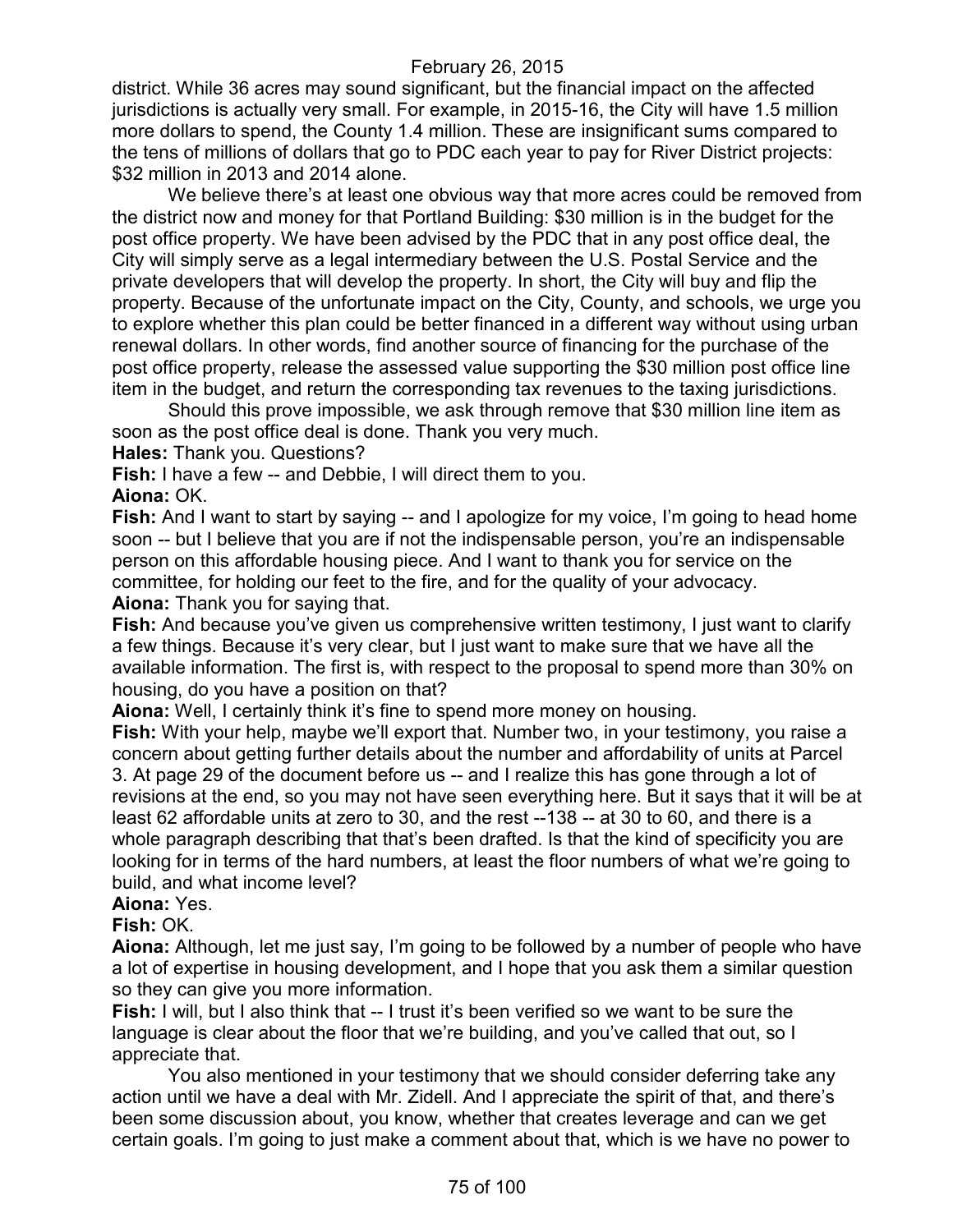district. While 36 acres may sound significant, but the financial impact on the affected jurisdictions is actually very small. For example, in 2015-16, the City will have 1.5 million more dollars to spend, the County 1.4 million. These are insignificant sums compared to the tens of millions of dollars that go to PDC each year to pay for River District projects: $32 million in 2013 and 2014 alone.

We believe there's at least one obvious way that more acres could be removed from the district now and money for that Portland Building: $30 million is in the budget for the post office property. We have been advised by the PDC that in any post office deal, the City will simply serve as a legal intermediary between the U.S. Postal Service and the private developers that will develop the property. In short, the City will buy and flip the property. Because of the unfortunate impact on the City, County, and schools, we urge you to explore whether this plan could be better financed in a different way without using urban renewal dollars. In other words, find another source of financing for the purchase of the post office property, release the assessed value supporting the $30 million post office line item in the budget, and return the corresponding tax revenues to the taxing jurisdictions.

Should this prove impossible, we ask through remove that $30 million line item as soon as the post office deal is done. Thank you very much.

**Hales:** Thank you. Questions?

**Fish:** I have a few -- and Debbie, I will direct them to you.

**Aiona:** OK.

**Fish:** And I want to start by saying -- and I apologize for my voice, I'm going to head home soon -- but I believe that you are if not the indispensable person, you're an indispensable person on this affordable housing piece. And I want to thank you for service on the committee, for holding our feet to the fire, and for the quality of your advocacy.

**Aiona:** Thank you for saying that.

**Fish:** And because you've given us comprehensive written testimony, I just want to clarify a few things. Because it's very clear, but I just want to make sure that we have all the available information. The first is, with respect to the proposal to spend more than 30% on housing, do you have a position on that?

**Aiona:** Well, I certainly think it's fine to spend more money on housing.

**Fish:** With your help, maybe we'll export that. Number two, in your testimony, you raise a concern about getting further details about the number and affordability of units at Parcel 3. At page 29 of the document before us -- and I realize this has gone through a lot of revisions at the end, so you may not have seen everything here. But it says that it will be at least 62 affordable units at zero to 30, and the rest --138 -- at 30 to 60, and there is a whole paragraph describing that that's been drafted. Is that the kind of specificity you are looking for in terms of the hard numbers, at least the floor numbers of what we're going to build, and what income level?

**Aiona:** Yes.

**Fish:** OK.

**Aiona:** Although, let me just say, I'm going to be followed by a number of people who have a lot of expertise in housing development, and I hope that you ask them a similar question so they can give you more information.

**Fish:** I will, but I also think that -- I trust it's been verified so we want to be sure the language is clear about the floor that we're building, and you've called that out, so I appreciate that.

You also mentioned in your testimony that we should consider deferring take any action until we have a deal with Mr. Zidell. And I appreciate the spirit of that, and there's been some discussion about, you know, whether that creates leverage and can we get certain goals. I'm going to just make a comment about that, which is we have no power to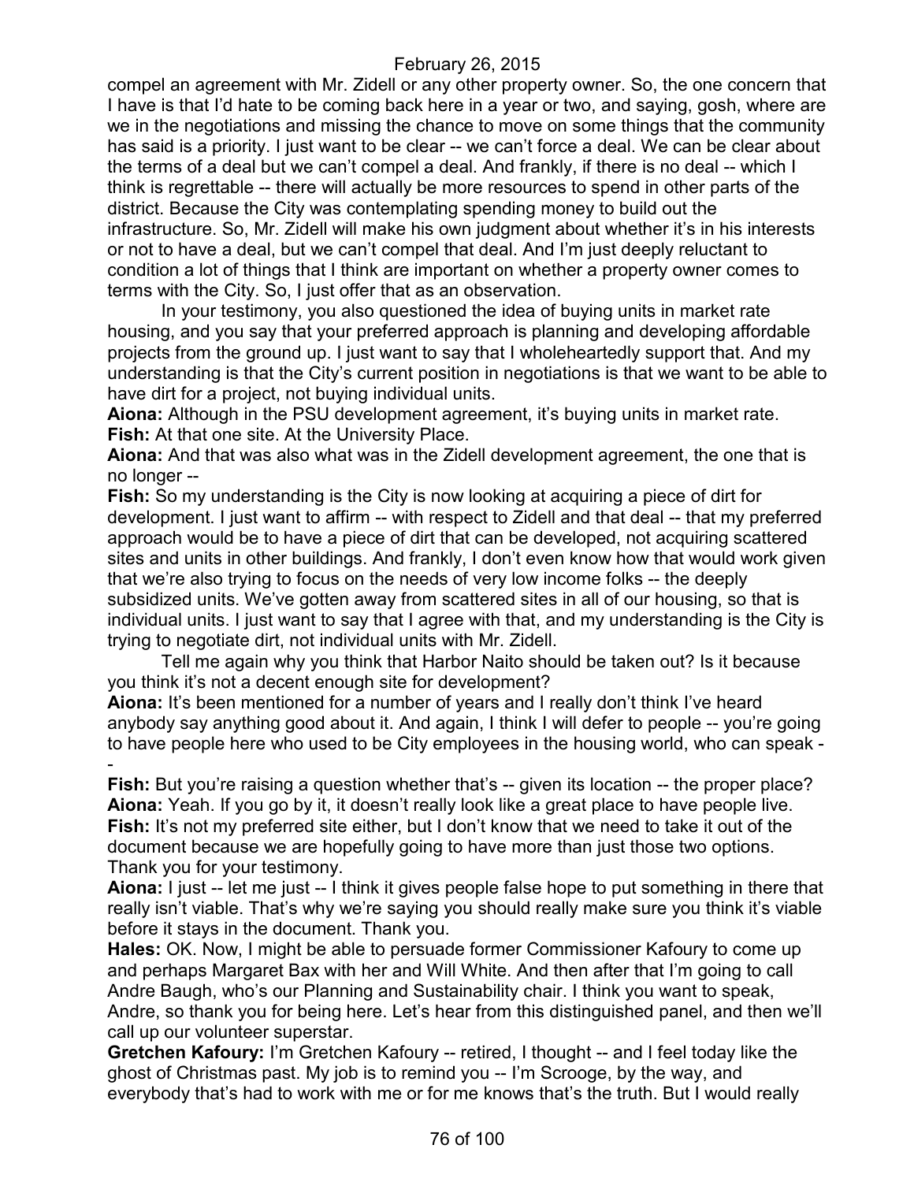compel an agreement with Mr. Zidell or any other property owner. So, the one concern that I have is that I'd hate to be coming back here in a year or two, and saying, gosh, where are we in the negotiations and missing the chance to move on some things that the community has said is a priority. I just want to be clear -- we can't force a deal. We can be clear about the terms of a deal but we can't compel a deal. And frankly, if there is no deal -- which I think is regrettable -- there will actually be more resources to spend in other parts of the district. Because the City was contemplating spending money to build out the infrastructure. So, Mr. Zidell will make his own judgment about whether it's in his interests or not to have a deal, but we can't compel that deal. And I'm just deeply reluctant to condition a lot of things that I think are important on whether a property owner comes to terms with the City. So, I just offer that as an observation.

In your testimony, you also questioned the idea of buying units in market rate housing, and you say that your preferred approach is planning and developing affordable projects from the ground up. I just want to say that I wholeheartedly support that. And my understanding is that the City's current position in negotiations is that we want to be able to have dirt for a project, not buying individual units.

**Aiona:** Although in the PSU development agreement, it's buying units in market rate.

**Fish:** At that one site. At the University Place.

**Aiona:** And that was also what was in the Zidell development agreement, the one that is no longer --

**Fish:** So my understanding is the City is now looking at acquiring a piece of dirt for development. I just want to affirm -- with respect to Zidell and that deal -- that my preferred approach would be to have a piece of dirt that can be developed, not acquiring scattered sites and units in other buildings. And frankly, I don't even know how that would work given that we're also trying to focus on the needs of very low income folks -- the deeply subsidized units. We've gotten away from scattered sites in all of our housing, so that is individual units. I just want to say that I agree with that, and my understanding is the City is trying to negotiate dirt, not individual units with Mr. Zidell.

Tell me again why you think that Harbor Naito should be taken out? Is it because you think it's not a decent enough site for development?

**Aiona:** It's been mentioned for a number of years and I really don't think I've heard anybody say anything good about it. And again, I think I will defer to people -- you're going to have people here who used to be City employees in the housing world, who can speak --

**Fish:** But you're raising a question whether that's -- given its location -- the proper place?

**Aiona:** Yeah. If you go by it, it doesn't really look like a great place to have people live.

**Fish:** It's not my preferred site either, but I don't know that we need to take it out of the document because we are hopefully going to have more than just those two options. Thank you for your testimony.

**Aiona:** I just -- let me just -- I think it gives people false hope to put something in there that really isn't viable. That's why we're saying you should really make sure you think it's viable before it stays in the document. Thank you.

**Hales:** OK. Now, I might be able to persuade former Commissioner Kafoury to come up and perhaps Margaret Bax with her and Will White. And then after that I'm going to call Andre Baugh, who's our Planning and Sustainability chair. I think you want to speak, Andre, so thank you for being here. Let's hear from this distinguished panel, and then we'll call up our volunteer superstar.

**Gretchen Kafoury:** I'm Gretchen Kafoury -- retired, I thought -- and I feel today like the ghost of Christmas past. My job is to remind you -- I'm Scrooge, by the way, and everybody that's had to work with me or for me knows that's the truth. But I would really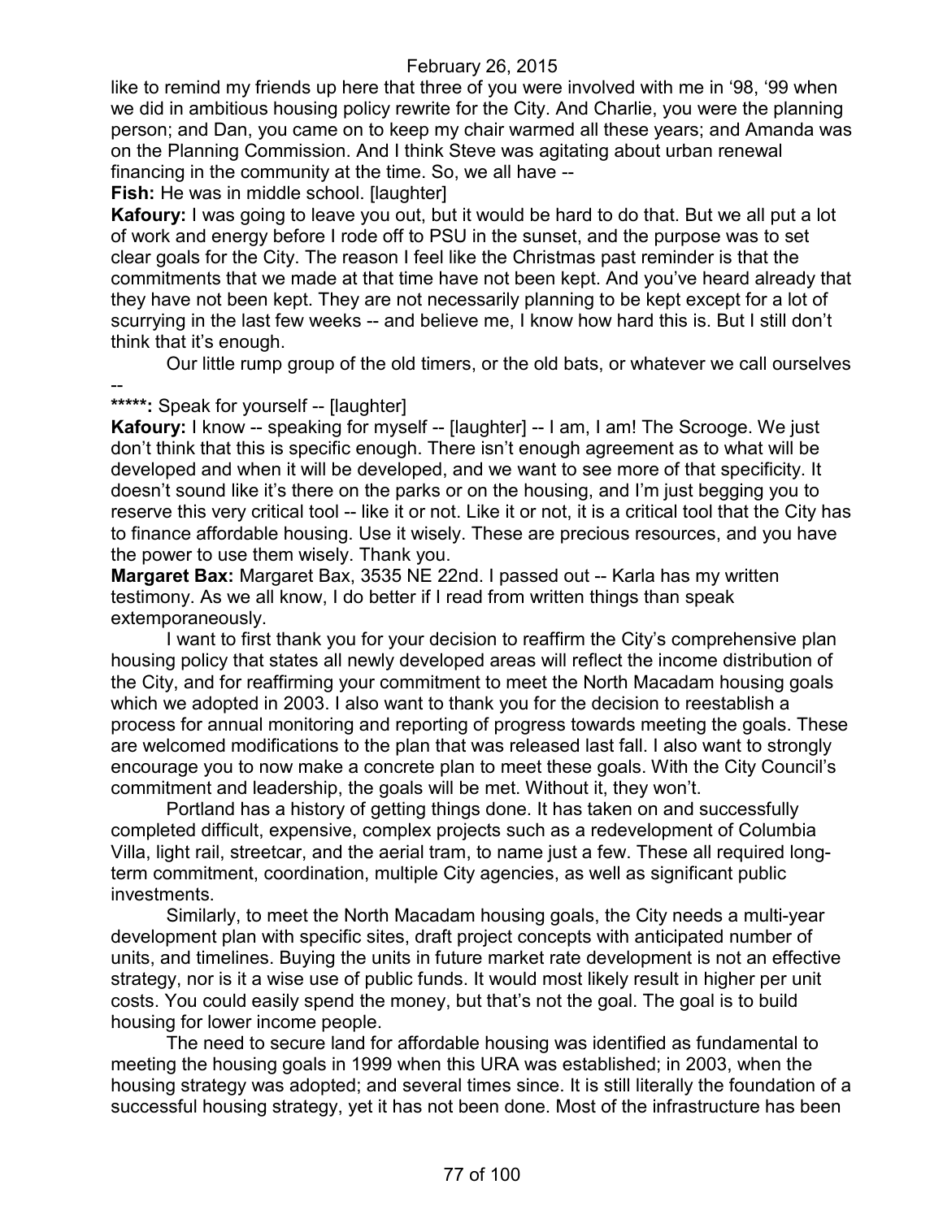like to remind my friends up here that three of you were involved with me in '98, '99 when we did in ambitious housing policy rewrite for the City. And Charlie, you were the planning person; and Dan, you came on to keep my chair warmed all these years; and Amanda was on the Planning Commission. And I think Steve was agitating about urban renewal financing in the community at the time. So, we all have --

**Fish:** He was in middle school. [laughter]

**Kafoury:** I was going to leave you out, but it would be hard to do that. But we all put a lot of work and energy before I rode off to PSU in the sunset, and the purpose was to set clear goals for the City. The reason I feel like the Christmas past reminder is that the commitments that we made at that time have not been kept. And you've heard already that they have not been kept. They are not necessarily planning to be kept except for a lot of scurrying in the last few weeks -- and believe me, I know how hard this is. But I still don't think that it's enough.

Our little rump group of the old timers, or the old bats, or whatever we call ourselves --

**\*\*\*\*\*:** Speak for yourself -- [laughter]

**Kafoury:** I know -- speaking for myself -- [laughter] -- I am, I am! The Scrooge. We just don't think that this is specific enough. There isn't enough agreement as to what will be developed and when it will be developed, and we want to see more of that specificity. It doesn't sound like it's there on the parks or on the housing, and I'm just begging you to reserve this very critical tool -- like it or not. Like it or not, it is a critical tool that the City has to finance affordable housing. Use it wisely. These are precious resources, and you have the power to use them wisely. Thank you.

**Margaret Bax:** Margaret Bax, 3535 NE 22nd. I passed out -- Karla has my written testimony. As we all know, I do better if I read from written things than speak extemporaneously.

I want to first thank you for your decision to reaffirm the City's comprehensive plan housing policy that states all newly developed areas will reflect the income distribution of the City, and for reaffirming your commitment to meet the North Macadam housing goals which we adopted in 2003. I also want to thank you for the decision to reestablish a process for annual monitoring and reporting of progress towards meeting the goals. These are welcomed modifications to the plan that was released last fall. I also want to strongly encourage you to now make a concrete plan to meet these goals. With the City Council's commitment and leadership, the goals will be met. Without it, they won't.

Portland has a history of getting things done. It has taken on and successfully completed difficult, expensive, complex projects such as a redevelopment of Columbia Villa, light rail, streetcar, and the aerial tram, to name just a few. These all required long-term commitment, coordination, multiple City agencies, as well as significant public investments.

Similarly, to meet the North Macadam housing goals, the City needs a multi-year development plan with specific sites, draft project concepts with anticipated number of units, and timelines. Buying the units in future market rate development is not an effective strategy, nor is it a wise use of public funds. It would most likely result in higher per unit costs. You could easily spend the money, but that's not the goal. The goal is to build housing for lower income people.

The need to secure land for affordable housing was identified as fundamental to meeting the housing goals in 1999 when this URA was established; in 2003, when the housing strategy was adopted; and several times since. It is still literally the foundation of a successful housing strategy, yet it has not been done. Most of the infrastructure has been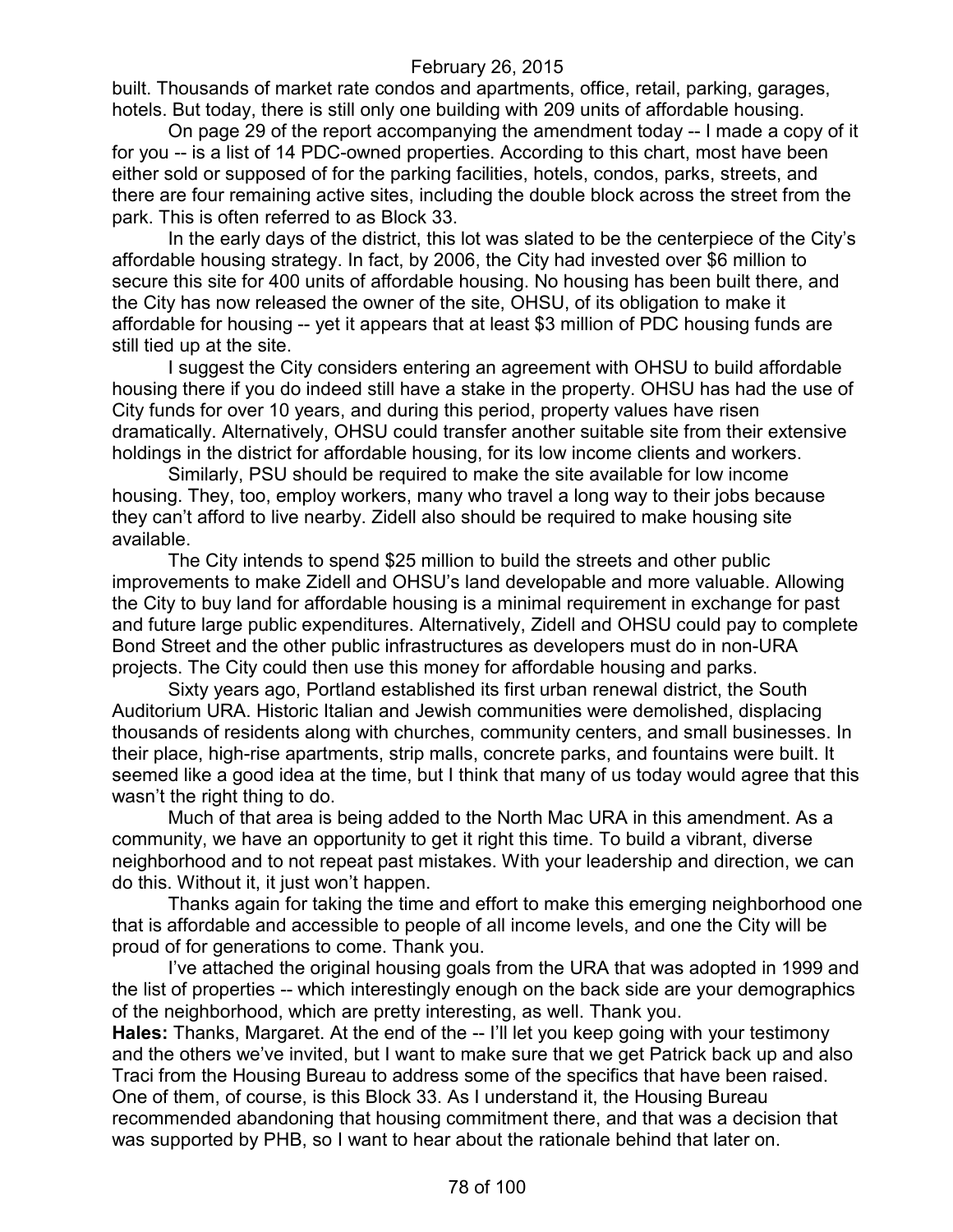built. Thousands of market rate condos and apartments, office, retail, parking, garages, hotels. But today, there is still only one building with 209 units of affordable housing.

On page 29 of the report accompanying the amendment today -- I made a copy of it for you -- is a list of 14 PDC-owned properties. According to this chart, most have been either sold or supposed of for the parking facilities, hotels, condos, parks, streets, and there are four remaining active sites, including the double block across the street from the park. This is often referred to as Block 33.

In the early days of the district, this lot was slated to be the centerpiece of the City's affordable housing strategy. In fact, by 2006, the City had invested over $6 million to secure this site for 400 units of affordable housing. No housing has been built there, and the City has now released the owner of the site, OHSU, of its obligation to make it affordable for housing -- yet it appears that at least $3 million of PDC housing funds are still tied up at the site.

I suggest the City considers entering an agreement with OHSU to build affordable housing there if you do indeed still have a stake in the property. OHSU has had the use of City funds for over 10 years, and during this period, property values have risen dramatically. Alternatively, OHSU could transfer another suitable site from their extensive holdings in the district for affordable housing, for its low income clients and workers.

Similarly, PSU should be required to make the site available for low income housing. They, too, employ workers, many who travel a long way to their jobs because they can't afford to live nearby. Zidell also should be required to make housing site available.

The City intends to spend $25 million to build the streets and other public improvements to make Zidell and OHSU's land developable and more valuable. Allowing the City to buy land for affordable housing is a minimal requirement in exchange for past and future large public expenditures. Alternatively, Zidell and OHSU could pay to complete Bond Street and the other public infrastructures as developers must do in non-URA projects. The City could then use this money for affordable housing and parks.

Sixty years ago, Portland established its first urban renewal district, the South Auditorium URA. Historic Italian and Jewish communities were demolished, displacing thousands of residents along with churches, community centers, and small businesses. In their place, high-rise apartments, strip malls, concrete parks, and fountains were built. It seemed like a good idea at the time, but I think that many of us today would agree that this wasn't the right thing to do.

Much of that area is being added to the North Mac URA in this amendment. As a community, we have an opportunity to get it right this time. To build a vibrant, diverse neighborhood and to not repeat past mistakes. With your leadership and direction, we can do this. Without it, it just won't happen.

Thanks again for taking the time and effort to make this emerging neighborhood one that is affordable and accessible to people of all income levels, and one the City will be proud of for generations to come. Thank you.

I've attached the original housing goals from the URA that was adopted in 1999 and the list of properties -- which interestingly enough on the back side are your demographics of the neighborhood, which are pretty interesting, as well. Thank you.

**Hales:** Thanks, Margaret. At the end of the -- I'll let you keep going with your testimony and the others we've invited, but I want to make sure that we get Patrick back up and also Traci from the Housing Bureau to address some of the specifics that have been raised. One of them, of course, is this Block 33. As I understand it, the Housing Bureau recommended abandoning that housing commitment there, and that was a decision that was supported by PHB, so I want to hear about the rationale behind that later on.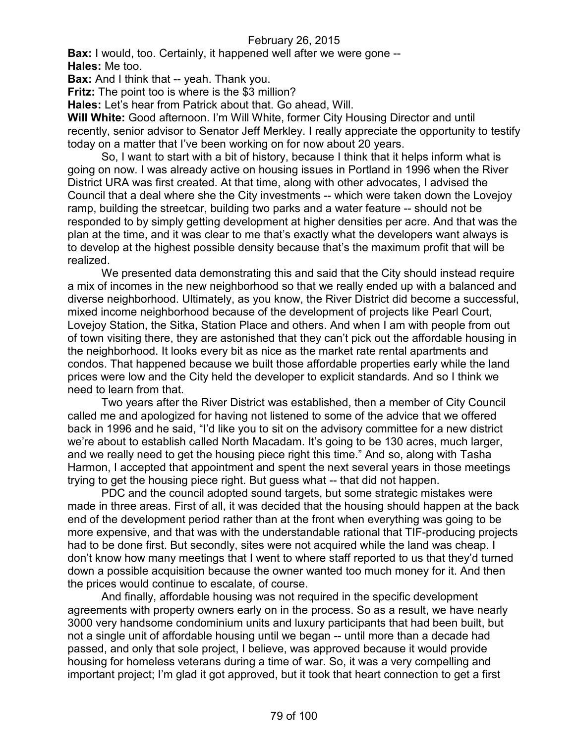February 26, 2015

**Bax:** I would, too. Certainly, it happened well after we were gone --

**Hales:** Me too.

**Bax:** And I think that -- yeah. Thank you.

**Fritz:** The point too is where is the $3 million?

**Hales:** Let's hear from Patrick about that. Go ahead, Will.

**Will White:** Good afternoon. I'm Will White, former City Housing Director and until recently, senior advisor to Senator Jeff Merkley. I really appreciate the opportunity to testify today on a matter that I've been working on for now about 20 years.

So, I want to start with a bit of history, because I think that it helps inform what is going on now. I was already active on housing issues in Portland in 1996 when the River District URA was first created. At that time, along with other advocates, I advised the Council that a deal where she the City investments -- which were taken down the Lovejoy ramp, building the streetcar, building two parks and a water feature -- should not be responded to by simply getting development at higher densities per acre. And that was the plan at the time, and it was clear to me that's exactly what the developers want always is to develop at the highest possible density because that's the maximum profit that will be realized.

We presented data demonstrating this and said that the City should instead require a mix of incomes in the new neighborhood so that we really ended up with a balanced and diverse neighborhood. Ultimately, as you know, the River District did become a successful, mixed income neighborhood because of the development of projects like Pearl Court, Lovejoy Station, the Sitka, Station Place and others. And when I am with people from out of town visiting there, they are astonished that they can't pick out the affordable housing in the neighborhood. It looks every bit as nice as the market rate rental apartments and condos. That happened because we built those affordable properties early while the land prices were low and the City held the developer to explicit standards. And so I think we need to learn from that.

Two years after the River District was established, then a member of City Council called me and apologized for having not listened to some of the advice that we offered back in 1996 and he said, "I'd like you to sit on the advisory committee for a new district we're about to establish called North Macadam. It's going to be 130 acres, much larger, and we really need to get the housing piece right this time." And so, along with Tasha Harmon, I accepted that appointment and spent the next several years in those meetings trying to get the housing piece right. But guess what -- that did not happen.

PDC and the council adopted sound targets, but some strategic mistakes were made in three areas. First of all, it was decided that the housing should happen at the back end of the development period rather than at the front when everything was going to be more expensive, and that was with the understandable rational that TIF-producing projects had to be done first. But secondly, sites were not acquired while the land was cheap. I don't know how many meetings that I went to where staff reported to us that they'd turned down a possible acquisition because the owner wanted too much money for it. And then the prices would continue to escalate, of course.

And finally, affordable housing was not required in the specific development agreements with property owners early on in the process. So as a result, we have nearly 3000 very handsome condominium units and luxury participants that had been built, but not a single unit of affordable housing until we began -- until more than a decade had passed, and only that sole project, I believe, was approved because it would provide housing for homeless veterans during a time of war. So, it was a very compelling and important project; I'm glad it got approved, but it took that heart connection to get a first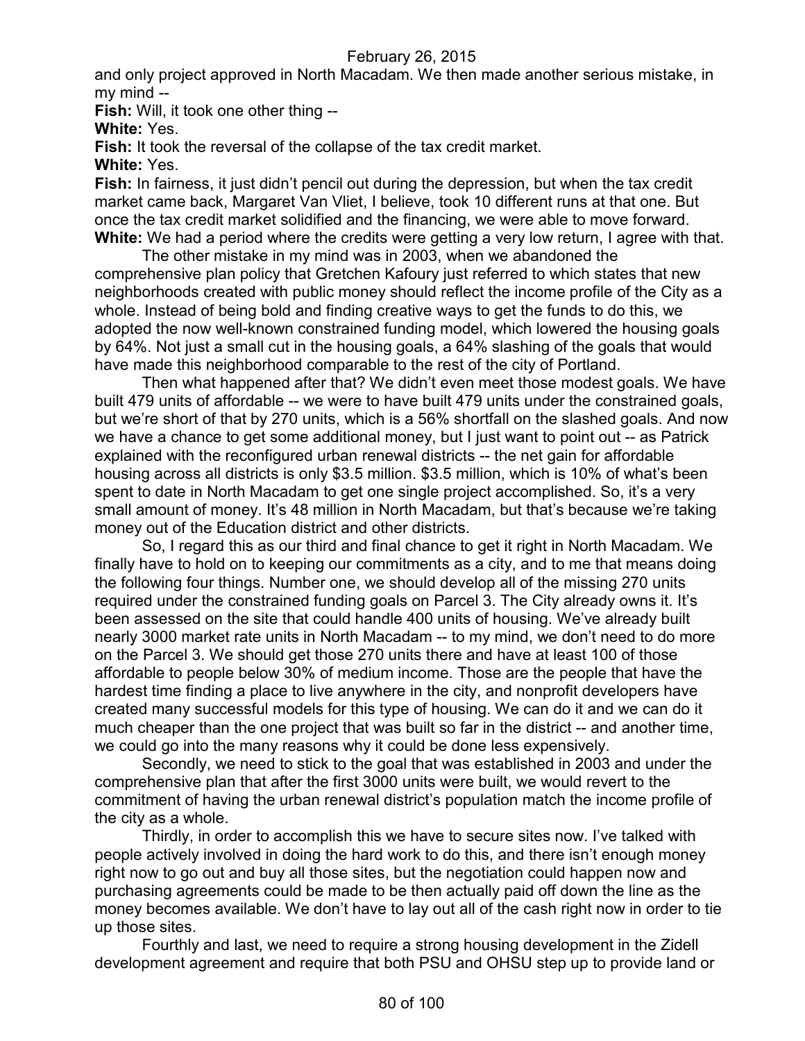and only project approved in North Macadam. We then made another serious mistake, in my mind --

**Fish:** Will, it took one other thing --

**White:** Yes.

**Fish:** It took the reversal of the collapse of the tax credit market.

**White:** Yes.

**Fish:** In fairness, it just didn't pencil out during the depression, but when the tax credit market came back, Margaret Van Vliet, I believe, took 10 different runs at that one. But once the tax credit market solidified and the financing, we were able to move forward.

**White:** We had a period where the credits were getting a very low return, I agree with that.

The other mistake in my mind was in 2003, when we abandoned the comprehensive plan policy that Gretchen Kafoury just referred to which states that new neighborhoods created with public money should reflect the income profile of the City as a whole. Instead of being bold and finding creative ways to get the funds to do this, we adopted the now well-known constrained funding model, which lowered the housing goals by 64%. Not just a small cut in the housing goals, a 64% slashing of the goals that would have made this neighborhood comparable to the rest of the city of Portland.

Then what happened after that? We didn't even meet those modest goals. We have built 479 units of affordable -- we were to have built 479 units under the constrained goals, but we're short of that by 270 units, which is a 56% shortfall on the slashed goals. And now we have a chance to get some additional money, but I just want to point out -- as Patrick explained with the reconfigured urban renewal districts -- the net gain for affordable housing across all districts is only $3.5 million. $3.5 million, which is 10% of what's been spent to date in North Macadam to get one single project accomplished. So, it's a very small amount of money. It's 48 million in North Macadam, but that's because we're taking money out of the Education district and other districts.

So, I regard this as our third and final chance to get it right in North Macadam. We finally have to hold on to keeping our commitments as a city, and to me that means doing the following four things. Number one, we should develop all of the missing 270 units required under the constrained funding goals on Parcel 3. The City already owns it. It's been assessed on the site that could handle 400 units of housing. We've already built nearly 3000 market rate units in North Macadam -- to my mind, we don't need to do more on the Parcel 3. We should get those 270 units there and have at least 100 of those affordable to people below 30% of medium income. Those are the people that have the hardest time finding a place to live anywhere in the city, and nonprofit developers have created many successful models for this type of housing. We can do it and we can do it much cheaper than the one project that was built so far in the district -- and another time, we could go into the many reasons why it could be done less expensively.

Secondly, we need to stick to the goal that was established in 2003 and under the comprehensive plan that after the first 3000 units were built, we would revert to the commitment of having the urban renewal district's population match the income profile of the city as a whole.

Thirdly, in order to accomplish this we have to secure sites now. I've talked with people actively involved in doing the hard work to do this, and there isn't enough money right now to go out and buy all those sites, but the negotiation could happen now and purchasing agreements could be made to be then actually paid off down the line as the money becomes available. We don't have to lay out all of the cash right now in order to tie up those sites.

Fourthly and last, we need to require a strong housing development in the Zidell development agreement and require that both PSU and OHSU step up to provide land or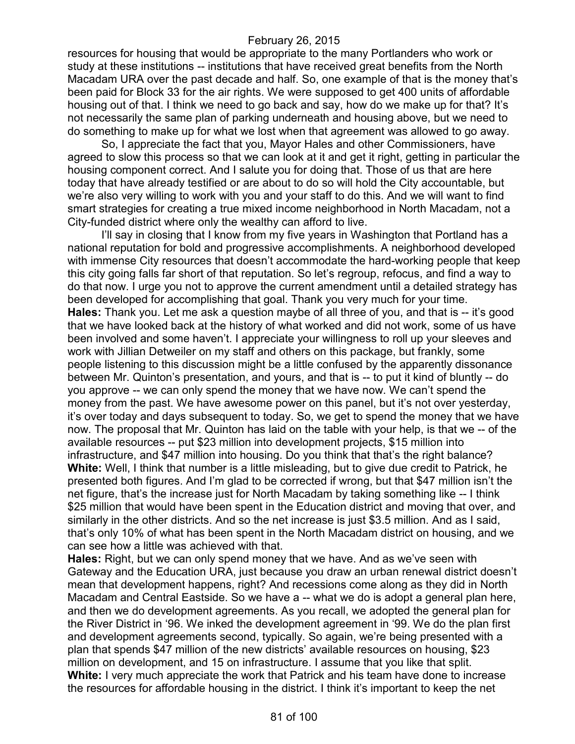resources for housing that would be appropriate to the many Portlanders who work or study at these institutions -- institutions that have received great benefits from the North Macadam URA over the past decade and half. So, one example of that is the money that's been paid for Block 33 for the air rights. We were supposed to get 400 units of affordable housing out of that. I think we need to go back and say, how do we make up for that? It's not necessarily the same plan of parking underneath and housing above, but we need to do something to make up for what we lost when that agreement was allowed to go away.

So, I appreciate the fact that you, Mayor Hales and other Commissioners, have agreed to slow this process so that we can look at it and get it right, getting in particular the housing component correct. And I salute you for doing that. Those of us that are here today that have already testified or are about to do so will hold the City accountable, but we're also very willing to work with you and your staff to do this. And we will want to find smart strategies for creating a true mixed income neighborhood in North Macadam, not a City-funded district where only the wealthy can afford to live.

I'll say in closing that I know from my five years in Washington that Portland has a national reputation for bold and progressive accomplishments. A neighborhood developed with immense City resources that doesn't accommodate the hard-working people that keep this city going falls far short of that reputation. So let's regroup, refocus, and find a way to do that now. I urge you not to approve the current amendment until a detailed strategy has been developed for accomplishing that goal. Thank you very much for your time.

**Hales:** Thank you. Let me ask a question maybe of all three of you, and that is -- it's good that we have looked back at the history of what worked and did not work, some of us have been involved and some haven't. I appreciate your willingness to roll up your sleeves and work with Jillian Detweiler on my staff and others on this package, but frankly, some people listening to this discussion might be a little confused by the apparently dissonance between Mr. Quinton's presentation, and yours, and that is -- to put it kind of bluntly -- do you approve -- we can only spend the money that we have now. We can't spend the money from the past. We have awesome power on this panel, but it's not over yesterday, it's over today and days subsequent to today. So, we get to spend the money that we have now. The proposal that Mr. Quinton has laid on the table with your help, is that we -- of the available resources -- put $23 million into development projects, $15 million into infrastructure, and $47 million into housing. Do you think that that's the right balance?

**White:** Well, I think that number is a little misleading, but to give due credit to Patrick, he presented both figures. And I'm glad to be corrected if wrong, but that $47 million isn't the net figure, that's the increase just for North Macadam by taking something like -- I think $25 million that would have been spent in the Education district and moving that over, and similarly in the other districts. And so the net increase is just $3.5 million. And as I said, that's only 10% of what has been spent in the North Macadam district on housing, and we can see how a little was achieved with that.

**Hales:** Right, but we can only spend money that we have. And as we've seen with Gateway and the Education URA, just because you draw an urban renewal district doesn't mean that development happens, right? And recessions come along as they did in North Macadam and Central Eastside. So we have a -- what we do is adopt a general plan here, and then we do development agreements. As you recall, we adopted the general plan for the River District in '96. We inked the development agreement in '99. We do the plan first and development agreements second, typically. So again, we're being presented with a plan that spends $47 million of the new districts' available resources on housing, $23 million on development, and 15 on infrastructure. I assume that you like that split.

**White:** I very much appreciate the work that Patrick and his team have done to increase the resources for affordable housing in the district. I think it's important to keep the net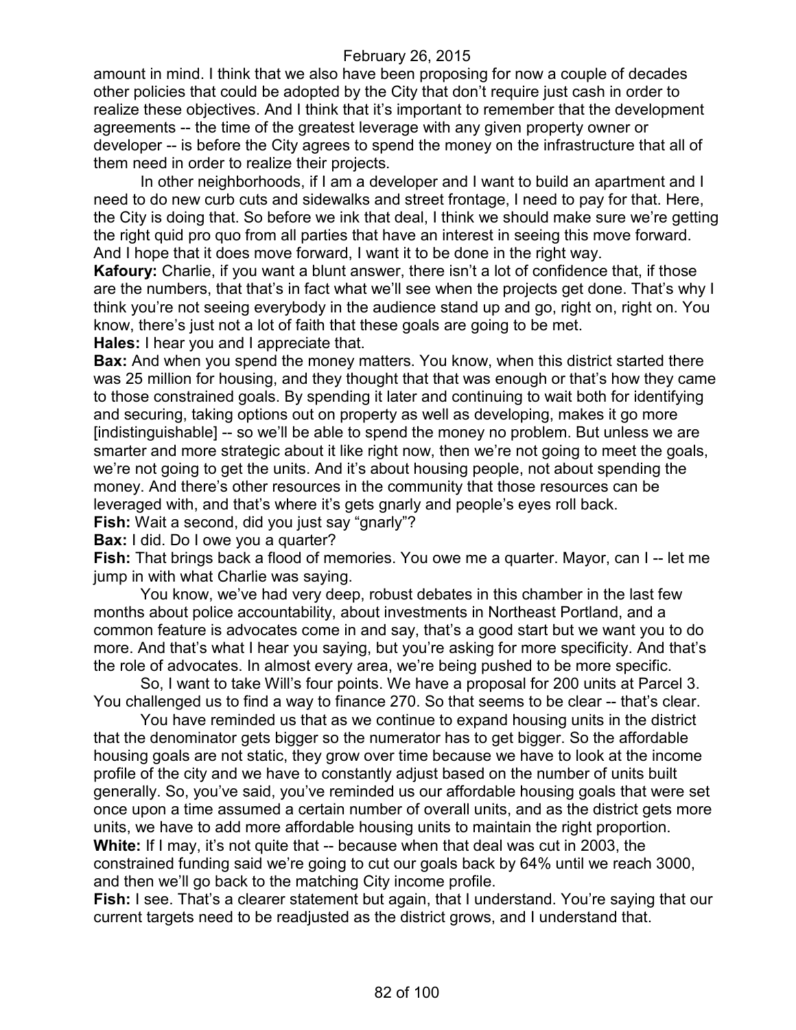amount in mind. I think that we also have been proposing for now a couple of decades other policies that could be adopted by the City that don't require just cash in order to realize these objectives. And I think that it's important to remember that the development agreements -- the time of the greatest leverage with any given property owner or developer -- is before the City agrees to spend the money on the infrastructure that all of them need in order to realize their projects.

In other neighborhoods, if I am a developer and I want to build an apartment and I need to do new curb cuts and sidewalks and street frontage, I need to pay for that. Here, the City is doing that. So before we ink that deal, I think we should make sure we're getting the right quid pro quo from all parties that have an interest in seeing this move forward. And I hope that it does move forward, I want it to be done in the right way.

**Kafoury:** Charlie, if you want a blunt answer, there isn't a lot of confidence that, if those are the numbers, that that's in fact what we'll see when the projects get done. That's why I think you're not seeing everybody in the audience stand up and go, right on, right on. You know, there's just not a lot of faith that these goals are going to be met.

**Hales:** I hear you and I appreciate that.

**Bax:** And when you spend the money matters. You know, when this district started there was 25 million for housing, and they thought that that was enough or that's how they came to those constrained goals. By spending it later and continuing to wait both for identifying and securing, taking options out on property as well as developing, makes it go more [indistinguishable] -- so we'll be able to spend the money no problem. But unless we are smarter and more strategic about it like right now, then we're not going to meet the goals, we're not going to get the units. And it's about housing people, not about spending the money. And there's other resources in the community that those resources can be leveraged with, and that's where it's gets gnarly and people's eyes roll back.

**Fish:** Wait a second, did you just say "gnarly"?

**Bax:** I did. Do I owe you a quarter?

**Fish:** That brings back a flood of memories. You owe me a quarter. Mayor, can I -- let me jump in with what Charlie was saying.

You know, we've had very deep, robust debates in this chamber in the last few months about police accountability, about investments in Northeast Portland, and a common feature is advocates come in and say, that's a good start but we want you to do more. And that's what I hear you saying, but you're asking for more specificity. And that's the role of advocates. In almost every area, we're being pushed to be more specific.

So, I want to take Will's four points. We have a proposal for 200 units at Parcel 3. You challenged us to find a way to finance 270. So that seems to be clear -- that's clear.

You have reminded us that as we continue to expand housing units in the district that the denominator gets bigger so the numerator has to get bigger. So the affordable housing goals are not static, they grow over time because we have to look at the income profile of the city and we have to constantly adjust based on the number of units built generally. So, you've said, you've reminded us our affordable housing goals that were set once upon a time assumed a certain number of overall units, and as the district gets more units, we have to add more affordable housing units to maintain the right proportion.

**White:** If I may, it's not quite that -- because when that deal was cut in 2003, the constrained funding said we're going to cut our goals back by 64% until we reach 3000, and then we'll go back to the matching City income profile.

**Fish:** I see. That's a clearer statement but again, that I understand. You're saying that our current targets need to be readjusted as the district grows, and I understand that.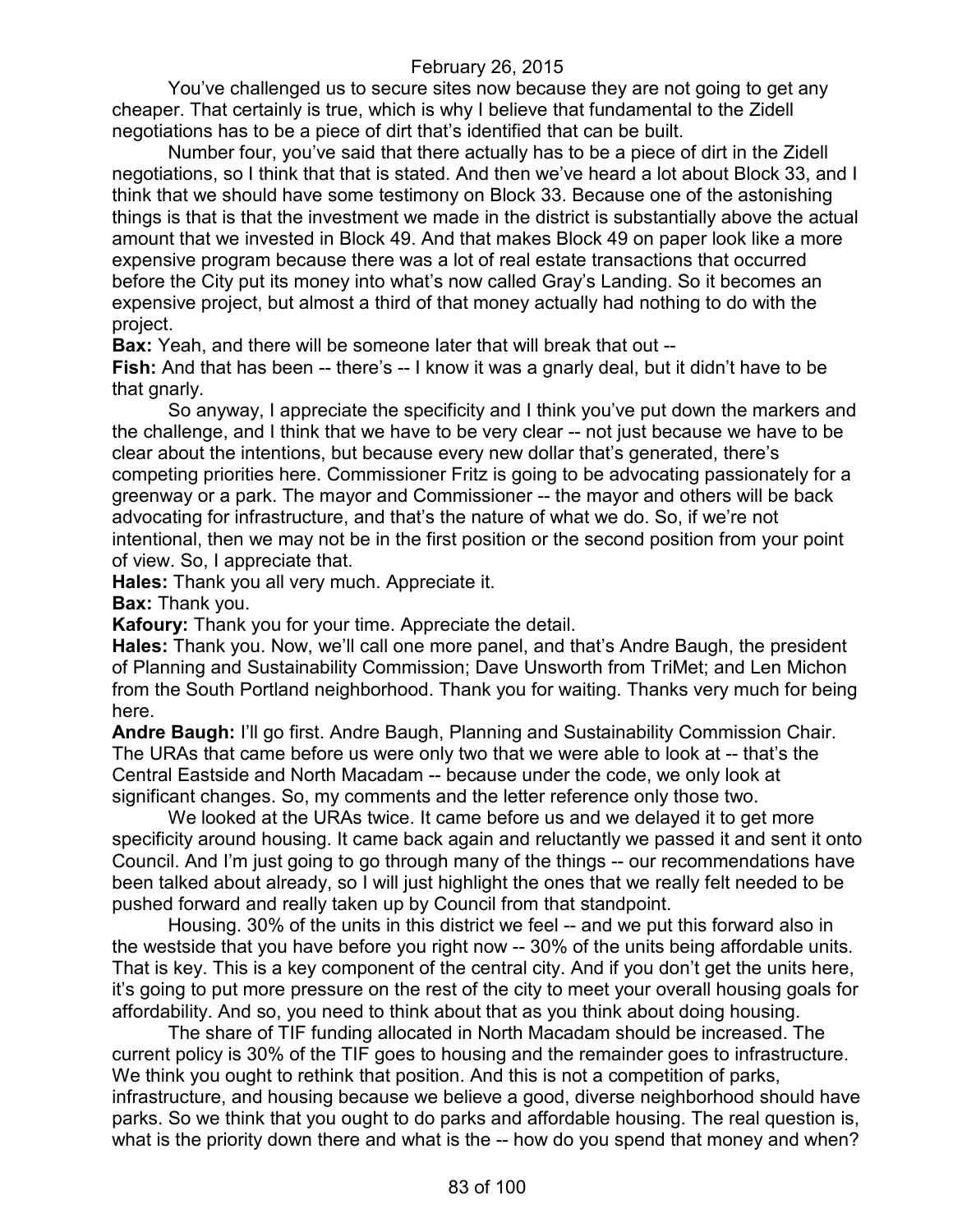February 26, 2015

You've challenged us to secure sites now because they are not going to get any cheaper. That certainly is true, which is why I believe that fundamental to the Zidell negotiations has to be a piece of dirt that's identified that can be built.

Number four, you've said that there actually has to be a piece of dirt in the Zidell negotiations, so I think that that is stated. And then we've heard a lot about Block 33, and I think that we should have some testimony on Block 33. Because one of the astonishing things is that is that the investment we made in the district is substantially above the actual amount that we invested in Block 49. And that makes Block 49 on paper look like a more expensive program because there was a lot of real estate transactions that occurred before the City put its money into what's now called Gray's Landing. So it becomes an expensive project, but almost a third of that money actually had nothing to do with the project.

**Bax:** Yeah, and there will be someone later that will break that out --

**Fish:** And that has been -- there's -- I know it was a gnarly deal, but it didn't have to be that gnarly.

So anyway, I appreciate the specificity and I think you've put down the markers and the challenge, and I think that we have to be very clear -- not just because we have to be clear about the intentions, but because every new dollar that's generated, there's competing priorities here. Commissioner Fritz is going to be advocating passionately for a greenway or a park. The mayor and Commissioner -- the mayor and others will be back advocating for infrastructure, and that's the nature of what we do. So, if we're not intentional, then we may not be in the first position or the second position from your point of view. So, I appreciate that.

**Hales:** Thank you all very much. Appreciate it.

**Bax:** Thank you.

**Kafoury:** Thank you for your time. Appreciate the detail.

**Hales:** Thank you. Now, we'll call one more panel, and that's Andre Baugh, the president of Planning and Sustainability Commission; Dave Unsworth from TriMet; and Len Michon from the South Portland neighborhood. Thank you for waiting. Thanks very much for being here.

**Andre Baugh:** I'll go first. Andre Baugh, Planning and Sustainability Commission Chair. The URAs that came before us were only two that we were able to look at -- that's the Central Eastside and North Macadam -- because under the code, we only look at significant changes. So, my comments and the letter reference only those two.

We looked at the URAs twice. It came before us and we delayed it to get more specificity around housing. It came back again and reluctantly we passed it and sent it onto Council. And I'm just going to go through many of the things -- our recommendations have been talked about already, so I will just highlight the ones that we really felt needed to be pushed forward and really taken up by Council from that standpoint.

Housing. 30% of the units in this district we feel -- and we put this forward also in the westside that you have before you right now -- 30% of the units being affordable units. That is key. This is a key component of the central city. And if you don't get the units here, it's going to put more pressure on the rest of the city to meet your overall housing goals for affordability. And so, you need to think about that as you think about doing housing.

The share of TIF funding allocated in North Macadam should be increased. The current policy is 30% of the TIF goes to housing and the remainder goes to infrastructure. We think you ought to rethink that position. And this is not a competition of parks, infrastructure, and housing because we believe a good, diverse neighborhood should have parks. So we think that you ought to do parks and affordable housing. The real question is, what is the priority down there and what is the -- how do you spend that money and when?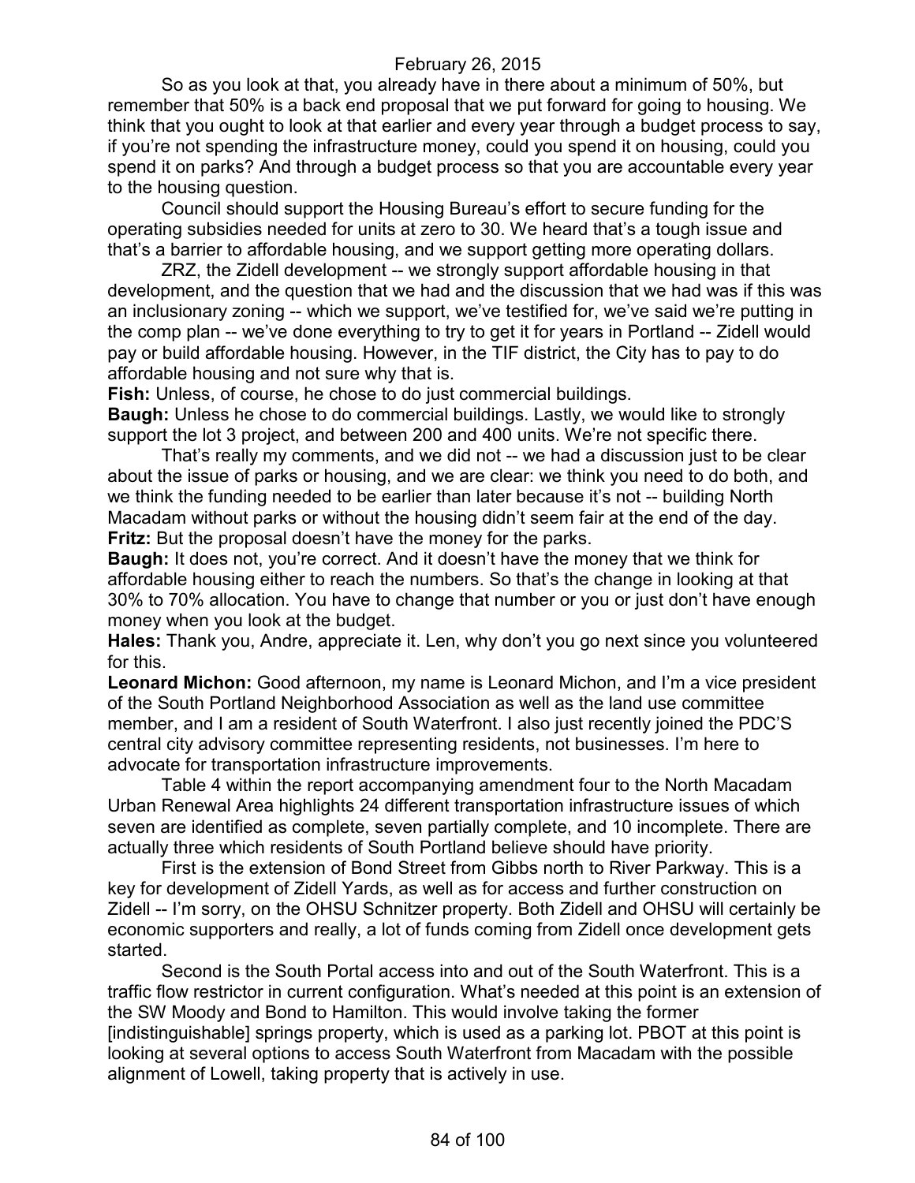So as you look at that, you already have in there about a minimum of 50%, but remember that 50% is a back end proposal that we put forward for going to housing. We think that you ought to look at that earlier and every year through a budget process to say, if you're not spending the infrastructure money, could you spend it on housing, could you spend it on parks? And through a budget process so that you are accountable every year to the housing question.

Council should support the Housing Bureau's effort to secure funding for the operating subsidies needed for units at zero to 30. We heard that's a tough issue and that's a barrier to affordable housing, and we support getting more operating dollars.

ZRZ, the Zidell development -- we strongly support affordable housing in that development, and the question that we had and the discussion that we had was if this was an inclusionary zoning -- which we support, we've testified for, we've said we're putting in the comp plan -- we've done everything to try to get it for years in Portland -- Zidell would pay or build affordable housing. However, in the TIF district, the City has to pay to do affordable housing and not sure why that is.

**Fish:** Unless, of course, he chose to do just commercial buildings.

**Baugh:** Unless he chose to do commercial buildings. Lastly, we would like to strongly support the lot 3 project, and between 200 and 400 units. We're not specific there.

That's really my comments, and we did not -- we had a discussion just to be clear about the issue of parks or housing, and we are clear: we think you need to do both, and we think the funding needed to be earlier than later because it's not -- building North Macadam without parks or without the housing didn't seem fair at the end of the day.

**Fritz:** But the proposal doesn't have the money for the parks.

**Baugh:** It does not, you're correct. And it doesn't have the money that we think for affordable housing either to reach the numbers. So that's the change in looking at that 30% to 70% allocation. You have to change that number or you or just don't have enough money when you look at the budget.

**Hales:** Thank you, Andre, appreciate it. Len, why don't you go next since you volunteered for this.

**Leonard Michon:** Good afternoon, my name is Leonard Michon, and I'm a vice president of the South Portland Neighborhood Association as well as the land use committee member, and I am a resident of South Waterfront. I also just recently joined the PDC'S central city advisory committee representing residents, not businesses. I'm here to advocate for transportation infrastructure improvements.

Table 4 within the report accompanying amendment four to the North Macadam Urban Renewal Area highlights 24 different transportation infrastructure issues of which seven are identified as complete, seven partially complete, and 10 incomplete. There are actually three which residents of South Portland believe should have priority.

First is the extension of Bond Street from Gibbs north to River Parkway. This is a key for development of Zidell Yards, as well as for access and further construction on Zidell -- I'm sorry, on the OHSU Schnitzer property. Both Zidell and OHSU will certainly be economic supporters and really, a lot of funds coming from Zidell once development gets started.

Second is the South Portal access into and out of the South Waterfront. This is a traffic flow restrictor in current configuration. What's needed at this point is an extension of the SW Moody and Bond to Hamilton. This would involve taking the former [indistinguishable] springs property, which is used as a parking lot. PBOT at this point is looking at several options to access South Waterfront from Macadam with the possible alignment of Lowell, taking property that is actively in use.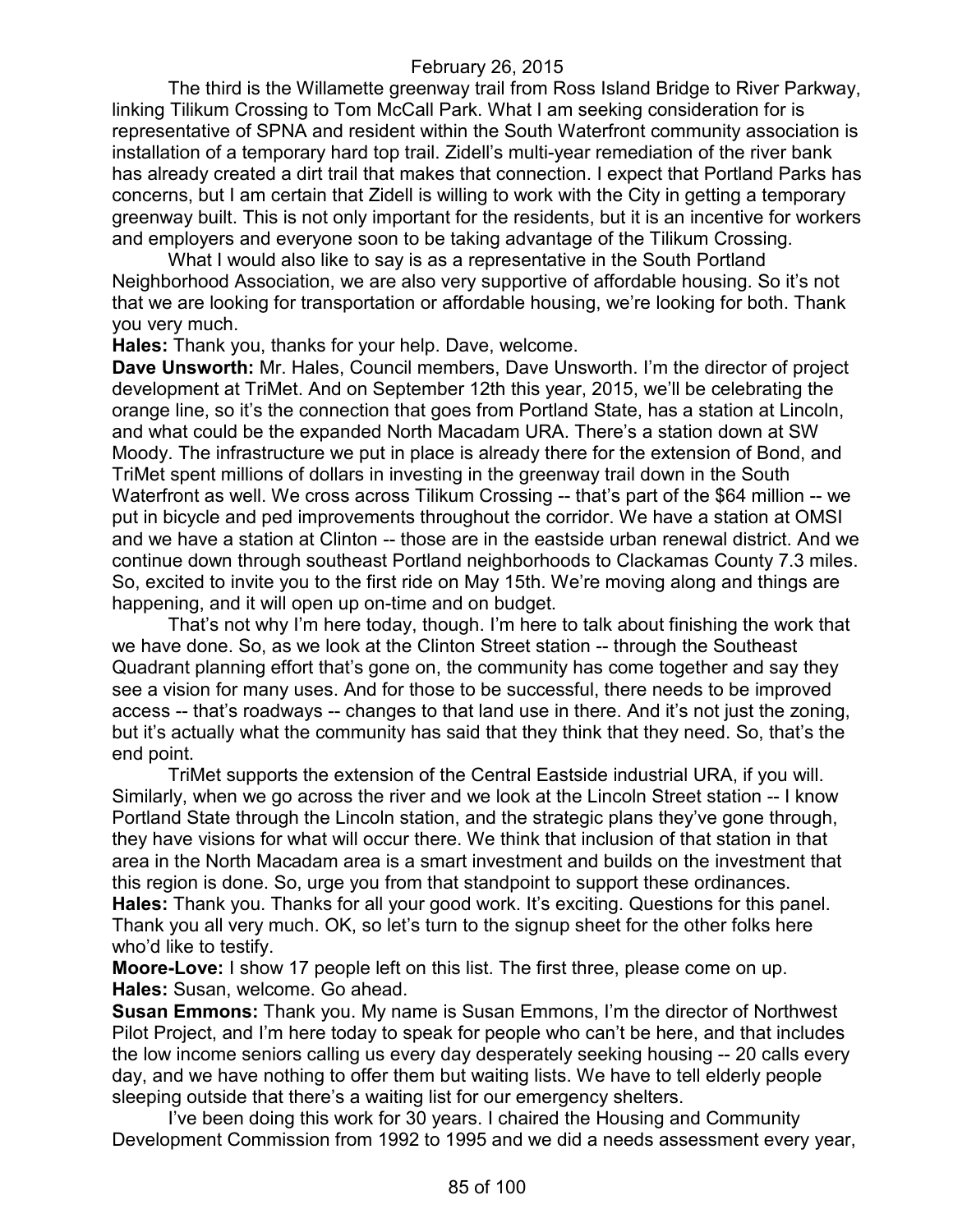February 26, 2015

The third is the Willamette greenway trail from Ross Island Bridge to River Parkway, linking Tilikum Crossing to Tom McCall Park. What I am seeking consideration for is representative of SPNA and resident within the South Waterfront community association is installation of a temporary hard top trail. Zidell's multi-year remediation of the river bank has already created a dirt trail that makes that connection. I expect that Portland Parks has concerns, but I am certain that Zidell is willing to work with the City in getting a temporary greenway built. This is not only important for the residents, but it is an incentive for workers and employers and everyone soon to be taking advantage of the Tilikum Crossing.

What I would also like to say is as a representative in the South Portland Neighborhood Association, we are also very supportive of affordable housing. So it's not that we are looking for transportation or affordable housing, we're looking for both. Thank you very much.

**Hales:** Thank you, thanks for your help. Dave, welcome.

**Dave Unsworth:** Mr. Hales, Council members, Dave Unsworth. I'm the director of project development at TriMet. And on September 12th this year, 2015, we'll be celebrating the orange line, so it's the connection that goes from Portland State, has a station at Lincoln, and what could be the expanded North Macadam URA. There's a station down at SW Moody. The infrastructure we put in place is already there for the extension of Bond, and TriMet spent millions of dollars in investing in the greenway trail down in the South Waterfront as well. We cross across Tilikum Crossing -- that's part of the $64 million -- we put in bicycle and ped improvements throughout the corridor. We have a station at OMSI and we have a station at Clinton -- those are in the eastside urban renewal district. And we continue down through southeast Portland neighborhoods to Clackamas County 7.3 miles. So, excited to invite you to the first ride on May 15th. We're moving along and things are happening, and it will open up on-time and on budget.

That's not why I'm here today, though. I'm here to talk about finishing the work that we have done. So, as we look at the Clinton Street station -- through the Southeast Quadrant planning effort that's gone on, the community has come together and say they see a vision for many uses. And for those to be successful, there needs to be improved access -- that's roadways -- changes to that land use in there. And it's not just the zoning, but it's actually what the community has said that they think that they need. So, that's the end point.

TriMet supports the extension of the Central Eastside industrial URA, if you will. Similarly, when we go across the river and we look at the Lincoln Street station -- I know Portland State through the Lincoln station, and the strategic plans they've gone through, they have visions for what will occur there. We think that inclusion of that station in that area in the North Macadam area is a smart investment and builds on the investment that this region is done. So, urge you from that standpoint to support these ordinances.

**Hales:** Thank you. Thanks for all your good work. It's exciting. Questions for this panel. Thank you all very much. OK, so let's turn to the signup sheet for the other folks here who'd like to testify.

**Moore-Love:** I show 17 people left on this list. The first three, please come on up.

**Hales:** Susan, welcome. Go ahead.

**Susan Emmons:** Thank you. My name is Susan Emmons, I'm the director of Northwest Pilot Project, and I'm here today to speak for people who can't be here, and that includes the low income seniors calling us every day desperately seeking housing -- 20 calls every day, and we have nothing to offer them but waiting lists. We have to tell elderly people sleeping outside that there's a waiting list for our emergency shelters.

I've been doing this work for 30 years. I chaired the Housing and Community Development Commission from 1992 to 1995 and we did a needs assessment every year,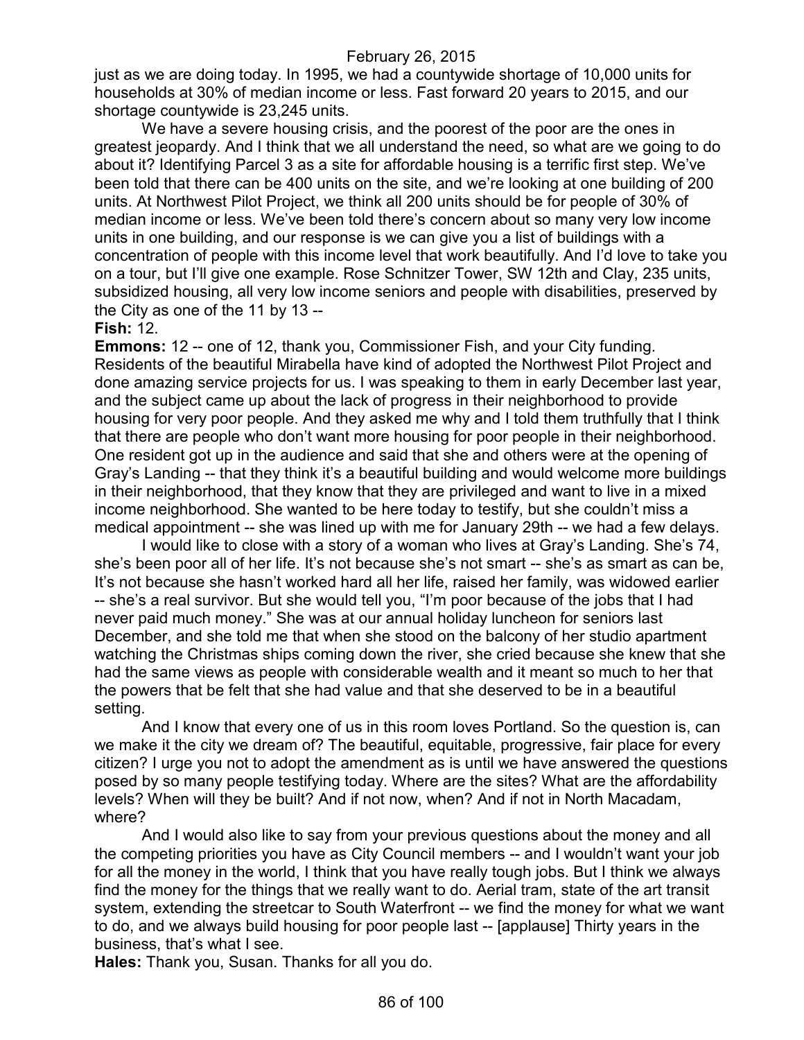just as we are doing today. In 1995, we had a countywide shortage of 10,000 units for households at 30% of median income or less. Fast forward 20 years to 2015, and our shortage countywide is 23,245 units.

We have a severe housing crisis, and the poorest of the poor are the ones in greatest jeopardy. And I think that we all understand the need, so what are we going to do about it? Identifying Parcel 3 as a site for affordable housing is a terrific first step. We've been told that there can be 400 units on the site, and we're looking at one building of 200 units. At Northwest Pilot Project, we think all 200 units should be for people of 30% of median income or less. We've been told there's concern about so many very low income units in one building, and our response is we can give you a list of buildings with a concentration of people with this income level that work beautifully. And I'd love to take you on a tour, but I'll give one example. Rose Schnitzer Tower, SW 12th and Clay, 235 units, subsidized housing, all very low income seniors and people with disabilities, preserved by the City as one of the 11 by 13 --

**Fish:** 12.

**Emmons:** 12 -- one of 12, thank you, Commissioner Fish, and your City funding. Residents of the beautiful Mirabella have kind of adopted the Northwest Pilot Project and done amazing service projects for us. I was speaking to them in early December last year, and the subject came up about the lack of progress in their neighborhood to provide housing for very poor people. And they asked me why and I told them truthfully that I think that there are people who don't want more housing for poor people in their neighborhood. One resident got up in the audience and said that she and others were at the opening of Gray's Landing -- that they think it's a beautiful building and would welcome more buildings in their neighborhood, that they know that they are privileged and want to live in a mixed income neighborhood. She wanted to be here today to testify, but she couldn't miss a medical appointment -- she was lined up with me for January 29th -- we had a few delays.

I would like to close with a story of a woman who lives at Gray's Landing. She's 74, she's been poor all of her life. It's not because she's not smart -- she's as smart as can be, It's not because she hasn't worked hard all her life, raised her family, was widowed earlier -- she's a real survivor. But she would tell you, "I'm poor because of the jobs that I had never paid much money." She was at our annual holiday luncheon for seniors last December, and she told me that when she stood on the balcony of her studio apartment watching the Christmas ships coming down the river, she cried because she knew that she had the same views as people with considerable wealth and it meant so much to her that the powers that be felt that she had value and that she deserved to be in a beautiful setting.

And I know that every one of us in this room loves Portland. So the question is, can we make it the city we dream of? The beautiful, equitable, progressive, fair place for every citizen? I urge you not to adopt the amendment as is until we have answered the questions posed by so many people testifying today. Where are the sites? What are the affordability levels? When will they be built? And if not now, when? And if not in North Macadam, where?

And I would also like to say from your previous questions about the money and all the competing priorities you have as City Council members -- and I wouldn't want your job for all the money in the world, I think that you have really tough jobs. But I think we always find the money for the things that we really want to do. Aerial tram, state of the art transit system, extending the streetcar to South Waterfront -- we find the money for what we want to do, and we always build housing for poor people last -- [applause] Thirty years in the business, that's what I see.

**Hales:** Thank you, Susan. Thanks for all you do.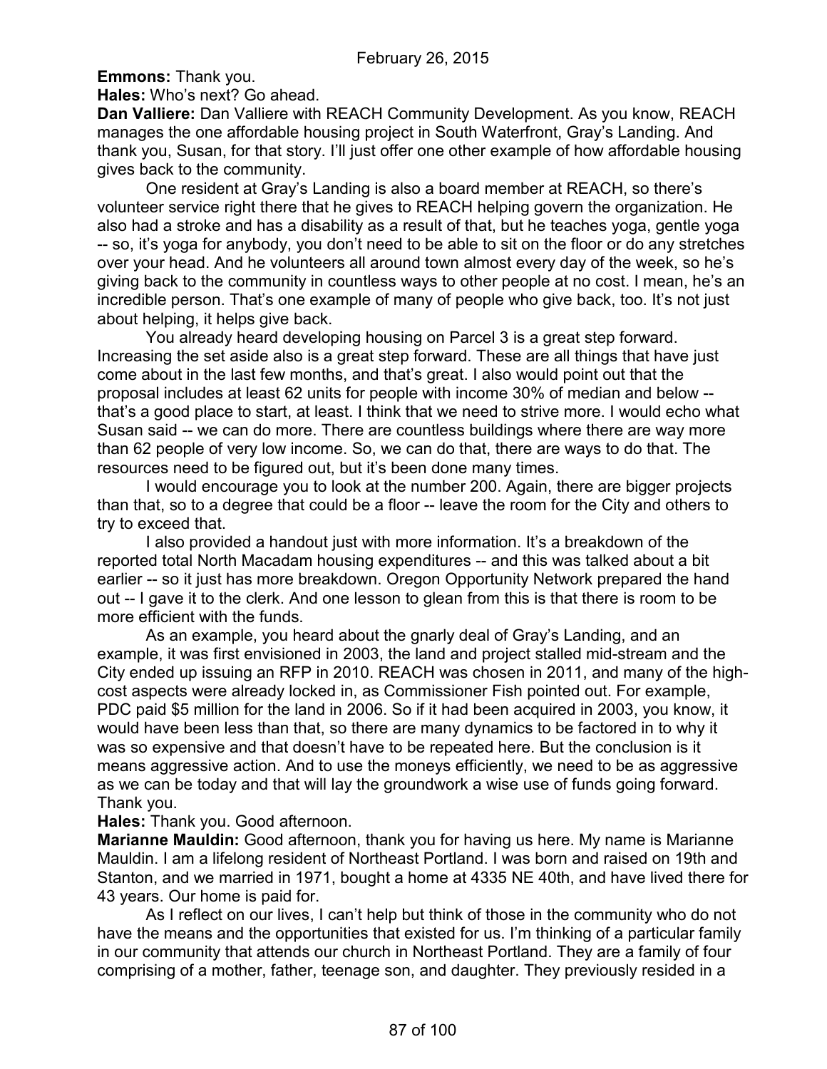**Emmons:** Thank you.

**Hales:** Who's next? Go ahead.

**Dan Valliere:** Dan Valliere with REACH Community Development. As you know, REACH manages the one affordable housing project in South Waterfront, Gray's Landing. And thank you, Susan, for that story. I'll just offer one other example of how affordable housing gives back to the community.

One resident at Gray's Landing is also a board member at REACH, so there's volunteer service right there that he gives to REACH helping govern the organization. He also had a stroke and has a disability as a result of that, but he teaches yoga, gentle yoga -- so, it's yoga for anybody, you don't need to be able to sit on the floor or do any stretches over your head. And he volunteers all around town almost every day of the week, so he's giving back to the community in countless ways to other people at no cost. I mean, he's an incredible person. That's one example of many of people who give back, too. It's not just about helping, it helps give back.

You already heard developing housing on Parcel 3 is a great step forward. Increasing the set aside also is a great step forward. These are all things that have just come about in the last few months, and that's great. I also would point out that the proposal includes at least 62 units for people with income 30% of median and below -- that's a good place to start, at least. I think that we need to strive more. I would echo what Susan said -- we can do more. There are countless buildings where there are way more than 62 people of very low income. So, we can do that, there are ways to do that. The resources need to be figured out, but it's been done many times.

I would encourage you to look at the number 200. Again, there are bigger projects than that, so to a degree that could be a floor -- leave the room for the City and others to try to exceed that.

I also provided a handout just with more information. It's a breakdown of the reported total North Macadam housing expenditures -- and this was talked about a bit earlier -- so it just has more breakdown. Oregon Opportunity Network prepared the hand out -- I gave it to the clerk. And one lesson to glean from this is that there is room to be more efficient with the funds.

As an example, you heard about the gnarly deal of Gray's Landing, and an example, it was first envisioned in 2003, the land and project stalled mid-stream and the City ended up issuing an RFP in 2010. REACH was chosen in 2011, and many of the high-cost aspects were already locked in, as Commissioner Fish pointed out. For example, PDC paid $5 million for the land in 2006. So if it had been acquired in 2003, you know, it would have been less than that, so there are many dynamics to be factored in to why it was so expensive and that doesn't have to be repeated here. But the conclusion is it means aggressive action. And to use the moneys efficiently, we need to be as aggressive as we can be today and that will lay the groundwork a wise use of funds going forward. Thank you.

**Hales:** Thank you. Good afternoon.

**Marianne Mauldin:** Good afternoon, thank you for having us here. My name is Marianne Mauldin. I am a lifelong resident of Northeast Portland. I was born and raised on 19th and Stanton, and we married in 1971, bought a home at 4335 NE 40th, and have lived there for 43 years. Our home is paid for.

As I reflect on our lives, I can't help but think of those in the community who do not have the means and the opportunities that existed for us. I'm thinking of a particular family in our community that attends our church in Northeast Portland. They are a family of four comprising of a mother, father, teenage son, and daughter. They previously resided in a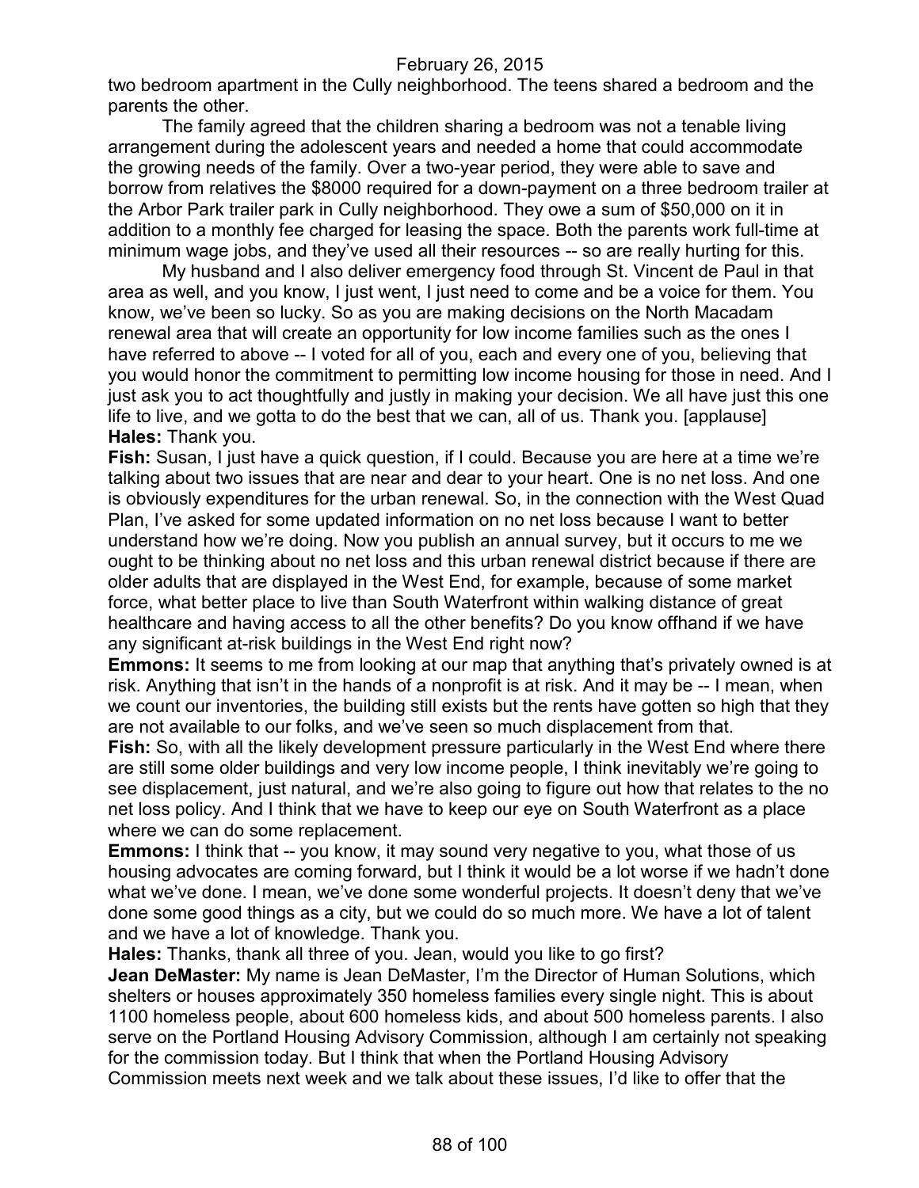two bedroom apartment in the Cully neighborhood. The teens shared a bedroom and the parents the other.

The family agreed that the children sharing a bedroom was not a tenable living arrangement during the adolescent years and needed a home that could accommodate the growing needs of the family. Over a two-year period, they were able to save and borrow from relatives the $8000 required for a down-payment on a three bedroom trailer at the Arbor Park trailer park in Cully neighborhood. They owe a sum of $50,000 on it in addition to a monthly fee charged for leasing the space. Both the parents work full-time at minimum wage jobs, and they've used all their resources -- so are really hurting for this.

My husband and I also deliver emergency food through St. Vincent de Paul in that area as well, and you know, I just went, I just need to come and be a voice for them. You know, we've been so lucky. So as you are making decisions on the North Macadam renewal area that will create an opportunity for low income families such as the ones I have referred to above -- I voted for all of you, each and every one of you, believing that you would honor the commitment to permitting low income housing for those in need. And I just ask you to act thoughtfully and justly in making your decision. We all have just this one life to live, and we gotta to do the best that we can, all of us. Thank you. [applause]

**Hales:** Thank you.

**Fish:** Susan, I just have a quick question, if I could. Because you are here at a time we're talking about two issues that are near and dear to your heart. One is no net loss. And one is obviously expenditures for the urban renewal. So, in the connection with the West Quad Plan, I've asked for some updated information on no net loss because I want to better understand how we're doing. Now you publish an annual survey, but it occurs to me we ought to be thinking about no net loss and this urban renewal district because if there are older adults that are displayed in the West End, for example, because of some market force, what better place to live than South Waterfront within walking distance of great healthcare and having access to all the other benefits? Do you know offhand if we have any significant at-risk buildings in the West End right now?

**Emmons:** It seems to me from looking at our map that anything that's privately owned is at risk. Anything that isn't in the hands of a nonprofit is at risk. And it may be -- I mean, when we count our inventories, the building still exists but the rents have gotten so high that they are not available to our folks, and we've seen so much displacement from that.

**Fish:** So, with all the likely development pressure particularly in the West End where there are still some older buildings and very low income people, I think inevitably we're going to see displacement, just natural, and we're also going to figure out how that relates to the no net loss policy. And I think that we have to keep our eye on South Waterfront as a place where we can do some replacement.

**Emmons:** I think that -- you know, it may sound very negative to you, what those of us housing advocates are coming forward, but I think it would be a lot worse if we hadn't done what we've done. I mean, we've done some wonderful projects. It doesn't deny that we've done some good things as a city, but we could do so much more. We have a lot of talent and we have a lot of knowledge. Thank you.

**Hales:** Thanks, thank all three of you. Jean, would you like to go first?

**Jean DeMaster:** My name is Jean DeMaster, I'm the Director of Human Solutions, which shelters or houses approximately 350 homeless families every single night. This is about 1100 homeless people, about 600 homeless kids, and about 500 homeless parents. I also serve on the Portland Housing Advisory Commission, although I am certainly not speaking for the commission today. But I think that when the Portland Housing Advisory Commission meets next week and we talk about these issues, I'd like to offer that the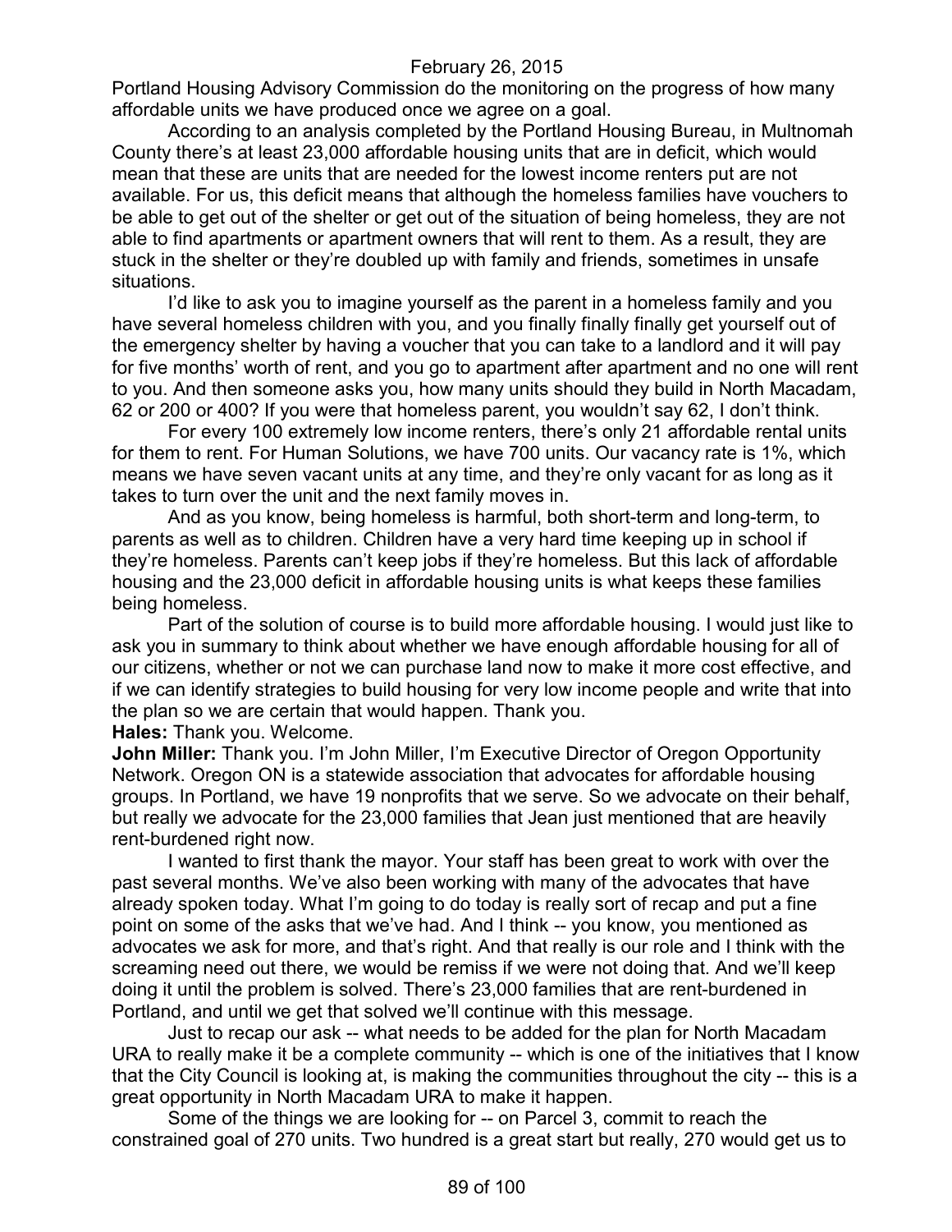Portland Housing Advisory Commission do the monitoring on the progress of how many affordable units we have produced once we agree on a goal.

According to an analysis completed by the Portland Housing Bureau, in Multnomah County there's at least 23,000 affordable housing units that are in deficit, which would mean that these are units that are needed for the lowest income renters put are not available. For us, this deficit means that although the homeless families have vouchers to be able to get out of the shelter or get out of the situation of being homeless, they are not able to find apartments or apartment owners that will rent to them. As a result, they are stuck in the shelter or they're doubled up with family and friends, sometimes in unsafe situations.

I'd like to ask you to imagine yourself as the parent in a homeless family and you have several homeless children with you, and you finally finally finally get yourself out of the emergency shelter by having a voucher that you can take to a landlord and it will pay for five months' worth of rent, and you go to apartment after apartment and no one will rent to you. And then someone asks you, how many units should they build in North Macadam, 62 or 200 or 400? If you were that homeless parent, you wouldn't say 62, I don't think.

For every 100 extremely low income renters, there's only 21 affordable rental units for them to rent. For Human Solutions, we have 700 units. Our vacancy rate is 1%, which means we have seven vacant units at any time, and they're only vacant for as long as it takes to turn over the unit and the next family moves in.

And as you know, being homeless is harmful, both short-term and long-term, to parents as well as to children. Children have a very hard time keeping up in school if they're homeless. Parents can't keep jobs if they're homeless. But this lack of affordable housing and the 23,000 deficit in affordable housing units is what keeps these families being homeless.

Part of the solution of course is to build more affordable housing. I would just like to ask you in summary to think about whether we have enough affordable housing for all of our citizens, whether or not we can purchase land now to make it more cost effective, and if we can identify strategies to build housing for very low income people and write that into the plan so we are certain that would happen. Thank you.

**Hales:** Thank you. Welcome.

**John Miller:** Thank you. I'm John Miller, I'm Executive Director of Oregon Opportunity Network. Oregon ON is a statewide association that advocates for affordable housing groups. In Portland, we have 19 nonprofits that we serve. So we advocate on their behalf, but really we advocate for the 23,000 families that Jean just mentioned that are heavily rent-burdened right now.

I wanted to first thank the mayor. Your staff has been great to work with over the past several months. We've also been working with many of the advocates that have already spoken today. What I'm going to do today is really sort of recap and put a fine point on some of the asks that we've had. And I think -- you know, you mentioned as advocates we ask for more, and that's right. And that really is our role and I think with the screaming need out there, we would be remiss if we were not doing that. And we'll keep doing it until the problem is solved. There's 23,000 families that are rent-burdened in Portland, and until we get that solved we'll continue with this message.

Just to recap our ask -- what needs to be added for the plan for North Macadam URA to really make it be a complete community -- which is one of the initiatives that I know that the City Council is looking at, is making the communities throughout the city -- this is a great opportunity in North Macadam URA to make it happen.

Some of the things we are looking for -- on Parcel 3, commit to reach the constrained goal of 270 units. Two hundred is a great start but really, 270 would get us to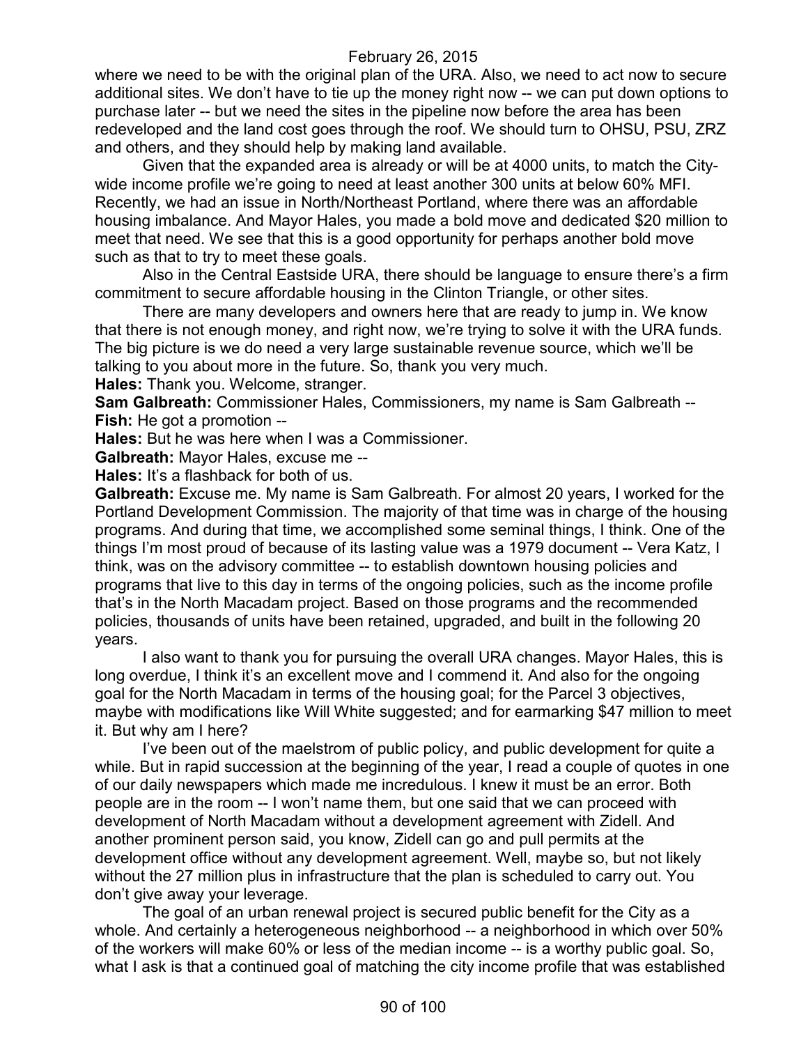where we need to be with the original plan of the URA. Also, we need to act now to secure additional sites. We don't have to tie up the money right now -- we can put down options to purchase later -- but we need the sites in the pipeline now before the area has been redeveloped and the land cost goes through the roof. We should turn to OHSU, PSU, ZRZ and others, and they should help by making land available.

Given that the expanded area is already or will be at 4000 units, to match the City-wide income profile we're going to need at least another 300 units at below 60% MFI. Recently, we had an issue in North/Northeast Portland, where there was an affordable housing imbalance. And Mayor Hales, you made a bold move and dedicated $20 million to meet that need. We see that this is a good opportunity for perhaps another bold move such as that to try to meet these goals.

Also in the Central Eastside URA, there should be language to ensure there's a firm commitment to secure affordable housing in the Clinton Triangle, or other sites.

There are many developers and owners here that are ready to jump in. We know that there is not enough money, and right now, we're trying to solve it with the URA funds. The big picture is we do need a very large sustainable revenue source, which we'll be talking to you about more in the future. So, thank you very much.

**Hales:** Thank you. Welcome, stranger.

**Sam Galbreath:** Commissioner Hales, Commissioners, my name is Sam Galbreath --

**Fish:** He got a promotion --

**Hales:** But he was here when I was a Commissioner.

**Galbreath:** Mayor Hales, excuse me --

**Hales:** It's a flashback for both of us.

**Galbreath:** Excuse me. My name is Sam Galbreath. For almost 20 years, I worked for the Portland Development Commission. The majority of that time was in charge of the housing programs. And during that time, we accomplished some seminal things, I think. One of the things I'm most proud of because of its lasting value was a 1979 document -- Vera Katz, I think, was on the advisory committee -- to establish downtown housing policies and programs that live to this day in terms of the ongoing policies, such as the income profile that's in the North Macadam project. Based on those programs and the recommended policies, thousands of units have been retained, upgraded, and built in the following 20 years.

I also want to thank you for pursuing the overall URA changes. Mayor Hales, this is long overdue, I think it's an excellent move and I commend it. And also for the ongoing goal for the North Macadam in terms of the housing goal; for the Parcel 3 objectives, maybe with modifications like Will White suggested; and for earmarking $47 million to meet it. But why am I here?

I've been out of the maelstrom of public policy, and public development for quite a while. But in rapid succession at the beginning of the year, I read a couple of quotes in one of our daily newspapers which made me incredulous. I knew it must be an error. Both people are in the room -- I won't name them, but one said that we can proceed with development of North Macadam without a development agreement with Zidell. And another prominent person said, you know, Zidell can go and pull permits at the development office without any development agreement. Well, maybe so, but not likely without the 27 million plus in infrastructure that the plan is scheduled to carry out. You don't give away your leverage.

The goal of an urban renewal project is secured public benefit for the City as a whole. And certainly a heterogeneous neighborhood -- a neighborhood in which over 50% of the workers will make 60% or less of the median income -- is a worthy public goal. So, what I ask is that a continued goal of matching the city income profile that was established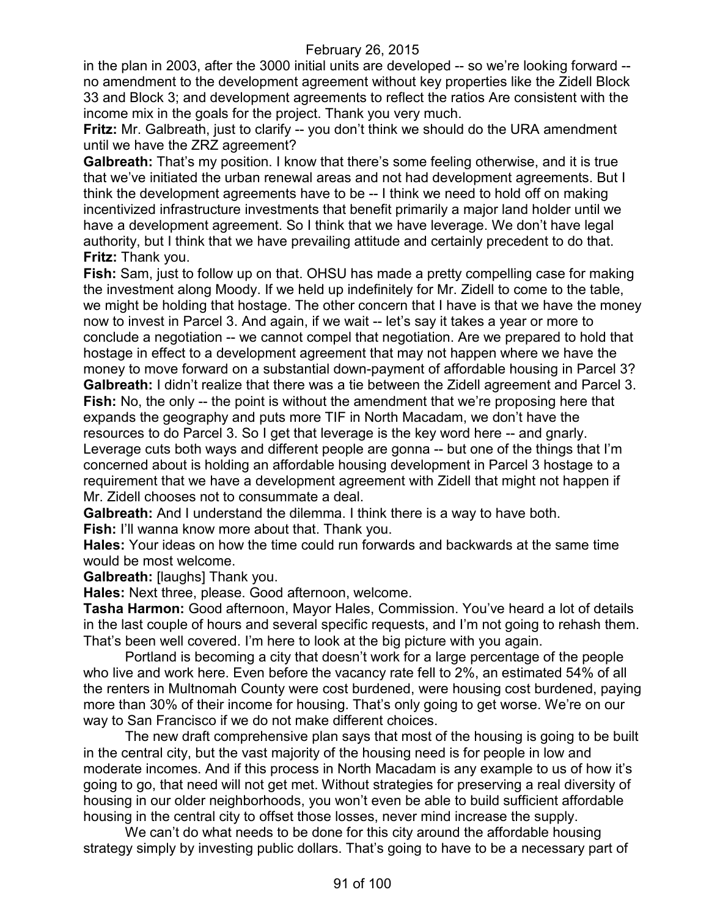in the plan in 2003, after the 3000 initial units are developed -- so we're looking forward -- no amendment to the development agreement without key properties like the Zidell Block 33 and Block 3; and development agreements to reflect the ratios Are consistent with the income mix in the goals for the project. Thank you very much.

**Fritz:** Mr. Galbreath, just to clarify -- you don't think we should do the URA amendment until we have the ZRZ agreement?

**Galbreath:** That's my position. I know that there's some feeling otherwise, and it is true that we've initiated the urban renewal areas and not had development agreements. But I think the development agreements have to be -- I think we need to hold off on making incentivized infrastructure investments that benefit primarily a major land holder until we have a development agreement. So I think that we have leverage. We don't have legal authority, but I think that we have prevailing attitude and certainly precedent to do that.

**Fritz:** Thank you.

**Fish:** Sam, just to follow up on that. OHSU has made a pretty compelling case for making the investment along Moody. If we held up indefinitely for Mr. Zidell to come to the table, we might be holding that hostage. The other concern that I have is that we have the money now to invest in Parcel 3. And again, if we wait -- let's say it takes a year or more to conclude a negotiation -- we cannot compel that negotiation. Are we prepared to hold that hostage in effect to a development agreement that may not happen where we have the money to move forward on a substantial down-payment of affordable housing in Parcel 3?

**Galbreath:** I didn't realize that there was a tie between the Zidell agreement and Parcel 3.

**Fish:** No, the only -- the point is without the amendment that we're proposing here that expands the geography and puts more TIF in North Macadam, we don't have the resources to do Parcel 3. So I get that leverage is the key word here -- and gnarly. Leverage cuts both ways and different people are gonna -- but one of the things that I'm concerned about is holding an affordable housing development in Parcel 3 hostage to a requirement that we have a development agreement with Zidell that might not happen if Mr. Zidell chooses not to consummate a deal.

**Galbreath:** And I understand the dilemma. I think there is a way to have both.

**Fish:** I'll wanna know more about that. Thank you.

**Hales:** Your ideas on how the time could run forwards and backwards at the same time would be most welcome.

**Galbreath:** [laughs] Thank you.

**Hales:** Next three, please. Good afternoon, welcome.

**Tasha Harmon:** Good afternoon, Mayor Hales, Commission. You've heard a lot of details in the last couple of hours and several specific requests, and I'm not going to rehash them. That's been well covered. I'm here to look at the big picture with you again.

Portland is becoming a city that doesn't work for a large percentage of the people who live and work here. Even before the vacancy rate fell to 2%, an estimated 54% of all the renters in Multnomah County were cost burdened, were housing cost burdened, paying more than 30% of their income for housing. That's only going to get worse. We're on our way to San Francisco if we do not make different choices.

The new draft comprehensive plan says that most of the housing is going to be built in the central city, but the vast majority of the housing need is for people in low and moderate incomes. And if this process in North Macadam is any example to us of how it's going to go, that need will not get met. Without strategies for preserving a real diversity of housing in our older neighborhoods, you won't even be able to build sufficient affordable housing in the central city to offset those losses, never mind increase the supply.

We can't do what needs to be done for this city around the affordable housing strategy simply by investing public dollars. That's going to have to be a necessary part of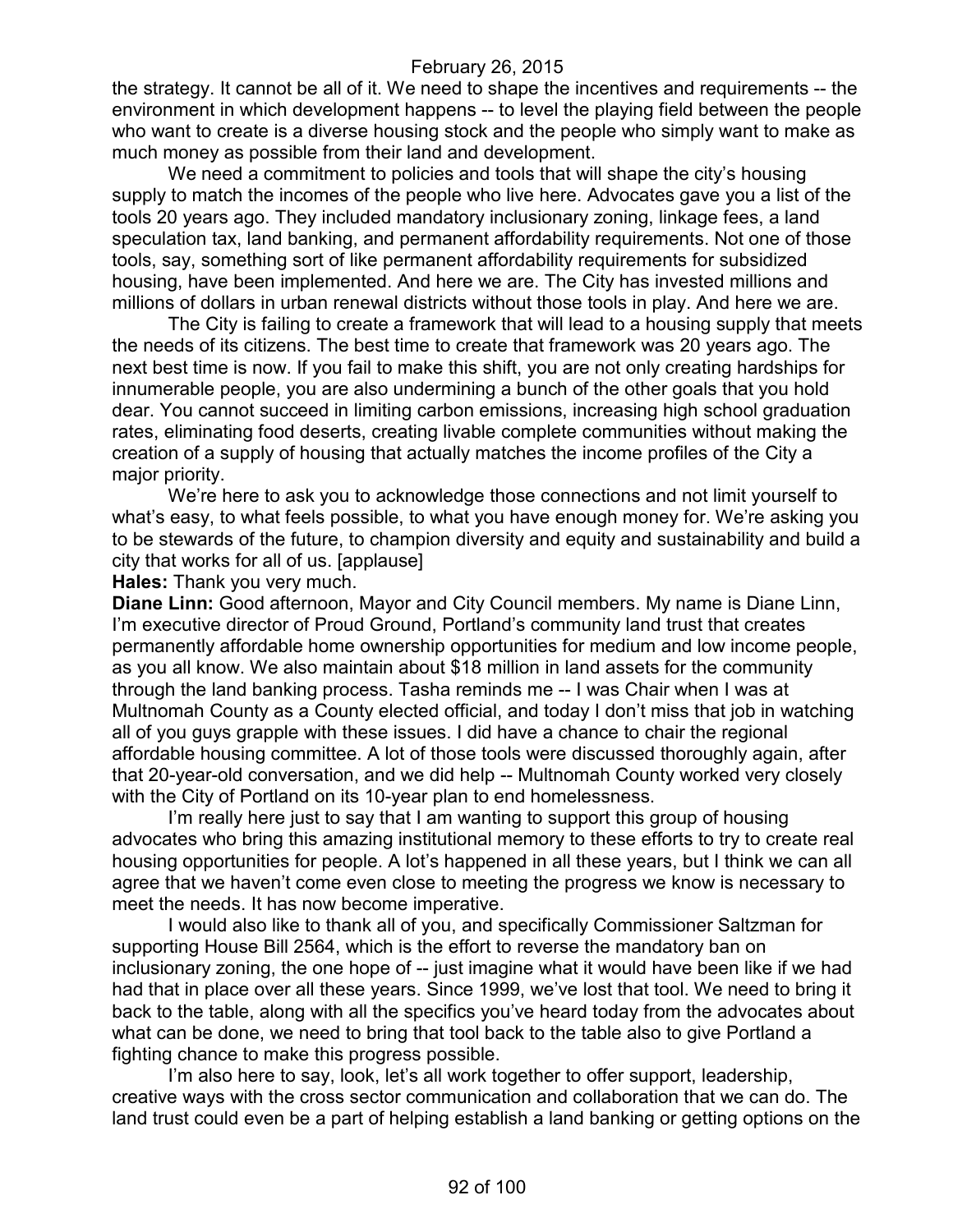the strategy. It cannot be all of it. We need to shape the incentives and requirements -- the environment in which development happens -- to level the playing field between the people who want to create is a diverse housing stock and the people who simply want to make as much money as possible from their land and development.

We need a commitment to policies and tools that will shape the city's housing supply to match the incomes of the people who live here. Advocates gave you a list of the tools 20 years ago. They included mandatory inclusionary zoning, linkage fees, a land speculation tax, land banking, and permanent affordability requirements. Not one of those tools, say, something sort of like permanent affordability requirements for subsidized housing, have been implemented. And here we are. The City has invested millions and millions of dollars in urban renewal districts without those tools in play. And here we are.

The City is failing to create a framework that will lead to a housing supply that meets the needs of its citizens. The best time to create that framework was 20 years ago. The next best time is now. If you fail to make this shift, you are not only creating hardships for innumerable people, you are also undermining a bunch of the other goals that you hold dear. You cannot succeed in limiting carbon emissions, increasing high school graduation rates, eliminating food deserts, creating livable complete communities without making the creation of a supply of housing that actually matches the income profiles of the City a major priority.

We're here to ask you to acknowledge those connections and not limit yourself to what's easy, to what feels possible, to what you have enough money for. We're asking you to be stewards of the future, to champion diversity and equity and sustainability and build a city that works for all of us. [applause]

**Hales:** Thank you very much.

**Diane Linn:** Good afternoon, Mayor and City Council members. My name is Diane Linn, I'm executive director of Proud Ground, Portland's community land trust that creates permanently affordable home ownership opportunities for medium and low income people, as you all know. We also maintain about $18 million in land assets for the community through the land banking process. Tasha reminds me -- I was Chair when I was at Multnomah County as a County elected official, and today I don't miss that job in watching all of you guys grapple with these issues. I did have a chance to chair the regional affordable housing committee. A lot of those tools were discussed thoroughly again, after that 20-year-old conversation, and we did help -- Multnomah County worked very closely with the City of Portland on its 10-year plan to end homelessness.

I'm really here just to say that I am wanting to support this group of housing advocates who bring this amazing institutional memory to these efforts to try to create real housing opportunities for people. A lot's happened in all these years, but I think we can all agree that we haven't come even close to meeting the progress we know is necessary to meet the needs. It has now become imperative.

I would also like to thank all of you, and specifically Commissioner Saltzman for supporting House Bill 2564, which is the effort to reverse the mandatory ban on inclusionary zoning, the one hope of -- just imagine what it would have been like if we had had that in place over all these years. Since 1999, we've lost that tool. We need to bring it back to the table, along with all the specifics you've heard today from the advocates about what can be done, we need to bring that tool back to the table also to give Portland a fighting chance to make this progress possible.

I'm also here to say, look, let's all work together to offer support, leadership, creative ways with the cross sector communication and collaboration that we can do. The land trust could even be a part of helping establish a land banking or getting options on the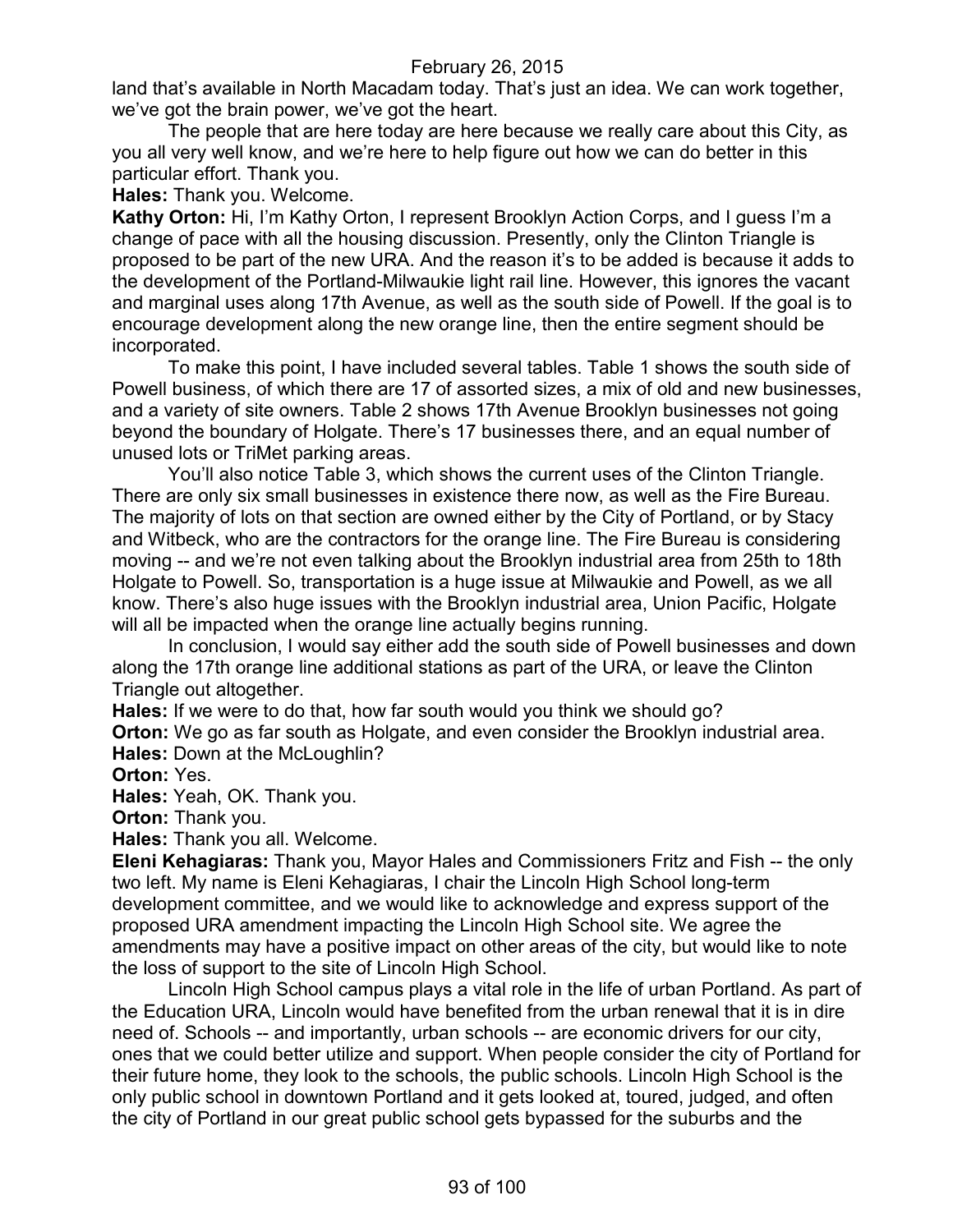land that's available in North Macadam today. That's just an idea. We can work together, we've got the brain power, we've got the heart.

The people that are here today are here because we really care about this City, as you all very well know, and we're here to help figure out how we can do better in this particular effort. Thank you.

**Hales:** Thank you. Welcome.

**Kathy Orton:** Hi, I'm Kathy Orton, I represent Brooklyn Action Corps, and I guess I'm a change of pace with all the housing discussion. Presently, only the Clinton Triangle is proposed to be part of the new URA. And the reason it's to be added is because it adds to the development of the Portland-Milwaukie light rail line. However, this ignores the vacant and marginal uses along 17th Avenue, as well as the south side of Powell. If the goal is to encourage development along the new orange line, then the entire segment should be incorporated.

To make this point, I have included several tables. Table 1 shows the south side of Powell business, of which there are 17 of assorted sizes, a mix of old and new businesses, and a variety of site owners. Table 2 shows 17th Avenue Brooklyn businesses not going beyond the boundary of Holgate. There's 17 businesses there, and an equal number of unused lots or TriMet parking areas.

You'll also notice Table 3, which shows the current uses of the Clinton Triangle. There are only six small businesses in existence there now, as well as the Fire Bureau. The majority of lots on that section are owned either by the City of Portland, or by Stacy and Witbeck, who are the contractors for the orange line. The Fire Bureau is considering moving -- and we're not even talking about the Brooklyn industrial area from 25th to 18th Holgate to Powell. So, transportation is a huge issue at Milwaukie and Powell, as we all know. There's also huge issues with the Brooklyn industrial area, Union Pacific, Holgate will all be impacted when the orange line actually begins running.

In conclusion, I would say either add the south side of Powell businesses and down along the 17th orange line additional stations as part of the URA, or leave the Clinton Triangle out altogether.

**Hales:** If we were to do that, how far south would you think we should go?

**Orton:** We go as far south as Holgate, and even consider the Brooklyn industrial area.

**Hales:** Down at the McLoughlin?

**Orton:** Yes.

**Hales:** Yeah, OK. Thank you.

**Orton:** Thank you.

**Hales:** Thank you all. Welcome.

**Eleni Kehagiaras:** Thank you, Mayor Hales and Commissioners Fritz and Fish -- the only two left. My name is Eleni Kehagiaras, I chair the Lincoln High School long-term development committee, and we would like to acknowledge and express support of the proposed URA amendment impacting the Lincoln High School site. We agree the amendments may have a positive impact on other areas of the city, but would like to note the loss of support to the site of Lincoln High School.

Lincoln High School campus plays a vital role in the life of urban Portland. As part of the Education URA, Lincoln would have benefited from the urban renewal that it is in dire need of. Schools -- and importantly, urban schools -- are economic drivers for our city, ones that we could better utilize and support. When people consider the city of Portland for their future home, they look to the schools, the public schools. Lincoln High School is the only public school in downtown Portland and it gets looked at, toured, judged, and often the city of Portland in our great public school gets bypassed for the suburbs and the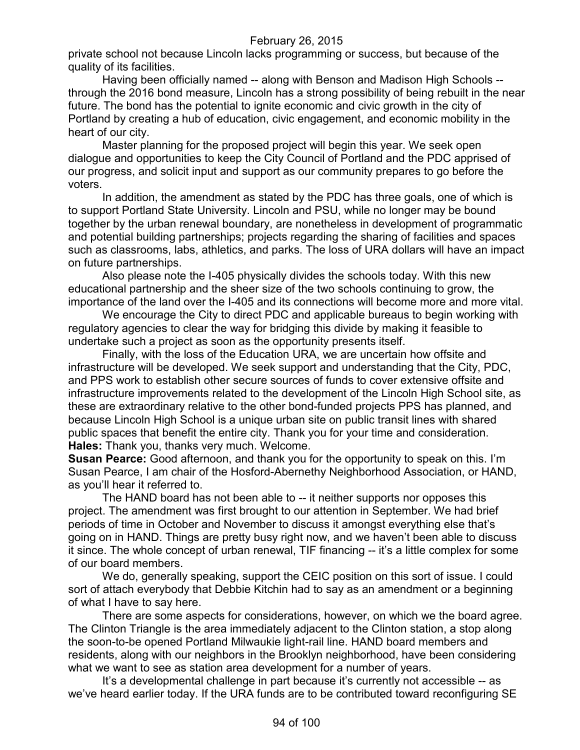private school not because Lincoln lacks programming or success, but because of the quality of its facilities.

Having been officially named -- along with Benson and Madison High Schools -- through the 2016 bond measure, Lincoln has a strong possibility of being rebuilt in the near future. The bond has the potential to ignite economic and civic growth in the city of Portland by creating a hub of education, civic engagement, and economic mobility in the heart of our city.

Master planning for the proposed project will begin this year. We seek open dialogue and opportunities to keep the City Council of Portland and the PDC apprised of our progress, and solicit input and support as our community prepares to go before the voters.

In addition, the amendment as stated by the PDC has three goals, one of which is to support Portland State University. Lincoln and PSU, while no longer may be bound together by the urban renewal boundary, are nonetheless in development of programmatic and potential building partnerships; projects regarding the sharing of facilities and spaces such as classrooms, labs, athletics, and parks. The loss of URA dollars will have an impact on future partnerships.

Also please note the I-405 physically divides the schools today. With this new educational partnership and the sheer size of the two schools continuing to grow, the importance of the land over the I-405 and its connections will become more and more vital.

We encourage the City to direct PDC and applicable bureaus to begin working with regulatory agencies to clear the way for bridging this divide by making it feasible to undertake such a project as soon as the opportunity presents itself.

Finally, with the loss of the Education URA, we are uncertain how offsite and infrastructure will be developed. We seek support and understanding that the City, PDC, and PPS work to establish other secure sources of funds to cover extensive offsite and infrastructure improvements related to the development of the Lincoln High School site, as these are extraordinary relative to the other bond-funded projects PPS has planned, and because Lincoln High School is a unique urban site on public transit lines with shared public spaces that benefit the entire city. Thank you for your time and consideration.

**Hales:** Thank you, thanks very much. Welcome.

**Susan Pearce:** Good afternoon, and thank you for the opportunity to speak on this. I'm Susan Pearce, I am chair of the Hosford-Abernethy Neighborhood Association, or HAND, as you'll hear it referred to.

The HAND board has not been able to -- it neither supports nor opposes this project. The amendment was first brought to our attention in September. We had brief periods of time in October and November to discuss it amongst everything else that's going on in HAND. Things are pretty busy right now, and we haven't been able to discuss it since. The whole concept of urban renewal, TIF financing -- it's a little complex for some of our board members.

We do, generally speaking, support the CEIC position on this sort of issue. I could sort of attach everybody that Debbie Kitchin had to say as an amendment or a beginning of what I have to say here.

There are some aspects for considerations, however, on which we the board agree. The Clinton Triangle is the area immediately adjacent to the Clinton station, a stop along the soon-to-be opened Portland Milwaukie light-rail line. HAND board members and residents, along with our neighbors in the Brooklyn neighborhood, have been considering what we want to see as station area development for a number of years.

It's a developmental challenge in part because it's currently not accessible -- as we've heard earlier today. If the URA funds are to be contributed toward reconfiguring SE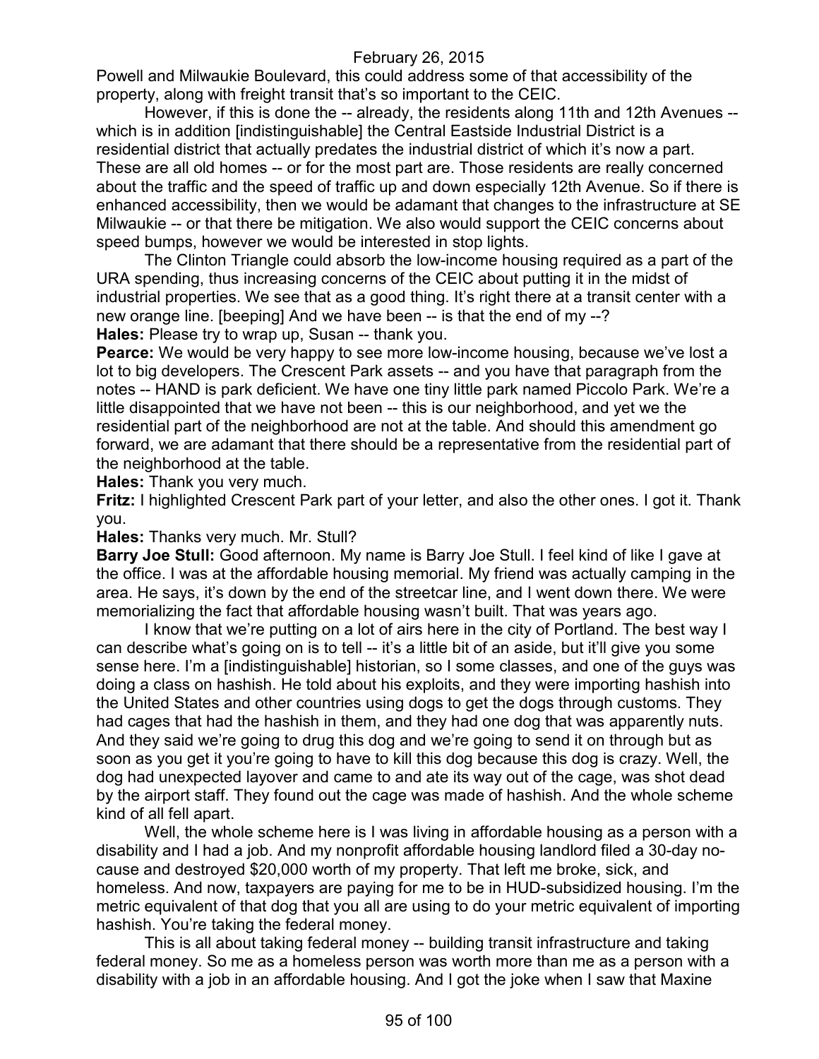Powell and Milwaukie Boulevard, this could address some of that accessibility of the property, along with freight transit that's so important to the CEIC.

However, if this is done the -- already, the residents along 11th and 12th Avenues -- which is in addition [indistinguishable] the Central Eastside Industrial District is a residential district that actually predates the industrial district of which it's now a part. These are all old homes -- or for the most part are. Those residents are really concerned about the traffic and the speed of traffic up and down especially 12th Avenue. So if there is enhanced accessibility, then we would be adamant that changes to the infrastructure at SE Milwaukie -- or that there be mitigation. We also would support the CEIC concerns about speed bumps, however we would be interested in stop lights.

The Clinton Triangle could absorb the low-income housing required as a part of the URA spending, thus increasing concerns of the CEIC about putting it in the midst of industrial properties. We see that as a good thing. It's right there at a transit center with a new orange line. [beeping] And we have been -- is that the end of my --?

**Hales:** Please try to wrap up, Susan -- thank you.

**Pearce:** We would be very happy to see more low-income housing, because we've lost a lot to big developers. The Crescent Park assets -- and you have that paragraph from the notes -- HAND is park deficient. We have one tiny little park named Piccolo Park. We're a little disappointed that we have not been -- this is our neighborhood, and yet we the residential part of the neighborhood are not at the table. And should this amendment go forward, we are adamant that there should be a representative from the residential part of the neighborhood at the table.

**Hales:** Thank you very much.

**Fritz:** I highlighted Crescent Park part of your letter, and also the other ones. I got it. Thank you.

**Hales:** Thanks very much. Mr. Stull?

**Barry Joe Stull:** Good afternoon. My name is Barry Joe Stull. I feel kind of like I gave at the office. I was at the affordable housing memorial. My friend was actually camping in the area. He says, it's down by the end of the streetcar line, and I went down there. We were memorializing the fact that affordable housing wasn't built. That was years ago.

I know that we're putting on a lot of airs here in the city of Portland. The best way I can describe what's going on is to tell -- it's a little bit of an aside, but it'll give you some sense here. I'm a [indistinguishable] historian, so I some classes, and one of the guys was doing a class on hashish. He told about his exploits, and they were importing hashish into the United States and other countries using dogs to get the dogs through customs. They had cages that had the hashish in them, and they had one dog that was apparently nuts. And they said we're going to drug this dog and we're going to send it on through but as soon as you get it you're going to have to kill this dog because this dog is crazy. Well, the dog had unexpected layover and came to and ate its way out of the cage, was shot dead by the airport staff. They found out the cage was made of hashish. And the whole scheme kind of all fell apart.

Well, the whole scheme here is I was living in affordable housing as a person with a disability and I had a job. And my nonprofit affordable housing landlord filed a 30-day no-cause and destroyed $20,000 worth of my property. That left me broke, sick, and homeless. And now, taxpayers are paying for me to be in HUD-subsidized housing. I'm the metric equivalent of that dog that you all are using to do your metric equivalent of importing hashish. You're taking the federal money.

This is all about taking federal money -- building transit infrastructure and taking federal money. So me as a homeless person was worth more than me as a person with a disability with a job in an affordable housing. And I got the joke when I saw that Maxine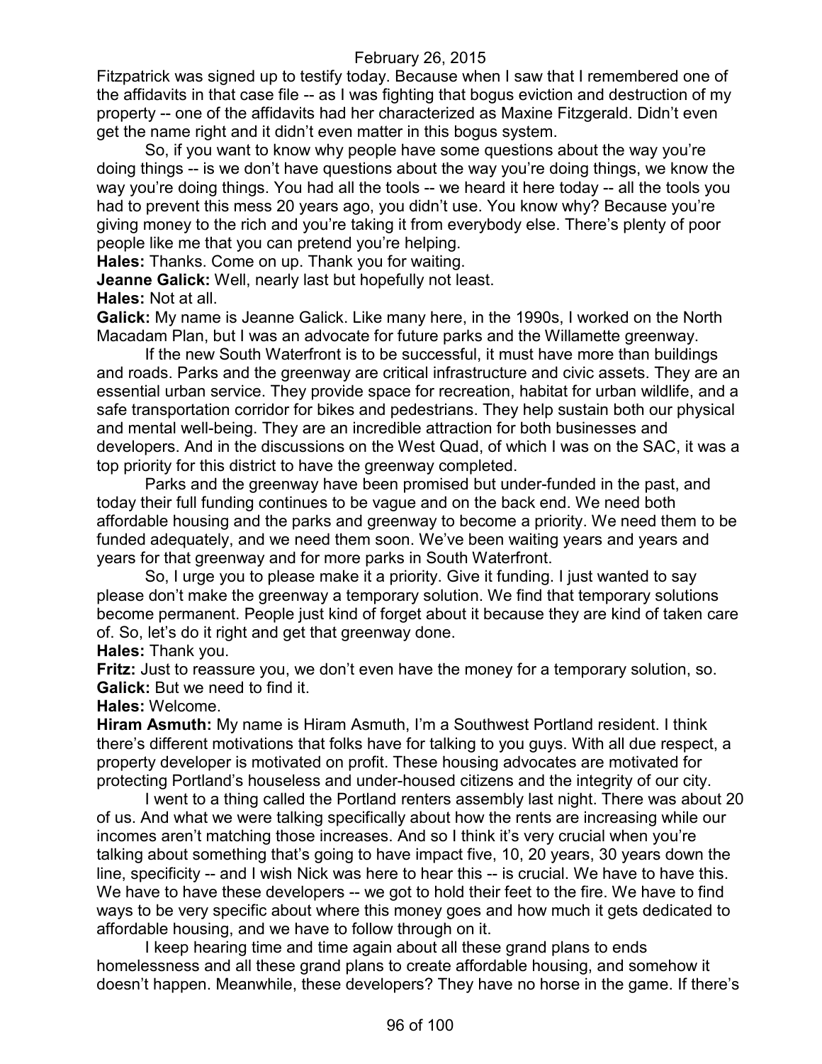Fitzpatrick was signed up to testify today. Because when I saw that I remembered one of the affidavits in that case file -- as I was fighting that bogus eviction and destruction of my property -- one of the affidavits had her characterized as Maxine Fitzgerald. Didn't even get the name right and it didn't even matter in this bogus system.

So, if you want to know why people have some questions about the way you're doing things -- is we don't have questions about the way you're doing things, we know the way you're doing things. You had all the tools -- we heard it here today -- all the tools you had to prevent this mess 20 years ago, you didn't use. You know why? Because you're giving money to the rich and you're taking it from everybody else. There's plenty of poor people like me that you can pretend you're helping.

**Hales:** Thanks. Come on up. Thank you for waiting.

**Jeanne Galick:** Well, nearly last but hopefully not least.

**Hales:** Not at all.

**Galick:** My name is Jeanne Galick. Like many here, in the 1990s, I worked on the North Macadam Plan, but I was an advocate for future parks and the Willamette greenway.

If the new South Waterfront is to be successful, it must have more than buildings and roads. Parks and the greenway are critical infrastructure and civic assets. They are an essential urban service. They provide space for recreation, habitat for urban wildlife, and a safe transportation corridor for bikes and pedestrians. They help sustain both our physical and mental well-being. They are an incredible attraction for both businesses and developers. And in the discussions on the West Quad, of which I was on the SAC, it was a top priority for this district to have the greenway completed.

Parks and the greenway have been promised but under-funded in the past, and today their full funding continues to be vague and on the back end. We need both affordable housing and the parks and greenway to become a priority. We need them to be funded adequately, and we need them soon. We've been waiting years and years and years for that greenway and for more parks in South Waterfront.

So, I urge you to please make it a priority. Give it funding. I just wanted to say please don't make the greenway a temporary solution. We find that temporary solutions become permanent. People just kind of forget about it because they are kind of taken care of. So, let's do it right and get that greenway done.

**Hales:** Thank you.

**Fritz:** Just to reassure you, we don't even have the money for a temporary solution, so.

**Galick:** But we need to find it.

**Hales:** Welcome.

**Hiram Asmuth:** My name is Hiram Asmuth, I'm a Southwest Portland resident. I think there's different motivations that folks have for talking to you guys. With all due respect, a property developer is motivated on profit. These housing advocates are motivated for protecting Portland's houseless and under-housed citizens and the integrity of our city.

I went to a thing called the Portland renters assembly last night. There was about 20 of us. And what we were talking specifically about how the rents are increasing while our incomes aren't matching those increases. And so I think it's very crucial when you're talking about something that's going to have impact five, 10, 20 years, 30 years down the line, specificity -- and I wish Nick was here to hear this -- is crucial. We have to have this. We have to have these developers -- we got to hold their feet to the fire. We have to find ways to be very specific about where this money goes and how much it gets dedicated to affordable housing, and we have to follow through on it.

I keep hearing time and time again about all these grand plans to ends homelessness and all these grand plans to create affordable housing, and somehow it doesn't happen. Meanwhile, these developers? They have no horse in the game. If there's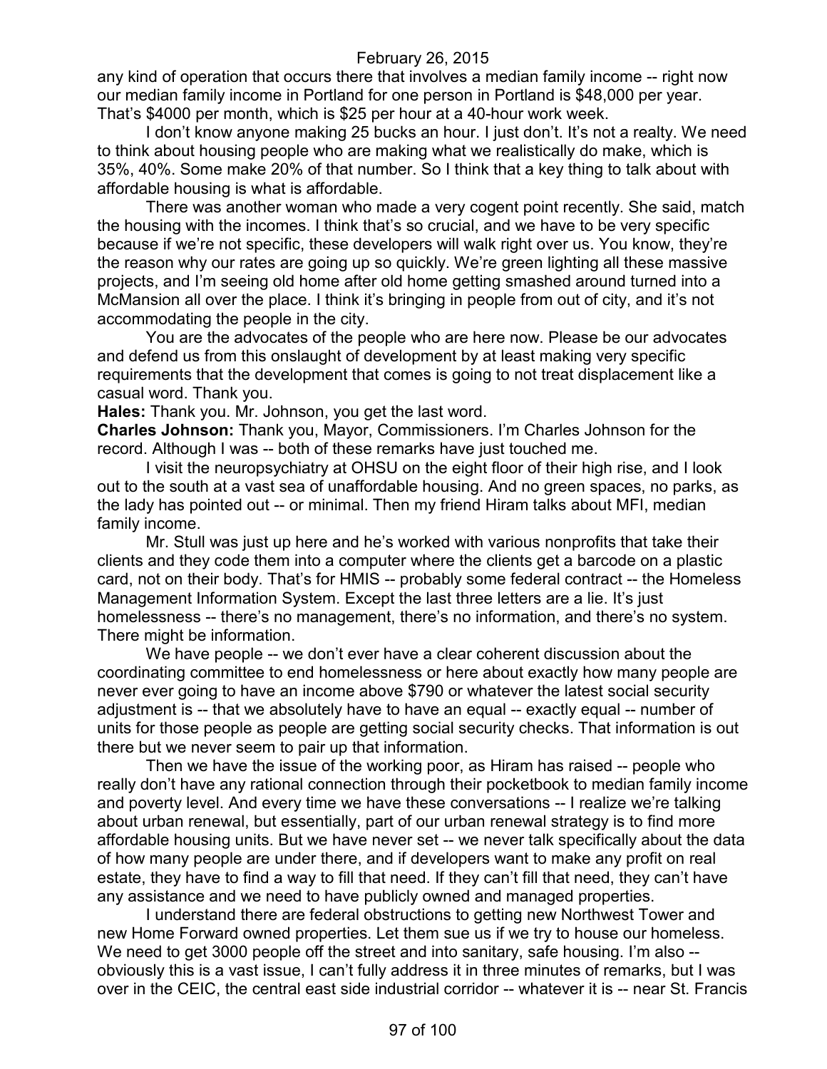any kind of operation that occurs there that involves a median family income -- right now our median family income in Portland for one person in Portland is $48,000 per year. That's $4000 per month, which is $25 per hour at a 40-hour work week.

I don't know anyone making 25 bucks an hour. I just don't. It's not a realty. We need to think about housing people who are making what we realistically do make, which is 35%, 40%. Some make 20% of that number. So I think that a key thing to talk about with affordable housing is what is affordable.

There was another woman who made a very cogent point recently. She said, match the housing with the incomes. I think that's so crucial, and we have to be very specific because if we're not specific, these developers will walk right over us. You know, they're the reason why our rates are going up so quickly. We're green lighting all these massive projects, and I'm seeing old home after old home getting smashed around turned into a McMansion all over the place. I think it's bringing in people from out of city, and it's not accommodating the people in the city.

You are the advocates of the people who are here now. Please be our advocates and defend us from this onslaught of development by at least making very specific requirements that the development that comes is going to not treat displacement like a casual word. Thank you.

**Hales:** Thank you. Mr. Johnson, you get the last word.

**Charles Johnson:** Thank you, Mayor, Commissioners. I'm Charles Johnson for the record. Although I was -- both of these remarks have just touched me.

I visit the neuropsychiatry at OHSU on the eight floor of their high rise, and I look out to the south at a vast sea of unaffordable housing. And no green spaces, no parks, as the lady has pointed out -- or minimal. Then my friend Hiram talks about MFI, median family income.

Mr. Stull was just up here and he's worked with various nonprofits that take their clients and they code them into a computer where the clients get a barcode on a plastic card, not on their body. That's for HMIS -- probably some federal contract -- the Homeless Management Information System. Except the last three letters are a lie. It's just homelessness -- there's no management, there's no information, and there's no system. There might be information.

We have people -- we don't ever have a clear coherent discussion about the coordinating committee to end homelessness or here about exactly how many people are never ever going to have an income above $790 or whatever the latest social security adjustment is -- that we absolutely have to have an equal -- exactly equal -- number of units for those people as people are getting social security checks. That information is out there but we never seem to pair up that information.

Then we have the issue of the working poor, as Hiram has raised -- people who really don't have any rational connection through their pocketbook to median family income and poverty level. And every time we have these conversations -- I realize we're talking about urban renewal, but essentially, part of our urban renewal strategy is to find more affordable housing units. But we have never set -- we never talk specifically about the data of how many people are under there, and if developers want to make any profit on real estate, they have to find a way to fill that need. If they can't fill that need, they can't have any assistance and we need to have publicly owned and managed properties.

I understand there are federal obstructions to getting new Northwest Tower and new Home Forward owned properties. Let them sue us if we try to house our homeless. We need to get 3000 people off the street and into sanitary, safe housing. I'm also -- obviously this is a vast issue, I can't fully address it in three minutes of remarks, but I was over in the CEIC, the central east side industrial corridor -- whatever it is -- near St. Francis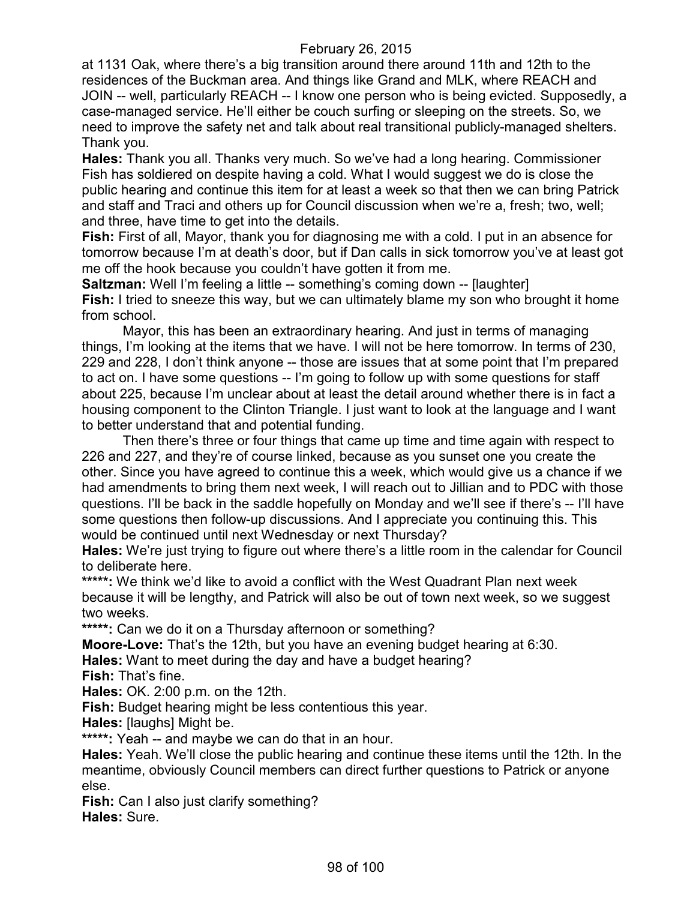at 1131 Oak, where there's a big transition around there around 11th and 12th to the residences of the Buckman area. And things like Grand and MLK, where REACH and JOIN -- well, particularly REACH -- I know one person who is being evicted. Supposedly, a case-managed service. He'll either be couch surfing or sleeping on the streets. So, we need to improve the safety net and talk about real transitional publicly-managed shelters. Thank you.

**Hales:** Thank you all. Thanks very much. So we've had a long hearing. Commissioner Fish has soldiered on despite having a cold. What I would suggest we do is close the public hearing and continue this item for at least a week so that then we can bring Patrick and staff and Traci and others up for Council discussion when we're a, fresh; two, well; and three, have time to get into the details.

**Fish:** First of all, Mayor, thank you for diagnosing me with a cold. I put in an absence for tomorrow because I'm at death's door, but if Dan calls in sick tomorrow you've at least got me off the hook because you couldn't have gotten it from me.

**Saltzman:** Well I'm feeling a little -- something's coming down -- [laughter]

**Fish:** I tried to sneeze this way, but we can ultimately blame my son who brought it home from school.

Mayor, this has been an extraordinary hearing. And just in terms of managing things, I'm looking at the items that we have. I will not be here tomorrow. In terms of 230, 229 and 228, I don't think anyone -- those are issues that at some point that I'm prepared to act on. I have some questions -- I'm going to follow up with some questions for staff about 225, because I'm unclear about at least the detail around whether there is in fact a housing component to the Clinton Triangle. I just want to look at the language and I want to better understand that and potential funding.

Then there's three or four things that came up time and time again with respect to 226 and 227, and they're of course linked, because as you sunset one you create the other. Since you have agreed to continue this a week, which would give us a chance if we had amendments to bring them next week, I will reach out to Jillian and to PDC with those questions. I'll be back in the saddle hopefully on Monday and we'll see if there's -- I'll have some questions then follow-up discussions. And I appreciate you continuing this. This would be continued until next Wednesday or next Thursday?

**Hales:** We're just trying to figure out where there's a little room in the calendar for Council to deliberate here.

**\*\*\*\*\*:** We think we'd like to avoid a conflict with the West Quadrant Plan next week because it will be lengthy, and Patrick will also be out of town next week, so we suggest two weeks.

**\*\*\*\*\*:** Can we do it on a Thursday afternoon or something?

**Moore-Love:** That's the 12th, but you have an evening budget hearing at 6:30.

**Hales:** Want to meet during the day and have a budget hearing?

**Fish:** That's fine.

**Hales:** OK. 2:00 p.m. on the 12th.

**Fish:** Budget hearing might be less contentious this year.

**Hales:** [laughs] Might be.

**\*\*\*\*\*:** Yeah -- and maybe we can do that in an hour.

**Hales:** Yeah. We'll close the public hearing and continue these items until the 12th. In the meantime, obviously Council members can direct further questions to Patrick or anyone else.

**Fish:** Can I also just clarify something?

**Hales:** Sure.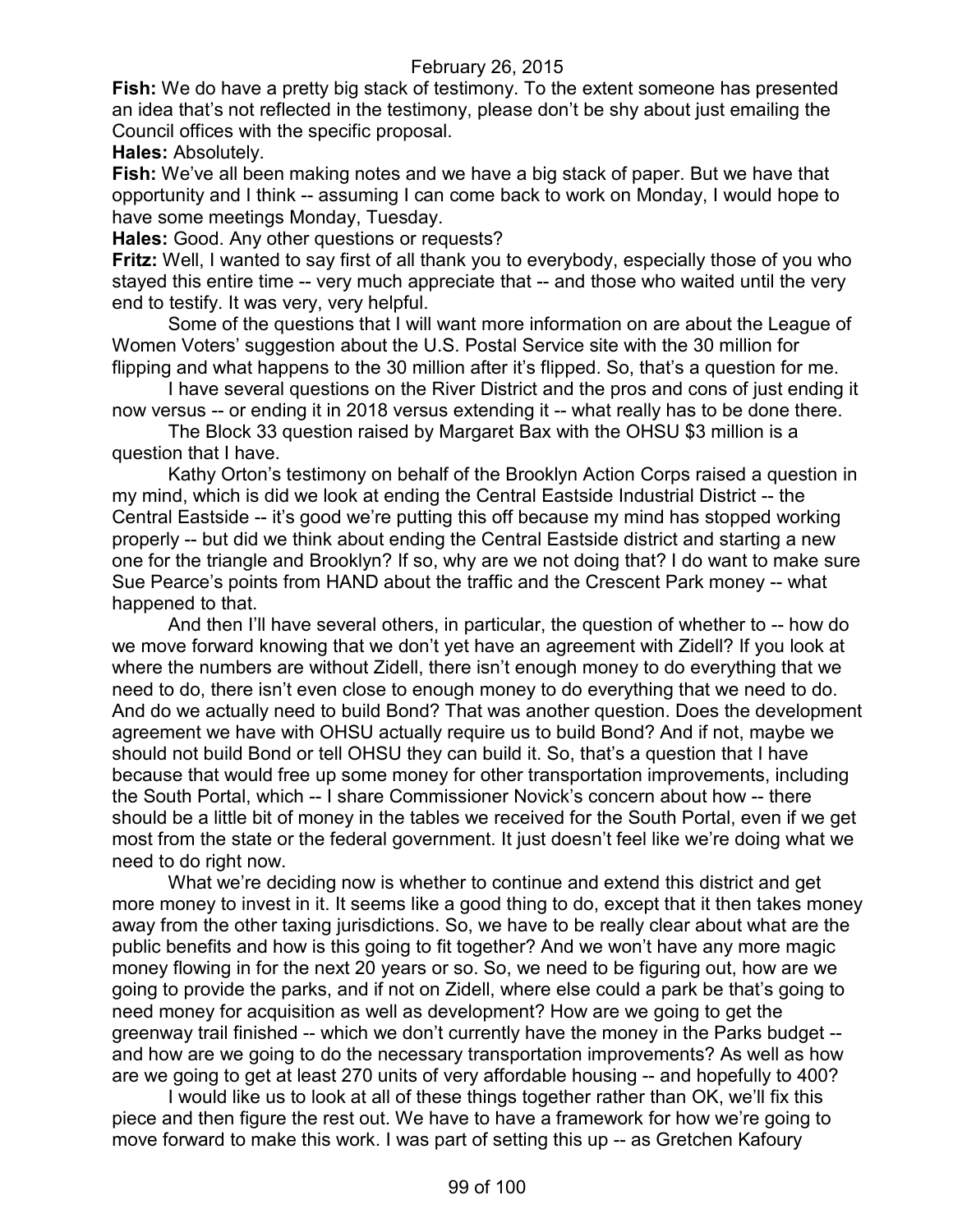**Fish:** We do have a pretty big stack of testimony. To the extent someone has presented an idea that's not reflected in the testimony, please don't be shy about just emailing the Council offices with the specific proposal.

**Hales:** Absolutely.

**Fish:** We've all been making notes and we have a big stack of paper. But we have that opportunity and I think -- assuming I can come back to work on Monday, I would hope to have some meetings Monday, Tuesday.

**Hales:** Good. Any other questions or requests?

**Fritz:** Well, I wanted to say first of all thank you to everybody, especially those of you who stayed this entire time -- very much appreciate that -- and those who waited until the very end to testify. It was very, very helpful.

Some of the questions that I will want more information on are about the League of Women Voters' suggestion about the U.S. Postal Service site with the 30 million for flipping and what happens to the 30 million after it's flipped. So, that's a question for me.

I have several questions on the River District and the pros and cons of just ending it now versus -- or ending it in 2018 versus extending it -- what really has to be done there.

The Block 33 question raised by Margaret Bax with the OHSU $3 million is a question that I have.

Kathy Orton's testimony on behalf of the Brooklyn Action Corps raised a question in my mind, which is did we look at ending the Central Eastside Industrial District -- the Central Eastside -- it's good we're putting this off because my mind has stopped working properly -- but did we think about ending the Central Eastside district and starting a new one for the triangle and Brooklyn? If so, why are we not doing that? I do want to make sure Sue Pearce's points from HAND about the traffic and the Crescent Park money -- what happened to that.

And then I'll have several others, in particular, the question of whether to -- how do we move forward knowing that we don't yet have an agreement with Zidell? If you look at where the numbers are without Zidell, there isn't enough money to do everything that we need to do, there isn't even close to enough money to do everything that we need to do. And do we actually need to build Bond? That was another question. Does the development agreement we have with OHSU actually require us to build Bond? And if not, maybe we should not build Bond or tell OHSU they can build it. So, that's a question that I have because that would free up some money for other transportation improvements, including the South Portal, which -- I share Commissioner Novick's concern about how -- there should be a little bit of money in the tables we received for the South Portal, even if we get most from the state or the federal government. It just doesn't feel like we're doing what we need to do right now.

What we're deciding now is whether to continue and extend this district and get more money to invest in it. It seems like a good thing to do, except that it then takes money away from the other taxing jurisdictions. So, we have to be really clear about what are the public benefits and how is this going to fit together? And we won't have any more magic money flowing in for the next 20 years or so. So, we need to be figuring out, how are we going to provide the parks, and if not on Zidell, where else could a park be that's going to need money for acquisition as well as development? How are we going to get the greenway trail finished -- which we don't currently have the money in the Parks budget -- and how are we going to do the necessary transportation improvements? As well as how are we going to get at least 270 units of very affordable housing -- and hopefully to 400?

I would like us to look at all of these things together rather than OK, we'll fix this piece and then figure the rest out. We have to have a framework for how we're going to move forward to make this work. I was part of setting this up -- as Gretchen Kafoury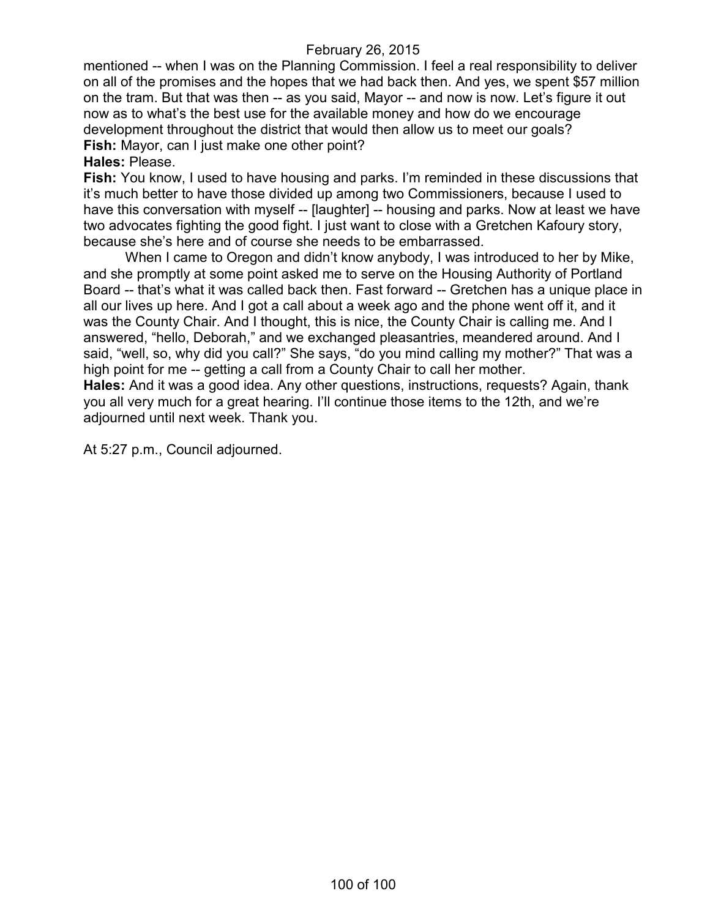mentioned -- when I was on the Planning Commission. I feel a real responsibility to deliver on all of the promises and the hopes that we had back then. And yes, we spent $57 million on the tram. But that was then -- as you said, Mayor -- and now is now. Let's figure it out now as to what's the best use for the available money and how do we encourage development throughout the district that would then allow us to meet our goals?

**Fish:** Mayor, can I just make one other point?

**Hales:** Please.

**Fish:** You know, I used to have housing and parks. I'm reminded in these discussions that it's much better to have those divided up among two Commissioners, because I used to have this conversation with myself -- [laughter] -- housing and parks. Now at least we have two advocates fighting the good fight. I just want to close with a Gretchen Kafoury story, because she's here and of course she needs to be embarrassed.

When I came to Oregon and didn't know anybody, I was introduced to her by Mike, and she promptly at some point asked me to serve on the Housing Authority of Portland Board -- that's what it was called back then. Fast forward -- Gretchen has a unique place in all our lives up here. And I got a call about a week ago and the phone went off it, and it was the County Chair. And I thought, this is nice, the County Chair is calling me. And I answered, "hello, Deborah," and we exchanged pleasantries, meandered around. And I said, "well, so, why did you call?" She says, "do you mind calling my mother?" That was a high point for me -- getting a call from a County Chair to call her mother.

**Hales:** And it was a good idea. Any other questions, instructions, requests? Again, thank you all very much for a great hearing. I'll continue those items to the 12th, and we're adjourned until next week. Thank you.

At 5:27 p.m., Council adjourned.